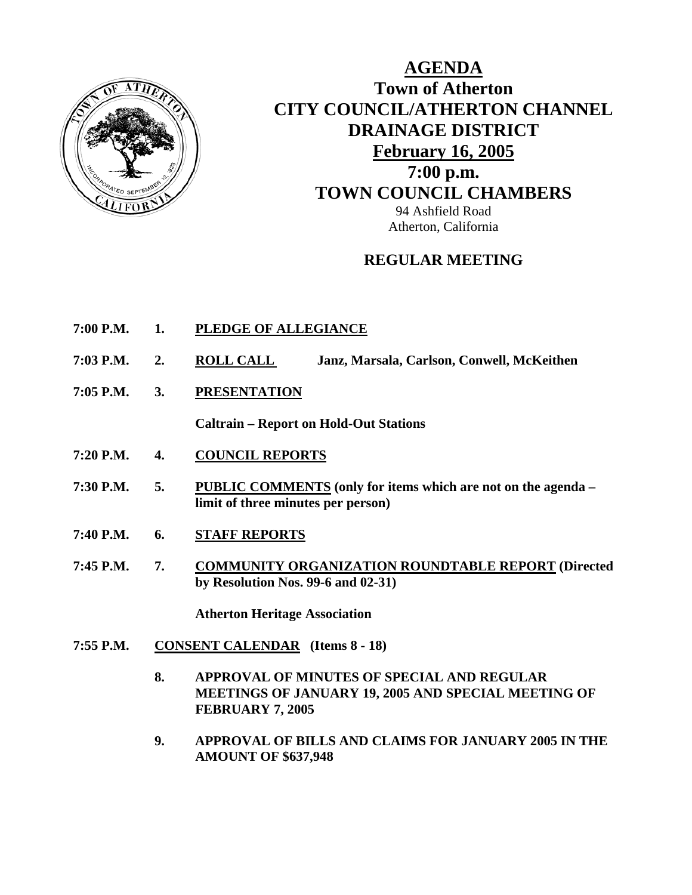# AGENDA

## Town of Atherton
## CITY COUNCIL/ATHERTON CHANNEL DRAINAGE DISTRICT
## February 16, 2005
## 7:00 p.m.
## TOWN COUNCIL CHAMBERS

94 Ashfield Road
Atherton, California

### REGULAR MEETING

**7:00 P.M. 1. PLEDGE OF ALLEGIANCE**

**7:03 P.M. 2. ROLL CALL** **Janz, Marsala, Carlson, Conwell, McKeithen**

**7:05 P.M. 3. PRESENTATION**

**Caltrain – Report on Hold-Out Stations**

**7:20 P.M. 4. COUNCIL REPORTS**

**7:30 P.M. 5. PUBLIC COMMENTS (only for items which are not on the agenda – limit of three minutes per person)**

**7:40 P.M. 6. STAFF REPORTS**

**7:45 P.M. 7. COMMUNITY ORGANIZATION ROUNDTABLE REPORT (Directed by Resolution Nos. 99-6 and 02-31)**

**Atherton Heritage Association**

**7:55 P.M. CONSENT CALENDAR (Items 8 - 18)**

**8. APPROVAL OF MINUTES OF SPECIAL AND REGULAR MEETINGS OF JANUARY 19, 2005 AND SPECIAL MEETING OF FEBRUARY 7, 2005**

**9. APPROVAL OF BILLS AND CLAIMS FOR JANUARY 2005 IN THE AMOUNT OF $637,948**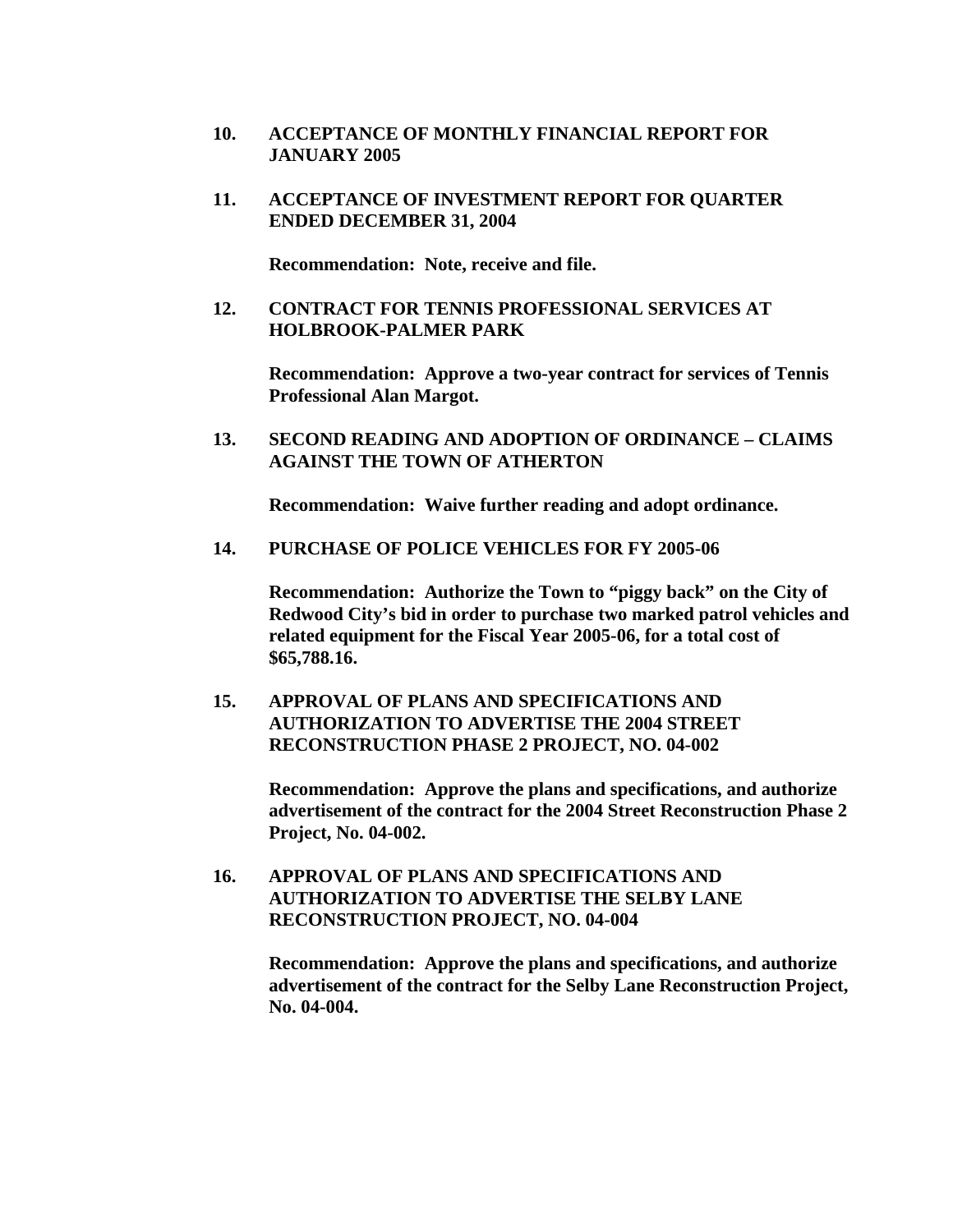**10. ACCEPTANCE OF MONTHLY FINANCIAL REPORT FOR JANUARY 2005**

**11. ACCEPTANCE OF INVESTMENT REPORT FOR QUARTER ENDED DECEMBER 31, 2004**

**Recommendation: Note, receive and file.**

**12. CONTRACT FOR TENNIS PROFESSIONAL SERVICES AT HOLBROOK-PALMER PARK**

**Recommendation: Approve a two-year contract for services of Tennis Professional Alan Margot.**

**13. SECOND READING AND ADOPTION OF ORDINANCE – CLAIMS AGAINST THE TOWN OF ATHERTON**

**Recommendation: Waive further reading and adopt ordinance.**

**14. PURCHASE OF POLICE VEHICLES FOR FY 2005-06**

**Recommendation: Authorize the Town to "piggy back" on the City of Redwood City's bid in order to purchase two marked patrol vehicles and related equipment for the Fiscal Year 2005-06, for a total cost of $65,788.16.**

**15. APPROVAL OF PLANS AND SPECIFICATIONS AND AUTHORIZATION TO ADVERTISE THE 2004 STREET RECONSTRUCTION PHASE 2 PROJECT, NO. 04-002**

**Recommendation: Approve the plans and specifications, and authorize advertisement of the contract for the 2004 Street Reconstruction Phase 2 Project, No. 04-002.**

**16. APPROVAL OF PLANS AND SPECIFICATIONS AND AUTHORIZATION TO ADVERTISE THE SELBY LANE RECONSTRUCTION PROJECT, NO. 04-004**

**Recommendation: Approve the plans and specifications, and authorize advertisement of the contract for the Selby Lane Reconstruction Project, No. 04-004.**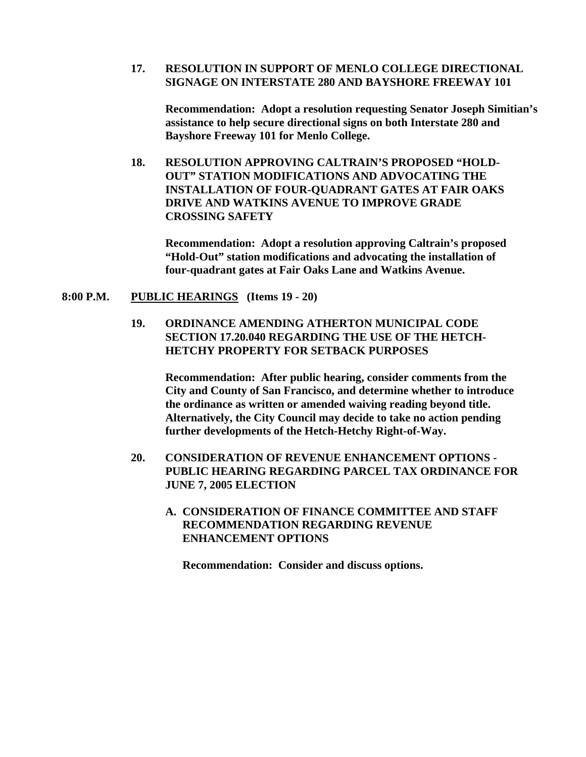**17. RESOLUTION IN SUPPORT OF MENLO COLLEGE DIRECTIONAL SIGNAGE ON INTERSTATE 280 AND BAYSHORE FREEWAY 101**

**Recommendation: Adopt a resolution requesting Senator Joseph Simitian's assistance to help secure directional signs on both Interstate 280 and Bayshore Freeway 101 for Menlo College.**

**18. RESOLUTION APPROVING CALTRAIN'S PROPOSED "HOLD-OUT" STATION MODIFICATIONS AND ADVOCATING THE INSTALLATION OF FOUR-QUADRANT GATES AT FAIR OAKS DRIVE AND WATKINS AVENUE TO IMPROVE GRADE CROSSING SAFETY**

**Recommendation: Adopt a resolution approving Caltrain's proposed "Hold-Out" station modifications and advocating the installation of four-quadrant gates at Fair Oaks Lane and Watkins Avenue.**

**8:00 P.M. <u>PUBLIC HEARINGS</u> (Items 19 - 20)**

**19. ORDINANCE AMENDING ATHERTON MUNICIPAL CODE SECTION 17.20.040 REGARDING THE USE OF THE HETCH-HETCHY PROPERTY FOR SETBACK PURPOSES**

**Recommendation: After public hearing, consider comments from the City and County of San Francisco, and determine whether to introduce the ordinance as written or amended waiving reading beyond title. Alternatively, the City Council may decide to take no action pending further developments of the Hetch-Hetchy Right-of-Way.**

**20. CONSIDERATION OF REVENUE ENHANCEMENT OPTIONS - PUBLIC HEARING REGARDING PARCEL TAX ORDINANCE FOR JUNE 7, 2005 ELECTION**

**A. CONSIDERATION OF FINANCE COMMITTEE AND STAFF RECOMMENDATION REGARDING REVENUE ENHANCEMENT OPTIONS**

**Recommendation: Consider and discuss options.**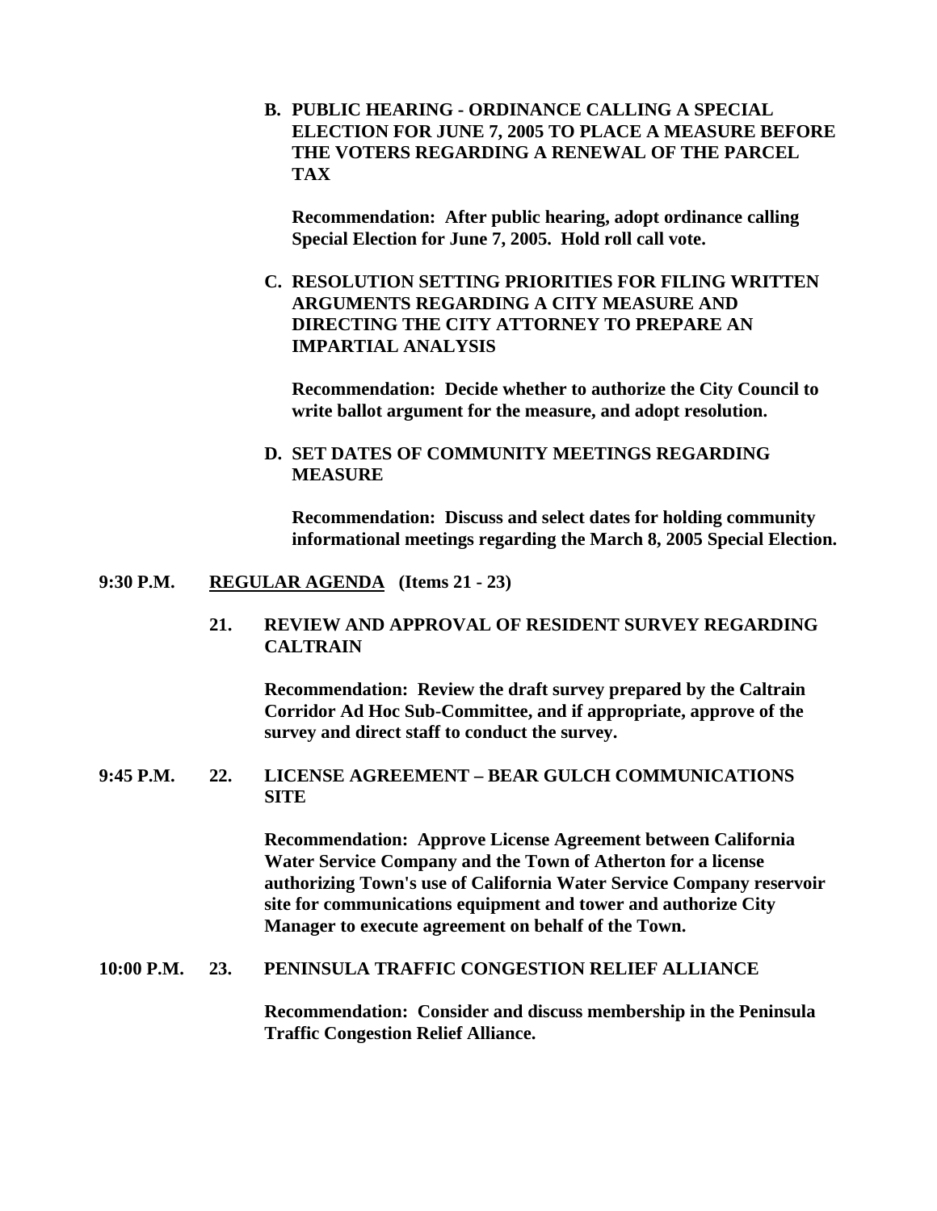**B. PUBLIC HEARING - ORDINANCE CALLING A SPECIAL ELECTION FOR JUNE 7, 2005 TO PLACE A MEASURE BEFORE THE VOTERS REGARDING A RENEWAL OF THE PARCEL TAX**

**Recommendation: After public hearing, adopt ordinance calling Special Election for June 7, 2005. Hold roll call vote.**

**C. RESOLUTION SETTING PRIORITIES FOR FILING WRITTEN ARGUMENTS REGARDING A CITY MEASURE AND DIRECTING THE CITY ATTORNEY TO PREPARE AN IMPARTIAL ANALYSIS**

**Recommendation: Decide whether to authorize the City Council to write ballot argument for the measure, and adopt resolution.**

**D. SET DATES OF COMMUNITY MEETINGS REGARDING MEASURE**

**Recommendation: Discuss and select dates for holding community informational meetings regarding the March 8, 2005 Special Election.**

**9:30 P.M. REGULAR AGENDA (Items 21 - 23)**

**21. REVIEW AND APPROVAL OF RESIDENT SURVEY REGARDING CALTRAIN**

**Recommendation: Review the draft survey prepared by the Caltrain Corridor Ad Hoc Sub-Committee, and if appropriate, approve of the survey and direct staff to conduct the survey.**

**9:45 P.M. 22. LICENSE AGREEMENT – BEAR GULCH COMMUNICATIONS SITE**

**Recommendation: Approve License Agreement between California Water Service Company and the Town of Atherton for a license authorizing Town's use of California Water Service Company reservoir site for communications equipment and tower and authorize City Manager to execute agreement on behalf of the Town.**

**10:00 P.M. 23. PENINSULA TRAFFIC CONGESTION RELIEF ALLIANCE**

**Recommendation: Consider and discuss membership in the Peninsula Traffic Congestion Relief Alliance.**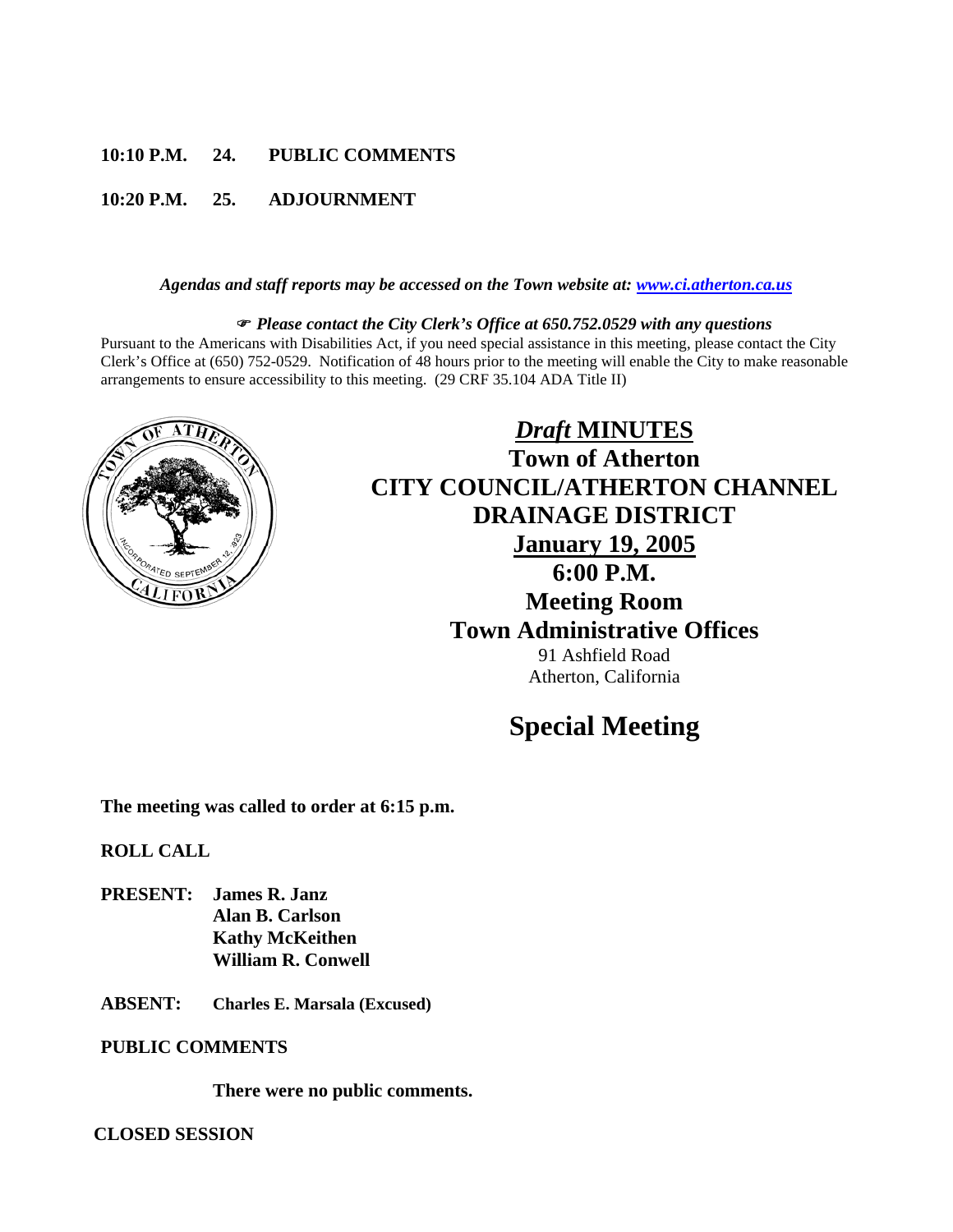**10:10 P.M. 24. PUBLIC COMMENTS**

**10:20 P.M. 25. ADJOURNMENT**

*Agendas and staff reports may be accessed on the Town website at: www.ci.atherton.ca.us*

☞ ***Please contact the City Clerk's Office at 650.752.0529 with any questions***

Pursuant to the Americans with Disabilities Act, if you need special assistance in this meeting, please contact the City Clerk's Office at (650) 752-0529. Notification of 48 hours prior to the meeting will enable the City to make reasonable arrangements to ensure accessibility to this meeting. (29 CRF 35.104 ADA Title II)

# *Draft* MINUTES

## Town of Atherton
## CITY COUNCIL/ATHERTON CHANNEL DRAINAGE DISTRICT
## January 19, 2005
## 6:00 P.M.
## Meeting Room
## Town Administrative Offices

91 Ashfield Road
Atherton, California

# Special Meeting

**The meeting was called to order at 6:15 p.m.**

**ROLL CALL**

**PRESENT: James R. Janz**
**Alan B. Carlson**
**Kathy McKeithen**
**William R. Conwell**

**ABSENT: Charles E. Marsala (Excused)**

**PUBLIC COMMENTS**

**There were no public comments.**

**CLOSED SESSION**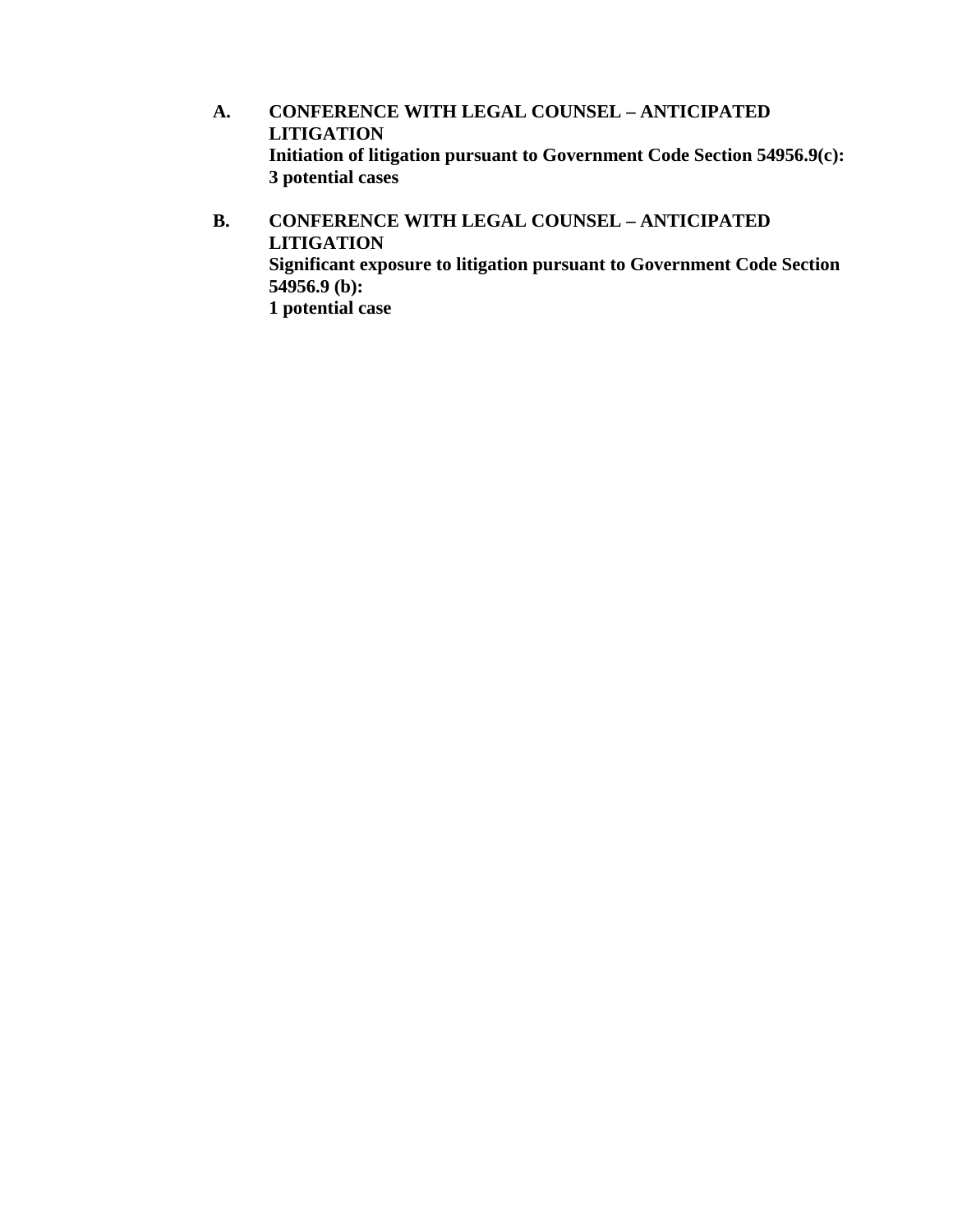**A. CONFERENCE WITH LEGAL COUNSEL – ANTICIPATED LITIGATION**
**Initiation of litigation pursuant to Government Code Section 54956.9(c):**
**3 potential cases**

**B. CONFERENCE WITH LEGAL COUNSEL – ANTICIPATED LITIGATION**
**Significant exposure to litigation pursuant to Government Code Section 54956.9 (b):**
**1 potential case**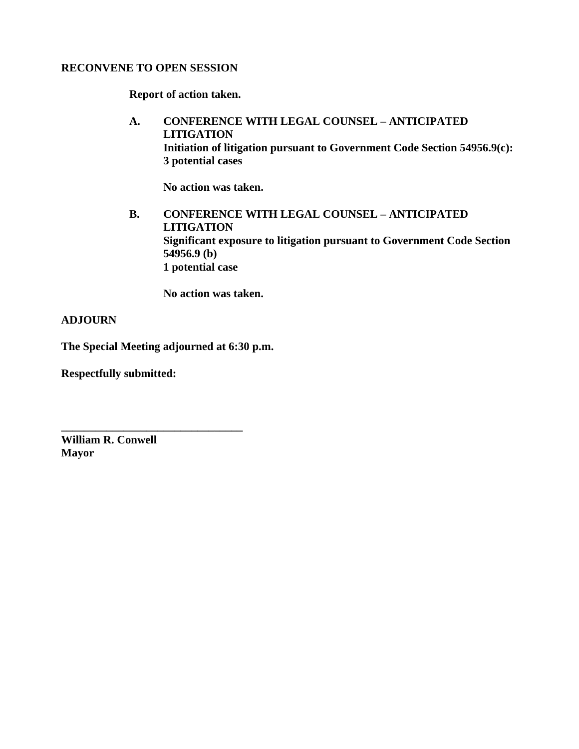**RECONVENE TO OPEN SESSION**

**Report of action taken.**

**A. CONFERENCE WITH LEGAL COUNSEL – ANTICIPATED LITIGATION**
**Initiation of litigation pursuant to Government Code Section 54956.9(c): 3 potential cases**

**No action was taken.**

**B. CONFERENCE WITH LEGAL COUNSEL – ANTICIPATED LITIGATION**
**Significant exposure to litigation pursuant to Government Code Section 54956.9 (b)**
**1 potential case**

**No action was taken.**

**ADJOURN**

**The Special Meeting adjourned at 6:30 p.m.**

**Respectfully submitted:**

**_______________________________**
**William R. Conwell**
**Mayor**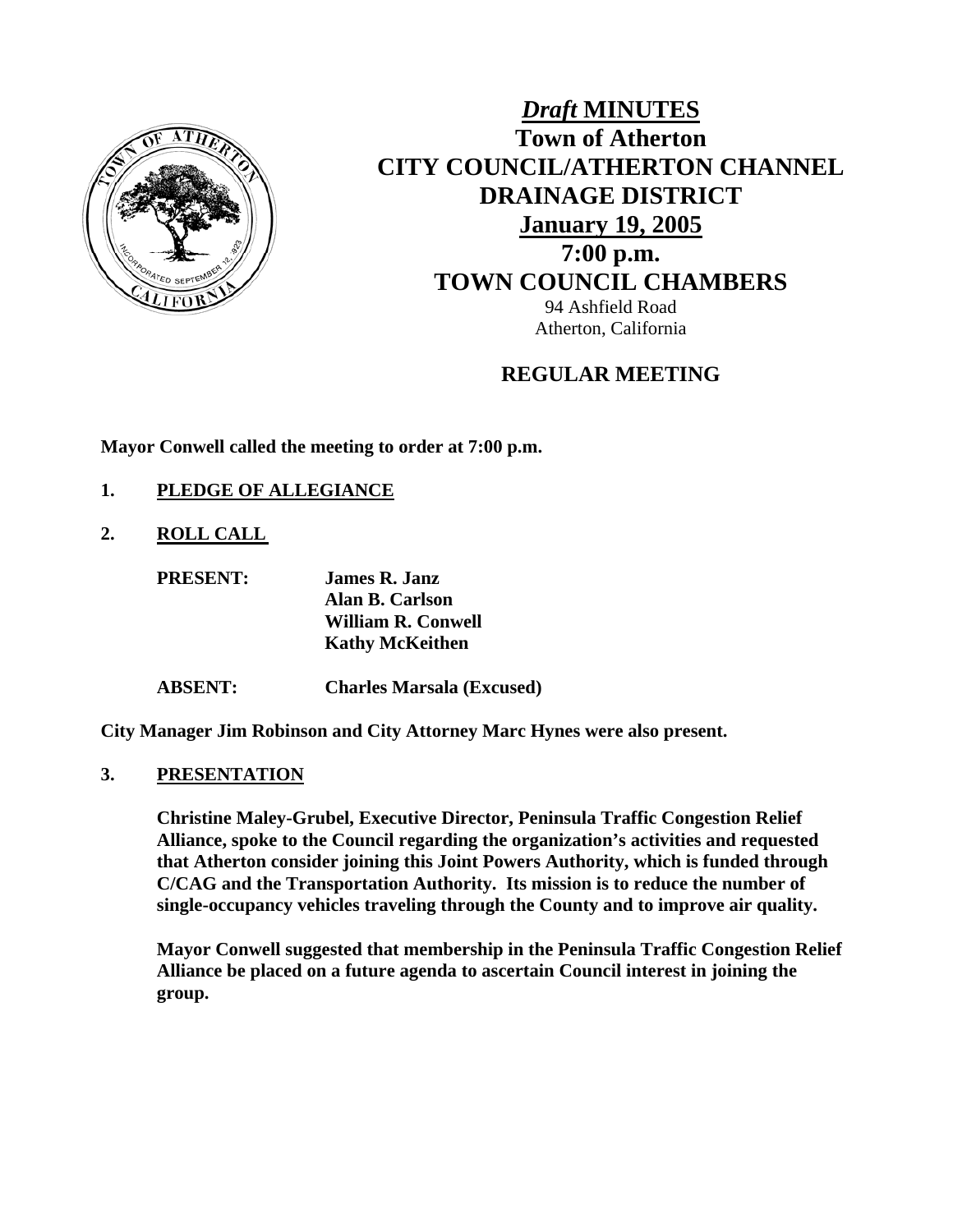# *Draft* MINUTES
# Town of Atherton
# CITY COUNCIL/ATHERTON CHANNEL DRAINAGE DISTRICT
## January 19, 2005
## 7:00 p.m.
## TOWN COUNCIL CHAMBERS

94 Ashfield Road
Atherton, California

## REGULAR MEETING

**Mayor Conwell called the meeting to order at 7:00 p.m.**

**1. PLEDGE OF ALLEGIANCE**

**2. ROLL CALL**

| | |
|---|---|
| **PRESENT:** | **James R. Janz** |
| | **Alan B. Carlson** |
| | **William R. Conwell** |
| | **Kathy McKeithen** |
| **ABSENT:** | **Charles Marsala (Excused)** |

**City Manager Jim Robinson and City Attorney Marc Hynes were also present.**

**3. PRESENTATION**

**Christine Maley-Grubel, Executive Director, Peninsula Traffic Congestion Relief Alliance, spoke to the Council regarding the organization's activities and requested that Atherton consider joining this Joint Powers Authority, which is funded through C/CAG and the Transportation Authority. Its mission is to reduce the number of single-occupancy vehicles traveling through the County and to improve air quality.**

**Mayor Conwell suggested that membership in the Peninsula Traffic Congestion Relief Alliance be placed on a future agenda to ascertain Council interest in joining the group.**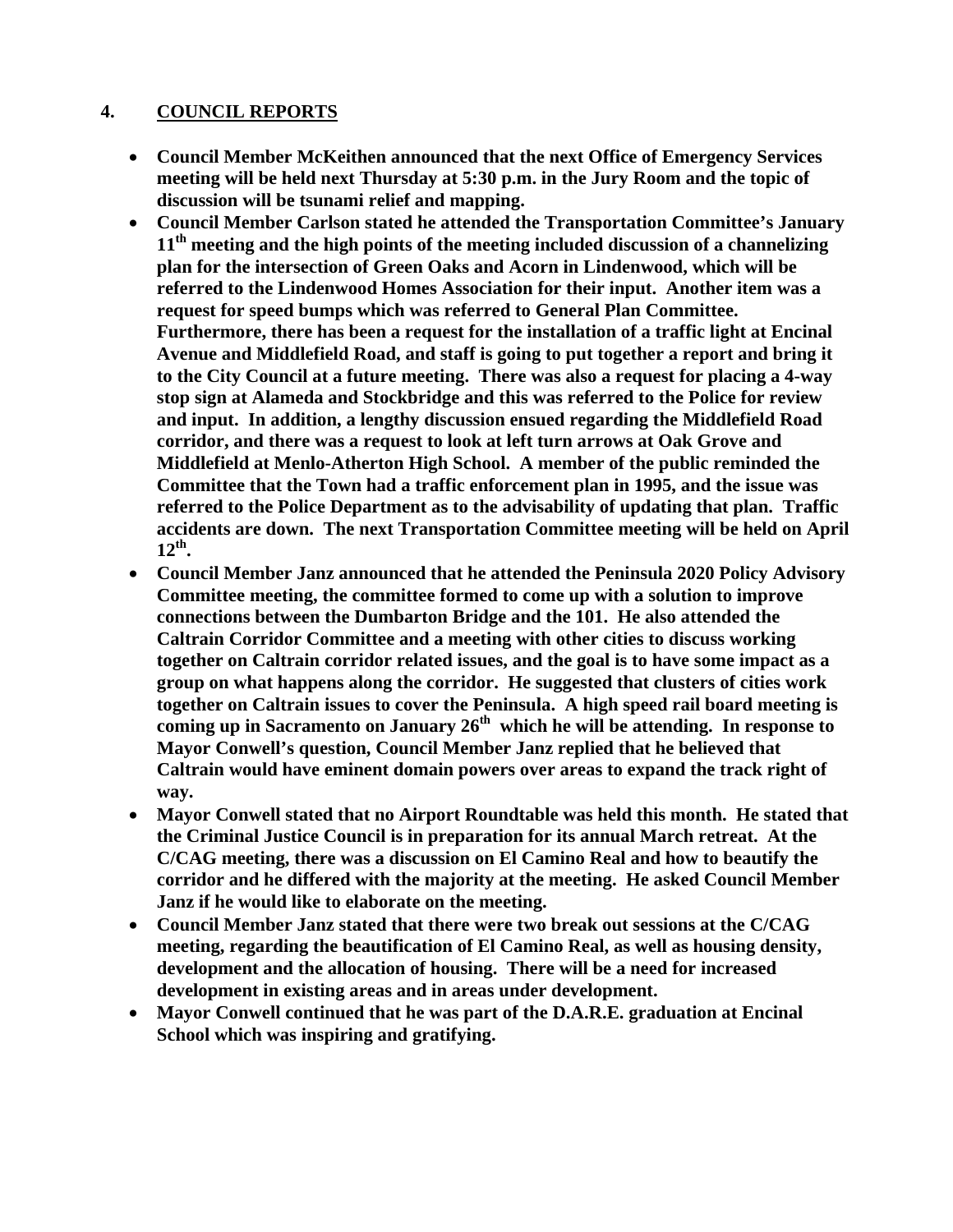## 4. COUNCIL REPORTS

- **Council Member McKeithen announced that the next Office of Emergency Services meeting will be held next Thursday at 5:30 p.m. in the Jury Room and the topic of discussion will be tsunami relief and mapping.**
- **Council Member Carlson stated he attended the Transportation Committee's January 11th meeting and the high points of the meeting included discussion of a channelizing plan for the intersection of Green Oaks and Acorn in Lindenwood, which will be referred to the Lindenwood Homes Association for their input. Another item was a request for speed bumps which was referred to General Plan Committee. Furthermore, there has been a request for the installation of a traffic light at Encinal Avenue and Middlefield Road, and staff is going to put together a report and bring it to the City Council at a future meeting. There was also a request for placing a 4-way stop sign at Alameda and Stockbridge and this was referred to the Police for review and input. In addition, a lengthy discussion ensued regarding the Middlefield Road corridor, and there was a request to look at left turn arrows at Oak Grove and Middlefield at Menlo-Atherton High School. A member of the public reminded the Committee that the Town had a traffic enforcement plan in 1995, and the issue was referred to the Police Department as to the advisability of updating that plan. Traffic accidents are down. The next Transportation Committee meeting will be held on April 12th.**
- **Council Member Janz announced that he attended the Peninsula 2020 Policy Advisory Committee meeting, the committee formed to come up with a solution to improve connections between the Dumbarton Bridge and the 101. He also attended the Caltrain Corridor Committee and a meeting with other cities to discuss working together on Caltrain corridor related issues, and the goal is to have some impact as a group on what happens along the corridor. He suggested that clusters of cities work together on Caltrain issues to cover the Peninsula. A high speed rail board meeting is coming up in Sacramento on January 26th which he will be attending. In response to Mayor Conwell's question, Council Member Janz replied that he believed that Caltrain would have eminent domain powers over areas to expand the track right of way.**
- **Mayor Conwell stated that no Airport Roundtable was held this month. He stated that the Criminal Justice Council is in preparation for its annual March retreat. At the C/CAG meeting, there was a discussion on El Camino Real and how to beautify the corridor and he differed with the majority at the meeting. He asked Council Member Janz if he would like to elaborate on the meeting.**
- **Council Member Janz stated that there were two break out sessions at the C/CAG meeting, regarding the beautification of El Camino Real, as well as housing density, development and the allocation of housing. There will be a need for increased development in existing areas and in areas under development.**
- **Mayor Conwell continued that he was part of the D.A.R.E. graduation at Encinal School which was inspiring and gratifying.**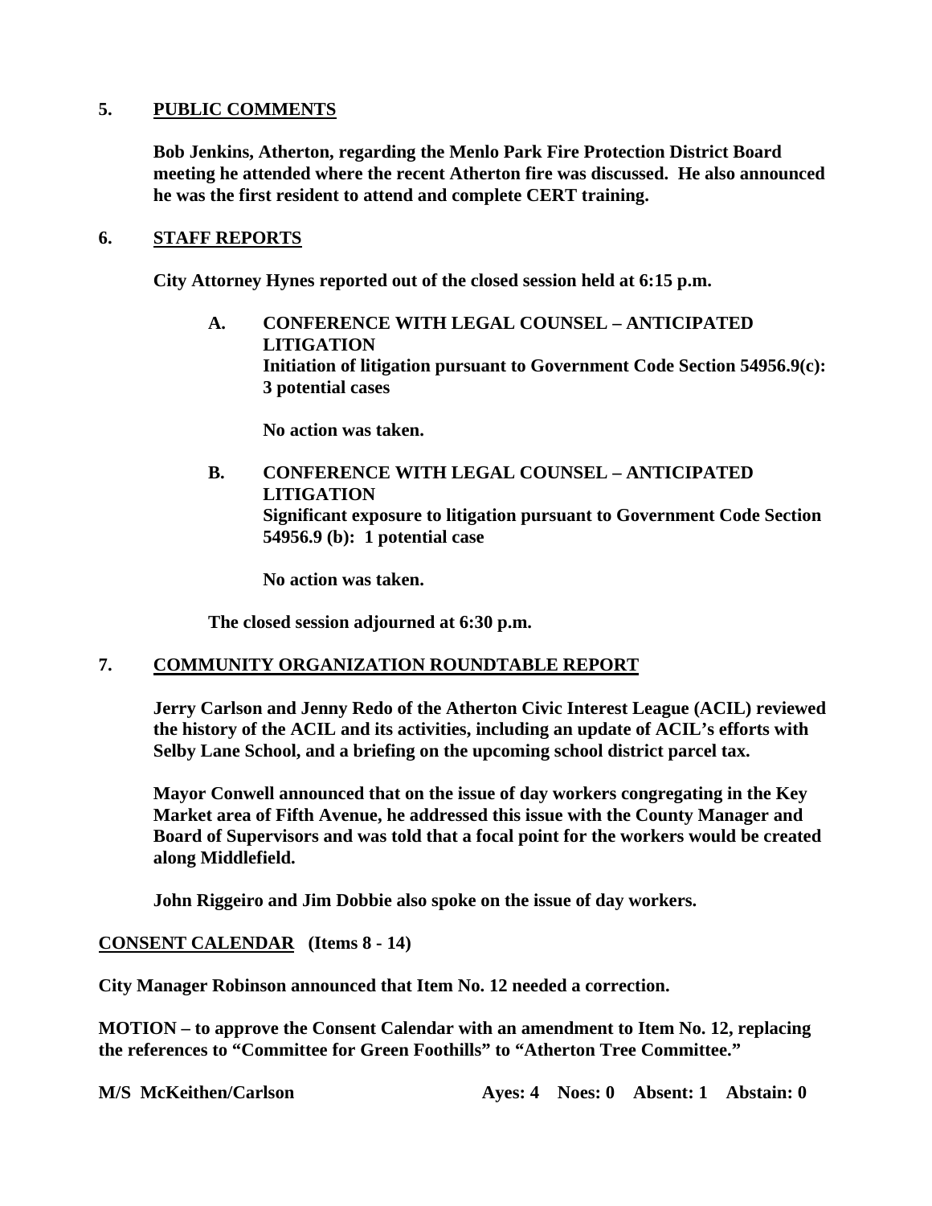**5. PUBLIC COMMENTS**

**Bob Jenkins, Atherton, regarding the Menlo Park Fire Protection District Board meeting he attended where the recent Atherton fire was discussed. He also announced he was the first resident to attend and complete CERT training.**

**6. STAFF REPORTS**

**City Attorney Hynes reported out of the closed session held at 6:15 p.m.**

**A. CONFERENCE WITH LEGAL COUNSEL – ANTICIPATED LITIGATION**
**Initiation of litigation pursuant to Government Code Section 54956.9(c): 3 potential cases**

**No action was taken.**

**B. CONFERENCE WITH LEGAL COUNSEL – ANTICIPATED LITIGATION**
**Significant exposure to litigation pursuant to Government Code Section 54956.9 (b): 1 potential case**

**No action was taken.**

**The closed session adjourned at 6:30 p.m.**

**7. COMMUNITY ORGANIZATION ROUNDTABLE REPORT**

**Jerry Carlson and Jenny Redo of the Atherton Civic Interest League (ACIL) reviewed the history of the ACIL and its activities, including an update of ACIL's efforts with Selby Lane School, and a briefing on the upcoming school district parcel tax.**

**Mayor Conwell announced that on the issue of day workers congregating in the Key Market area of Fifth Avenue, he addressed this issue with the County Manager and Board of Supervisors and was told that a focal point for the workers would be created along Middlefield.**

**John Riggeiro and Jim Dobbie also spoke on the issue of day workers.**

**CONSENT CALENDAR (Items 8 - 14)**

**City Manager Robinson announced that Item No. 12 needed a correction.**

**MOTION – to approve the Consent Calendar with an amendment to Item No. 12, replacing the references to "Committee for Green Foothills" to "Atherton Tree Committee."**

**M/S McKeithen/Carlson Ayes: 4 Noes: 0 Absent: 1 Abstain: 0**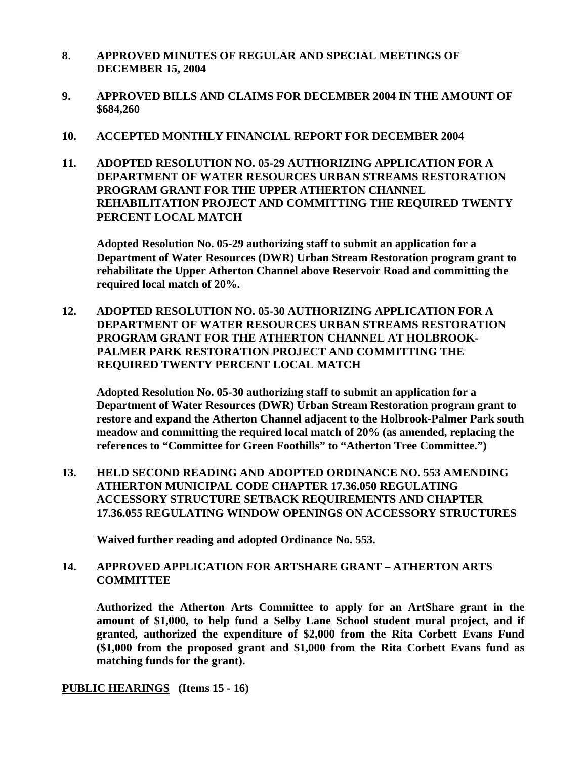**8**. **APPROVED MINUTES OF REGULAR AND SPECIAL MEETINGS OF DECEMBER 15, 2004**

**9. APPROVED BILLS AND CLAIMS FOR DECEMBER 2004 IN THE AMOUNT OF $684,260**

**10. ACCEPTED MONTHLY FINANCIAL REPORT FOR DECEMBER 2004**

**11. ADOPTED RESOLUTION NO. 05-29 AUTHORIZING APPLICATION FOR A DEPARTMENT OF WATER RESOURCES URBAN STREAMS RESTORATION PROGRAM GRANT FOR THE UPPER ATHERTON CHANNEL REHABILITATION PROJECT AND COMMITTING THE REQUIRED TWENTY PERCENT LOCAL MATCH**

**Adopted Resolution No. 05-29 authorizing staff to submit an application for a Department of Water Resources (DWR) Urban Stream Restoration program grant to rehabilitate the Upper Atherton Channel above Reservoir Road and committing the required local match of 20%.**

**12. ADOPTED RESOLUTION NO. 05-30 AUTHORIZING APPLICATION FOR A DEPARTMENT OF WATER RESOURCES URBAN STREAMS RESTORATION PROGRAM GRANT FOR THE ATHERTON CHANNEL AT HOLBROOK-PALMER PARK RESTORATION PROJECT AND COMMITTING THE REQUIRED TWENTY PERCENT LOCAL MATCH**

**Adopted Resolution No. 05-30 authorizing staff to submit an application for a Department of Water Resources (DWR) Urban Stream Restoration program grant to restore and expand the Atherton Channel adjacent to the Holbrook-Palmer Park south meadow and committing the required local match of 20% (as amended, replacing the references to "Committee for Green Foothills" to "Atherton Tree Committee.")**

**13. HELD SECOND READING AND ADOPTED ORDINANCE NO. 553 AMENDING ATHERTON MUNICIPAL CODE CHAPTER 17.36.050 REGULATING ACCESSORY STRUCTURE SETBACK REQUIREMENTS AND CHAPTER 17.36.055 REGULATING WINDOW OPENINGS ON ACCESSORY STRUCTURES**

**Waived further reading and adopted Ordinance No. 553.**

**14. APPROVED APPLICATION FOR ARTSHARE GRANT – ATHERTON ARTS COMMITTEE**

**Authorized the Atherton Arts Committee to apply for an ArtShare grant in the amount of $1,000, to help fund a Selby Lane School student mural project, and if granted, authorized the expenditure of $2,000 from the Rita Corbett Evans Fund ($1,000 from the proposed grant and $1,000 from the Rita Corbett Evans fund as matching funds for the grant).**

**PUBLIC HEARINGS (Items 15 - 16)**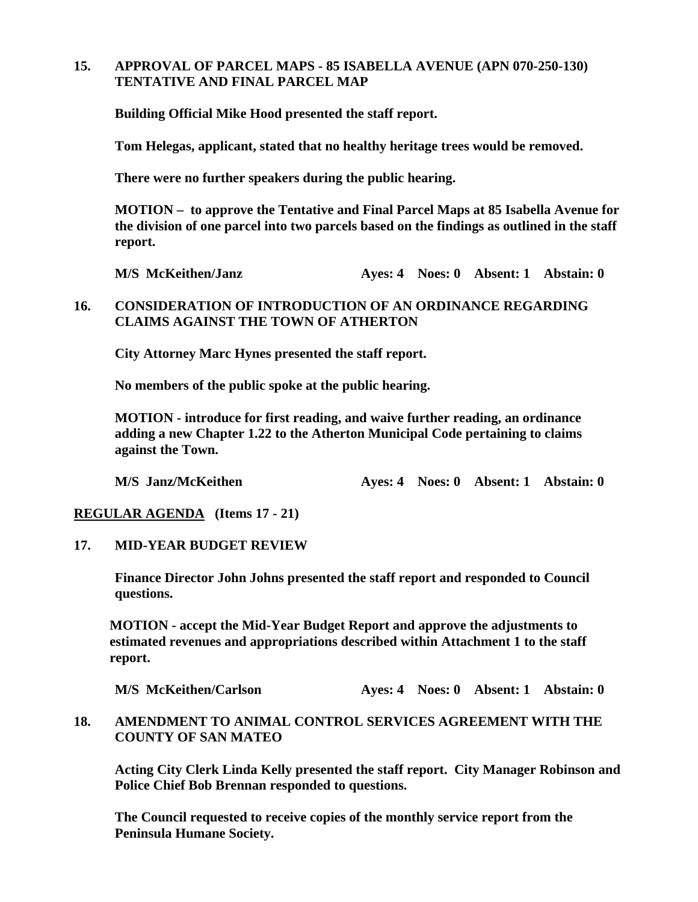**15. APPROVAL OF PARCEL MAPS - 85 ISABELLA AVENUE (APN 070-250-130) TENTATIVE AND FINAL PARCEL MAP**

**Building Official Mike Hood presented the staff report.**

**Tom Helegas, applicant, stated that no healthy heritage trees would be removed.**

**There were no further speakers during the public hearing.**

**MOTION – to approve the Tentative and Final Parcel Maps at 85 Isabella Avenue for the division of one parcel into two parcels based on the findings as outlined in the staff report.**

**M/S McKeithen/Janz Ayes: 4 Noes: 0 Absent: 1 Abstain: 0**

**16. CONSIDERATION OF INTRODUCTION OF AN ORDINANCE REGARDING CLAIMS AGAINST THE TOWN OF ATHERTON**

**City Attorney Marc Hynes presented the staff report.**

**No members of the public spoke at the public hearing.**

**MOTION - introduce for first reading, and waive further reading, an ordinance adding a new Chapter 1.22 to the Atherton Municipal Code pertaining to claims against the Town.**

**M/S Janz/McKeithen Ayes: 4 Noes: 0 Absent: 1 Abstain: 0**

**<u>REGULAR AGENDA</u> (Items 17 - 21)**

**17. MID-YEAR BUDGET REVIEW**

**Finance Director John Johns presented the staff report and responded to Council questions.**

**MOTION - accept the Mid-Year Budget Report and approve the adjustments to estimated revenues and appropriations described within Attachment 1 to the staff report.**

**M/S McKeithen/Carlson Ayes: 4 Noes: 0 Absent: 1 Abstain: 0**

**18. AMENDMENT TO ANIMAL CONTROL SERVICES AGREEMENT WITH THE COUNTY OF SAN MATEO**

**Acting City Clerk Linda Kelly presented the staff report. City Manager Robinson and Police Chief Bob Brennan responded to questions.**

**The Council requested to receive copies of the monthly service report from the Peninsula Humane Society.**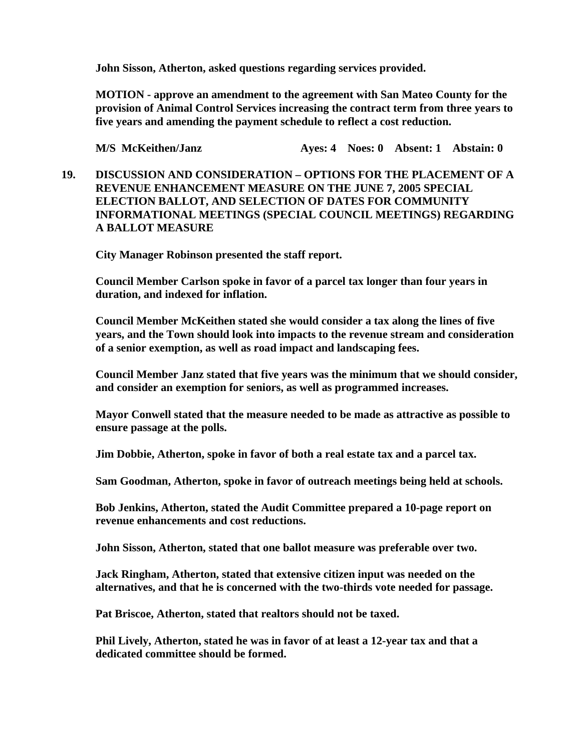**John Sisson, Atherton, asked questions regarding services provided.**

**MOTION - approve an amendment to the agreement with San Mateo County for the provision of Animal Control Services increasing the contract term from three years to five years and amending the payment schedule to reflect a cost reduction.**

**M/S McKeithen/Janz Ayes: 4 Noes: 0 Absent: 1 Abstain: 0**

**19. DISCUSSION AND CONSIDERATION – OPTIONS FOR THE PLACEMENT OF A REVENUE ENHANCEMENT MEASURE ON THE JUNE 7, 2005 SPECIAL ELECTION BALLOT, AND SELECTION OF DATES FOR COMMUNITY INFORMATIONAL MEETINGS (SPECIAL COUNCIL MEETINGS) REGARDING A BALLOT MEASURE**

**City Manager Robinson presented the staff report.**

**Council Member Carlson spoke in favor of a parcel tax longer than four years in duration, and indexed for inflation.**

**Council Member McKeithen stated she would consider a tax along the lines of five years, and the Town should look into impacts to the revenue stream and consideration of a senior exemption, as well as road impact and landscaping fees.**

**Council Member Janz stated that five years was the minimum that we should consider, and consider an exemption for seniors, as well as programmed increases.**

**Mayor Conwell stated that the measure needed to be made as attractive as possible to ensure passage at the polls.**

**Jim Dobbie, Atherton, spoke in favor of both a real estate tax and a parcel tax.**

**Sam Goodman, Atherton, spoke in favor of outreach meetings being held at schools.**

**Bob Jenkins, Atherton, stated the Audit Committee prepared a 10-page report on revenue enhancements and cost reductions.**

**John Sisson, Atherton, stated that one ballot measure was preferable over two.**

**Jack Ringham, Atherton, stated that extensive citizen input was needed on the alternatives, and that he is concerned with the two-thirds vote needed for passage.**

**Pat Briscoe, Atherton, stated that realtors should not be taxed.**

**Phil Lively, Atherton, stated he was in favor of at least a 12-year tax and that a dedicated committee should be formed.**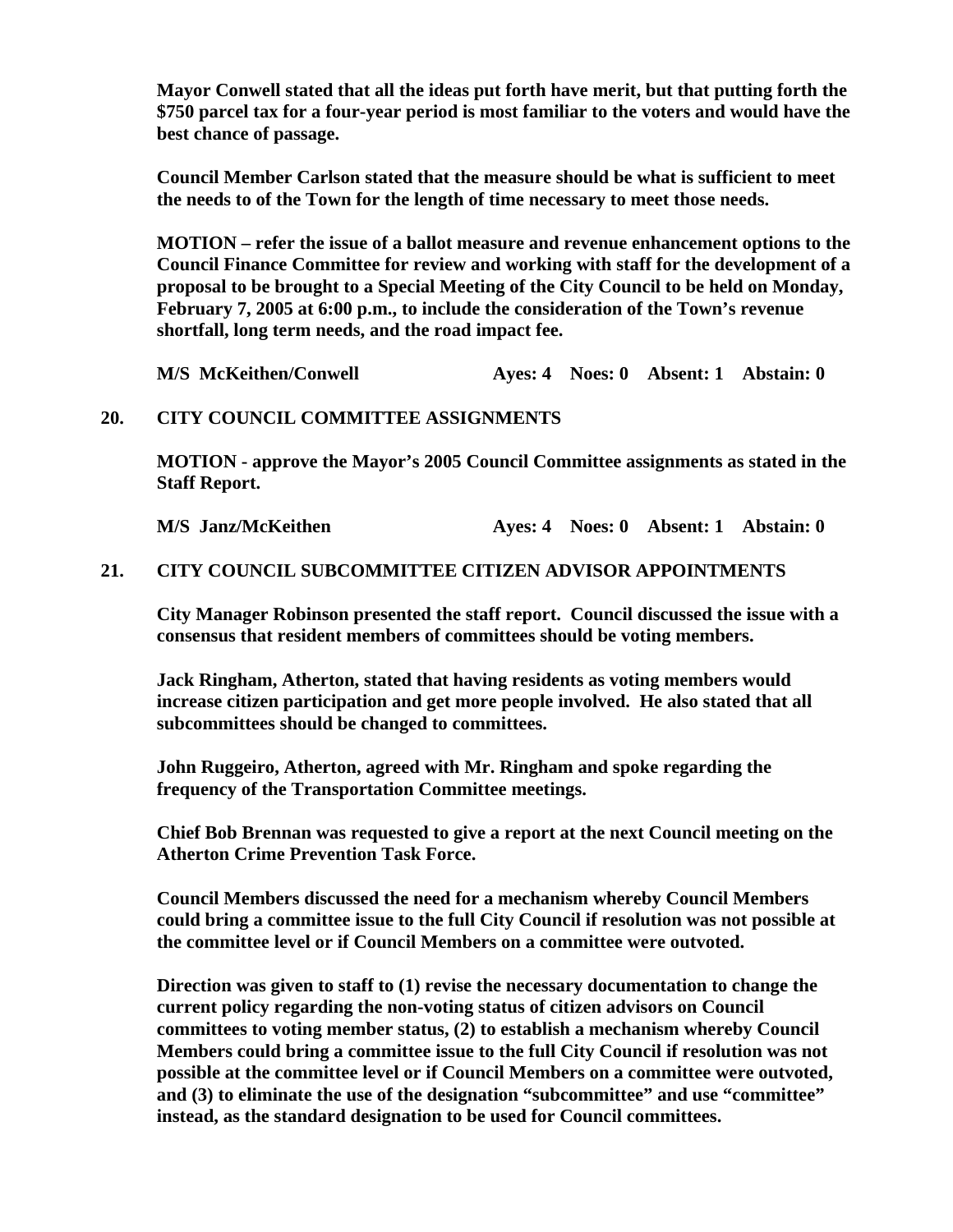**Mayor Conwell stated that all the ideas put forth have merit, but that putting forth the $750 parcel tax for a four-year period is most familiar to the voters and would have the best chance of passage.**

**Council Member Carlson stated that the measure should be what is sufficient to meet the needs to of the Town for the length of time necessary to meet those needs.**

**MOTION – refer the issue of a ballot measure and revenue enhancement options to the Council Finance Committee for review and working with staff for the development of a proposal to be brought to a Special Meeting of the City Council to be held on Monday, February 7, 2005 at 6:00 p.m., to include the consideration of the Town's revenue shortfall, long term needs, and the road impact fee.**

**M/S McKeithen/Conwell Ayes: 4 Noes: 0 Absent: 1 Abstain: 0**

## 20. CITY COUNCIL COMMITTEE ASSIGNMENTS

**MOTION - approve the Mayor's 2005 Council Committee assignments as stated in the Staff Report.**

**M/S Janz/McKeithen Ayes: 4 Noes: 0 Absent: 1 Abstain: 0**

## 21. CITY COUNCIL SUBCOMMITTEE CITIZEN ADVISOR APPOINTMENTS

**City Manager Robinson presented the staff report. Council discussed the issue with a consensus that resident members of committees should be voting members.**

**Jack Ringham, Atherton, stated that having residents as voting members would increase citizen participation and get more people involved. He also stated that all subcommittees should be changed to committees.**

**John Ruggeiro, Atherton, agreed with Mr. Ringham and spoke regarding the frequency of the Transportation Committee meetings.**

**Chief Bob Brennan was requested to give a report at the next Council meeting on the Atherton Crime Prevention Task Force.**

**Council Members discussed the need for a mechanism whereby Council Members could bring a committee issue to the full City Council if resolution was not possible at the committee level or if Council Members on a committee were outvoted.**

**Direction was given to staff to (1) revise the necessary documentation to change the current policy regarding the non-voting status of citizen advisors on Council committees to voting member status, (2) to establish a mechanism whereby Council Members could bring a committee issue to the full City Council if resolution was not possible at the committee level or if Council Members on a committee were outvoted, and (3) to eliminate the use of the designation "subcommittee" and use "committee" instead, as the standard designation to be used for Council committees.**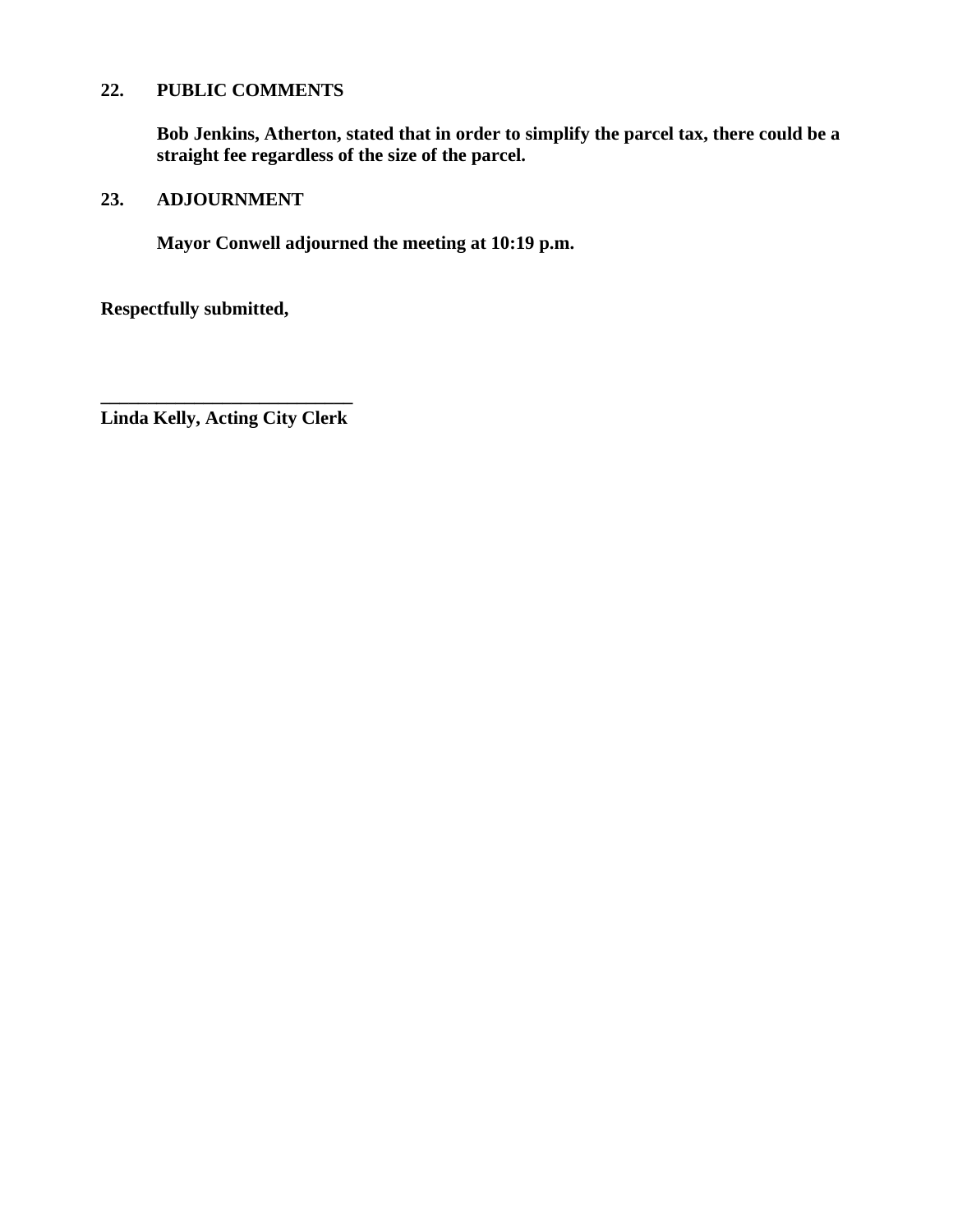**22. PUBLIC COMMENTS**

**Bob Jenkins, Atherton, stated that in order to simplify the parcel tax, there could be a straight fee regardless of the size of the parcel.**

**23. ADJOURNMENT**

**Mayor Conwell adjourned the meeting at 10:19 p.m.**

**Respectfully submitted,**

**___________________________**
**Linda Kelly, Acting City Clerk**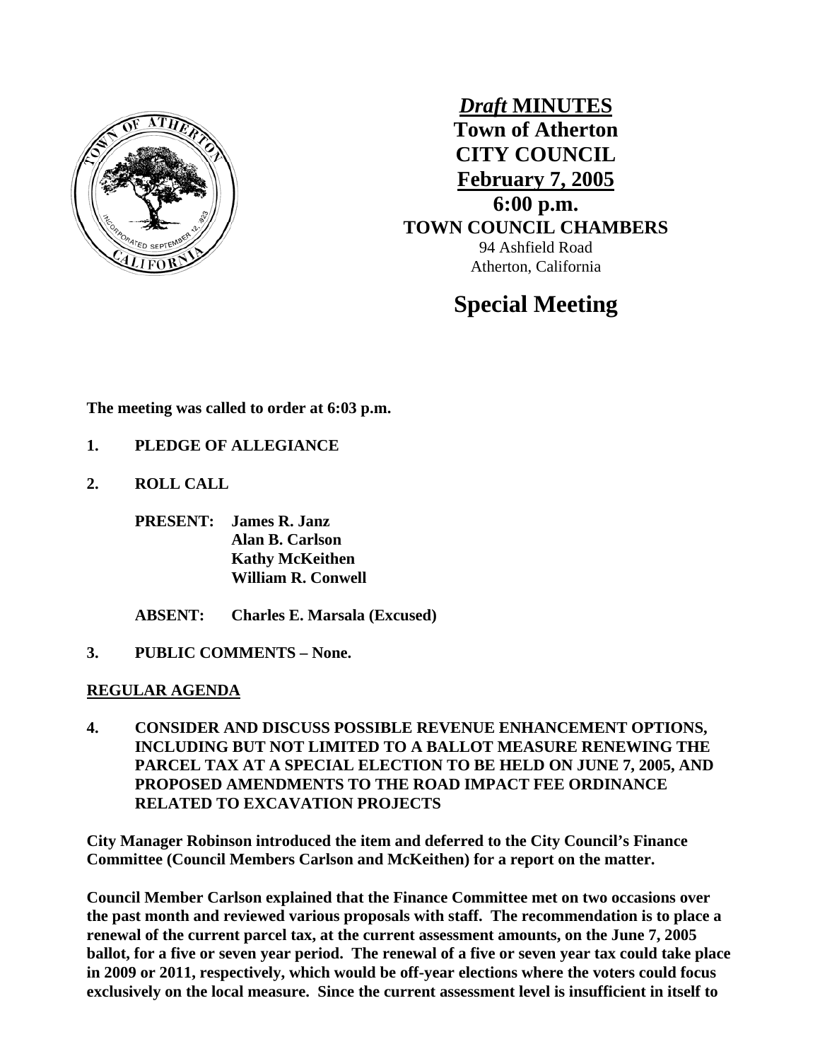*Draft* **MINUTES**
**Town of Atherton**
**CITY COUNCIL**
**February 7, 2005**
**6:00 p.m.**
**TOWN COUNCIL CHAMBERS**
94 Ashfield Road
Atherton, California

# Special Meeting

**The meeting was called to order at 6:03 p.m.**

**1. PLEDGE OF ALLEGIANCE**

**2. ROLL CALL**

**PRESENT: James R. Janz**
**Alan B. Carlson**
**Kathy McKeithen**
**William R. Conwell**

**ABSENT: Charles E. Marsala (Excused)**

**3. PUBLIC COMMENTS – None.**

**REGULAR AGENDA**

**4. CONSIDER AND DISCUSS POSSIBLE REVENUE ENHANCEMENT OPTIONS, INCLUDING BUT NOT LIMITED TO A BALLOT MEASURE RENEWING THE PARCEL TAX AT A SPECIAL ELECTION TO BE HELD ON JUNE 7, 2005, AND PROPOSED AMENDMENTS TO THE ROAD IMPACT FEE ORDINANCE RELATED TO EXCAVATION PROJECTS**

**City Manager Robinson introduced the item and deferred to the City Council's Finance Committee (Council Members Carlson and McKeithen) for a report on the matter.**

**Council Member Carlson explained that the Finance Committee met on two occasions over the past month and reviewed various proposals with staff. The recommendation is to place a renewal of the current parcel tax, at the current assessment amounts, on the June 7, 2005 ballot, for a five or seven year period. The renewal of a five or seven year tax could take place in 2009 or 2011, respectively, which would be off-year elections where the voters could focus exclusively on the local measure. Since the current assessment level is insufficient in itself to**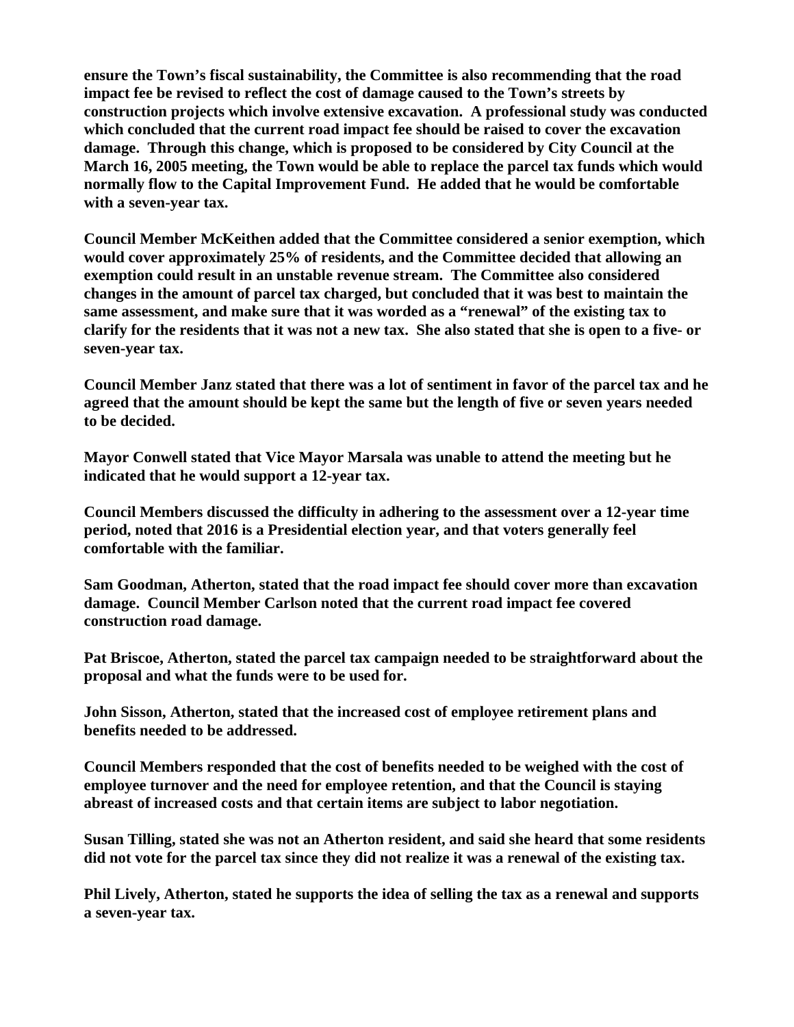**ensure the Town's fiscal sustainability, the Committee is also recommending that the road impact fee be revised to reflect the cost of damage caused to the Town's streets by construction projects which involve extensive excavation. A professional study was conducted which concluded that the current road impact fee should be raised to cover the excavation damage. Through this change, which is proposed to be considered by City Council at the March 16, 2005 meeting, the Town would be able to replace the parcel tax funds which would normally flow to the Capital Improvement Fund. He added that he would be comfortable with a seven-year tax.**

**Council Member McKeithen added that the Committee considered a senior exemption, which would cover approximately 25% of residents, and the Committee decided that allowing an exemption could result in an unstable revenue stream. The Committee also considered changes in the amount of parcel tax charged, but concluded that it was best to maintain the same assessment, and make sure that it was worded as a "renewal" of the existing tax to clarify for the residents that it was not a new tax. She also stated that she is open to a five- or seven-year tax.**

**Council Member Janz stated that there was a lot of sentiment in favor of the parcel tax and he agreed that the amount should be kept the same but the length of five or seven years needed to be decided.**

**Mayor Conwell stated that Vice Mayor Marsala was unable to attend the meeting but he indicated that he would support a 12-year tax.**

**Council Members discussed the difficulty in adhering to the assessment over a 12-year time period, noted that 2016 is a Presidential election year, and that voters generally feel comfortable with the familiar.**

**Sam Goodman, Atherton, stated that the road impact fee should cover more than excavation damage. Council Member Carlson noted that the current road impact fee covered construction road damage.**

**Pat Briscoe, Atherton, stated the parcel tax campaign needed to be straightforward about the proposal and what the funds were to be used for.**

**John Sisson, Atherton, stated that the increased cost of employee retirement plans and benefits needed to be addressed.**

**Council Members responded that the cost of benefits needed to be weighed with the cost of employee turnover and the need for employee retention, and that the Council is staying abreast of increased costs and that certain items are subject to labor negotiation.**

**Susan Tilling, stated she was not an Atherton resident, and said she heard that some residents did not vote for the parcel tax since they did not realize it was a renewal of the existing tax.**

**Phil Lively, Atherton, stated he supports the idea of selling the tax as a renewal and supports a seven-year tax.**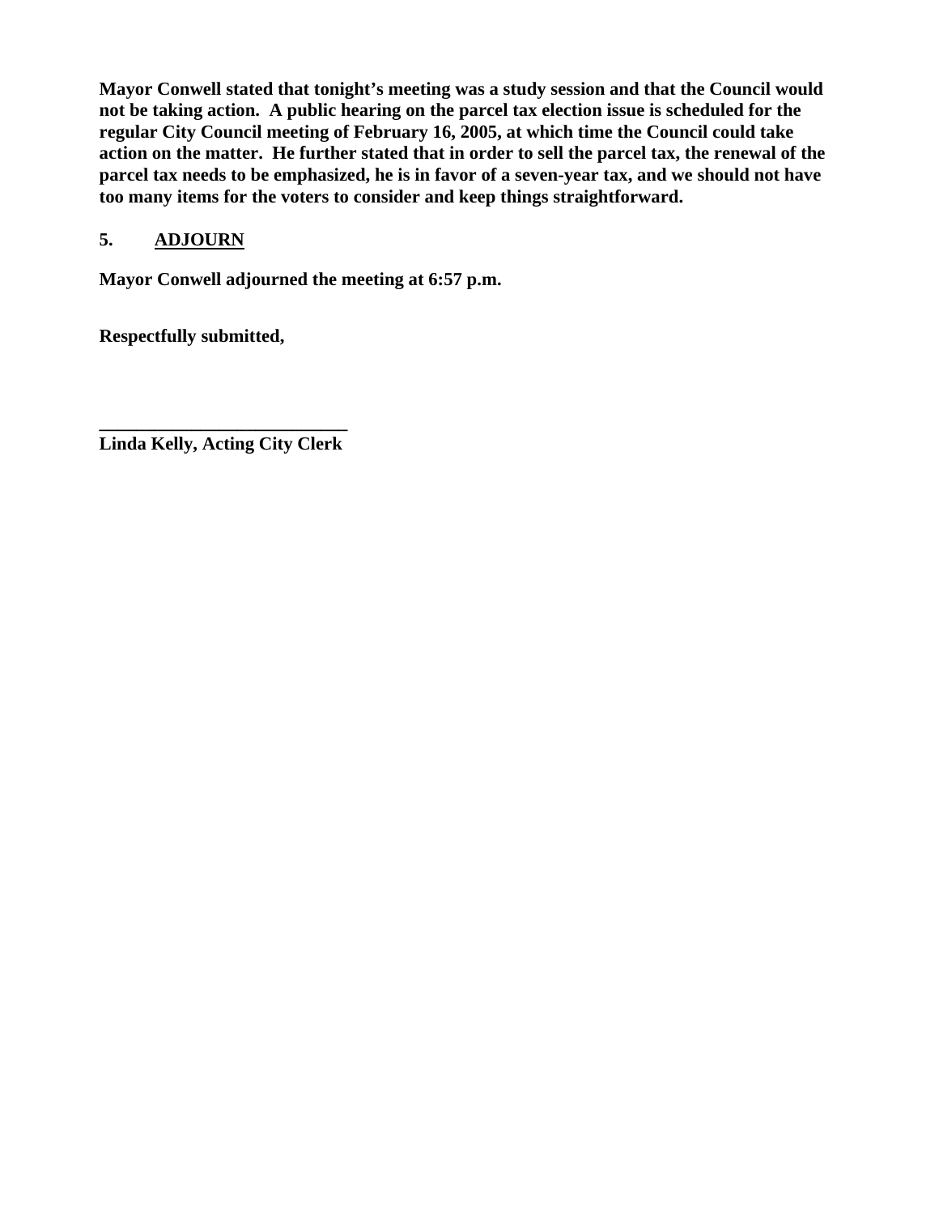**Mayor Conwell stated that tonight's meeting was a study session and that the Council would not be taking action. A public hearing on the parcel tax election issue is scheduled for the regular City Council meeting of February 16, 2005, at which time the Council could take action on the matter. He further stated that in order to sell the parcel tax, the renewal of the parcel tax needs to be emphasized, he is in favor of a seven-year tax, and we should not have too many items for the voters to consider and keep things straightforward.**

## 5. ADJOURN

**Mayor Conwell adjourned the meeting at 6:57 p.m.**

**Respectfully submitted,**

**___________________________**
**Linda Kelly, Acting City Clerk**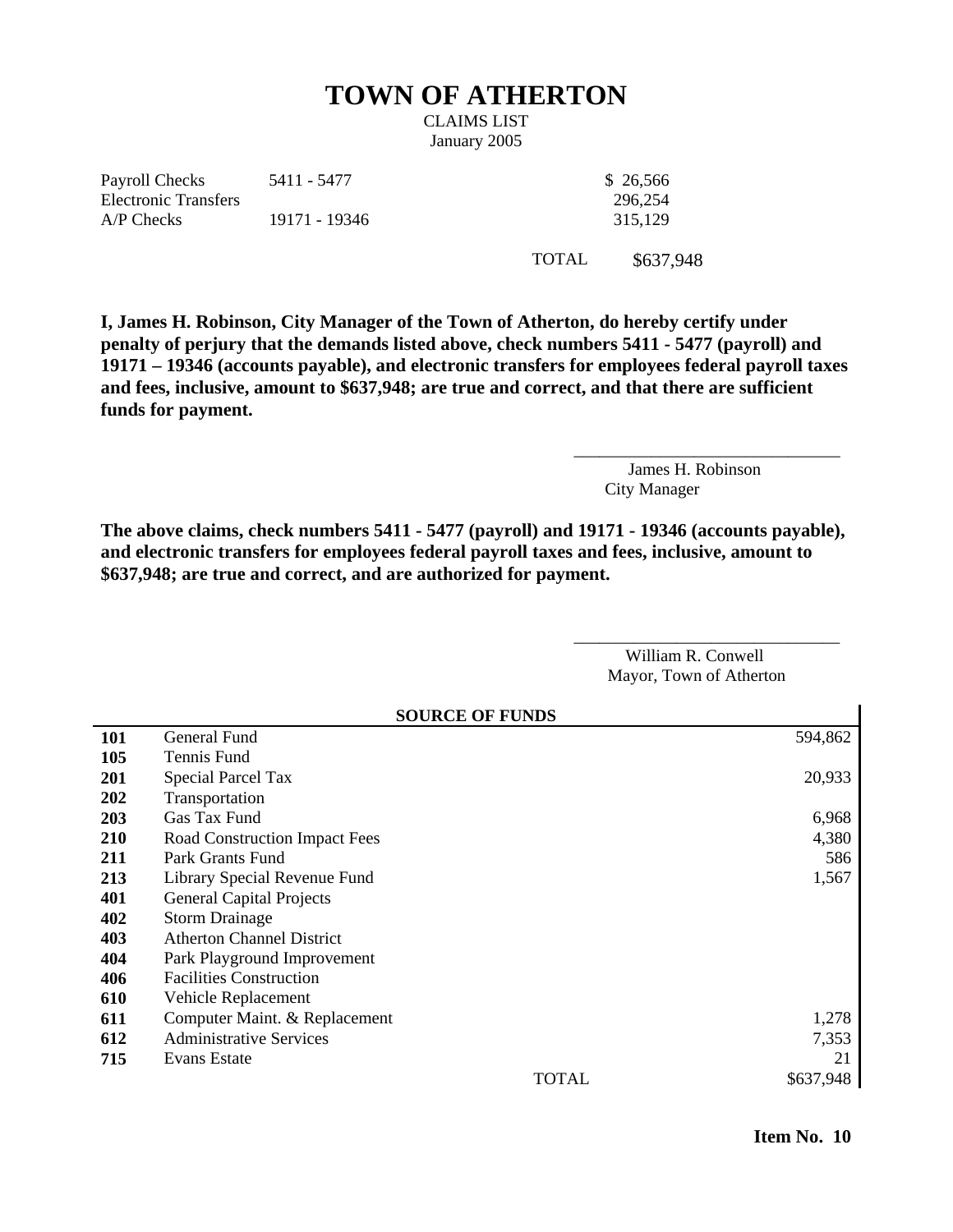# TOWN OF ATHERTON

CLAIMS LIST
January 2005

| | | | |
|---|---|---|---|
| Payroll Checks | 5411 - 5477 | | $ 26,566 |
| Electronic Transfers | | | 296,254 |
| A/P Checks | 19171 - 19346 | | 315,129 |
| | | TOTAL | $637,948 |

**I, James H. Robinson, City Manager of the Town of Atherton, do hereby certify under penalty of perjury that the demands listed above, check numbers 5411 - 5477 (payroll) and 19171 – 19346 (accounts payable), and electronic transfers for employees federal payroll taxes and fees, inclusive, amount to $637,948; are true and correct, and that there are sufficient funds for payment.**

\_\_\_\_\_\_\_\_\_\_\_\_\_\_\_\_\_\_\_\_\_\_\_\_\_\_\_\_\_\_
James H. Robinson
City Manager

**The above claims, check numbers 5411 - 5477 (payroll) and 19171 - 19346 (accounts payable), and electronic transfers for employees federal payroll taxes and fees, inclusive, amount to $637,948; are true and correct, and are authorized for payment.**

\_\_\_\_\_\_\_\_\_\_\_\_\_\_\_\_\_\_\_\_\_\_\_\_\_\_\_\_\_\_
William R. Conwell
Mayor, Town of Atherton

| | **SOURCE OF FUNDS** | |
|---|---|---|
| **101** | General Fund | 594,862 |
| **105** | Tennis Fund | |
| **201** | Special Parcel Tax | 20,933 |
| **202** | Transportation | |
| **203** | Gas Tax Fund | 6,968 |
| **210** | Road Construction Impact Fees | 4,380 |
| **211** | Park Grants Fund | 586 |
| **213** | Library Special Revenue Fund | 1,567 |
| **401** | General Capital Projects | |
| **402** | Storm Drainage | |
| **403** | Atherton Channel District | |
| **404** | Park Playground Improvement | |
| **406** | Facilities Construction | |
| **610** | Vehicle Replacement | |
| **611** | Computer Maint. & Replacement | 1,278 |
| **612** | Administrative Services | 7,353 |
| **715** | Evans Estate | 21 |
| | TOTAL | $637,948 |

**Item No. 10**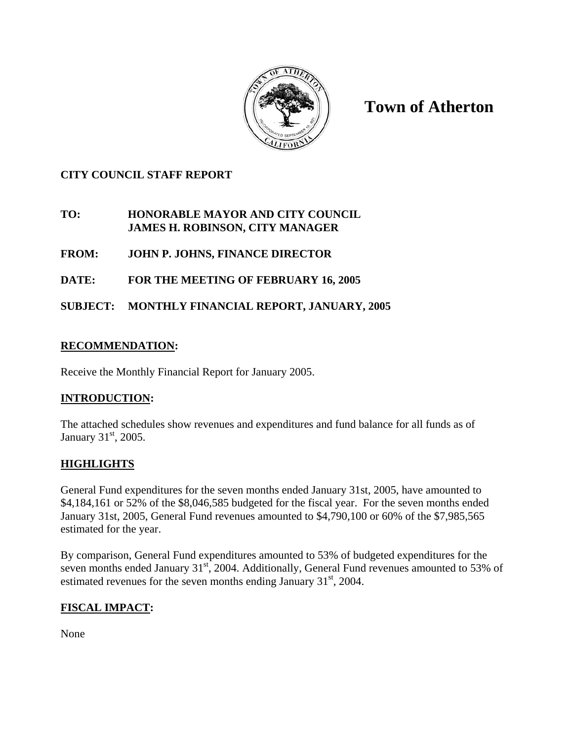# Town of Atherton

**CITY COUNCIL STAFF REPORT**

**TO:** HONORABLE MAYOR AND CITY COUNCIL
JAMES H. ROBINSON, CITY MANAGER

**FROM:** JOHN P. JOHNS, FINANCE DIRECTOR

**DATE:** FOR THE MEETING OF FEBRUARY 16, 2005

**SUBJECT:** MONTHLY FINANCIAL REPORT, JANUARY, 2005

## RECOMMENDATION:

Receive the Monthly Financial Report for January 2005.

## INTRODUCTION:

The attached schedules show revenues and expenditures and fund balance for all funds as of January 31st, 2005.

## HIGHLIGHTS

General Fund expenditures for the seven months ended January 31st, 2005, have amounted to \$4,184,161 or 52% of the \$8,046,585 budgeted for the fiscal year. For the seven months ended January 31st, 2005, General Fund revenues amounted to \$4,790,100 or 60% of the \$7,985,565 estimated for the year.

By comparison, General Fund expenditures amounted to 53% of budgeted expenditures for the seven months ended January 31st, 2004. Additionally, General Fund revenues amounted to 53% of estimated revenues for the seven months ending January 31st, 2004.

## FISCAL IMPACT:

None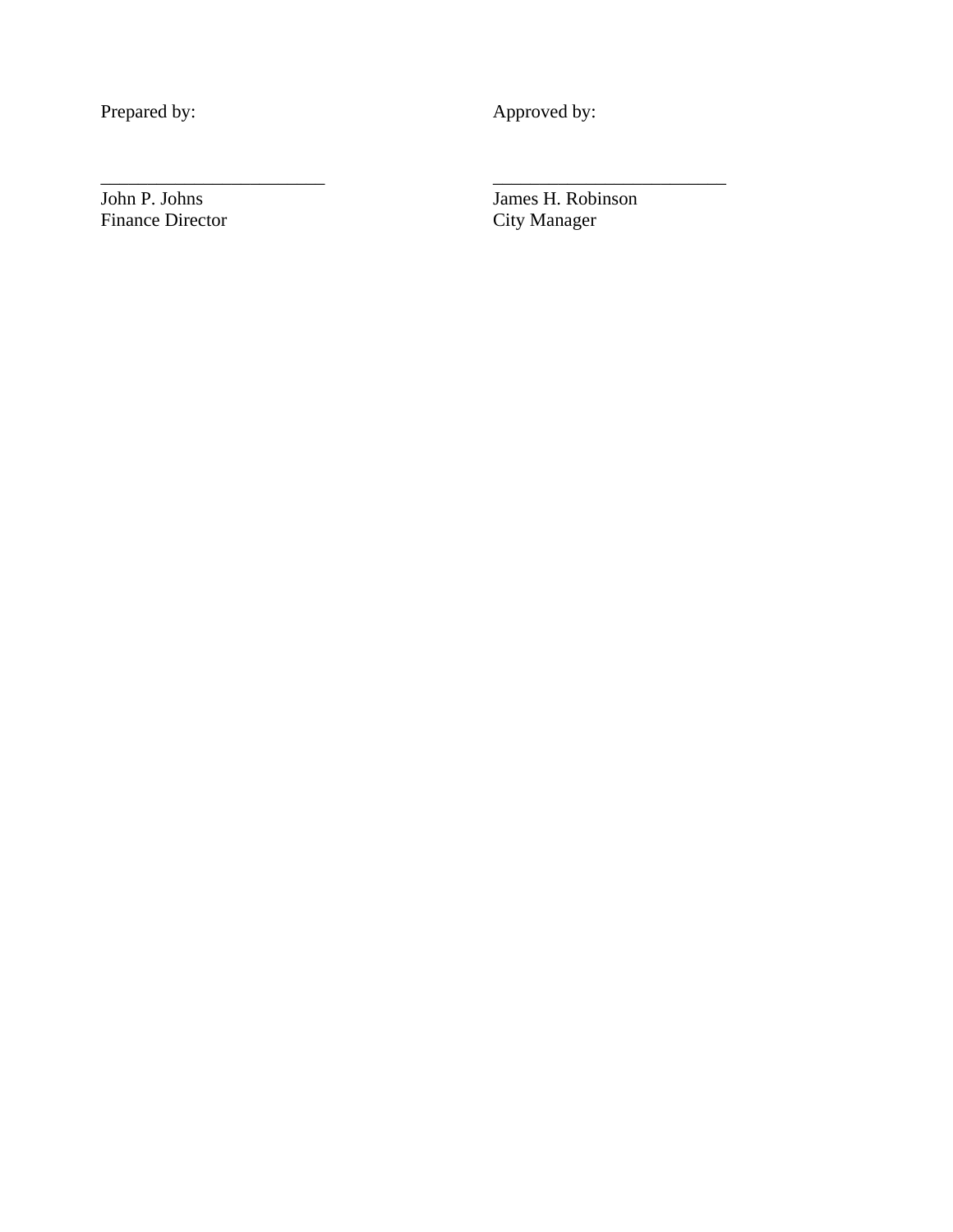| Prepared by: | Approved by: |
| --- | --- |
| ________________________ | _________________________ |
| John P. Johns | James H. Robinson |
| Finance Director | City Manager |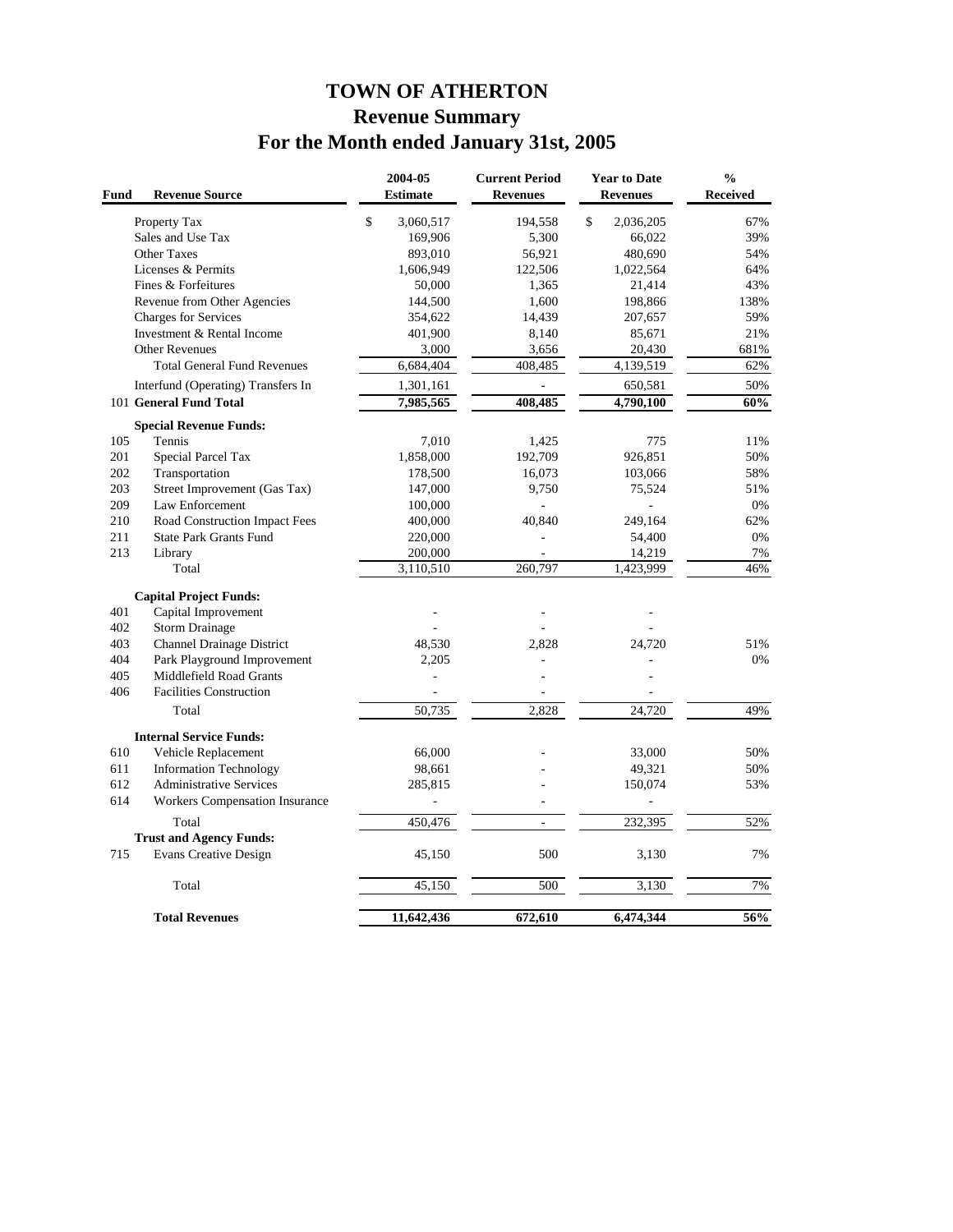# TOWN OF ATHERTON
## Revenue Summary
## For the Month ended January 31st, 2005

| Fund | Revenue Source | 2004-05 Estimate | Current Period Revenues | Year to Date Revenues | % Received |
|---|---|---|---|---|---|
| | Property Tax | $ 3,060,517 | 194,558 | $ 2,036,205 | 67% |
| | Sales and Use Tax | 169,906 | 5,300 | 66,022 | 39% |
| | Other Taxes | 893,010 | 56,921 | 480,690 | 54% |
| | Licenses & Permits | 1,606,949 | 122,506 | 1,022,564 | 64% |
| | Fines & Forfeitures | 50,000 | 1,365 | 21,414 | 43% |
| | Revenue from Other Agencies | 144,500 | 1,600 | 198,866 | 138% |
| | Charges for Services | 354,622 | 14,439 | 207,657 | 59% |
| | Investment & Rental Income | 401,900 | 8,140 | 85,671 | 21% |
| | Other Revenues | 3,000 | 3,656 | 20,430 | 681% |
| | Total General Fund Revenues | 6,684,404 | 408,485 | 4,139,519 | 62% |
| | Interfund (Operating) Transfers In | 1,301,161 | - | 650,581 | 50% |
| 101 | **General Fund Total** | **7,985,565** | **408,485** | **4,790,100** | **60%** |
| | **Special Revenue Funds:** | | | | |
| 105 | Tennis | 7,010 | 1,425 | 775 | 11% |
| 201 | Special Parcel Tax | 1,858,000 | 192,709 | 926,851 | 50% |
| 202 | Transportation | 178,500 | 16,073 | 103,066 | 58% |
| 203 | Street Improvement (Gas Tax) | 147,000 | 9,750 | 75,524 | 51% |
| 209 | Law Enforcement | 100,000 | - | - | 0% |
| 210 | Road Construction Impact Fees | 400,000 | 40,840 | 249,164 | 62% |
| 211 | State Park Grants Fund | 220,000 | - | 54,400 | 0% |
| 213 | Library | 200,000 | - | 14,219 | 7% |
| | Total | 3,110,510 | 260,797 | 1,423,999 | 46% |
| | **Capital Project Funds:** | | | | |
| 401 | Capital Improvement | - | - | - | |
| 402 | Storm Drainage | - | - | - | |
| 403 | Channel Drainage District | 48,530 | 2,828 | 24,720 | 51% |
| 404 | Park Playground Improvement | 2,205 | - | - | 0% |
| 405 | Middlefield Road Grants | - | - | - | |
| 406 | Facilities Construction | - | - | - | |
| | Total | 50,735 | 2,828 | 24,720 | 49% |
| | **Internal Service Funds:** | | | | |
| 610 | Vehicle Replacement | 66,000 | - | 33,000 | 50% |
| 611 | Information Technology | 98,661 | - | 49,321 | 50% |
| 612 | Administrative Services | 285,815 | - | 150,074 | 53% |
| 614 | Workers Compensation Insurance | - | - | - | |
| | Total | 450,476 | - | 232,395 | 52% |
| | **Trust and Agency Funds:** | | | | |
| 715 | Evans Creative Design | 45,150 | 500 | 3,130 | 7% |
| | Total | 45,150 | 500 | 3,130 | 7% |
| | **Total Revenues** | **11,642,436** | **672,610** | **6,474,344** | **56%** |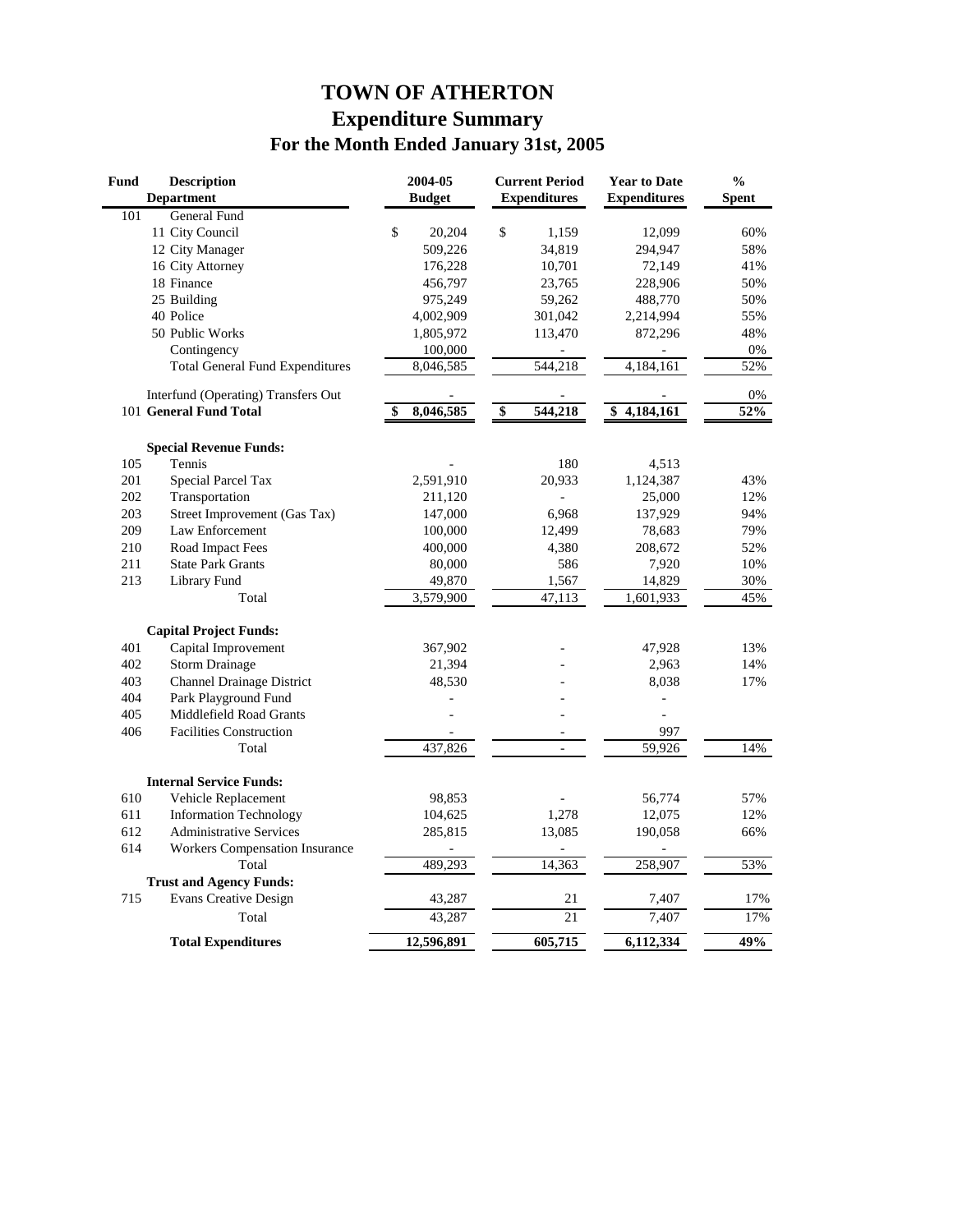# TOWN OF ATHERTON
## Expenditure Summary
### For the Month Ended January 31st, 2005

| Fund | Description<br>Department | 2004-05<br>Budget | Current Period<br>Expenditures | Year to Date<br>Expenditures | %<br>Spent |
|---|---|---|---|---|---|
| 101 | General Fund | | | | |
| | 11 City Council | $ 20,204 | $ 1,159 | 12,099 | 60% |
| | 12 City Manager | 509,226 | 34,819 | 294,947 | 58% |
| | 16 City Attorney | 176,228 | 10,701 | 72,149 | 41% |
| | 18 Finance | 456,797 | 23,765 | 228,906 | 50% |
| | 25 Building | 975,249 | 59,262 | 488,770 | 50% |
| | 40 Police | 4,002,909 | 301,042 | 2,214,994 | 55% |
| | 50 Public Works | 1,805,972 | 113,470 | 872,296 | 48% |
| | Contingency | 100,000 | - | - | 0% |
| | Total General Fund Expenditures | 8,046,585 | 544,218 | 4,184,161 | 52% |
| | Interfund (Operating) Transfers Out | - | - | - | 0% |
| 101 | **General Fund Total** | **$ 8,046,585** | **$ 544,218** | **$ 4,184,161** | **52%** |
| | **Special Revenue Funds:** | | | | |
| 105 | Tennis | - | 180 | 4,513 | |
| 201 | Special Parcel Tax | 2,591,910 | 20,933 | 1,124,387 | 43% |
| 202 | Transportation | 211,120 | - | 25,000 | 12% |
| 203 | Street Improvement (Gas Tax) | 147,000 | 6,968 | 137,929 | 94% |
| 209 | Law Enforcement | 100,000 | 12,499 | 78,683 | 79% |
| 210 | Road Impact Fees | 400,000 | 4,380 | 208,672 | 52% |
| 211 | State Park Grants | 80,000 | 586 | 7,920 | 10% |
| 213 | Library Fund | 49,870 | 1,567 | 14,829 | 30% |
| | Total | 3,579,900 | 47,113 | 1,601,933 | 45% |
| | **Capital Project Funds:** | | | | |
| 401 | Capital Improvement | 367,902 | - | 47,928 | 13% |
| 402 | Storm Drainage | 21,394 | - | 2,963 | 14% |
| 403 | Channel Drainage District | 48,530 | - | 8,038 | 17% |
| 404 | Park Playground Fund | - | - | - | |
| 405 | Middlefield Road Grants | - | - | - | |
| 406 | Facilities Construction | - | - | 997 | |
| | Total | 437,826 | - | 59,926 | 14% |
| | **Internal Service Funds:** | | | | |
| 610 | Vehicle Replacement | 98,853 | - | 56,774 | 57% |
| 611 | Information Technology | 104,625 | 1,278 | 12,075 | 12% |
| 612 | Administrative Services | 285,815 | 13,085 | 190,058 | 66% |
| 614 | Workers Compensation Insurance | - | - | - | |
| | Total | 489,293 | 14,363 | 258,907 | 53% |
| | **Trust and Agency Funds:** | | | | |
| 715 | Evans Creative Design | 43,287 | 21 | 7,407 | 17% |
| | Total | 43,287 | 21 | 7,407 | 17% |
| | **Total Expenditures** | **12,596,891** | **605,715** | **6,112,334** | **49%** |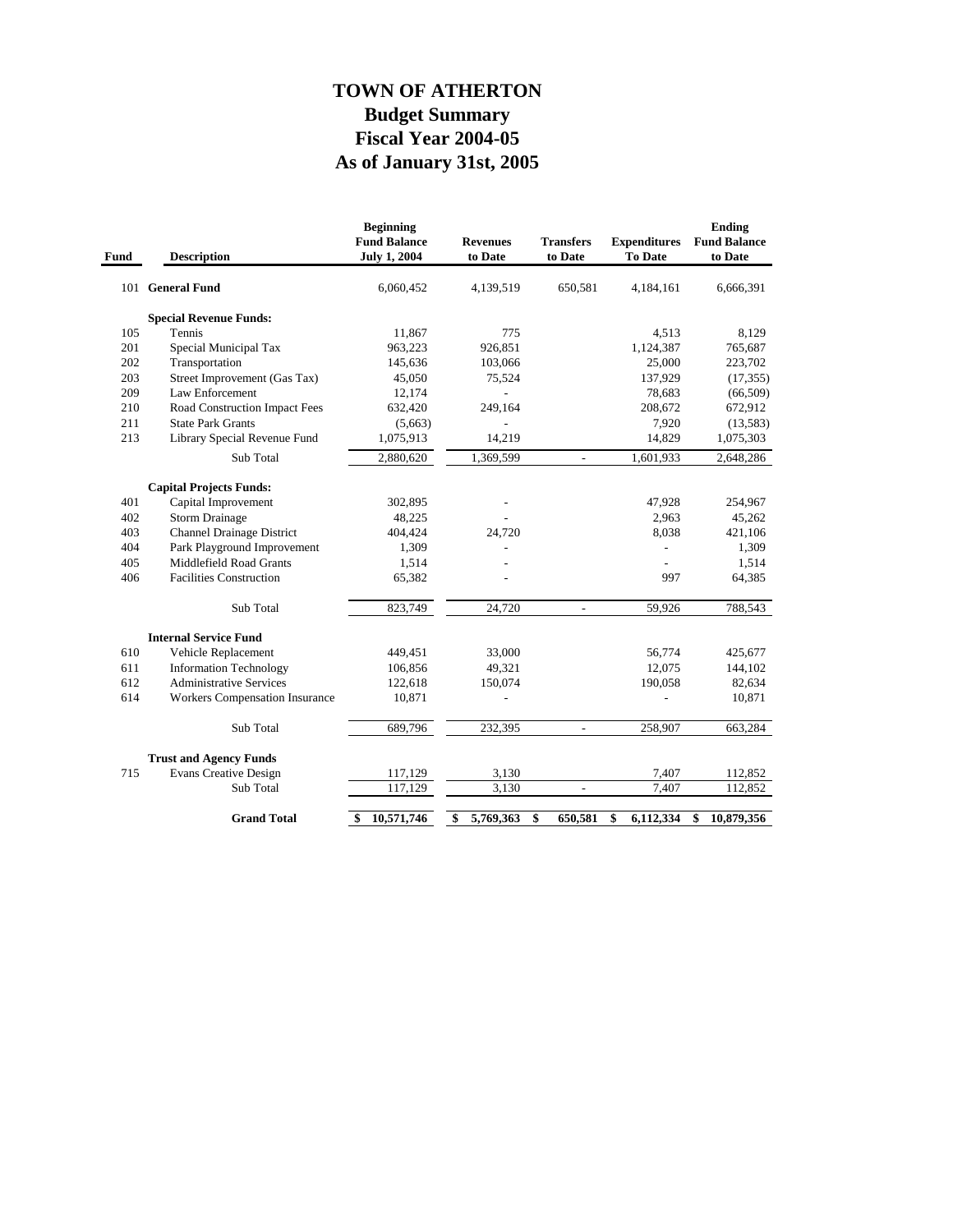# TOWN OF ATHERTON
## Budget Summary
## Fiscal Year 2004-05
## As of January 31st, 2005

| Fund | Description | Beginning Fund Balance July 1, 2004 | Revenues to Date | Transfers to Date | Expenditures To Date | Ending Fund Balance to Date |
|---|---|---|---|---|---|---|
| 101 | **General Fund** | 6,060,452 | 4,139,519 | 650,581 | 4,184,161 | 6,666,391 |
| | **Special Revenue Funds:** | | | | | |
| 105 | Tennis | 11,867 | 775 | | 4,513 | 8,129 |
| 201 | Special Municipal Tax | 963,223 | 926,851 | | 1,124,387 | 765,687 |
| 202 | Transportation | 145,636 | 103,066 | | 25,000 | 223,702 |
| 203 | Street Improvement (Gas Tax) | 45,050 | 75,524 | | 137,929 | (17,355) |
| 209 | Law Enforcement | 12,174 | - | | 78,683 | (66,509) |
| 210 | Road Construction Impact Fees | 632,420 | 249,164 | | 208,672 | 672,912 |
| 211 | State Park Grants | (5,663) | - | | 7,920 | (13,583) |
| 213 | Library Special Revenue Fund | 1,075,913 | 14,219 | | 14,829 | 1,075,303 |
| | Sub Total | 2,880,620 | 1,369,599 | - | 1,601,933 | 2,648,286 |
| | **Capital Projects Funds:** | | | | | |
| 401 | Capital Improvement | 302,895 | - | | 47,928 | 254,967 |
| 402 | Storm Drainage | 48,225 | - | | 2,963 | 45,262 |
| 403 | Channel Drainage District | 404,424 | 24,720 | | 8,038 | 421,106 |
| 404 | Park Playground Improvement | 1,309 | - | | - | 1,309 |
| 405 | Middlefield Road Grants | 1,514 | - | | - | 1,514 |
| 406 | Facilities Construction | 65,382 | - | | 997 | 64,385 |
| | Sub Total | 823,749 | 24,720 | - | 59,926 | 788,543 |
| | **Internal Service Fund** | | | | | |
| 610 | Vehicle Replacement | 449,451 | 33,000 | | 56,774 | 425,677 |
| 611 | Information Technology | 106,856 | 49,321 | | 12,075 | 144,102 |
| 612 | Administrative Services | 122,618 | 150,074 | | 190,058 | 82,634 |
| 614 | Workers Compensation Insurance | 10,871 | - | | - | 10,871 |
| | Sub Total | 689,796 | 232,395 | - | 258,907 | 663,284 |
| | **Trust and Agency Funds** | | | | | |
| 715 | Evans Creative Design | 117,129 | 3,130 | | 7,407 | 112,852 |
| | Sub Total | 117,129 | 3,130 | - | 7,407 | 112,852 |
| | **Grand Total** | **$ 10,571,746** | **$ 5,769,363** | **$ 650,581** | **$ 6,112,334** | **$ 10,879,356** |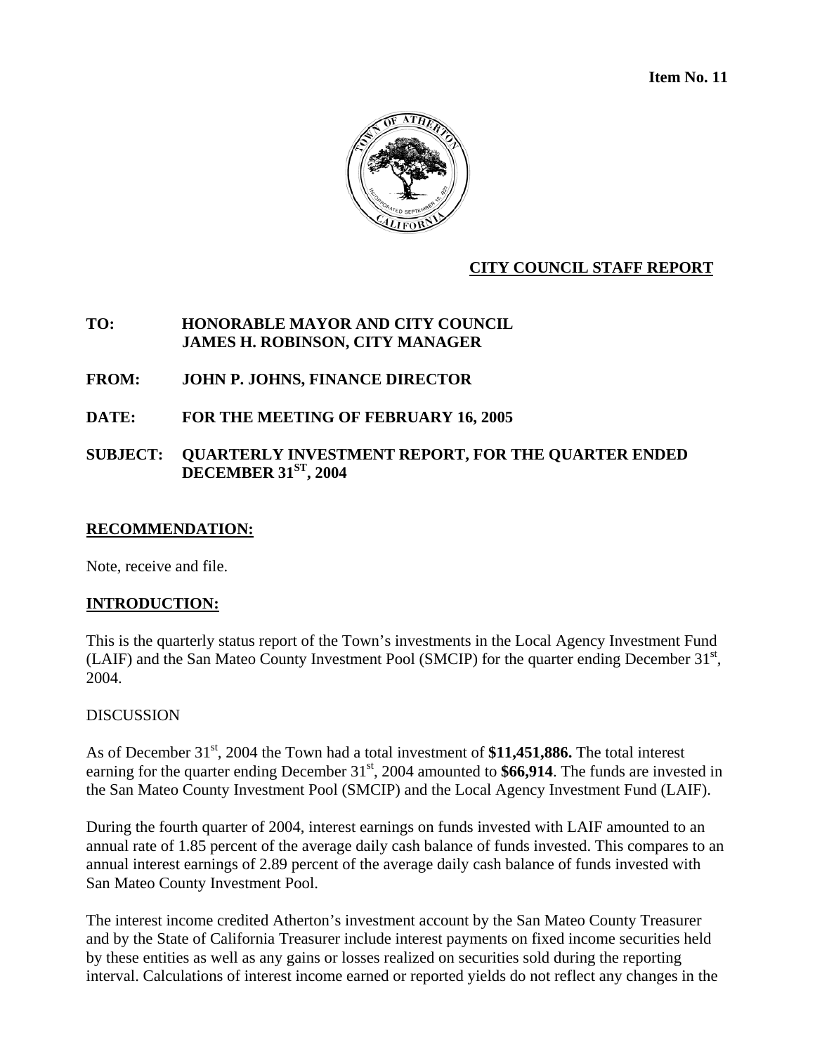**Item No. 11**

**CITY COUNCIL STAFF REPORT**

**TO:** HONORABLE MAYOR AND CITY COUNCIL
JAMES H. ROBINSON, CITY MANAGER

**FROM:** JOHN P. JOHNS, FINANCE DIRECTOR

**DATE:** FOR THE MEETING OF FEBRUARY 16, 2005

**SUBJECT:** QUARTERLY INVESTMENT REPORT, FOR THE QUARTER ENDED DECEMBER 31ST, 2004

## RECOMMENDATION:

Note, receive and file.

## INTRODUCTION:

This is the quarterly status report of the Town's investments in the Local Agency Investment Fund (LAIF) and the San Mateo County Investment Pool (SMCIP) for the quarter ending December 31st, 2004.

DISCUSSION

As of December 31st, 2004 the Town had a total investment of **$11,451,886.** The total interest earning for the quarter ending December 31st, 2004 amounted to **$66,914**. The funds are invested in the San Mateo County Investment Pool (SMCIP) and the Local Agency Investment Fund (LAIF).

During the fourth quarter of 2004, interest earnings on funds invested with LAIF amounted to an annual rate of 1.85 percent of the average daily cash balance of funds invested. This compares to an annual interest earnings of 2.89 percent of the average daily cash balance of funds invested with San Mateo County Investment Pool.

The interest income credited Atherton's investment account by the San Mateo County Treasurer and by the State of California Treasurer include interest payments on fixed income securities held by these entities as well as any gains or losses realized on securities sold during the reporting interval. Calculations of interest income earned or reported yields do not reflect any changes in the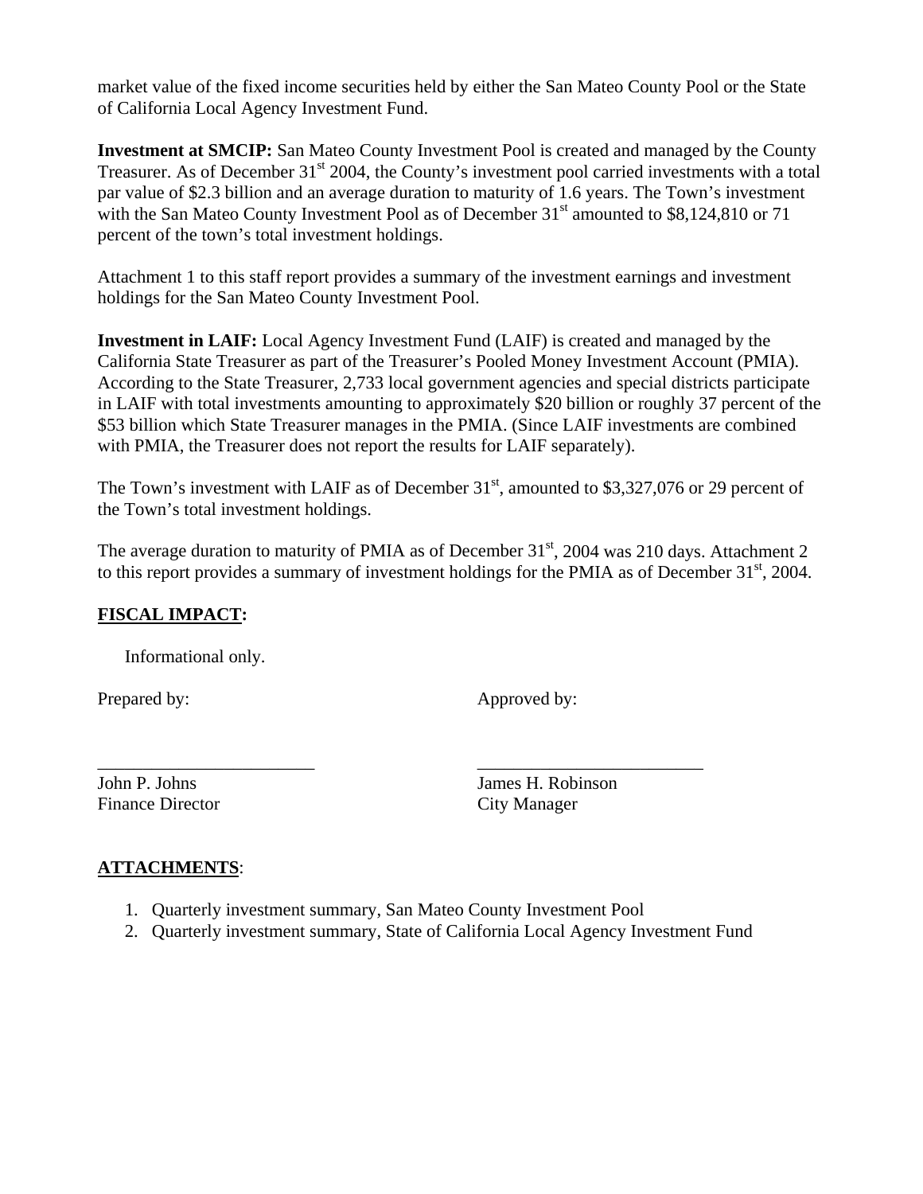market value of the fixed income securities held by either the San Mateo County Pool or the State of California Local Agency Investment Fund.

**Investment at SMCIP:** San Mateo County Investment Pool is created and managed by the County Treasurer. As of December 31st 2004, the County's investment pool carried investments with a total par value of $2.3 billion and an average duration to maturity of 1.6 years. The Town's investment with the San Mateo County Investment Pool as of December 31st amounted to $8,124,810 or 71 percent of the town's total investment holdings.

Attachment 1 to this staff report provides a summary of the investment earnings and investment holdings for the San Mateo County Investment Pool.

**Investment in LAIF:** Local Agency Investment Fund (LAIF) is created and managed by the California State Treasurer as part of the Treasurer's Pooled Money Investment Account (PMIA). According to the State Treasurer, 2,733 local government agencies and special districts participate in LAIF with total investments amounting to approximately $20 billion or roughly 37 percent of the $53 billion which State Treasurer manages in the PMIA. (Since LAIF investments are combined with PMIA, the Treasurer does not report the results for LAIF separately).

The Town's investment with LAIF as of December 31st, amounted to $3,327,076 or 29 percent of the Town's total investment holdings.

The average duration to maturity of PMIA as of December 31st, 2004 was 210 days. Attachment 2 to this report provides a summary of investment holdings for the PMIA as of December 31st, 2004.

## FISCAL IMPACT:

Informational only.

Prepared by: Approved by:

John P. Johns
Finance Director

James H. Robinson
City Manager

## ATTACHMENTS:

1. Quarterly investment summary, San Mateo County Investment Pool
2. Quarterly investment summary, State of California Local Agency Investment Fund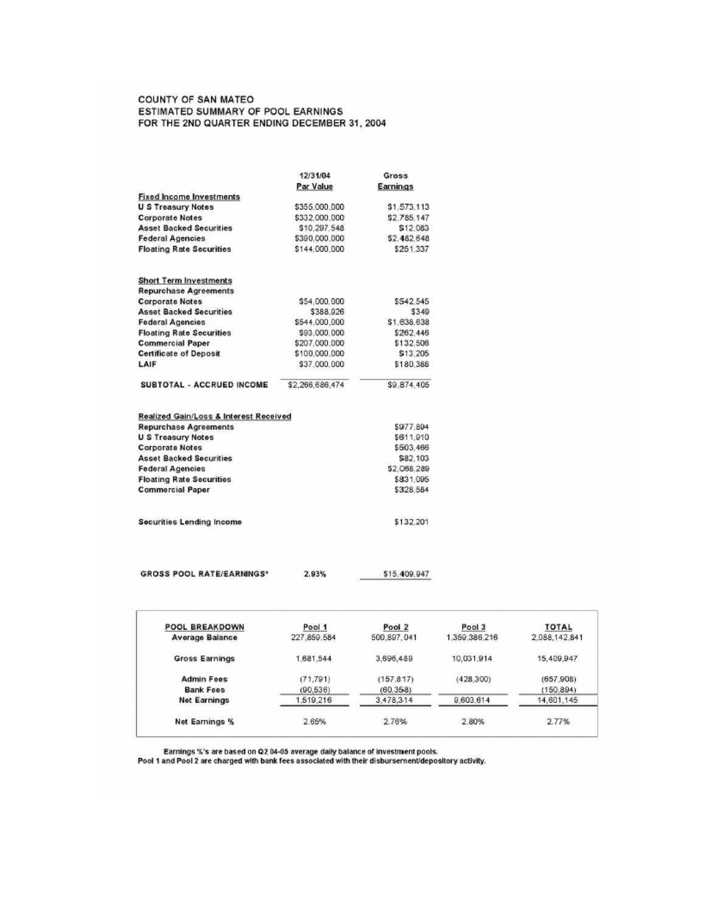# COUNTY OF SAN MATEO
## ESTIMATED SUMMARY OF POOL EARNINGS
## FOR THE 2ND QUARTER ENDING DECEMBER 31, 2004

| | 12/31/04 Par Value | Gross Earnings |
|---|---|---|
| **Fixed Income Investments** | | |
| U S Treasury Notes | $355,000,000 | $1,573,113 |
| Corporate Notes | $332,000,000 | $2,785,147 |
| Asset Backed Securities | $10,297,548 | $12,083 |
| Federal Agencies | $390,000,000 | $2,482,648 |
| Floating Rate Securities | $144,000,000 | $251,337 |
| **Short Term Investments** | | |
| Repurchase Agreements | | |
| Corporate Notes | $54,000,000 | $542,545 |
| Asset Backed Securities | $388,926 | $349 |
| Federal Agencies | $544,000,000 | $1,638,638 |
| Floating Rate Securities | $93,000,000 | $262,446 |
| Commercial Paper | $207,000,000 | $132,506 |
| Certificate of Deposit | $100,000,000 | $13,205 |
| LAIF | $37,000,000 | $180,388 |
| **SUBTOTAL - ACCRUED INCOME** | $2,266,686,474 | $9,874,405 |
| **Realized Gain/Loss & Interest Received** | | |
| Repurchase Agreements | | $977,894 |
| U S Treasury Notes | | $611,910 |
| Corporate Notes | | $503,466 |
| Asset Backed Securities | | $82,103 |
| Federal Agencies | | $2,068,289 |
| Floating Rate Securities | | $831,095 |
| Commercial Paper | | $328,584 |
| Securities Lending Income | | $132,201 |
| **GROSS POOL RATE/EARNINGS*** | 2.93% | $15,409,947 |

| POOL BREAKDOWN | Pool 1 | Pool 2 | Pool 3 | TOTAL |
|---|---|---|---|---|
| Average Balance | 227,859,584 | 500,897,041 | 1,359,386,216 | 2,088,142,841 |
| Gross Earnings | 1,681,544 | 3,696,489 | 10,031,914 | 15,409,947 |
| Admin Fees | (71,791) | (157,817) | (428,300) | (657,908) |
| Bank Fees | (90,536) | (60,358) | | (150,894) |
| Net Earnings | 1,519,216 | 3,478,314 | 9,603,614 | 14,601,145 |
| Net Earnings % | 2.65% | 2.76% | 2.80% | 2.77% |

Earnings %'s are based on Q2 04-05 average daily balance of investment pools.
Pool 1 and Pool 2 are charged with bank fees associated with their disbursement/depository activity.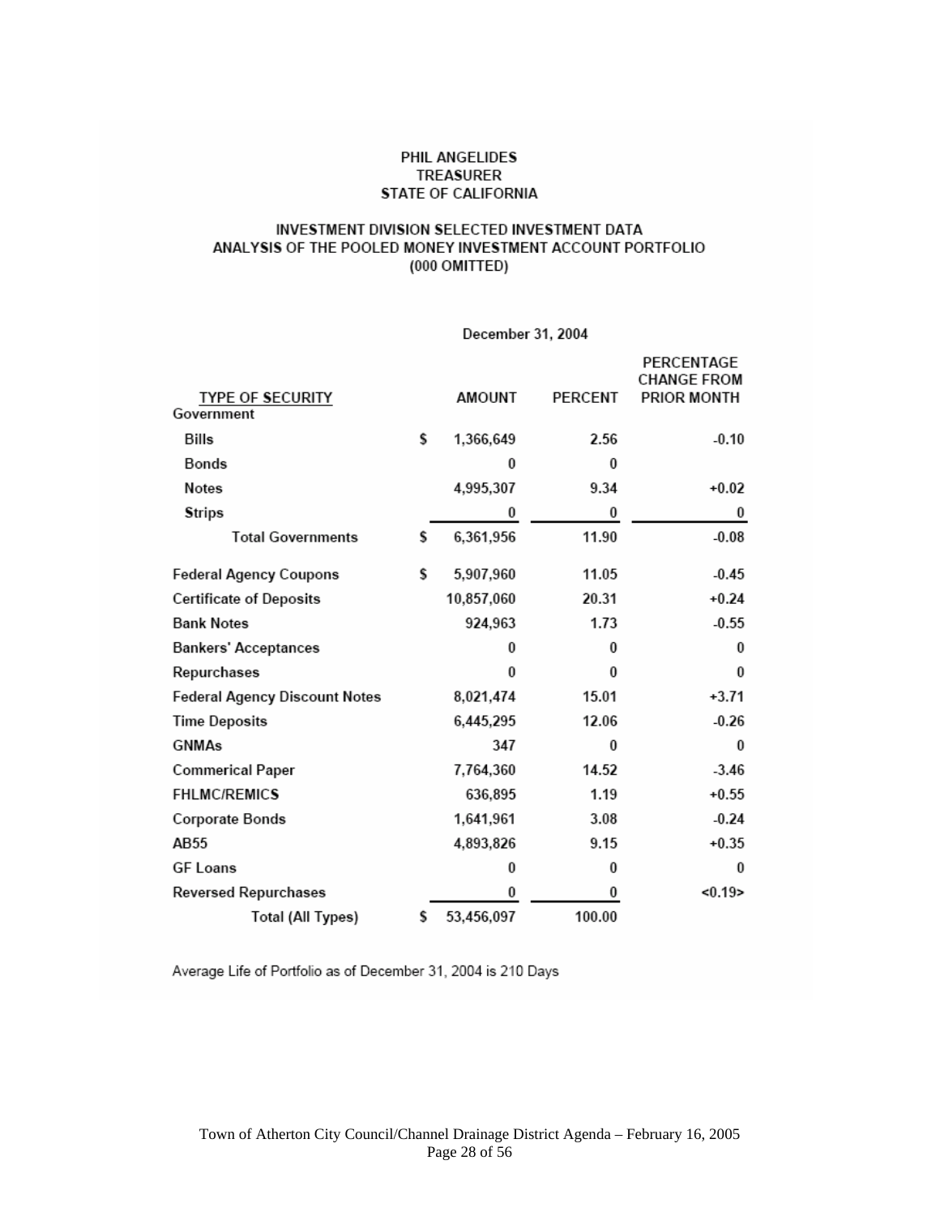PHIL ANGELIDES
TREASURER
STATE OF CALIFORNIA

INVESTMENT DIVISION SELECTED INVESTMENT DATA
ANALYSIS OF THE POOLED MONEY INVESTMENT ACCOUNT PORTFOLIO
(000 OMITTED)

December 31, 2004

| TYPE OF SECURITY | AMOUNT | PERCENT | PERCENTAGE CHANGE FROM PRIOR MONTH |
|---|---|---|---|
| Government | | | |
| Bills | $ 1,366,649 | 2.56 | -0.10 |
| Bonds | 0 | 0 | |
| Notes | 4,995,307 | 9.34 | +0.02 |
| Strips | 0 | 0 | 0 |
| Total Governments | $ 6,361,956 | 11.90 | -0.08 |
| Federal Agency Coupons | $ 5,907,960 | 11.05 | -0.45 |
| Certificate of Deposits | 10,857,060 | 20.31 | +0.24 |
| Bank Notes | 924,963 | 1.73 | -0.55 |
| Bankers' Acceptances | 0 | 0 | 0 |
| Repurchases | 0 | 0 | 0 |
| Federal Agency Discount Notes | 8,021,474 | 15.01 | +3.71 |
| Time Deposits | 6,445,295 | 12.06 | -0.26 |
| GNMAs | 347 | 0 | 0 |
| Commerical Paper | 7,764,360 | 14.52 | -3.46 |
| FHLMC/REMICS | 636,895 | 1.19 | +0.55 |
| Corporate Bonds | 1,641,961 | 3.08 | -0.24 |
| AB55 | 4,893,826 | 9.15 | +0.35 |
| GF Loans | 0 | 0 | 0 |
| Reversed Repurchases | 0 | 0 | <0.19> |
| Total (All Types) | $ 53,456,097 | 100.00 | |

Average Life of Portfolio as of December 31, 2004 is 210 Days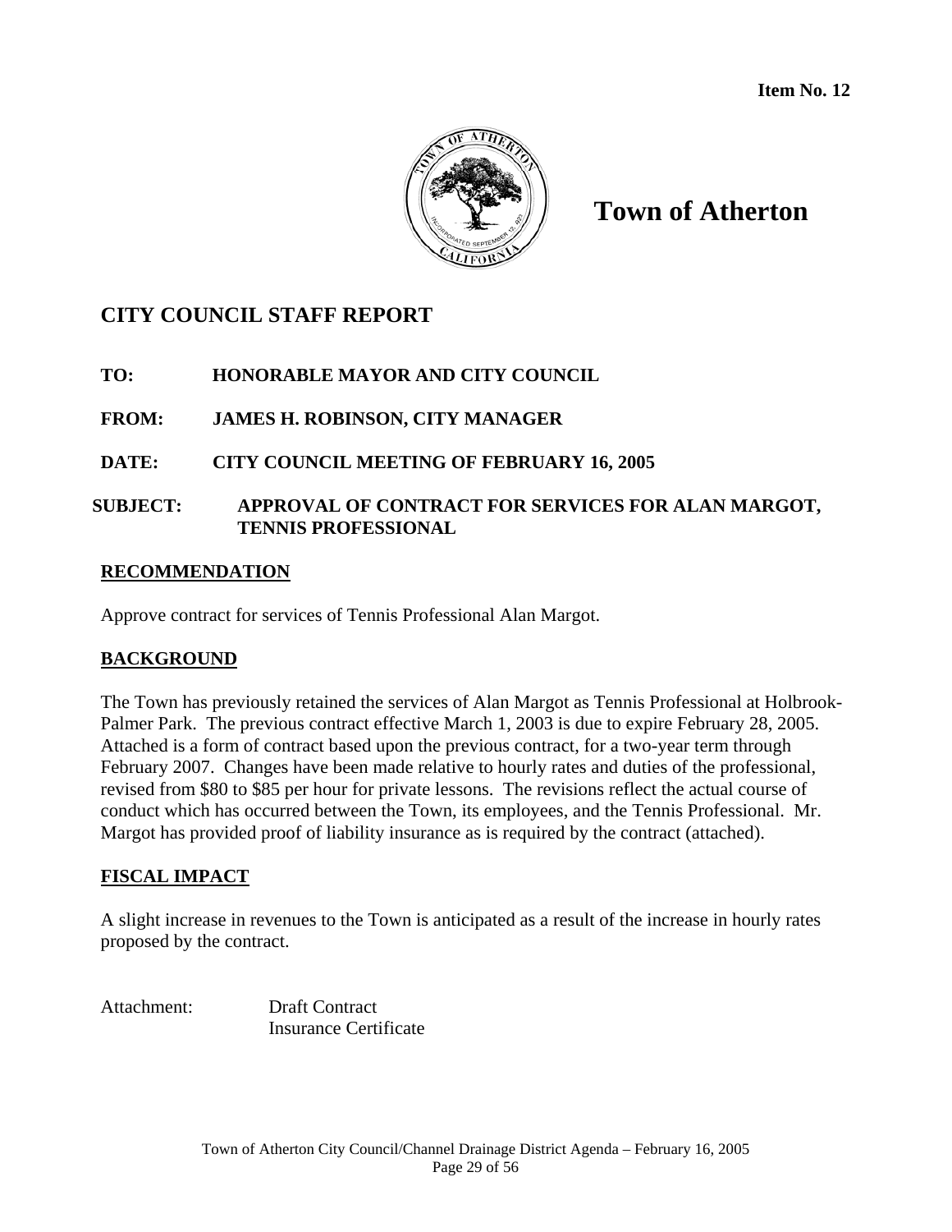**Item No. 12**

# Town of Atherton

## CITY COUNCIL STAFF REPORT

**TO:** HONORABLE MAYOR AND CITY COUNCIL

**FROM:** JAMES H. ROBINSON, CITY MANAGER

**DATE:** CITY COUNCIL MEETING OF FEBRUARY 16, 2005

**SUBJECT:** APPROVAL OF CONTRACT FOR SERVICES FOR ALAN MARGOT, TENNIS PROFESSIONAL

### RECOMMENDATION

Approve contract for services of Tennis Professional Alan Margot.

### BACKGROUND

The Town has previously retained the services of Alan Margot as Tennis Professional at Holbrook-Palmer Park. The previous contract effective March 1, 2003 is due to expire February 28, 2005. Attached is a form of contract based upon the previous contract, for a two-year term through February 2007. Changes have been made relative to hourly rates and duties of the professional, revised from $80 to $85 per hour for private lessons. The revisions reflect the actual course of conduct which has occurred between the Town, its employees, and the Tennis Professional. Mr. Margot has provided proof of liability insurance as is required by the contract (attached).

### FISCAL IMPACT

A slight increase in revenues to the Town is anticipated as a result of the increase in hourly rates proposed by the contract.

Attachment: Draft Contract
Insurance Certificate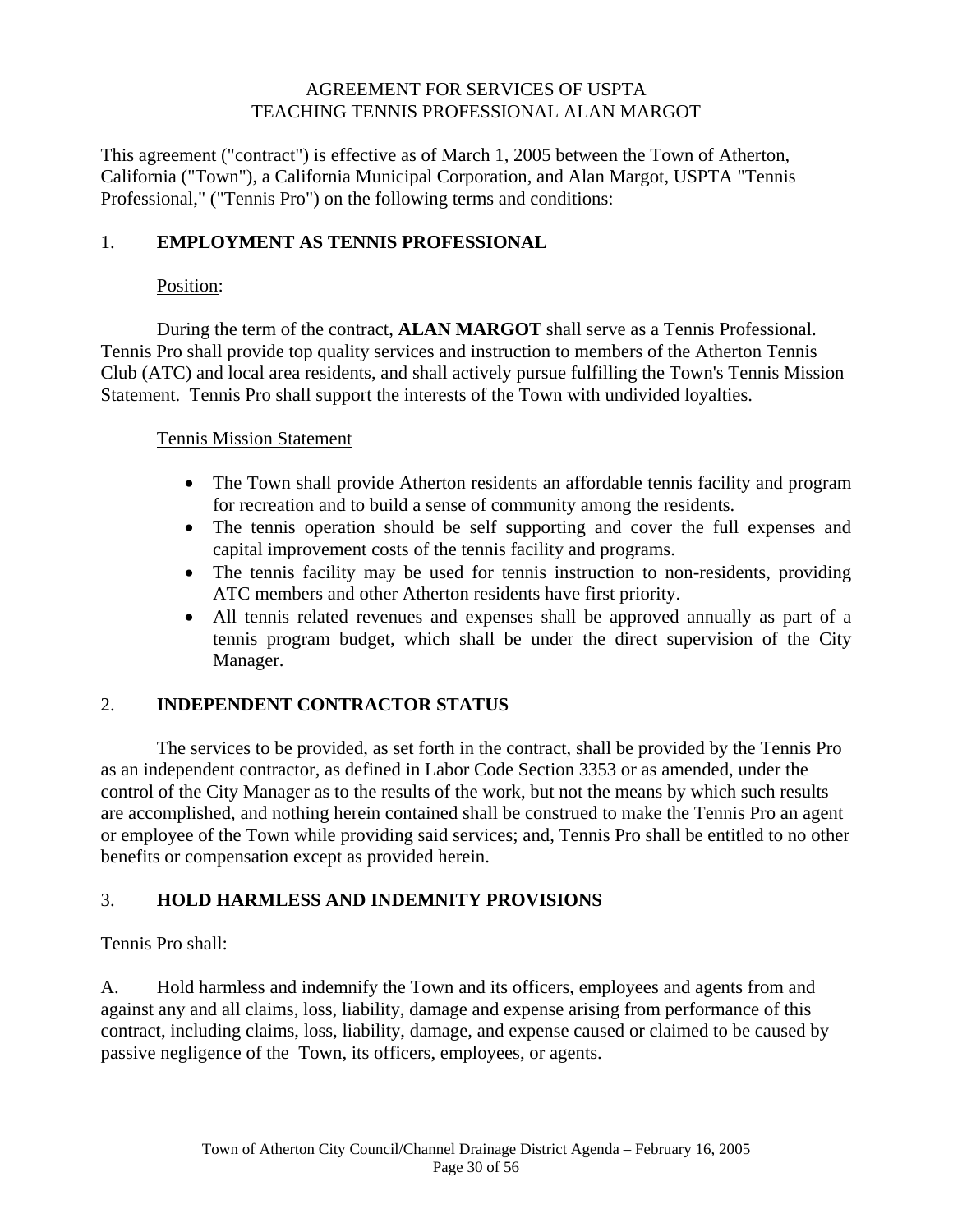# AGREEMENT FOR SERVICES OF USPTA TEACHING TENNIS PROFESSIONAL ALAN MARGOT

This agreement ("contract") is effective as of March 1, 2005 between the Town of Atherton, California ("Town"), a California Municipal Corporation, and Alan Margot, USPTA "Tennis Professional," ("Tennis Pro") on the following terms and conditions:

## 1. EMPLOYMENT AS TENNIS PROFESSIONAL

Position:

During the term of the contract, **ALAN MARGOT** shall serve as a Tennis Professional. Tennis Pro shall provide top quality services and instruction to members of the Atherton Tennis Club (ATC) and local area residents, and shall actively pursue fulfilling the Town's Tennis Mission Statement. Tennis Pro shall support the interests of the Town with undivided loyalties.

Tennis Mission Statement

- The Town shall provide Atherton residents an affordable tennis facility and program for recreation and to build a sense of community among the residents.
- The tennis operation should be self supporting and cover the full expenses and capital improvement costs of the tennis facility and programs.
- The tennis facility may be used for tennis instruction to non-residents, providing ATC members and other Atherton residents have first priority.
- All tennis related revenues and expenses shall be approved annually as part of a tennis program budget, which shall be under the direct supervision of the City Manager.

## 2. INDEPENDENT CONTRACTOR STATUS

The services to be provided, as set forth in the contract, shall be provided by the Tennis Pro as an independent contractor, as defined in Labor Code Section 3353 or as amended, under the control of the City Manager as to the results of the work, but not the means by which such results are accomplished, and nothing herein contained shall be construed to make the Tennis Pro an agent or employee of the Town while providing said services; and, Tennis Pro shall be entitled to no other benefits or compensation except as provided herein.

## 3. HOLD HARMLESS AND INDEMNITY PROVISIONS

Tennis Pro shall:

A. Hold harmless and indemnify the Town and its officers, employees and agents from and against any and all claims, loss, liability, damage and expense arising from performance of this contract, including claims, loss, liability, damage, and expense caused or claimed to be caused by passive negligence of the Town, its officers, employees, or agents.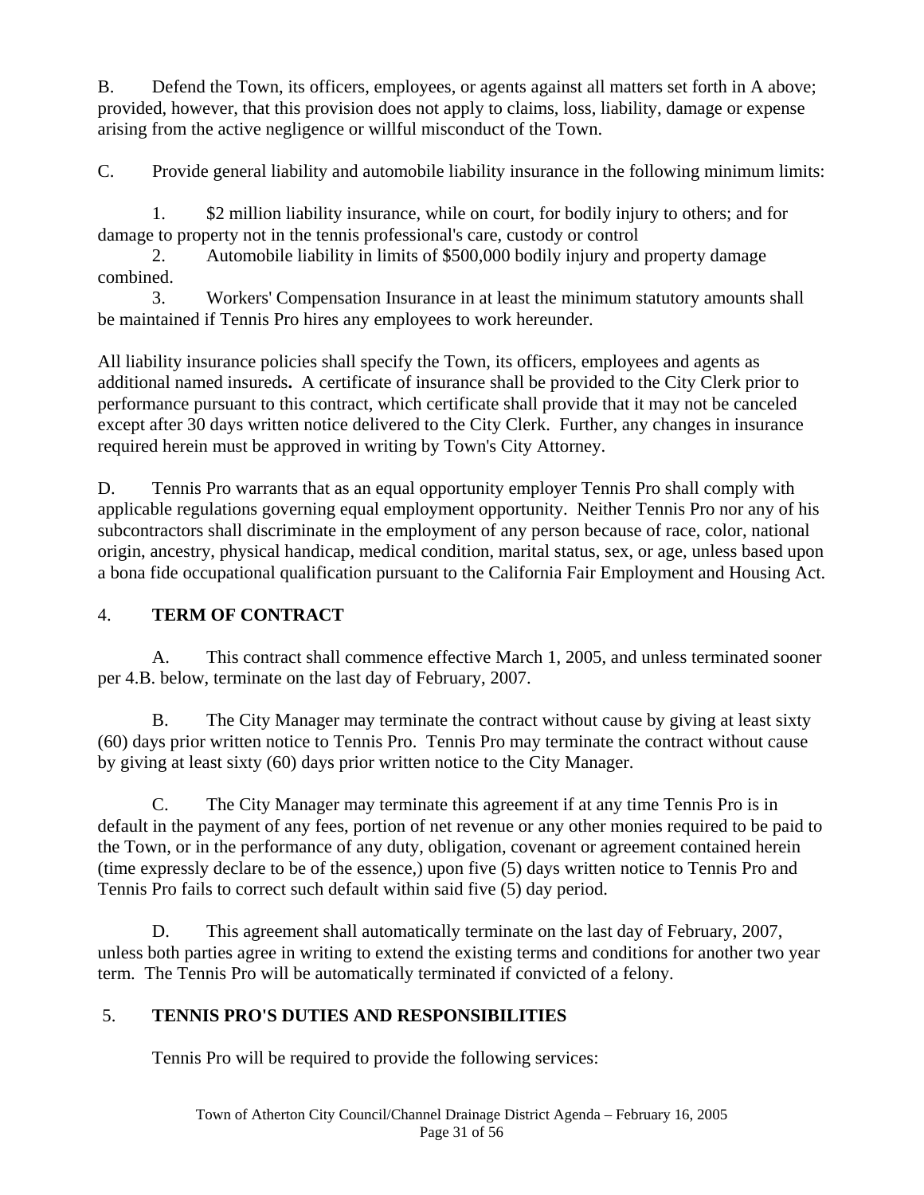B. Defend the Town, its officers, employees, or agents against all matters set forth in A above; provided, however, that this provision does not apply to claims, loss, liability, damage or expense arising from the active negligence or willful misconduct of the Town.

C. Provide general liability and automobile liability insurance in the following minimum limits:

1. $2 million liability insurance, while on court, for bodily injury to others; and for damage to property not in the tennis professional's care, custody or control
2. Automobile liability in limits of $500,000 bodily injury and property damage combined.
3. Workers' Compensation Insurance in at least the minimum statutory amounts shall be maintained if Tennis Pro hires any employees to work hereunder.

All liability insurance policies shall specify the Town, its officers, employees and agents as additional named insureds**.** A certificate of insurance shall be provided to the City Clerk prior to performance pursuant to this contract, which certificate shall provide that it may not be canceled except after 30 days written notice delivered to the City Clerk. Further, any changes in insurance required herein must be approved in writing by Town's City Attorney.

D. Tennis Pro warrants that as an equal opportunity employer Tennis Pro shall comply with applicable regulations governing equal employment opportunity. Neither Tennis Pro nor any of his subcontractors shall discriminate in the employment of any person because of race, color, national origin, ancestry, physical handicap, medical condition, marital status, sex, or age, unless based upon a bona fide occupational qualification pursuant to the California Fair Employment and Housing Act.

## 4. TERM OF CONTRACT

A. This contract shall commence effective March 1, 2005, and unless terminated sooner per 4.B. below, terminate on the last day of February, 2007.

B. The City Manager may terminate the contract without cause by giving at least sixty (60) days prior written notice to Tennis Pro. Tennis Pro may terminate the contract without cause by giving at least sixty (60) days prior written notice to the City Manager.

C. The City Manager may terminate this agreement if at any time Tennis Pro is in default in the payment of any fees, portion of net revenue or any other monies required to be paid to the Town, or in the performance of any duty, obligation, covenant or agreement contained herein (time expressly declare to be of the essence,) upon five (5) days written notice to Tennis Pro and Tennis Pro fails to correct such default within said five (5) day period.

D. This agreement shall automatically terminate on the last day of February, 2007, unless both parties agree in writing to extend the existing terms and conditions for another two year term. The Tennis Pro will be automatically terminated if convicted of a felony.

## 5. TENNIS PRO'S DUTIES AND RESPONSIBILITIES

Tennis Pro will be required to provide the following services: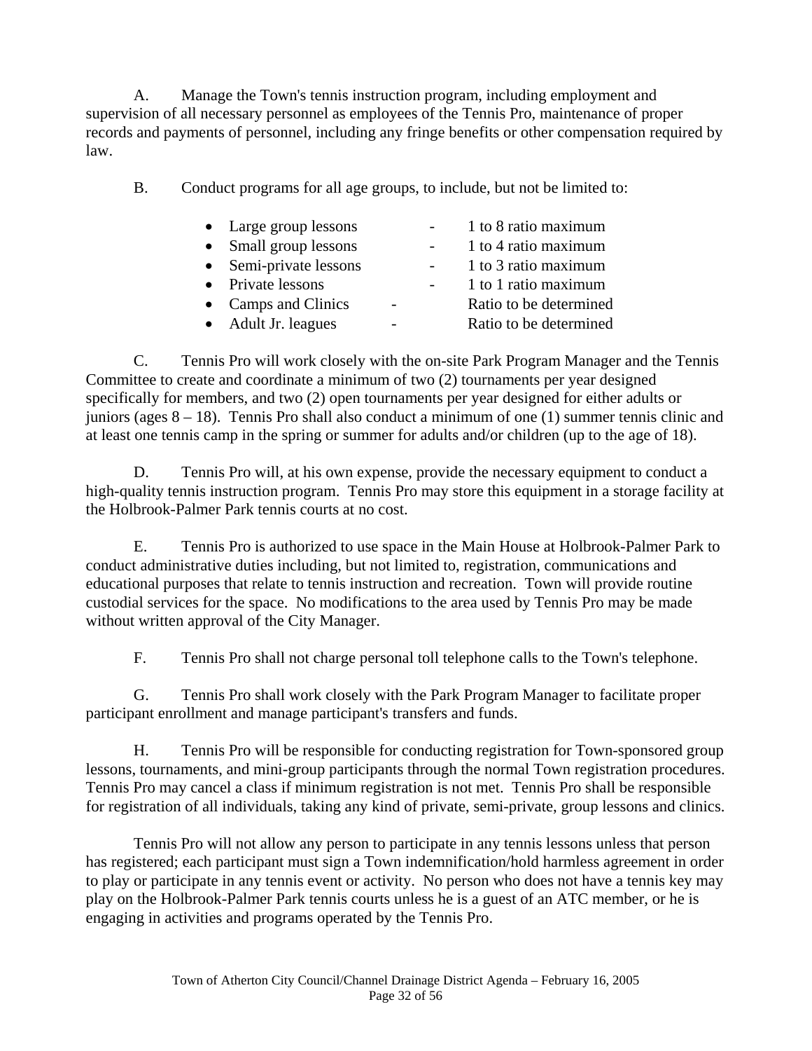A. Manage the Town's tennis instruction program, including employment and supervision of all necessary personnel as employees of the Tennis Pro, maintenance of proper records and payments of personnel, including any fringe benefits or other compensation required by law.

B. Conduct programs for all age groups, to include, but not be limited to:

- Large group lessons - 1 to 8 ratio maximum
- Small group lessons - 1 to 4 ratio maximum
- Semi-private lessons - 1 to 3 ratio maximum
- Private lessons - 1 to 1 ratio maximum
- Camps and Clinics - Ratio to be determined
- Adult Jr. leagues - Ratio to be determined

C. Tennis Pro will work closely with the on-site Park Program Manager and the Tennis Committee to create and coordinate a minimum of two (2) tournaments per year designed specifically for members, and two (2) open tournaments per year designed for either adults or juniors (ages 8 – 18). Tennis Pro shall also conduct a minimum of one (1) summer tennis clinic and at least one tennis camp in the spring or summer for adults and/or children (up to the age of 18).

D. Tennis Pro will, at his own expense, provide the necessary equipment to conduct a high-quality tennis instruction program. Tennis Pro may store this equipment in a storage facility at the Holbrook-Palmer Park tennis courts at no cost.

E. Tennis Pro is authorized to use space in the Main House at Holbrook-Palmer Park to conduct administrative duties including, but not limited to, registration, communications and educational purposes that relate to tennis instruction and recreation. Town will provide routine custodial services for the space. No modifications to the area used by Tennis Pro may be made without written approval of the City Manager.

F. Tennis Pro shall not charge personal toll telephone calls to the Town's telephone.

G. Tennis Pro shall work closely with the Park Program Manager to facilitate proper participant enrollment and manage participant's transfers and funds.

H. Tennis Pro will be responsible for conducting registration for Town-sponsored group lessons, tournaments, and mini-group participants through the normal Town registration procedures. Tennis Pro may cancel a class if minimum registration is not met. Tennis Pro shall be responsible for registration of all individuals, taking any kind of private, semi-private, group lessons and clinics.

Tennis Pro will not allow any person to participate in any tennis lessons unless that person has registered; each participant must sign a Town indemnification/hold harmless agreement in order to play or participate in any tennis event or activity. No person who does not have a tennis key may play on the Holbrook-Palmer Park tennis courts unless he is a guest of an ATC member, or he is engaging in activities and programs operated by the Tennis Pro.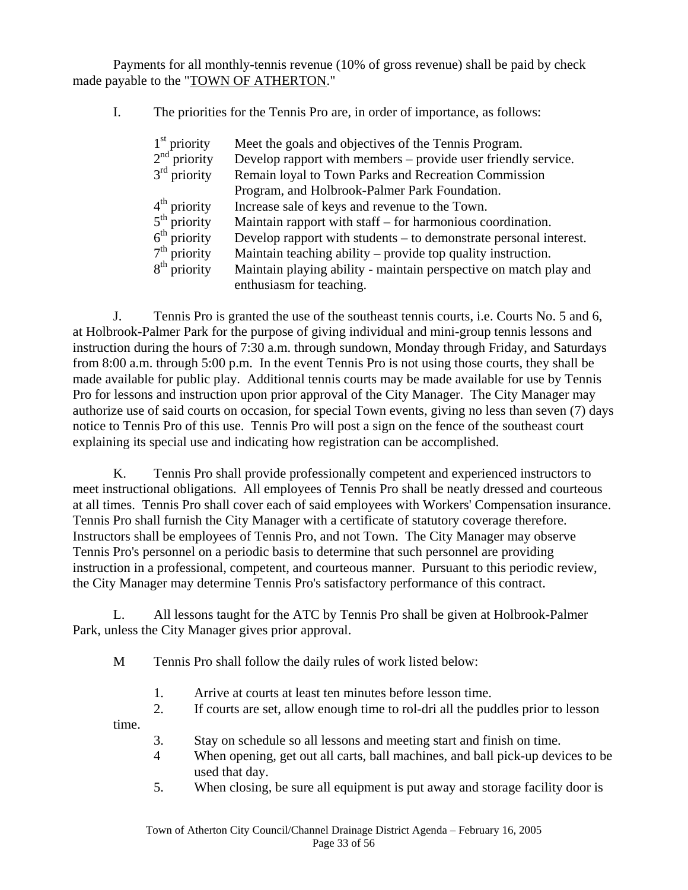Payments for all monthly-tennis revenue (10% of gross revenue) shall be paid by check made payable to the "TOWN OF ATHERTON."

I. The priorities for the Tennis Pro are, in order of importance, as follows:

| | |
|---|---|
| 1st priority | Meet the goals and objectives of the Tennis Program. |
| 2nd priority | Develop rapport with members – provide user friendly service. |
| 3rd priority | Remain loyal to Town Parks and Recreation Commission Program, and Holbrook-Palmer Park Foundation. |
| 4th priority | Increase sale of keys and revenue to the Town. |
| 5th priority | Maintain rapport with staff – for harmonious coordination. |
| 6th priority | Develop rapport with students – to demonstrate personal interest. |
| 7th priority | Maintain teaching ability – provide top quality instruction. |
| 8th priority | Maintain playing ability - maintain perspective on match play and enthusiasm for teaching. |

J. Tennis Pro is granted the use of the southeast tennis courts, i.e. Courts No. 5 and 6, at Holbrook-Palmer Park for the purpose of giving individual and mini-group tennis lessons and instruction during the hours of 7:30 a.m. through sundown, Monday through Friday, and Saturdays from 8:00 a.m. through 5:00 p.m. In the event Tennis Pro is not using those courts, they shall be made available for public play. Additional tennis courts may be made available for use by Tennis Pro for lessons and instruction upon prior approval of the City Manager. The City Manager may authorize use of said courts on occasion, for special Town events, giving no less than seven (7) days notice to Tennis Pro of this use. Tennis Pro will post a sign on the fence of the southeast court explaining its special use and indicating how registration can be accomplished.

K. Tennis Pro shall provide professionally competent and experienced instructors to meet instructional obligations. All employees of Tennis Pro shall be neatly dressed and courteous at all times. Tennis Pro shall cover each of said employees with Workers' Compensation insurance. Tennis Pro shall furnish the City Manager with a certificate of statutory coverage therefore. Instructors shall be employees of Tennis Pro, and not Town. The City Manager may observe Tennis Pro's personnel on a periodic basis to determine that such personnel are providing instruction in a professional, competent, and courteous manner. Pursuant to this periodic review, the City Manager may determine Tennis Pro's satisfactory performance of this contract.

L. All lessons taught for the ATC by Tennis Pro shall be given at Holbrook-Palmer Park, unless the City Manager gives prior approval.

M Tennis Pro shall follow the daily rules of work listed below:

1. Arrive at courts at least ten minutes before lesson time.
2. If courts are set, allow enough time to rol-dri all the puddles prior to lesson time.
3. Stay on schedule so all lessons and meeting start and finish on time.
4. When opening, get out all carts, ball machines, and ball pick-up devices to be used that day.
5. When closing, be sure all equipment is put away and storage facility door is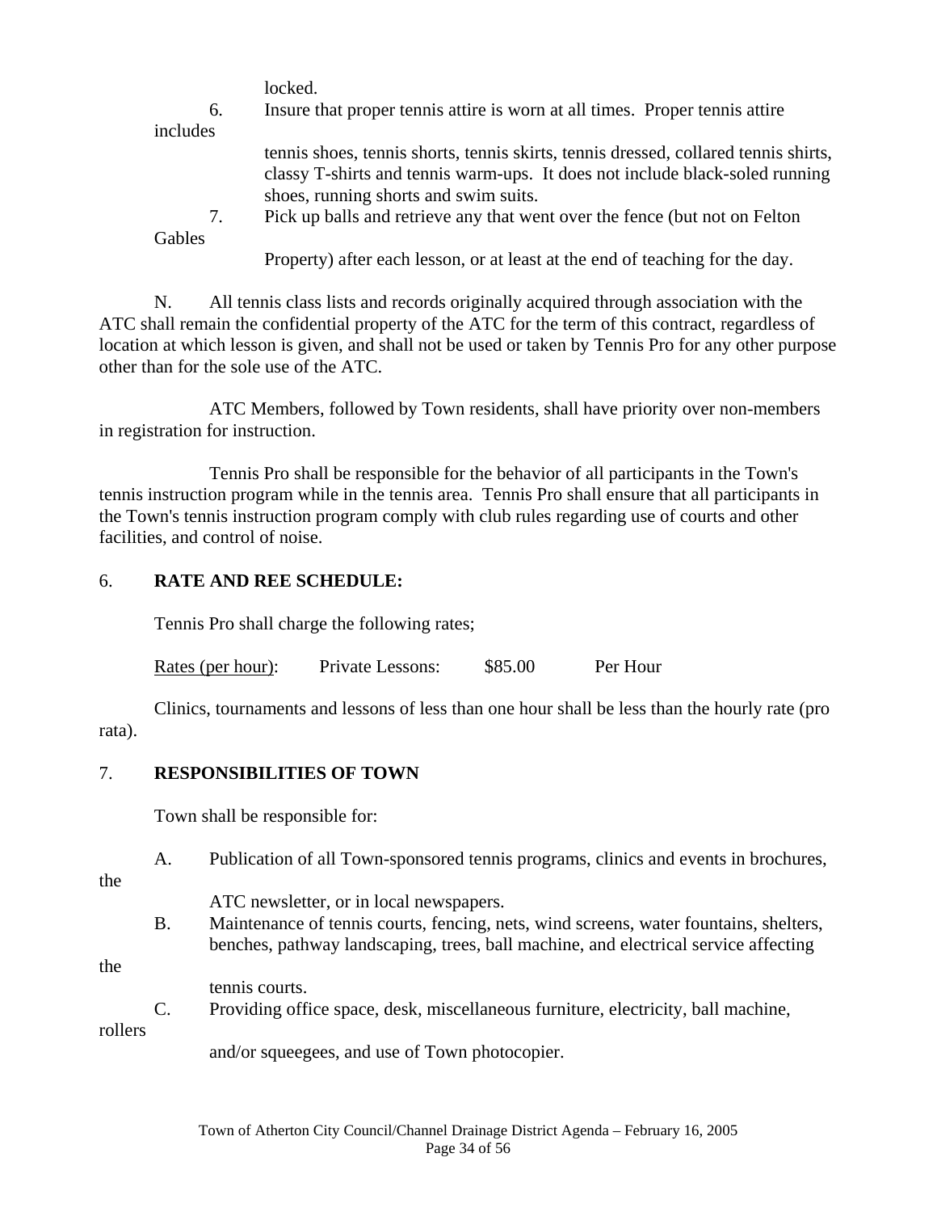locked.

6. Insure that proper tennis attire is worn at all times. Proper tennis attire includes tennis shoes, tennis shorts, tennis skirts, tennis dressed, collared tennis shirts, classy T-shirts and tennis warm-ups. It does not include black-soled running shoes, running shorts and swim suits.
7. Pick up balls and retrieve any that went over the fence (but not on Felton Gables Property) after each lesson, or at least at the end of teaching for the day.

N. All tennis class lists and records originally acquired through association with the ATC shall remain the confidential property of the ATC for the term of this contract, regardless of location at which lesson is given, and shall not be used or taken by Tennis Pro for any other purpose other than for the sole use of the ATC.

ATC Members, followed by Town residents, shall have priority over non-members in registration for instruction.

Tennis Pro shall be responsible for the behavior of all participants in the Town's tennis instruction program while in the tennis area. Tennis Pro shall ensure that all participants in the Town's tennis instruction program comply with club rules regarding use of courts and other facilities, and control of noise.

6. **RATE AND REE SCHEDULE:**

Tennis Pro shall charge the following rates;

Rates (per hour): Private Lessons: $85.00 Per Hour

Clinics, tournaments and lessons of less than one hour shall be less than the hourly rate (pro rata).

7. **RESPONSIBILITIES OF TOWN**

Town shall be responsible for:

A. Publication of all Town-sponsored tennis programs, clinics and events in brochures, the ATC newsletter, or in local newspapers.

B. Maintenance of tennis courts, fencing, nets, wind screens, water fountains, shelters, benches, pathway landscaping, trees, ball machine, and electrical service affecting the tennis courts.

C. Providing office space, desk, miscellaneous furniture, electricity, ball machine, rollers and/or squeegees, and use of Town photocopier.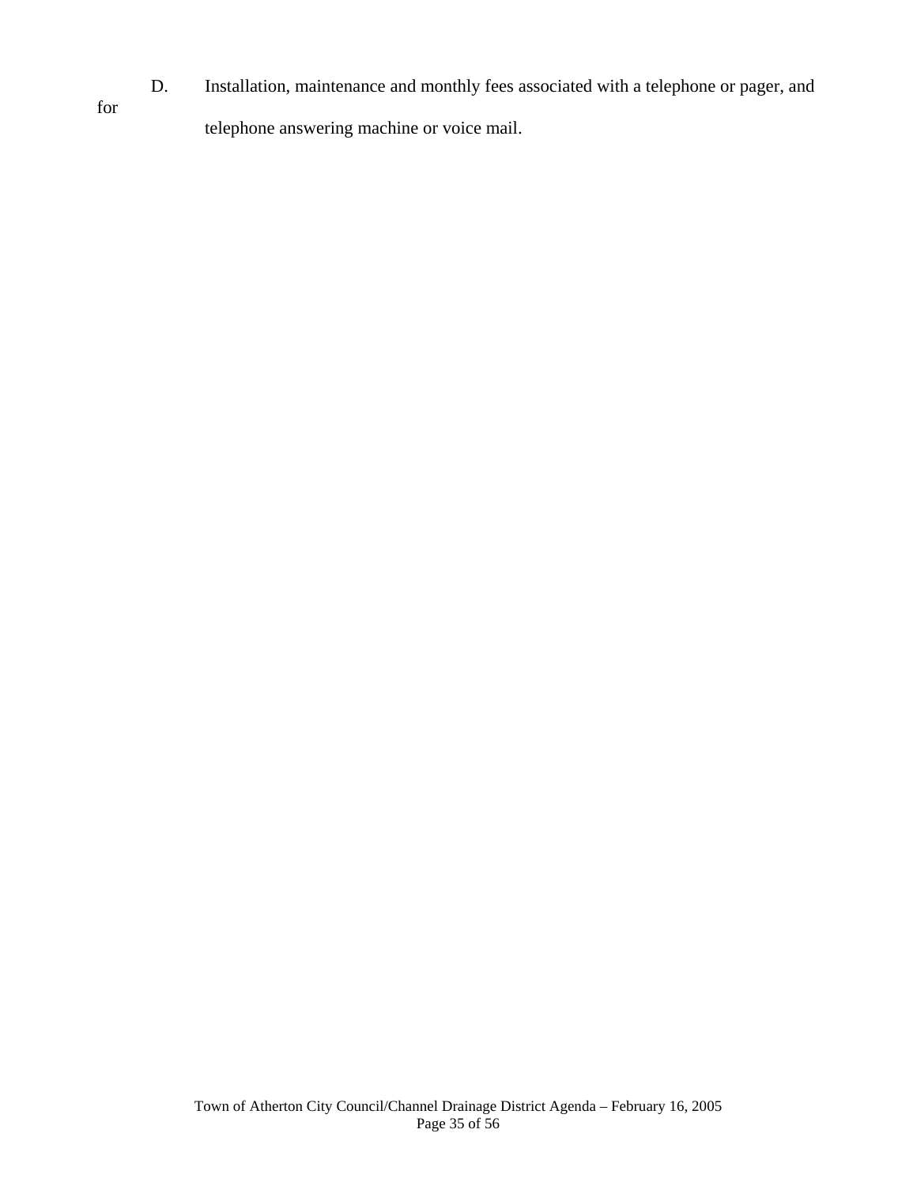D. Installation, maintenance and monthly fees associated with a telephone or pager, and for telephone answering machine or voice mail.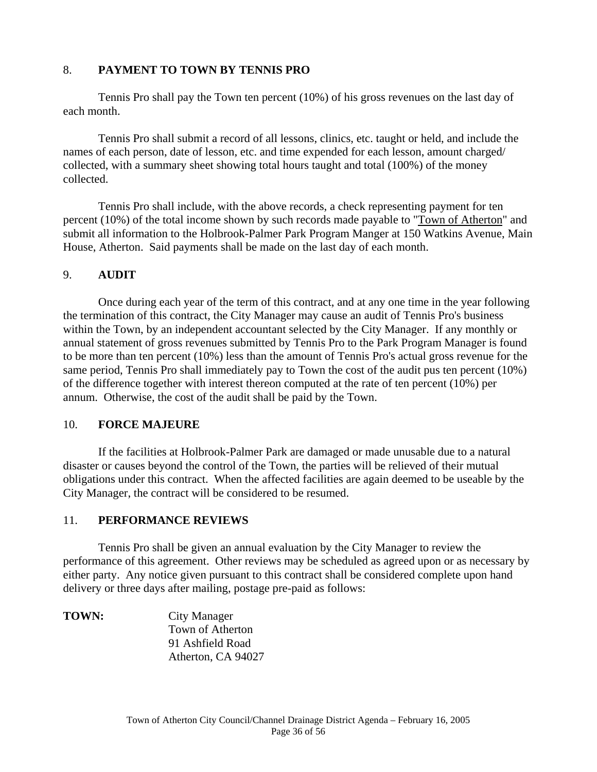## 8. PAYMENT TO TOWN BY TENNIS PRO

Tennis Pro shall pay the Town ten percent (10%) of his gross revenues on the last day of each month.

Tennis Pro shall submit a record of all lessons, clinics, etc. taught or held, and include the names of each person, date of lesson, etc. and time expended for each lesson, amount charged/ collected, with a summary sheet showing total hours taught and total (100%) of the money collected.

Tennis Pro shall include, with the above records, a check representing payment for ten percent (10%) of the total income shown by such records made payable to "Town of Atherton" and submit all information to the Holbrook-Palmer Park Program Manger at 150 Watkins Avenue, Main House, Atherton. Said payments shall be made on the last day of each month.

## 9. AUDIT

Once during each year of the term of this contract, and at any one time in the year following the termination of this contract, the City Manager may cause an audit of Tennis Pro's business within the Town, by an independent accountant selected by the City Manager. If any monthly or annual statement of gross revenues submitted by Tennis Pro to the Park Program Manager is found to be more than ten percent (10%) less than the amount of Tennis Pro's actual gross revenue for the same period, Tennis Pro shall immediately pay to Town the cost of the audit pus ten percent (10%) of the difference together with interest thereon computed at the rate of ten percent (10%) per annum. Otherwise, the cost of the audit shall be paid by the Town.

## 10. FORCE MAJEURE

If the facilities at Holbrook-Palmer Park are damaged or made unusable due to a natural disaster or causes beyond the control of the Town, the parties will be relieved of their mutual obligations under this contract. When the affected facilities are again deemed to be useable by the City Manager, the contract will be considered to be resumed.

## 11. PERFORMANCE REVIEWS

Tennis Pro shall be given an annual evaluation by the City Manager to review the performance of this agreement. Other reviews may be scheduled as agreed upon or as necessary by either party. Any notice given pursuant to this contract shall be considered complete upon hand delivery or three days after mailing, postage pre-paid as follows:

**TOWN:**

City Manager
Town of Atherton
91 Ashfield Road
Atherton, CA 94027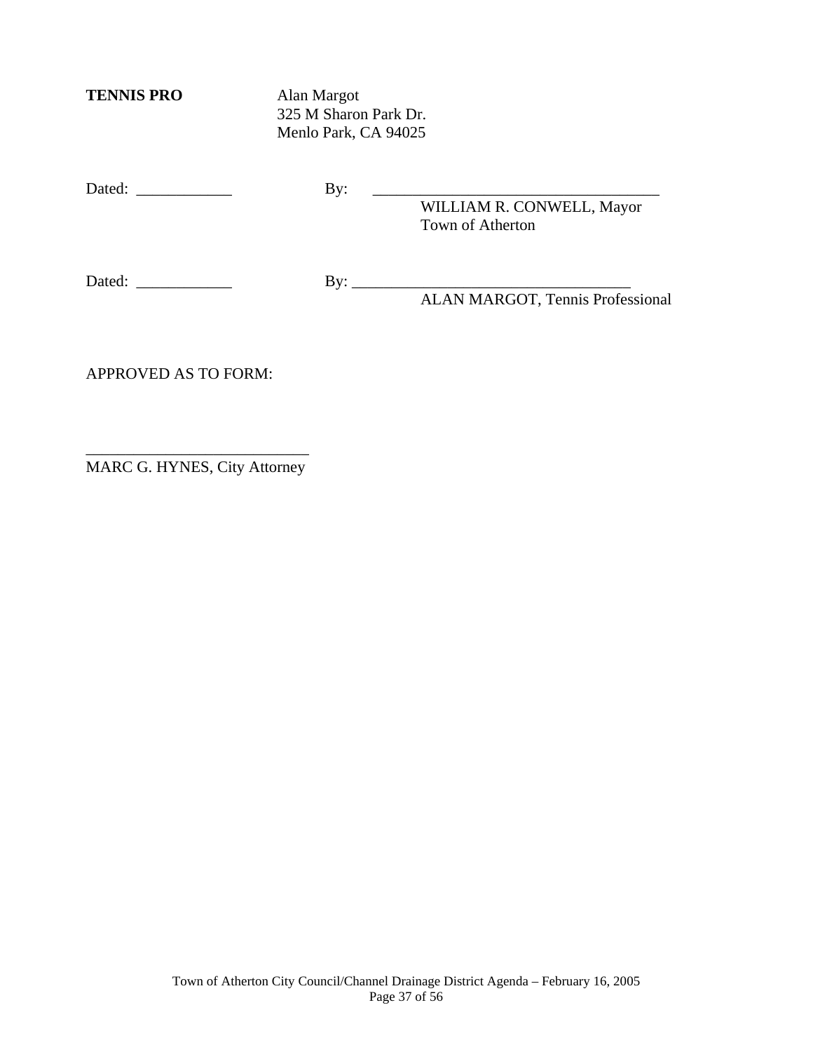**TENNIS PRO** Alan Margot
325 M Sharon Park Dr.
Menlo Park, CA 94025

Dated: ____________ By: ___________________________________
WILLIAM R. CONWELL, Mayor
Town of Atherton

Dated: ____________ By: ___________________________________
ALAN MARGOT, Tennis Professional

APPROVED AS TO FORM:

___________________________
MARC G. HYNES, City Attorney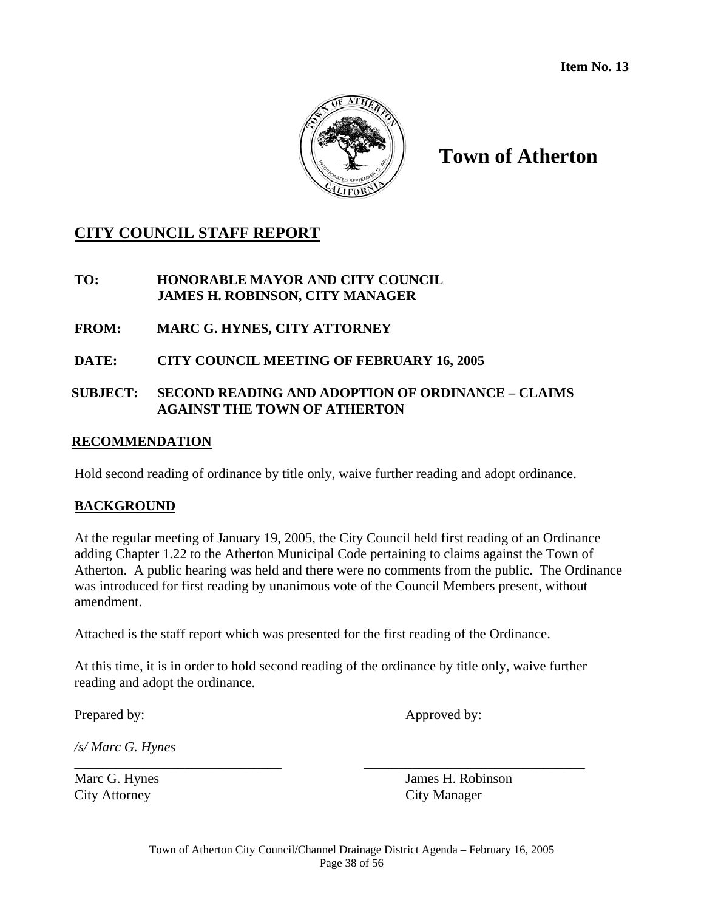**Item No. 13**

# Town of Atherton

## CITY COUNCIL STAFF REPORT

**TO:** HONORABLE MAYOR AND CITY COUNCIL
JAMES H. ROBINSON, CITY MANAGER

**FROM:** MARC G. HYNES, CITY ATTORNEY

**DATE:** CITY COUNCIL MEETING OF FEBRUARY 16, 2005

**SUBJECT:** SECOND READING AND ADOPTION OF ORDINANCE – CLAIMS AGAINST THE TOWN OF ATHERTON

### RECOMMENDATION

Hold second reading of ordinance by title only, waive further reading and adopt ordinance.

### BACKGROUND

At the regular meeting of January 19, 2005, the City Council held first reading of an Ordinance adding Chapter 1.22 to the Atherton Municipal Code pertaining to claims against the Town of Atherton. A public hearing was held and there were no comments from the public. The Ordinance was introduced for first reading by unanimous vote of the Council Members present, without amendment.

Attached is the staff report which was presented for the first reading of the Ordinance.

At this time, it is in order to hold second reading of the ordinance by title only, waive further reading and adopt the ordinance.

Prepared by: Approved by:

*/s/ Marc G. Hynes*

Marc G. Hynes
City Attorney

James H. Robinson
City Manager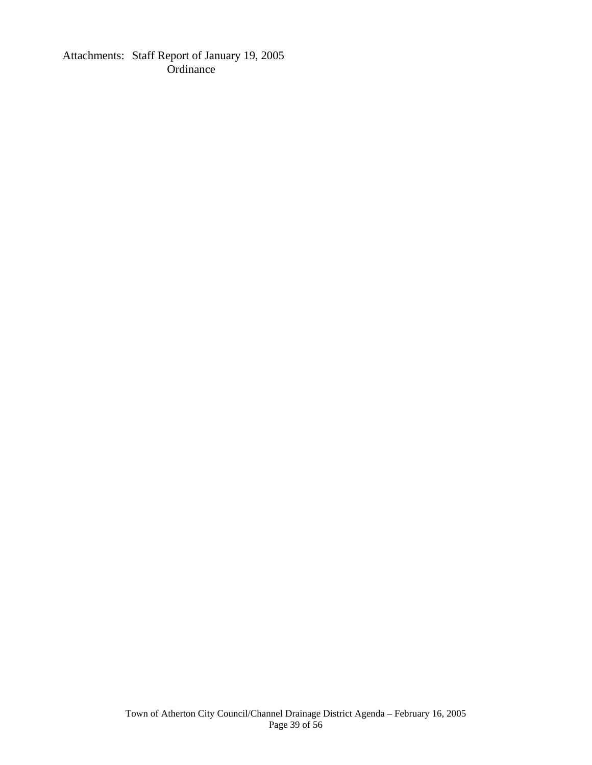Attachments: Staff Report of January 19, 2005
Ordinance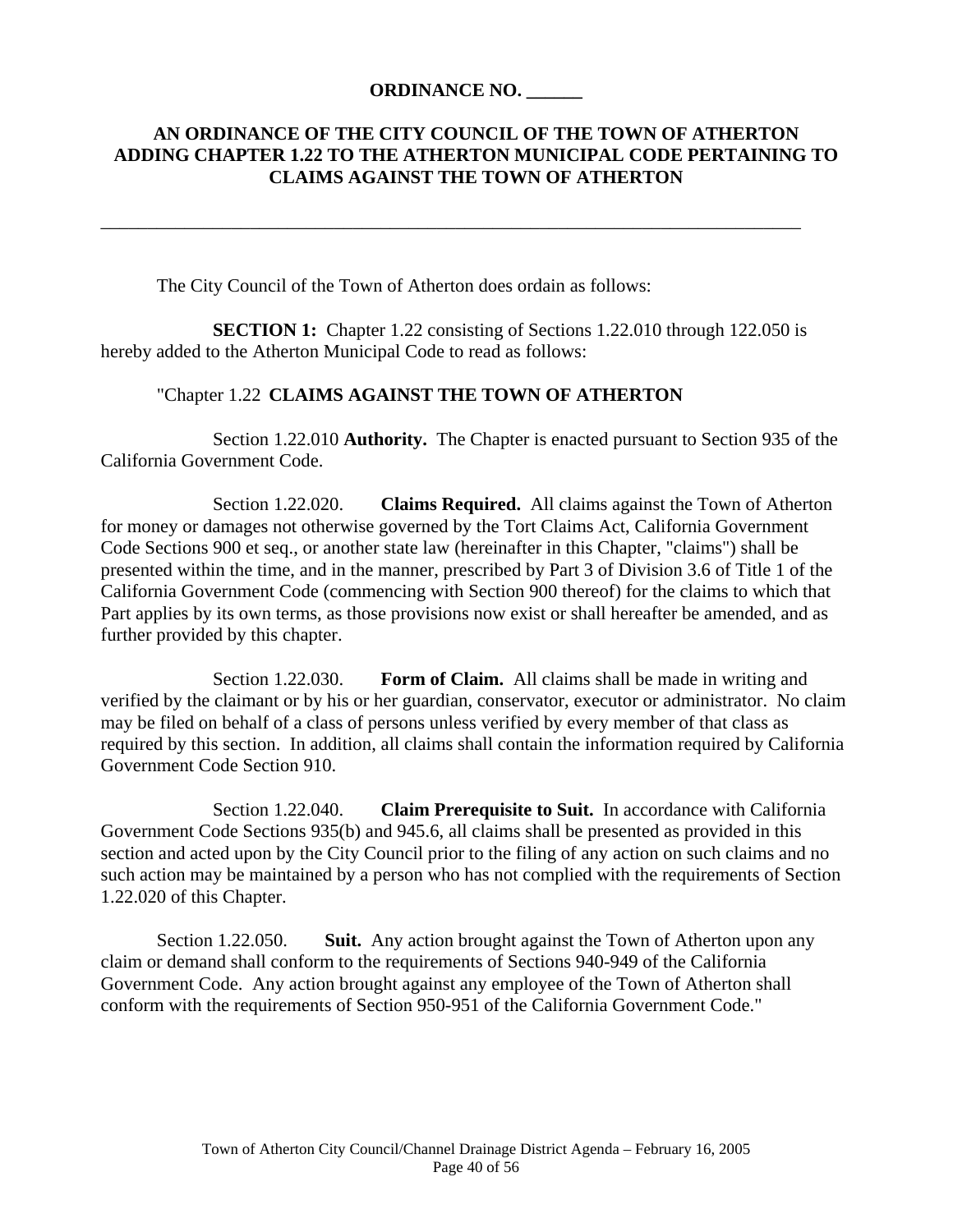**ORDINANCE NO. ______**

**AN ORDINANCE OF THE CITY COUNCIL OF THE TOWN OF ATHERTON ADDING CHAPTER 1.22 TO THE ATHERTON MUNICIPAL CODE PERTAINING TO CLAIMS AGAINST THE TOWN OF ATHERTON**

---

The City Council of the Town of Atherton does ordain as follows:

**SECTION 1:** Chapter 1.22 consisting of Sections 1.22.010 through 122.050 is hereby added to the Atherton Municipal Code to read as follows:

"Chapter 1.22 **CLAIMS AGAINST THE TOWN OF ATHERTON**

Section 1.22.010 **Authority.** The Chapter is enacted pursuant to Section 935 of the California Government Code.

Section 1.22.020. **Claims Required.** All claims against the Town of Atherton for money or damages not otherwise governed by the Tort Claims Act, California Government Code Sections 900 et seq., or another state law (hereinafter in this Chapter, "claims") shall be presented within the time, and in the manner, prescribed by Part 3 of Division 3.6 of Title 1 of the California Government Code (commencing with Section 900 thereof) for the claims to which that Part applies by its own terms, as those provisions now exist or shall hereafter be amended, and as further provided by this chapter.

Section 1.22.030. **Form of Claim.** All claims shall be made in writing and verified by the claimant or by his or her guardian, conservator, executor or administrator. No claim may be filed on behalf of a class of persons unless verified by every member of that class as required by this section. In addition, all claims shall contain the information required by California Government Code Section 910.

Section 1.22.040. **Claim Prerequisite to Suit.** In accordance with California Government Code Sections 935(b) and 945.6, all claims shall be presented as provided in this section and acted upon by the City Council prior to the filing of any action on such claims and no such action may be maintained by a person who has not complied with the requirements of Section 1.22.020 of this Chapter.

Section 1.22.050. **Suit.** Any action brought against the Town of Atherton upon any claim or demand shall conform to the requirements of Sections 940-949 of the California Government Code. Any action brought against any employee of the Town of Atherton shall conform with the requirements of Section 950-951 of the California Government Code."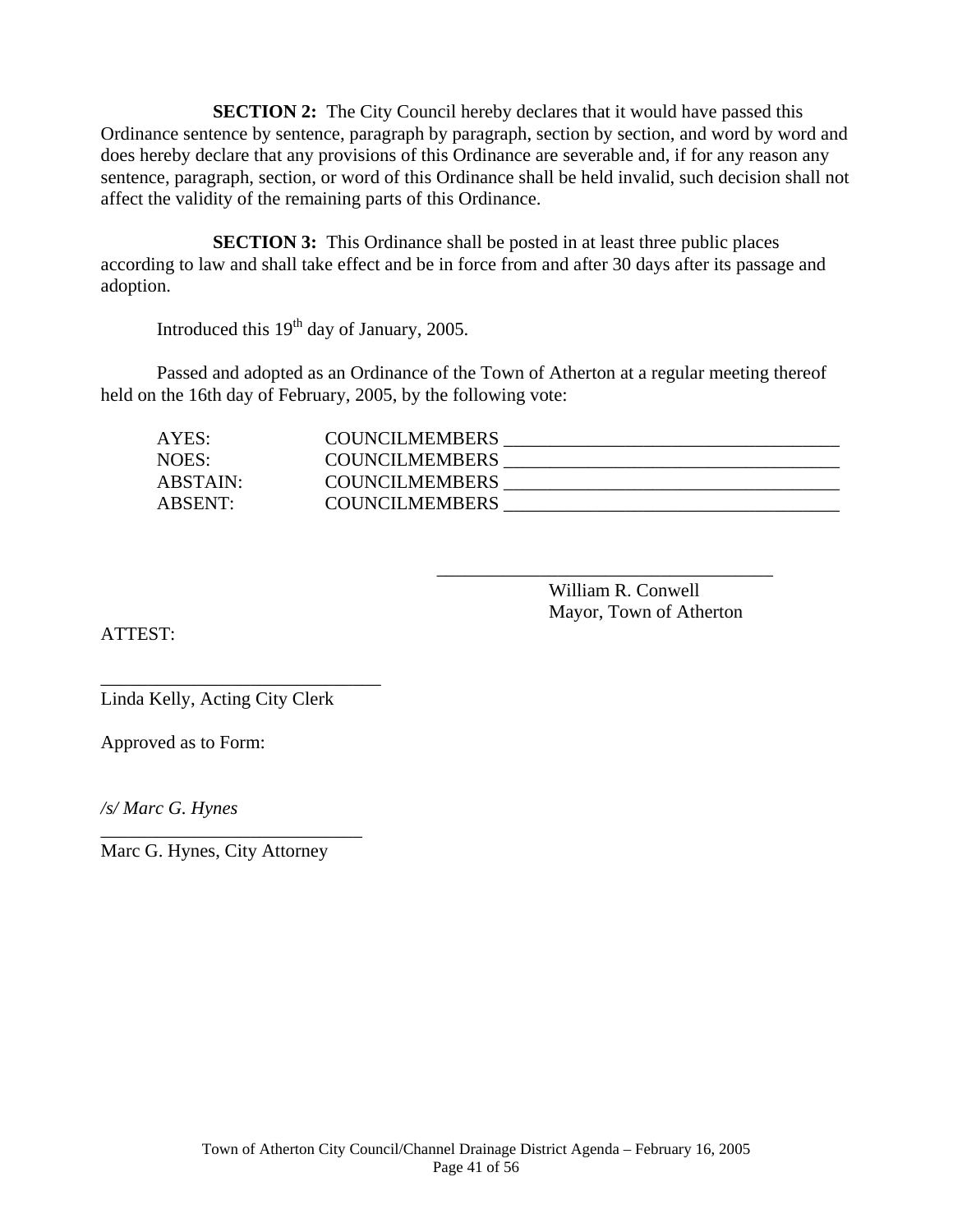**SECTION 2:** The City Council hereby declares that it would have passed this Ordinance sentence by sentence, paragraph by paragraph, section by section, and word by word and does hereby declare that any provisions of this Ordinance are severable and, if for any reason any sentence, paragraph, section, or word of this Ordinance shall be held invalid, such decision shall not affect the validity of the remaining parts of this Ordinance.

**SECTION 3:** This Ordinance shall be posted in at least three public places according to law and shall take effect and be in force from and after 30 days after its passage and adoption.

Introduced this 19th day of January, 2005.

Passed and adopted as an Ordinance of the Town of Atherton at a regular meeting thereof held on the 16th day of February, 2005, by the following vote:

AYES: COUNCILMEMBERS ___________________________________

NOES: COUNCILMEMBERS ___________________________________

ABSTAIN: COUNCILMEMBERS ___________________________________

ABSENT: COUNCILMEMBERS ___________________________________

___________________________________

William R. Conwell
Mayor, Town of Atherton

ATTEST:

______________________________

Linda Kelly, Acting City Clerk

Approved as to Form:

*/s/ Marc G. Hynes*

____________________________

Marc G. Hynes, City Attorney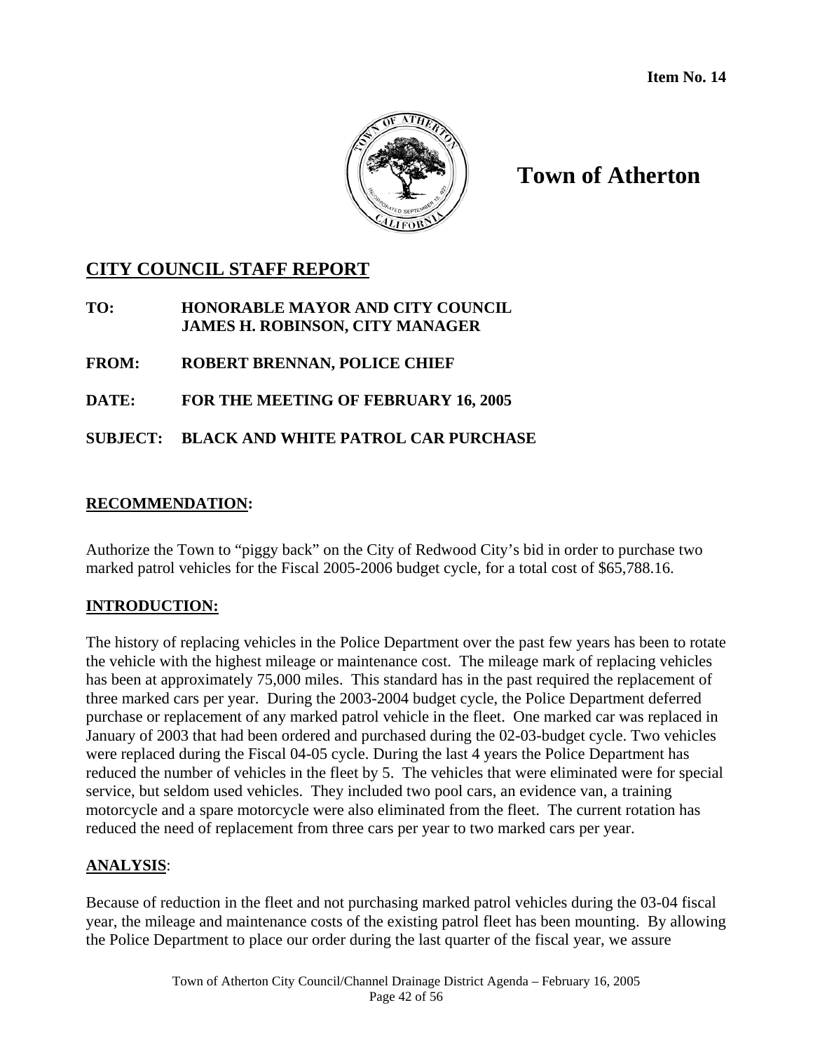**Item No. 14**

# Town of Atherton

## CITY COUNCIL STAFF REPORT

**TO:** **HONORABLE MAYOR AND CITY COUNCIL**
**JAMES H. ROBINSON, CITY MANAGER**

**FROM:** **ROBERT BRENNAN, POLICE CHIEF**

**DATE:** **FOR THE MEETING OF FEBRUARY 16, 2005**

**SUBJECT:** **BLACK AND WHITE PATROL CAR PURCHASE**

### RECOMMENDATION:

Authorize the Town to "piggy back" on the City of Redwood City's bid in order to purchase two marked patrol vehicles for the Fiscal 2005-2006 budget cycle, for a total cost of $65,788.16.

### INTRODUCTION:

The history of replacing vehicles in the Police Department over the past few years has been to rotate the vehicle with the highest mileage or maintenance cost. The mileage mark of replacing vehicles has been at approximately 75,000 miles. This standard has in the past required the replacement of three marked cars per year. During the 2003-2004 budget cycle, the Police Department deferred purchase or replacement of any marked patrol vehicle in the fleet. One marked car was replaced in January of 2003 that had been ordered and purchased during the 02-03-budget cycle. Two vehicles were replaced during the Fiscal 04-05 cycle. During the last 4 years the Police Department has reduced the number of vehicles in the fleet by 5. The vehicles that were eliminated were for special service, but seldom used vehicles. They included two pool cars, an evidence van, a training motorcycle and a spare motorcycle were also eliminated from the fleet. The current rotation has reduced the need of replacement from three cars per year to two marked cars per year.

### ANALYSIS:

Because of reduction in the fleet and not purchasing marked patrol vehicles during the 03-04 fiscal year, the mileage and maintenance costs of the existing patrol fleet has been mounting. By allowing the Police Department to place our order during the last quarter of the fiscal year, we assure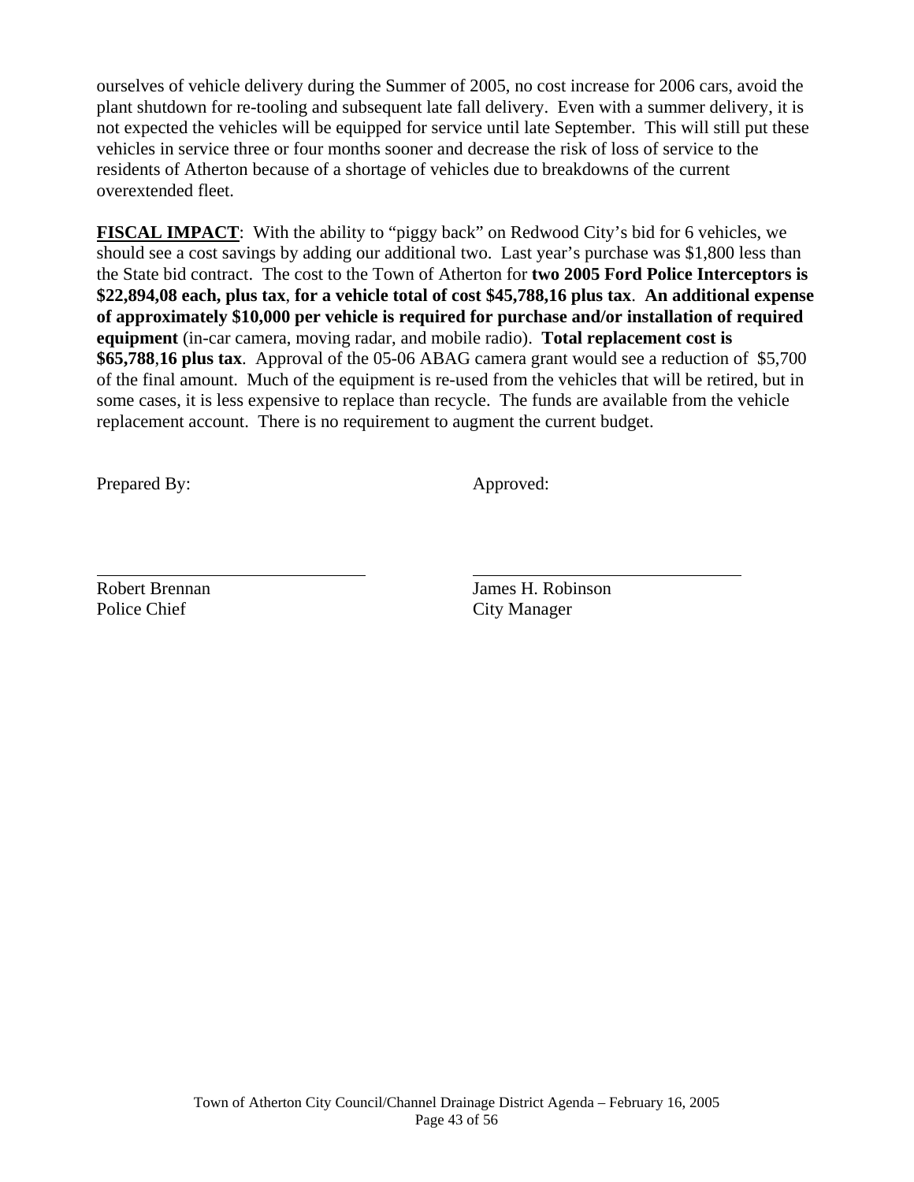ourselves of vehicle delivery during the Summer of 2005, no cost increase for 2006 cars, avoid the plant shutdown for re-tooling and subsequent late fall delivery. Even with a summer delivery, it is not expected the vehicles will be equipped for service until late September. This will still put these vehicles in service three or four months sooner and decrease the risk of loss of service to the residents of Atherton because of a shortage of vehicles due to breakdowns of the current overextended fleet.

**FISCAL IMPACT**: With the ability to "piggy back" on Redwood City's bid for 6 vehicles, we should see a cost savings by adding our additional two. Last year's purchase was $1,800 less than the State bid contract. The cost to the Town of Atherton for **two 2005 Ford Police Interceptors is $22,894,08 each, plus tax**, **for a vehicle total of cost $45,788,16 plus tax**. **An additional expense of approximately $10,000 per vehicle is required for purchase and/or installation of required equipment** (in-car camera, moving radar, and mobile radio). **Total replacement cost is $65,788**,**16 plus tax**. Approval of the 05-06 ABAG camera grant would see a reduction of $5,700 of the final amount. Much of the equipment is re-used from the vehicles that will be retired, but in some cases, it is less expensive to replace than recycle. The funds are available from the vehicle replacement account. There is no requirement to augment the current budget.

Prepared By: Approved:

\_\_\_\_\_\_\_\_\_\_\_\_\_\_\_\_\_\_\_\_\_\_\_\_\_\_\_\_\_\_ \_\_\_\_\_\_\_\_\_\_\_\_\_\_\_\_\_\_\_\_\_\_\_\_\_\_\_\_\_\_

Robert Brennan
Police Chief

James H. Robinson
City Manager

Town of Atherton City Council/Channel Drainage District Agenda – February 16, 2005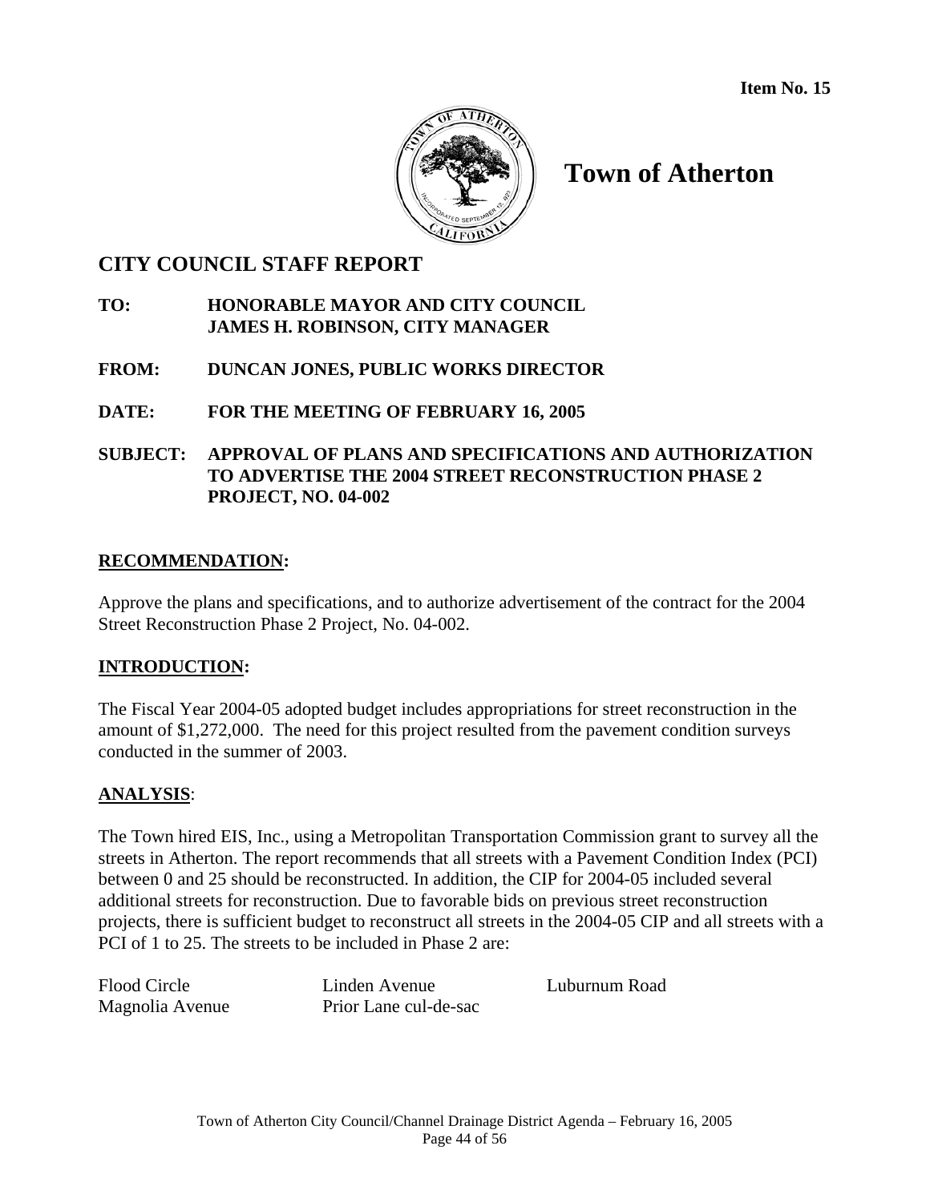**Item No. 15**

# Town of Atherton

## CITY COUNCIL STAFF REPORT

**TO: HONORABLE MAYOR AND CITY COUNCIL**
**JAMES H. ROBINSON, CITY MANAGER**

**FROM: DUNCAN JONES, PUBLIC WORKS DIRECTOR**

**DATE: FOR THE MEETING OF FEBRUARY 16, 2005**

**SUBJECT: APPROVAL OF PLANS AND SPECIFICATIONS AND AUTHORIZATION TO ADVERTISE THE 2004 STREET RECONSTRUCTION PHASE 2 PROJECT, NO. 04-002**

### RECOMMENDATION:

Approve the plans and specifications, and to authorize advertisement of the contract for the 2004 Street Reconstruction Phase 2 Project, No. 04-002.

### INTRODUCTION:

The Fiscal Year 2004-05 adopted budget includes appropriations for street reconstruction in the amount of $1,272,000. The need for this project resulted from the pavement condition surveys conducted in the summer of 2003.

### ANALYSIS:

The Town hired EIS, Inc., using a Metropolitan Transportation Commission grant to survey all the streets in Atherton. The report recommends that all streets with a Pavement Condition Index (PCI) between 0 and 25 should be reconstructed. In addition, the CIP for 2004-05 included several additional streets for reconstruction. Due to favorable bids on previous street reconstruction projects, there is sufficient budget to reconstruct all streets in the 2004-05 CIP and all streets with a PCI of 1 to 25. The streets to be included in Phase 2 are:

| | | |
|---|---|---|
| Flood Circle | Linden Avenue | Luburnum Road |
| Magnolia Avenue | Prior Lane cul-de-sac | |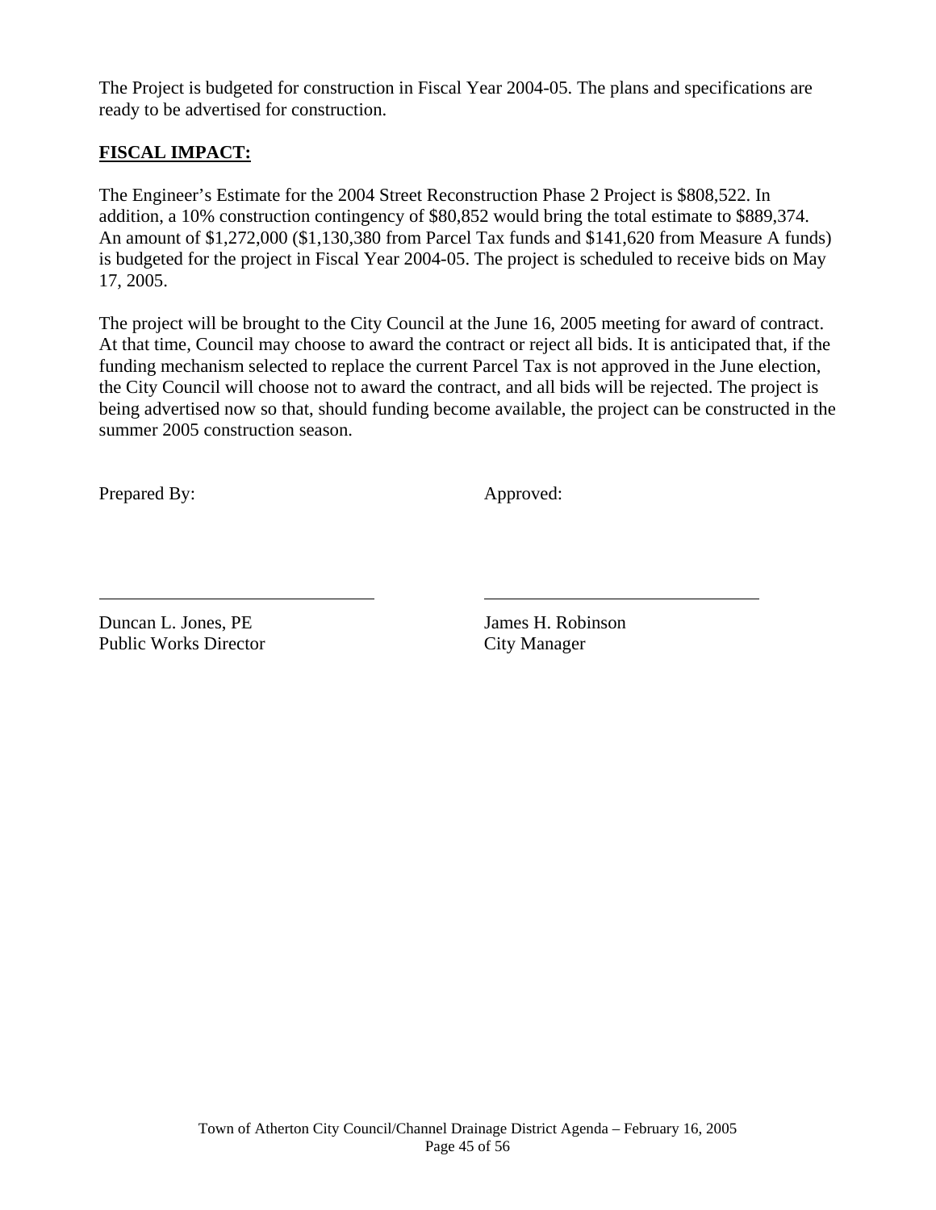The Project is budgeted for construction in Fiscal Year 2004-05. The plans and specifications are ready to be advertised for construction.

**FISCAL IMPACT:**

The Engineer's Estimate for the 2004 Street Reconstruction Phase 2 Project is $808,522. In addition, a 10% construction contingency of $80,852 would bring the total estimate to $889,374. An amount of $1,272,000 ($1,130,380 from Parcel Tax funds and $141,620 from Measure A funds) is budgeted for the project in Fiscal Year 2004-05. The project is scheduled to receive bids on May 17, 2005.

The project will be brought to the City Council at the June 16, 2005 meeting for award of contract. At that time, Council may choose to award the contract or reject all bids. It is anticipated that, if the funding mechanism selected to replace the current Parcel Tax is not approved in the June election, the City Council will choose not to award the contract, and all bids will be rejected. The project is being advertised now so that, should funding become available, the project can be constructed in the summer 2005 construction season.

Prepared By:

Duncan L. Jones, PE
Public Works Director

Approved:

James H. Robinson
City Manager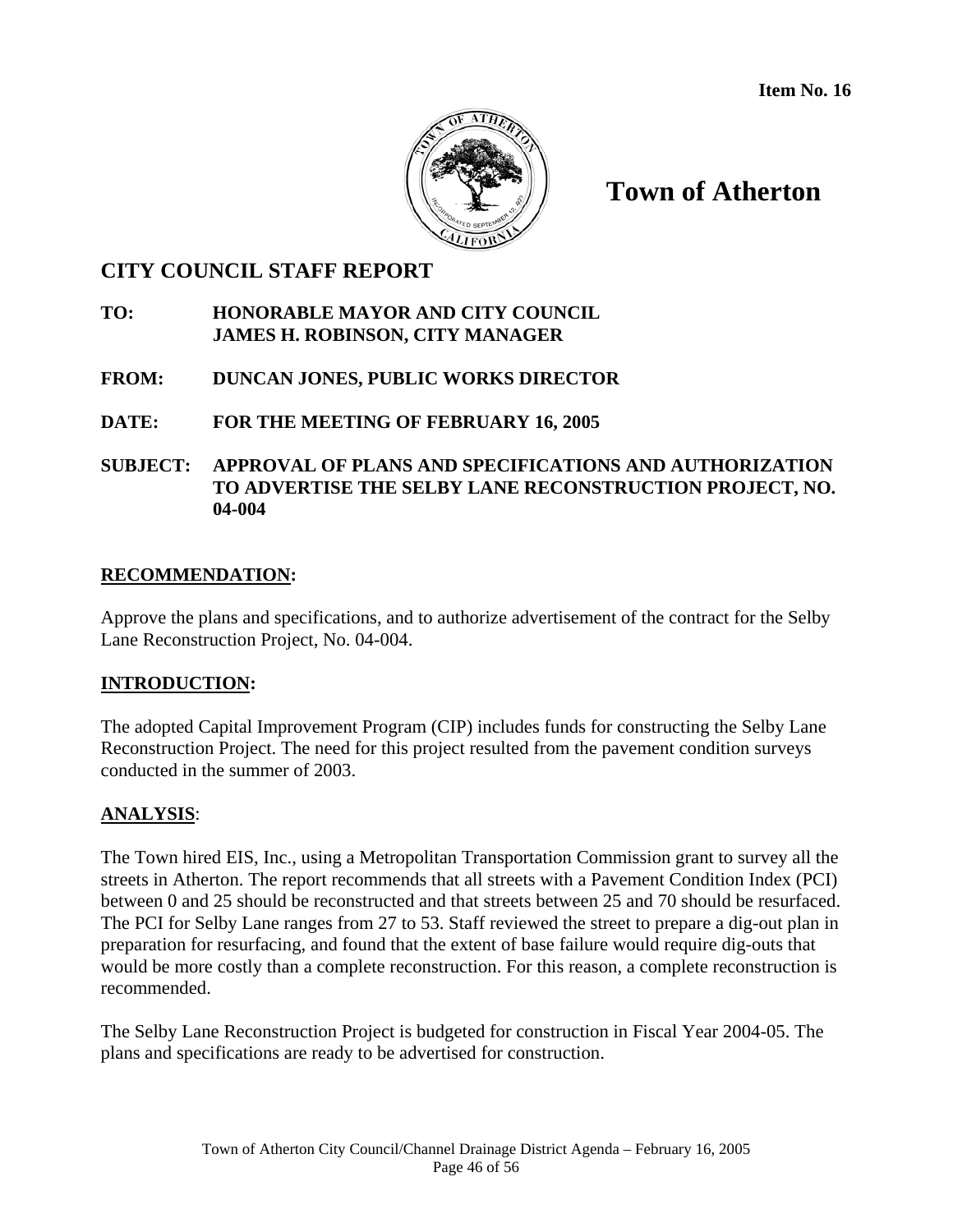Item No. 16

# Town of Atherton

## CITY COUNCIL STAFF REPORT

**TO: HONORABLE MAYOR AND CITY COUNCIL**
**JAMES H. ROBINSON, CITY MANAGER**

**FROM: DUNCAN JONES, PUBLIC WORKS DIRECTOR**

**DATE: FOR THE MEETING OF FEBRUARY 16, 2005**

**SUBJECT: APPROVAL OF PLANS AND SPECIFICATIONS AND AUTHORIZATION TO ADVERTISE THE SELBY LANE RECONSTRUCTION PROJECT, NO. 04-004**

### RECOMMENDATION:

Approve the plans and specifications, and to authorize advertisement of the contract for the Selby Lane Reconstruction Project, No. 04-004.

### INTRODUCTION:

The adopted Capital Improvement Program (CIP) includes funds for constructing the Selby Lane Reconstruction Project. The need for this project resulted from the pavement condition surveys conducted in the summer of 2003.

### ANALYSIS:

The Town hired EIS, Inc., using a Metropolitan Transportation Commission grant to survey all the streets in Atherton. The report recommends that all streets with a Pavement Condition Index (PCI) between 0 and 25 should be reconstructed and that streets between 25 and 70 should be resurfaced. The PCI for Selby Lane ranges from 27 to 53. Staff reviewed the street to prepare a dig-out plan in preparation for resurfacing, and found that the extent of base failure would require dig-outs that would be more costly than a complete reconstruction. For this reason, a complete reconstruction is recommended.

The Selby Lane Reconstruction Project is budgeted for construction in Fiscal Year 2004-05. The plans and specifications are ready to be advertised for construction.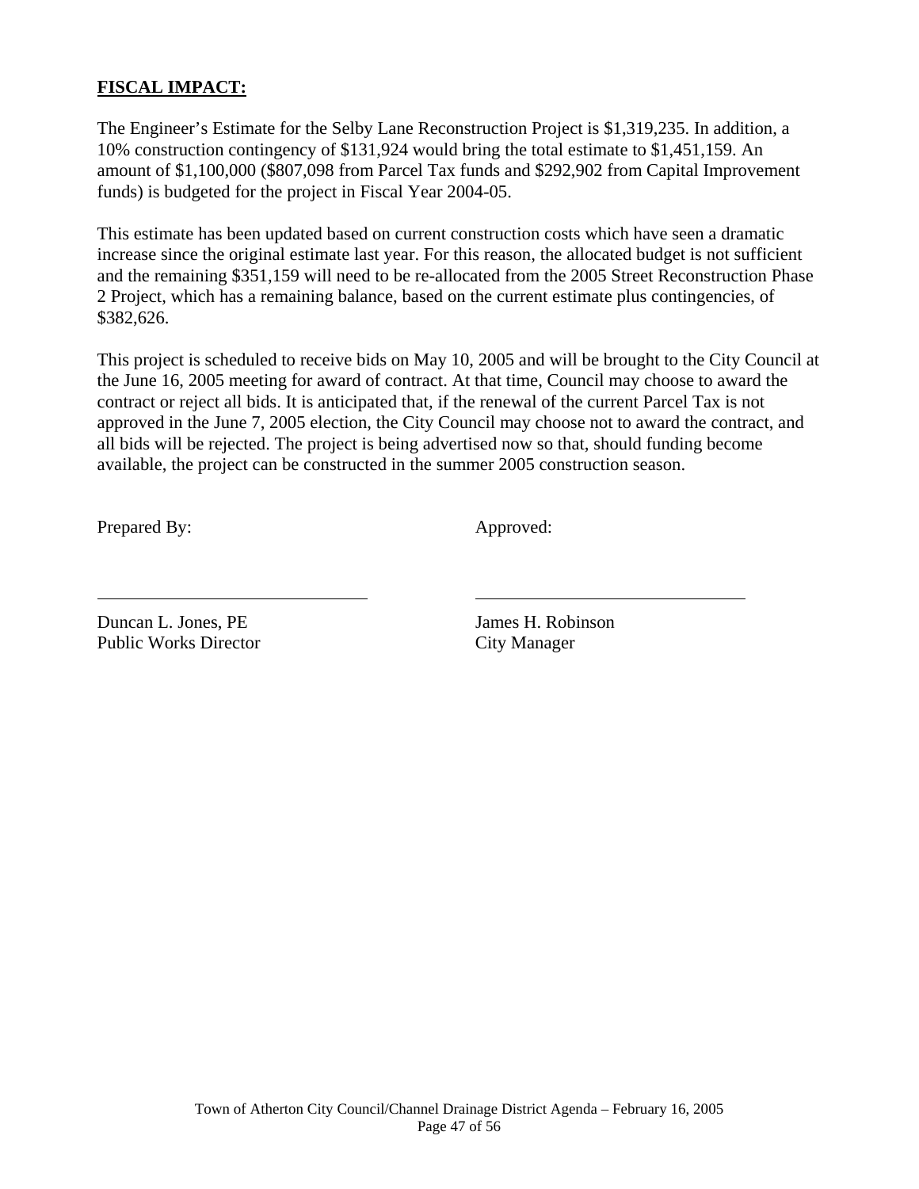**FISCAL IMPACT:**

The Engineer's Estimate for the Selby Lane Reconstruction Project is $1,319,235. In addition, a 10% construction contingency of $131,924 would bring the total estimate to $1,451,159. An amount of $1,100,000 ($807,098 from Parcel Tax funds and $292,902 from Capital Improvement funds) is budgeted for the project in Fiscal Year 2004-05.

This estimate has been updated based on current construction costs which have seen a dramatic increase since the original estimate last year. For this reason, the allocated budget is not sufficient and the remaining $351,159 will need to be re-allocated from the 2005 Street Reconstruction Phase 2 Project, which has a remaining balance, based on the current estimate plus contingencies, of $382,626.

This project is scheduled to receive bids on May 10, 2005 and will be brought to the City Council at the June 16, 2005 meeting for award of contract. At that time, Council may choose to award the contract or reject all bids. It is anticipated that, if the renewal of the current Parcel Tax is not approved in the June 7, 2005 election, the City Council may choose not to award the contract, and all bids will be rejected. The project is being advertised now so that, should funding become available, the project can be constructed in the summer 2005 construction season.

Prepared By: Approved:

Duncan L. Jones, PE
Public Works Director

James H. Robinson
City Manager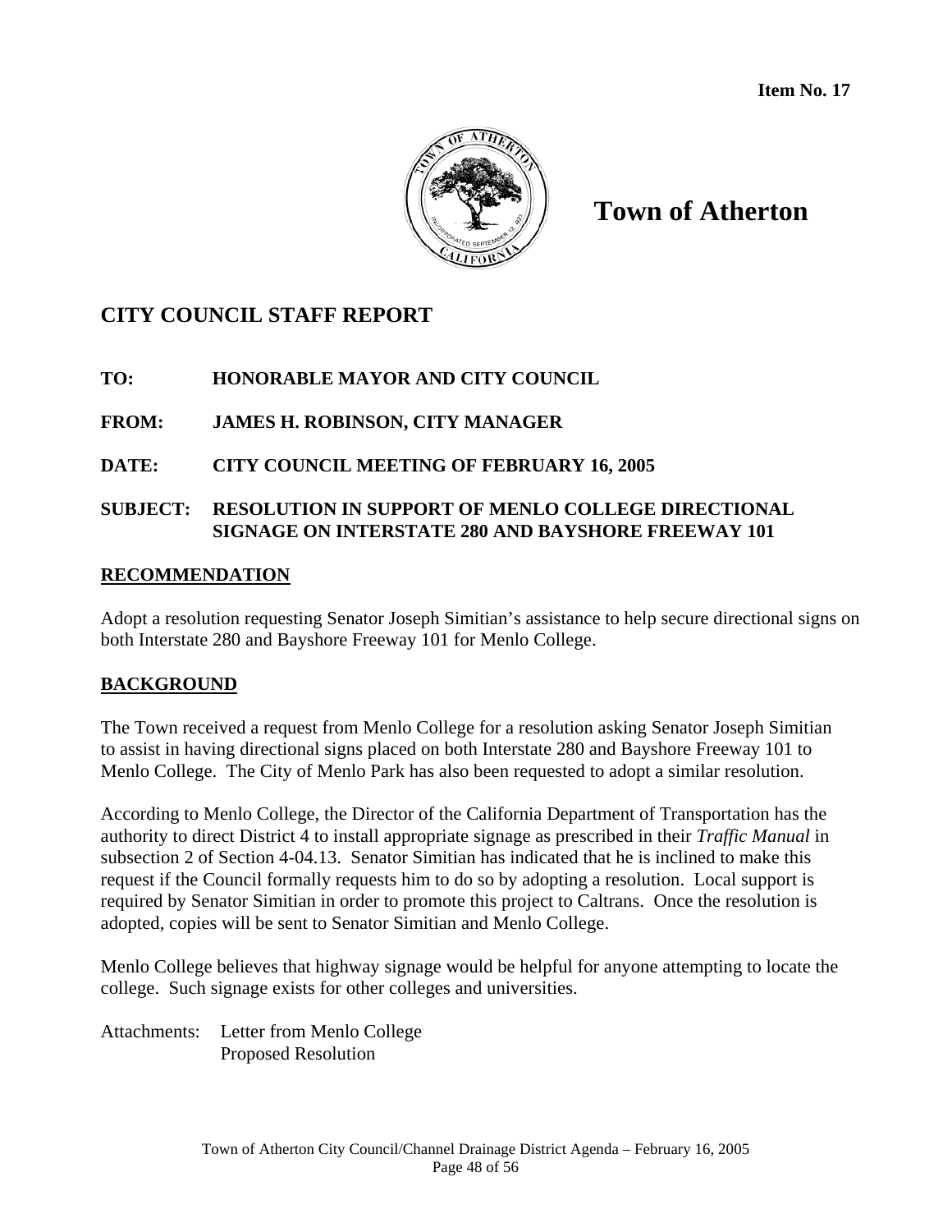**Item No. 17**

# Town of Atherton

## CITY COUNCIL STAFF REPORT

**TO:** HONORABLE MAYOR AND CITY COUNCIL

**FROM:** JAMES H. ROBINSON, CITY MANAGER

**DATE:** CITY COUNCIL MEETING OF FEBRUARY 16, 2005

**SUBJECT:** RESOLUTION IN SUPPORT OF MENLO COLLEGE DIRECTIONAL SIGNAGE ON INTERSTATE 280 AND BAYSHORE FREEWAY 101

### RECOMMENDATION

Adopt a resolution requesting Senator Joseph Simitian's assistance to help secure directional signs on both Interstate 280 and Bayshore Freeway 101 for Menlo College.

### BACKGROUND

The Town received a request from Menlo College for a resolution asking Senator Joseph Simitian to assist in having directional signs placed on both Interstate 280 and Bayshore Freeway 101 to Menlo College. The City of Menlo Park has also been requested to adopt a similar resolution.

According to Menlo College, the Director of the California Department of Transportation has the authority to direct District 4 to install appropriate signage as prescribed in their *Traffic Manual* in subsection 2 of Section 4-04.13. Senator Simitian has indicated that he is inclined to make this request if the Council formally requests him to do so by adopting a resolution. Local support is required by Senator Simitian in order to promote this project to Caltrans. Once the resolution is adopted, copies will be sent to Senator Simitian and Menlo College.

Menlo College believes that highway signage would be helpful for anyone attempting to locate the college. Such signage exists for other colleges and universities.

Attachments: Letter from Menlo College
Proposed Resolution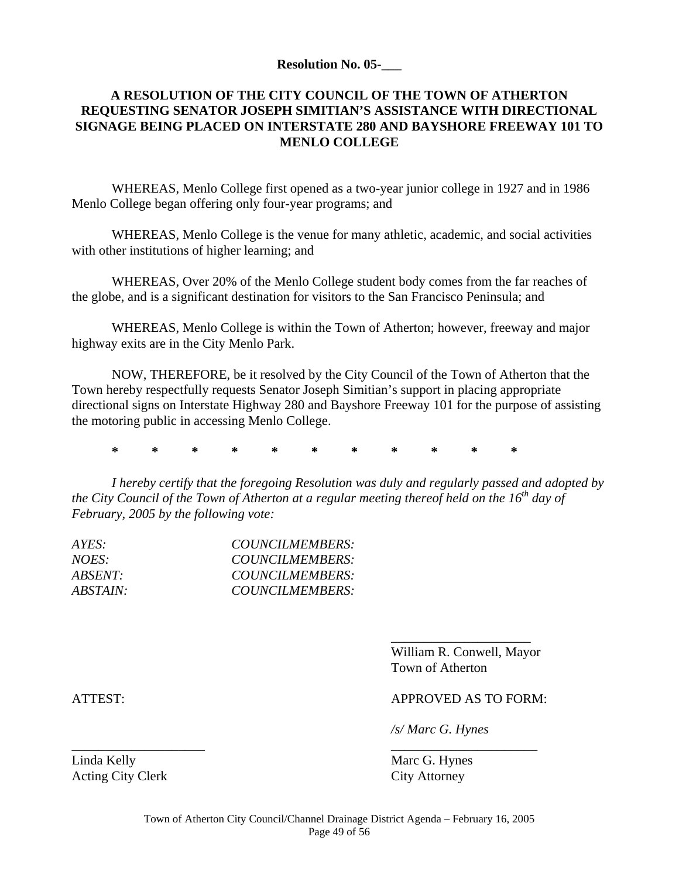**Resolution No. 05-___**

**A RESOLUTION OF THE CITY COUNCIL OF THE TOWN OF ATHERTON REQUESTING SENATOR JOSEPH SIMITIAN'S ASSISTANCE WITH DIRECTIONAL SIGNAGE BEING PLACED ON INTERSTATE 280 AND BAYSHORE FREEWAY 101 TO MENLO COLLEGE**

WHEREAS, Menlo College first opened as a two-year junior college in 1927 and in 1986 Menlo College began offering only four-year programs; and

WHEREAS, Menlo College is the venue for many athletic, academic, and social activities with other institutions of higher learning; and

WHEREAS, Over 20% of the Menlo College student body comes from the far reaches of the globe, and is a significant destination for visitors to the San Francisco Peninsula; and

WHEREAS, Menlo College is within the Town of Atherton; however, freeway and major highway exits are in the City Menlo Park.

NOW, THEREFORE, be it resolved by the City Council of the Town of Atherton that the Town hereby respectfully requests Senator Joseph Simitian's support in placing appropriate directional signs on Interstate Highway 280 and Bayshore Freeway 101 for the purpose of assisting the motoring public in accessing Menlo College.

\* \* \* \* \* \* \* \* \* \* \*

*I hereby certify that the foregoing Resolution was duly and regularly passed and adopted by the City Council of the Town of Atherton at a regular meeting thereof held on the 16th day of February, 2005 by the following vote:*

*AYES:* *COUNCILMEMBERS:*
*NOES:* *COUNCILMEMBERS:*
*ABSENT:* *COUNCILMEMBERS:*
*ABSTAIN:* *COUNCILMEMBERS:*

____________________
William R. Conwell, Mayor
Town of Atherton

ATTEST:

____________________
Linda Kelly
Acting City Clerk

APPROVED AS TO FORM:

*/s/ Marc G. Hynes*
____________________
Marc G. Hynes
City Attorney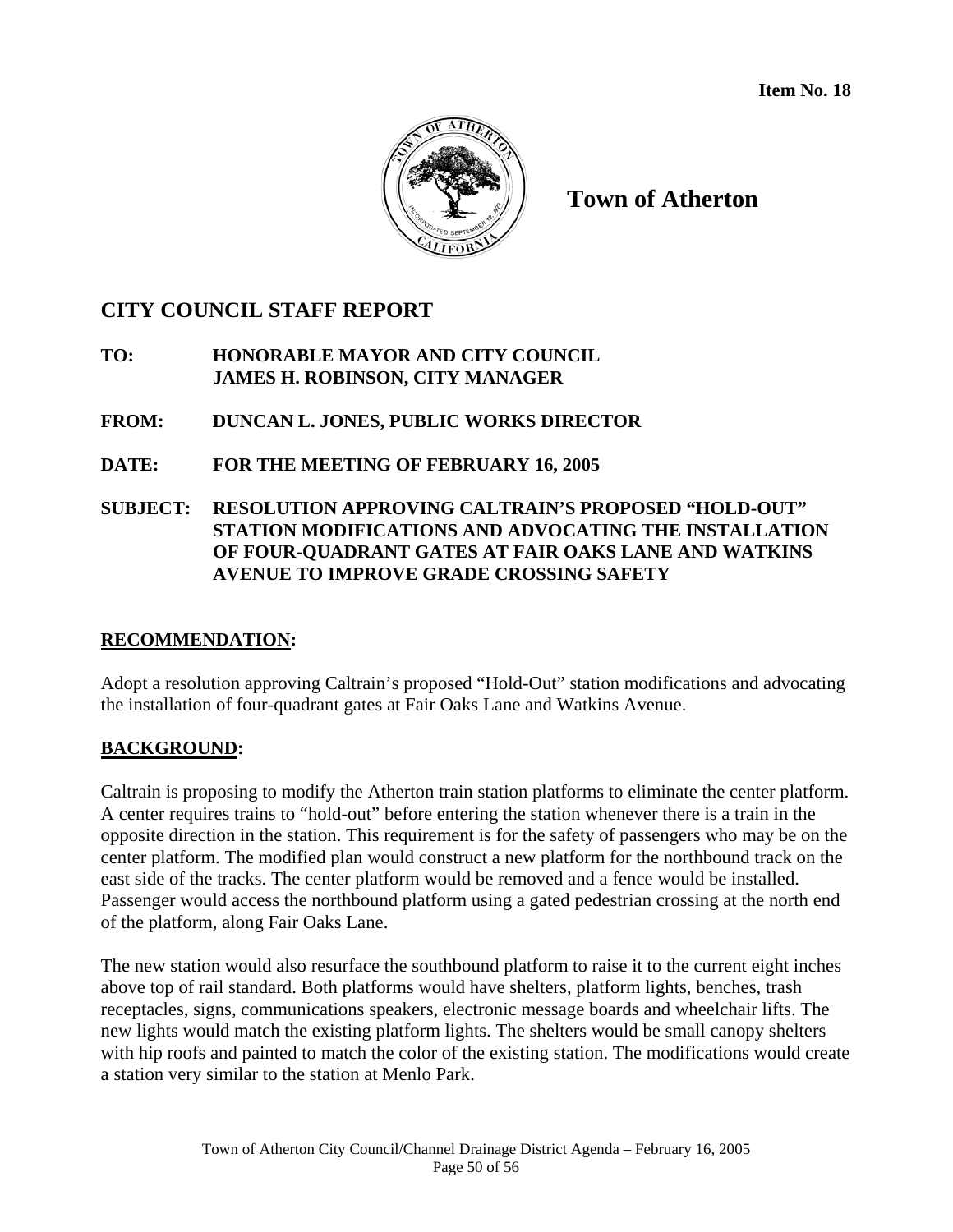**Item No. 18**

# Town of Atherton

## CITY COUNCIL STAFF REPORT

**TO:** **HONORABLE MAYOR AND CITY COUNCIL**
**JAMES H. ROBINSON, CITY MANAGER**

**FROM:** **DUNCAN L. JONES, PUBLIC WORKS DIRECTOR**

**DATE:** **FOR THE MEETING OF FEBRUARY 16, 2005**

**SUBJECT:** **RESOLUTION APPROVING CALTRAIN'S PROPOSED "HOLD-OUT" STATION MODIFICATIONS AND ADVOCATING THE INSTALLATION OF FOUR-QUADRANT GATES AT FAIR OAKS LANE AND WATKINS AVENUE TO IMPROVE GRADE CROSSING SAFETY**

### RECOMMENDATION:

Adopt a resolution approving Caltrain's proposed "Hold-Out" station modifications and advocating the installation of four-quadrant gates at Fair Oaks Lane and Watkins Avenue.

### BACKGROUND:

Caltrain is proposing to modify the Atherton train station platforms to eliminate the center platform. A center requires trains to "hold-out" before entering the station whenever there is a train in the opposite direction in the station. This requirement is for the safety of passengers who may be on the center platform. The modified plan would construct a new platform for the northbound track on the east side of the tracks. The center platform would be removed and a fence would be installed. Passenger would access the northbound platform using a gated pedestrian crossing at the north end of the platform, along Fair Oaks Lane.

The new station would also resurface the southbound platform to raise it to the current eight inches above top of rail standard. Both platforms would have shelters, platform lights, benches, trash receptacles, signs, communications speakers, electronic message boards and wheelchair lifts. The new lights would match the existing platform lights. The shelters would be small canopy shelters with hip roofs and painted to match the color of the existing station. The modifications would create a station very similar to the station at Menlo Park.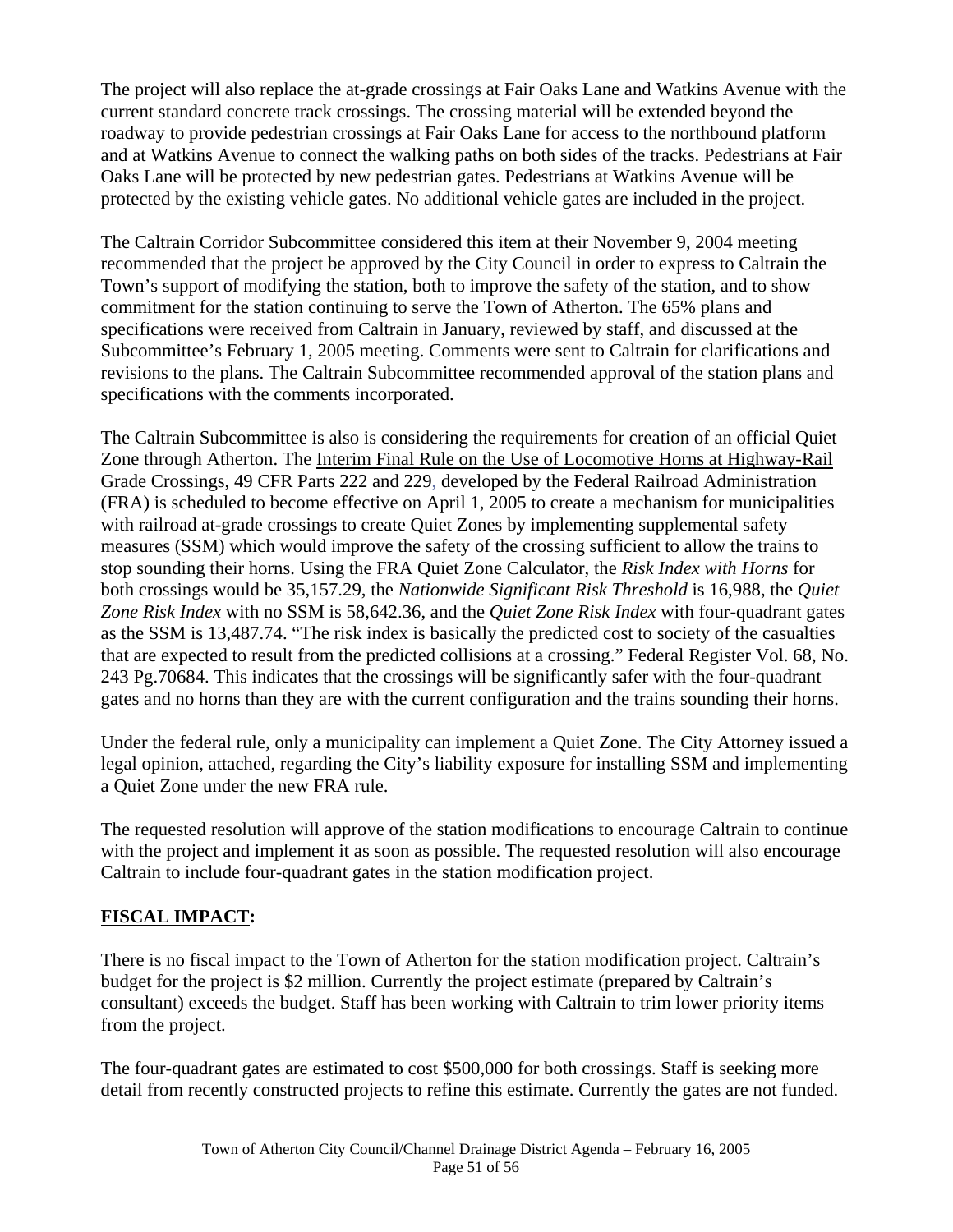The project will also replace the at-grade crossings at Fair Oaks Lane and Watkins Avenue with the current standard concrete track crossings. The crossing material will be extended beyond the roadway to provide pedestrian crossings at Fair Oaks Lane for access to the northbound platform and at Watkins Avenue to connect the walking paths on both sides of the tracks. Pedestrians at Fair Oaks Lane will be protected by new pedestrian gates. Pedestrians at Watkins Avenue will be protected by the existing vehicle gates. No additional vehicle gates are included in the project.

The Caltrain Corridor Subcommittee considered this item at their November 9, 2004 meeting recommended that the project be approved by the City Council in order to express to Caltrain the Town's support of modifying the station, both to improve the safety of the station, and to show commitment for the station continuing to serve the Town of Atherton. The 65% plans and specifications were received from Caltrain in January, reviewed by staff, and discussed at the Subcommittee's February 1, 2005 meeting. Comments were sent to Caltrain for clarifications and revisions to the plans. The Caltrain Subcommittee recommended approval of the station plans and specifications with the comments incorporated.

The Caltrain Subcommittee is also is considering the requirements for creation of an official Quiet Zone through Atherton. The Interim Final Rule on the Use of Locomotive Horns at Highway-Rail Grade Crossings, 49 CFR Parts 222 and 229, developed by the Federal Railroad Administration (FRA) is scheduled to become effective on April 1, 2005 to create a mechanism for municipalities with railroad at-grade crossings to create Quiet Zones by implementing supplemental safety measures (SSM) which would improve the safety of the crossing sufficient to allow the trains to stop sounding their horns. Using the FRA Quiet Zone Calculator, the *Risk Index with Horns* for both crossings would be 35,157.29, the *Nationwide Significant Risk Threshold* is 16,988, the *Quiet Zone Risk Index* with no SSM is 58,642.36, and the *Quiet Zone Risk Index* with four-quadrant gates as the SSM is 13,487.74. "The risk index is basically the predicted cost to society of the casualties that are expected to result from the predicted collisions at a crossing." Federal Register Vol. 68, No. 243 Pg.70684. This indicates that the crossings will be significantly safer with the four-quadrant gates and no horns than they are with the current configuration and the trains sounding their horns.

Under the federal rule, only a municipality can implement a Quiet Zone. The City Attorney issued a legal opinion, attached, regarding the City's liability exposure for installing SSM and implementing a Quiet Zone under the new FRA rule.

The requested resolution will approve of the station modifications to encourage Caltrain to continue with the project and implement it as soon as possible. The requested resolution will also encourage Caltrain to include four-quadrant gates in the station modification project.

## FISCAL IMPACT:

There is no fiscal impact to the Town of Atherton for the station modification project. Caltrain's budget for the project is $2 million. Currently the project estimate (prepared by Caltrain's consultant) exceeds the budget. Staff has been working with Caltrain to trim lower priority items from the project.

The four-quadrant gates are estimated to cost $500,000 for both crossings. Staff is seeking more detail from recently constructed projects to refine this estimate. Currently the gates are not funded.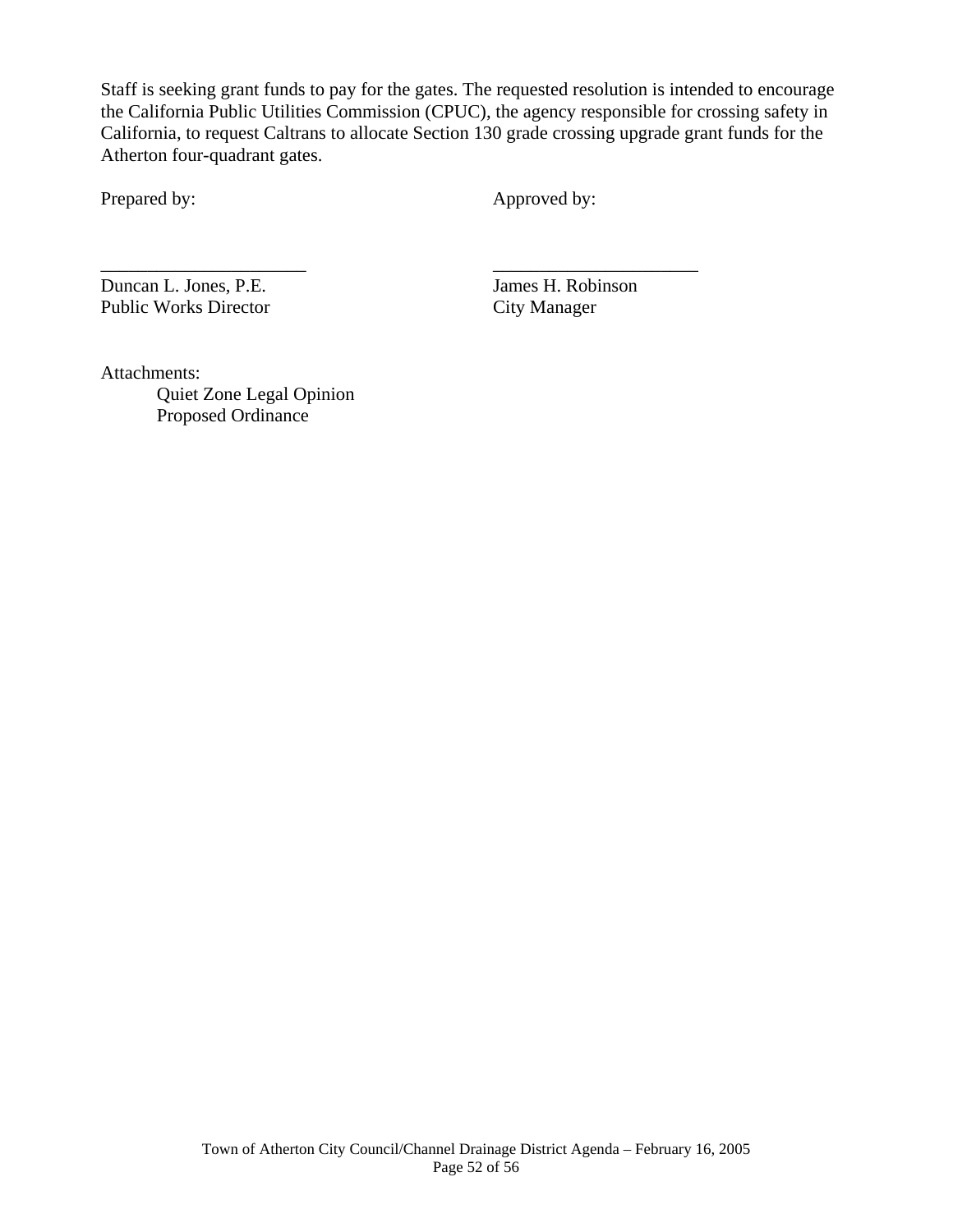Staff is seeking grant funds to pay for the gates. The requested resolution is intended to encourage the California Public Utilities Commission (CPUC), the agency responsible for crossing safety in California, to request Caltrans to allocate Section 130 grade crossing upgrade grant funds for the Atherton four-quadrant gates.

| Prepared by: | Approved by: |
|---|---|
| ______________________ | ______________________ |
| Duncan L. Jones, P.E. | James H. Robinson |
| Public Works Director | City Manager |

Attachments:

- Quiet Zone Legal Opinion
- Proposed Ordinance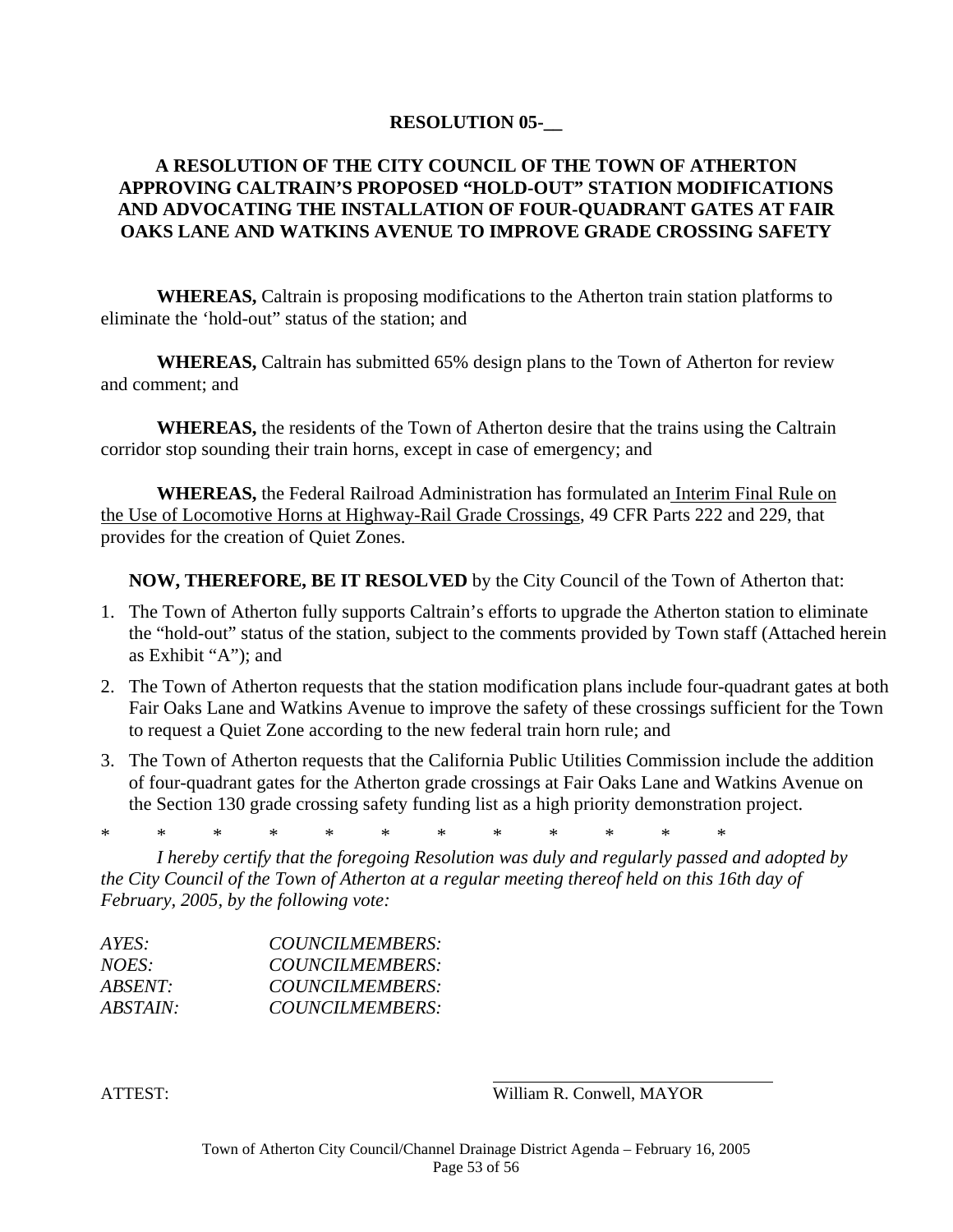**RESOLUTION 05-__**

**A RESOLUTION OF THE CITY COUNCIL OF THE TOWN OF ATHERTON APPROVING CALTRAIN'S PROPOSED "HOLD-OUT" STATION MODIFICATIONS AND ADVOCATING THE INSTALLATION OF FOUR-QUADRANT GATES AT FAIR OAKS LANE AND WATKINS AVENUE TO IMPROVE GRADE CROSSING SAFETY**

**WHEREAS,** Caltrain is proposing modifications to the Atherton train station platforms to eliminate the 'hold-out" status of the station; and

**WHEREAS,** Caltrain has submitted 65% design plans to the Town of Atherton for review and comment; and

**WHEREAS,** the residents of the Town of Atherton desire that the trains using the Caltrain corridor stop sounding their train horns, except in case of emergency; and

**WHEREAS,** the Federal Railroad Administration has formulated an Interim Final Rule on the Use of Locomotive Horns at Highway-Rail Grade Crossings, 49 CFR Parts 222 and 229, that provides for the creation of Quiet Zones.

**NOW, THEREFORE, BE IT RESOLVED** by the City Council of the Town of Atherton that:

1. The Town of Atherton fully supports Caltrain's efforts to upgrade the Atherton station to eliminate the "hold-out" status of the station, subject to the comments provided by Town staff (Attached herein as Exhibit "A"); and
2. The Town of Atherton requests that the station modification plans include four-quadrant gates at both Fair Oaks Lane and Watkins Avenue to improve the safety of these crossings sufficient for the Town to request a Quiet Zone according to the new federal train horn rule; and
3. The Town of Atherton requests that the California Public Utilities Commission include the addition of four-quadrant gates for the Atherton grade crossings at Fair Oaks Lane and Watkins Avenue on the Section 130 grade crossing safety funding list as a high priority demonstration project.

\* \* \* \* \* \* \* \* \* \* \* \* \*

*I hereby certify that the foregoing Resolution was duly and regularly passed and adopted by the City Council of the Town of Atherton at a regular meeting thereof held on this 16th day of February, 2005, by the following vote:*

*AYES: COUNCILMEMBERS:*
*NOES: COUNCILMEMBERS:*
*ABSENT: COUNCILMEMBERS:*
*ABSTAIN: COUNCILMEMBERS:*

ATTEST:

\_\_\_\_\_\_\_\_\_\_\_\_\_\_\_\_\_\_\_\_\_\_\_\_\_\_\_\_\_\_\_\_
William R. Conwell, MAYOR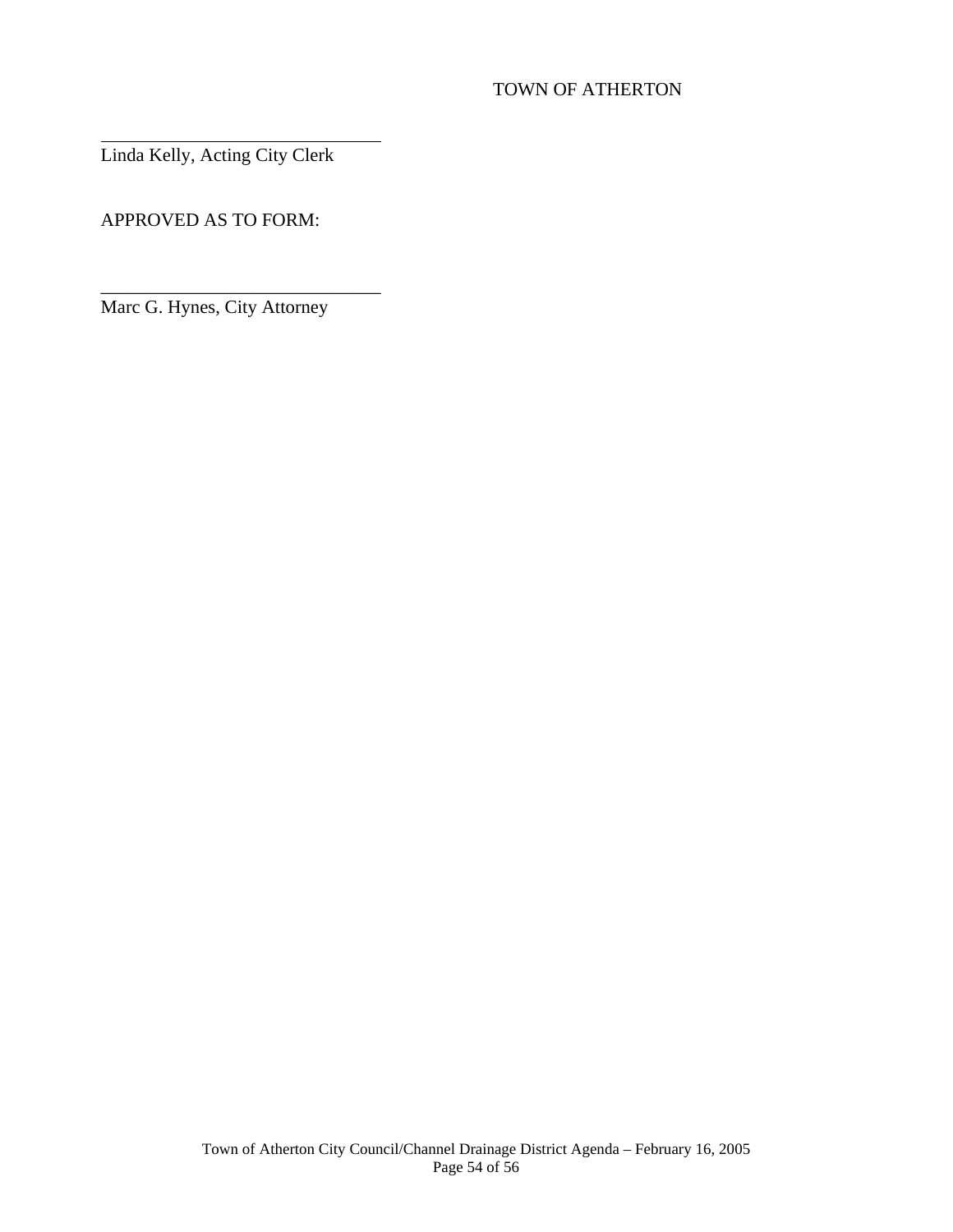TOWN OF ATHERTON

_______________________________
Linda Kelly, Acting City Clerk

APPROVED AS TO FORM:

_______________________________
Marc G. Hynes, City Attorney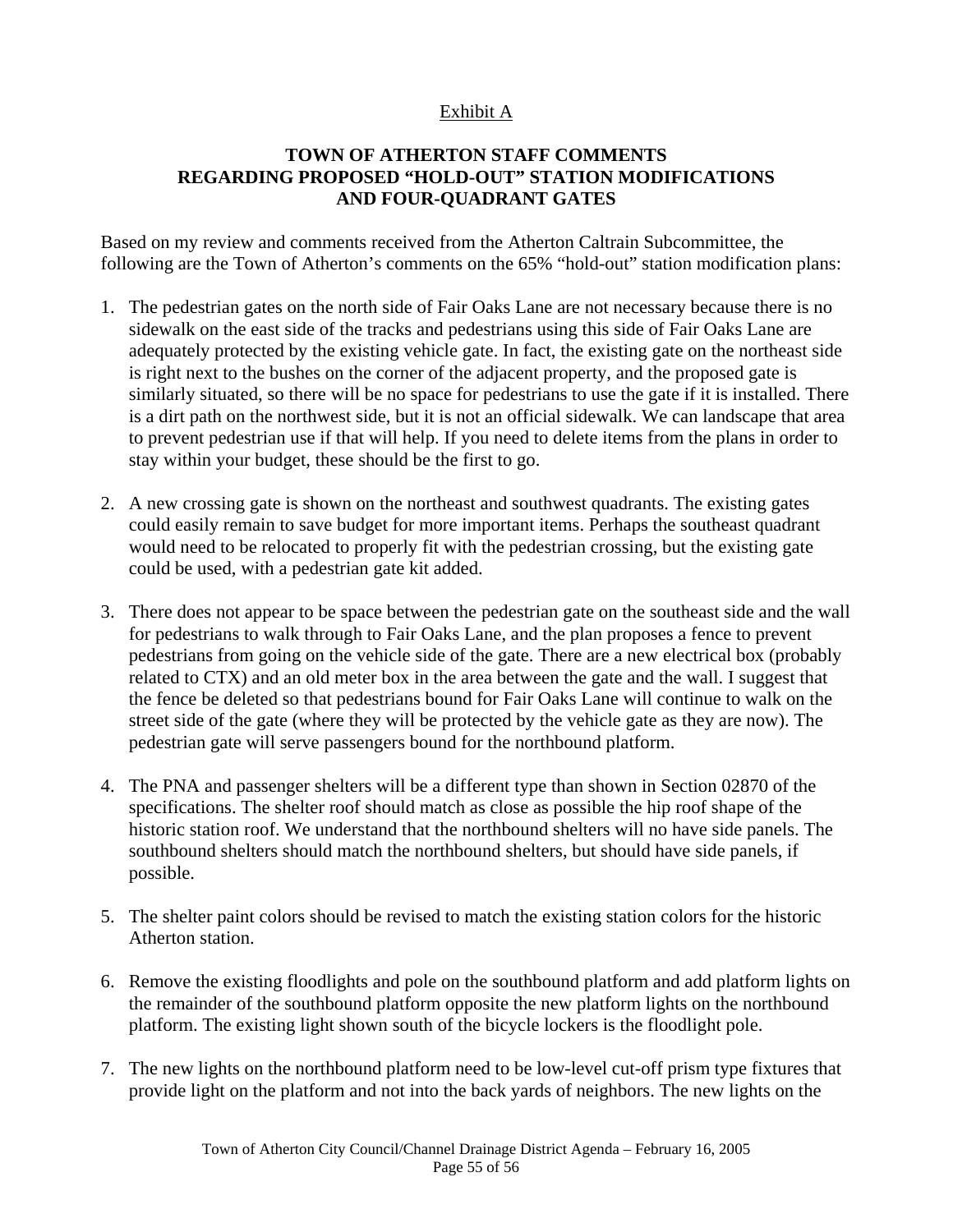Exhibit A

# TOWN OF ATHERTON STAFF COMMENTS REGARDING PROPOSED "HOLD-OUT" STATION MODIFICATIONS AND FOUR-QUADRANT GATES

Based on my review and comments received from the Atherton Caltrain Subcommittee, the following are the Town of Atherton's comments on the 65% "hold-out" station modification plans:

1. The pedestrian gates on the north side of Fair Oaks Lane are not necessary because there is no sidewalk on the east side of the tracks and pedestrians using this side of Fair Oaks Lane are adequately protected by the existing vehicle gate. In fact, the existing gate on the northeast side is right next to the bushes on the corner of the adjacent property, and the proposed gate is similarly situated, so there will be no space for pedestrians to use the gate if it is installed. There is a dirt path on the northwest side, but it is not an official sidewalk. We can landscape that area to prevent pedestrian use if that will help. If you need to delete items from the plans in order to stay within your budget, these should be the first to go.

2. A new crossing gate is shown on the northeast and southwest quadrants. The existing gates could easily remain to save budget for more important items. Perhaps the southeast quadrant would need to be relocated to properly fit with the pedestrian crossing, but the existing gate could be used, with a pedestrian gate kit added.

3. There does not appear to be space between the pedestrian gate on the southeast side and the wall for pedestrians to walk through to Fair Oaks Lane, and the plan proposes a fence to prevent pedestrians from going on the vehicle side of the gate. There are a new electrical box (probably related to CTX) and an old meter box in the area between the gate and the wall. I suggest that the fence be deleted so that pedestrians bound for Fair Oaks Lane will continue to walk on the street side of the gate (where they will be protected by the vehicle gate as they are now). The pedestrian gate will serve passengers bound for the northbound platform.

4. The PNA and passenger shelters will be a different type than shown in Section 02870 of the specifications. The shelter roof should match as close as possible the hip roof shape of the historic station roof. We understand that the northbound shelters will no have side panels. The southbound shelters should match the northbound shelters, but should have side panels, if possible.

5. The shelter paint colors should be revised to match the existing station colors for the historic Atherton station.

6. Remove the existing floodlights and pole on the southbound platform and add platform lights on the remainder of the southbound platform opposite the new platform lights on the northbound platform. The existing light shown south of the bicycle lockers is the floodlight pole.

7. The new lights on the northbound platform need to be low-level cut-off prism type fixtures that provide light on the platform and not into the back yards of neighbors. The new lights on the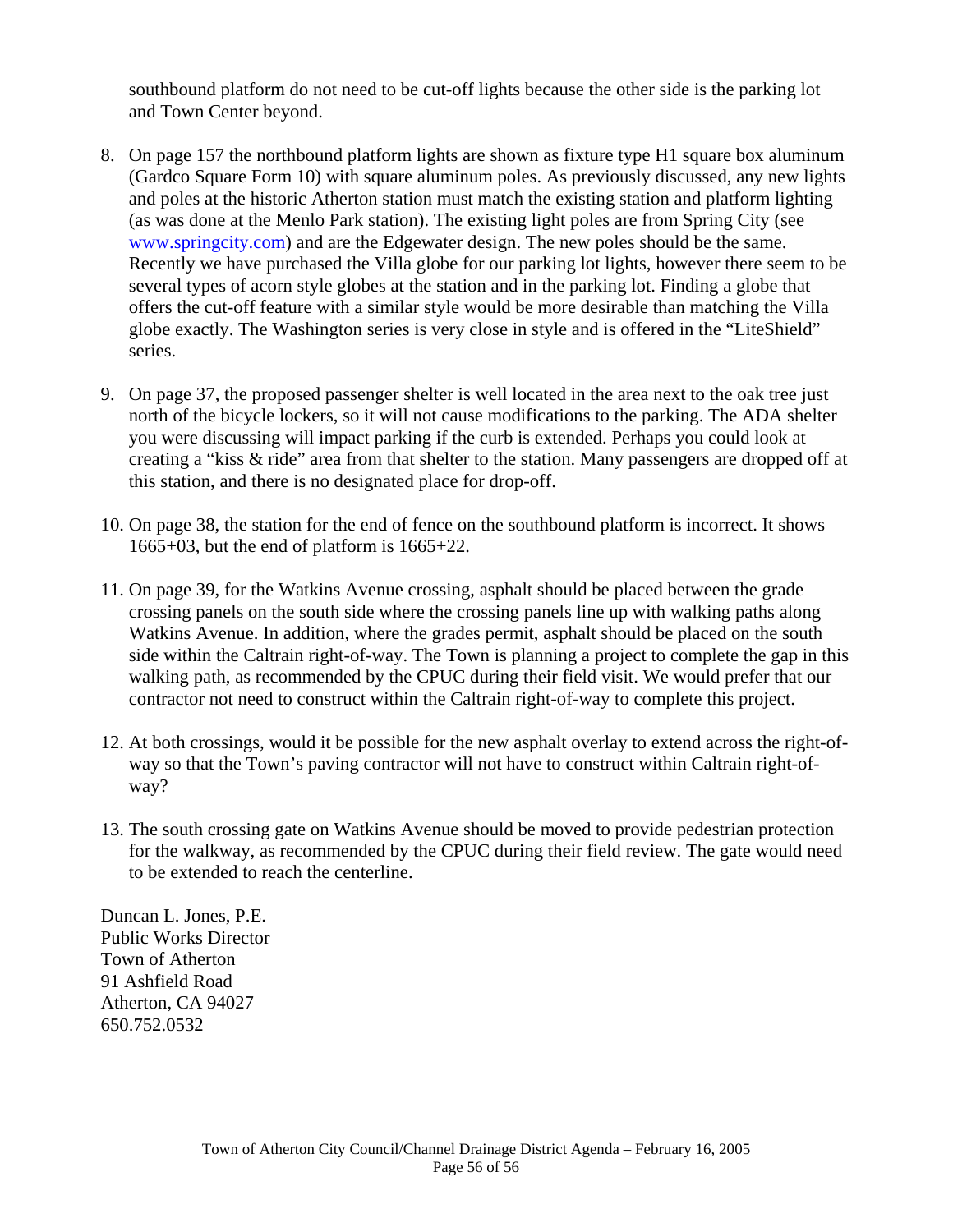southbound platform do not need to be cut-off lights because the other side is the parking lot and Town Center beyond.

8. On page 157 the northbound platform lights are shown as fixture type H1 square box aluminum (Gardco Square Form 10) with square aluminum poles. As previously discussed, any new lights and poles at the historic Atherton station must match the existing station and platform lighting (as was done at the Menlo Park station). The existing light poles are from Spring City (see www.springcity.com) and are the Edgewater design. The new poles should be the same. Recently we have purchased the Villa globe for our parking lot lights, however there seem to be several types of acorn style globes at the station and in the parking lot. Finding a globe that offers the cut-off feature with a similar style would be more desirable than matching the Villa globe exactly. The Washington series is very close in style and is offered in the "LiteShield" series.

9. On page 37, the proposed passenger shelter is well located in the area next to the oak tree just north of the bicycle lockers, so it will not cause modifications to the parking. The ADA shelter you were discussing will impact parking if the curb is extended. Perhaps you could look at creating a "kiss & ride" area from that shelter to the station. Many passengers are dropped off at this station, and there is no designated place for drop-off.

10. On page 38, the station for the end of fence on the southbound platform is incorrect. It shows 1665+03, but the end of platform is 1665+22.

11. On page 39, for the Watkins Avenue crossing, asphalt should be placed between the grade crossing panels on the south side where the crossing panels line up with walking paths along Watkins Avenue. In addition, where the grades permit, asphalt should be placed on the south side within the Caltrain right-of-way. The Town is planning a project to complete the gap in this walking path, as recommended by the CPUC during their field visit. We would prefer that our contractor not need to construct within the Caltrain right-of-way to complete this project.

12. At both crossings, would it be possible for the new asphalt overlay to extend across the right-of-way so that the Town's paving contractor will not have to construct within Caltrain right-of-way?

13. The south crossing gate on Watkins Avenue should be moved to provide pedestrian protection for the walkway, as recommended by the CPUC during their field review. The gate would need to be extended to reach the centerline.

Duncan L. Jones, P.E.
Public Works Director
Town of Atherton
91 Ashfield Road
Atherton, CA 94027
650.752.0532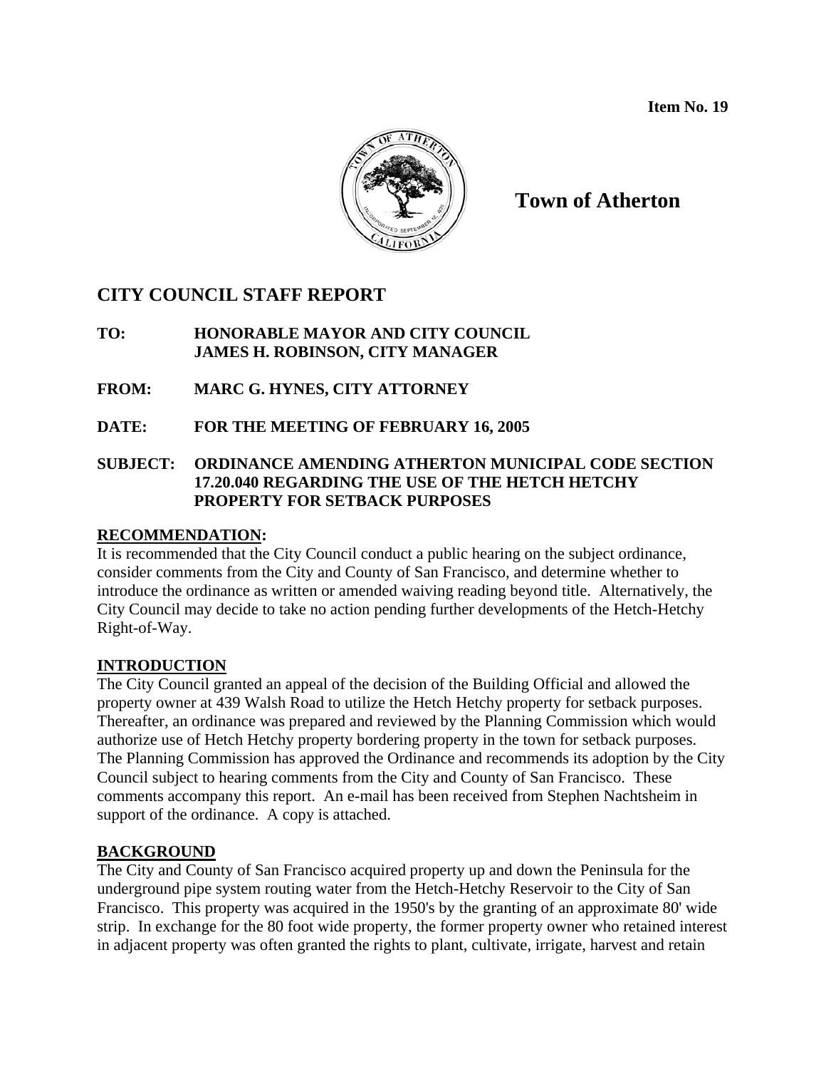**Item No. 19**

**Town of Atherton**

## CITY COUNCIL STAFF REPORT

**TO:** **HONORABLE MAYOR AND CITY COUNCIL**
**JAMES H. ROBINSON, CITY MANAGER**

**FROM:** **MARC G. HYNES, CITY ATTORNEY**

**DATE:** **FOR THE MEETING OF FEBRUARY 16, 2005**

**SUBJECT:** **ORDINANCE AMENDING ATHERTON MUNICIPAL CODE SECTION 17.20.040 REGARDING THE USE OF THE HETCH HETCHY PROPERTY FOR SETBACK PURPOSES**

### RECOMMENDATION:

It is recommended that the City Council conduct a public hearing on the subject ordinance, consider comments from the City and County of San Francisco, and determine whether to introduce the ordinance as written or amended waiving reading beyond title. Alternatively, the City Council may decide to take no action pending further developments of the Hetch-Hetchy Right-of-Way.

### INTRODUCTION

The City Council granted an appeal of the decision of the Building Official and allowed the property owner at 439 Walsh Road to utilize the Hetch Hetchy property for setback purposes. Thereafter, an ordinance was prepared and reviewed by the Planning Commission which would authorize use of Hetch Hetchy property bordering property in the town for setback purposes. The Planning Commission has approved the Ordinance and recommends its adoption by the City Council subject to hearing comments from the City and County of San Francisco. These comments accompany this report. An e-mail has been received from Stephen Nachtsheim in support of the ordinance. A copy is attached.

### BACKGROUND

The City and County of San Francisco acquired property up and down the Peninsula for the underground pipe system routing water from the Hetch-Hetchy Reservoir to the City of San Francisco. This property was acquired in the 1950's by the granting of an approximate 80' wide strip. In exchange for the 80 foot wide property, the former property owner who retained interest in adjacent property was often granted the rights to plant, cultivate, irrigate, harvest and retain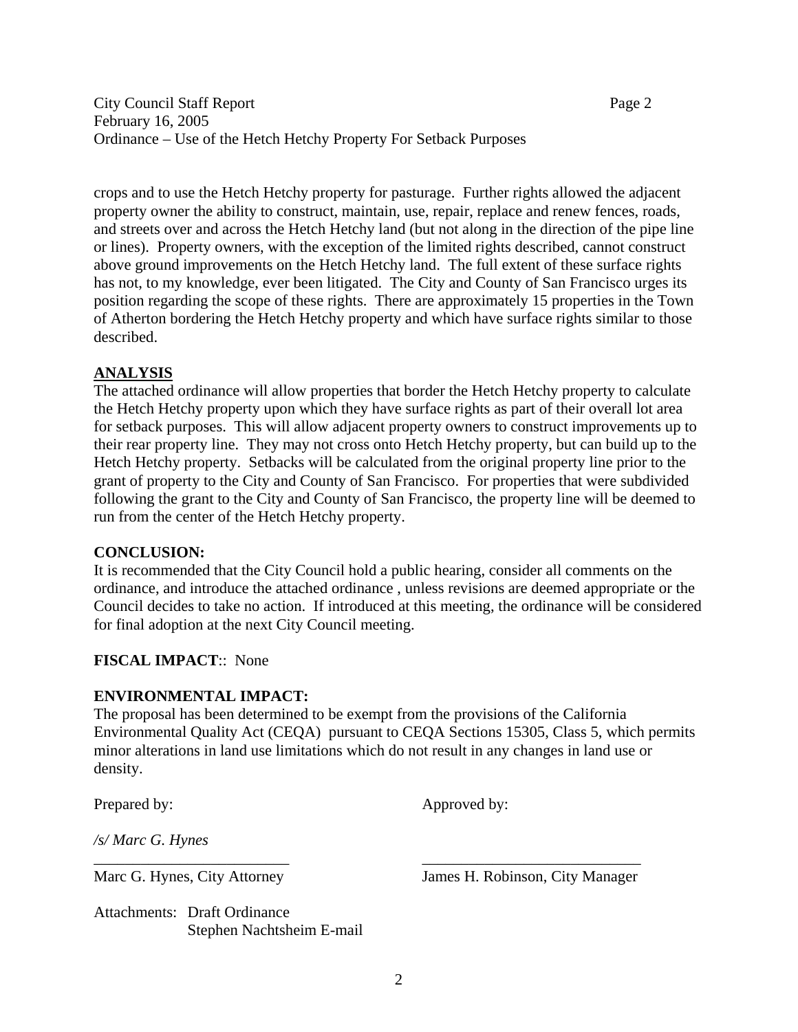crops and to use the Hetch Hetchy property for pasturage. Further rights allowed the adjacent property owner the ability to construct, maintain, use, repair, replace and renew fences, roads, and streets over and across the Hetch Hetchy land (but not along in the direction of the pipe line or lines). Property owners, with the exception of the limited rights described, cannot construct above ground improvements on the Hetch Hetchy land. The full extent of these surface rights has not, to my knowledge, ever been litigated. The City and County of San Francisco urges its position regarding the scope of these rights. There are approximately 15 properties in the Town of Atherton bordering the Hetch Hetchy property and which have surface rights similar to those described.

**ANALYSIS**

The attached ordinance will allow properties that border the Hetch Hetchy property to calculate the Hetch Hetchy property upon which they have surface rights as part of their overall lot area for setback purposes. This will allow adjacent property owners to construct improvements up to their rear property line. They may not cross onto Hetch Hetchy property, but can build up to the Hetch Hetchy property. Setbacks will be calculated from the original property line prior to the grant of property to the City and County of San Francisco. For properties that were subdivided following the grant to the City and County of San Francisco, the property line will be deemed to run from the center of the Hetch Hetchy property.

**CONCLUSION:**

It is recommended that the City Council hold a public hearing, consider all comments on the ordinance, and introduce the attached ordinance , unless revisions are deemed appropriate or the Council decides to take no action. If introduced at this meeting, the ordinance will be considered for final adoption at the next City Council meeting.

**FISCAL IMPACT**:: None

**ENVIRONMENTAL IMPACT:**

The proposal has been determined to be exempt from the provisions of the California Environmental Quality Act (CEQA) pursuant to CEQA Sections 15305, Class 5, which permits minor alterations in land use limitations which do not result in any changes in land use or density.

Prepared by: Approved by:

*/s/ Marc G. Hynes*

_________________________ ___________________________

Marc G. Hynes, City Attorney James H. Robinson, City Manager

Attachments: Draft Ordinance
Stephen Nachtsheim E-mail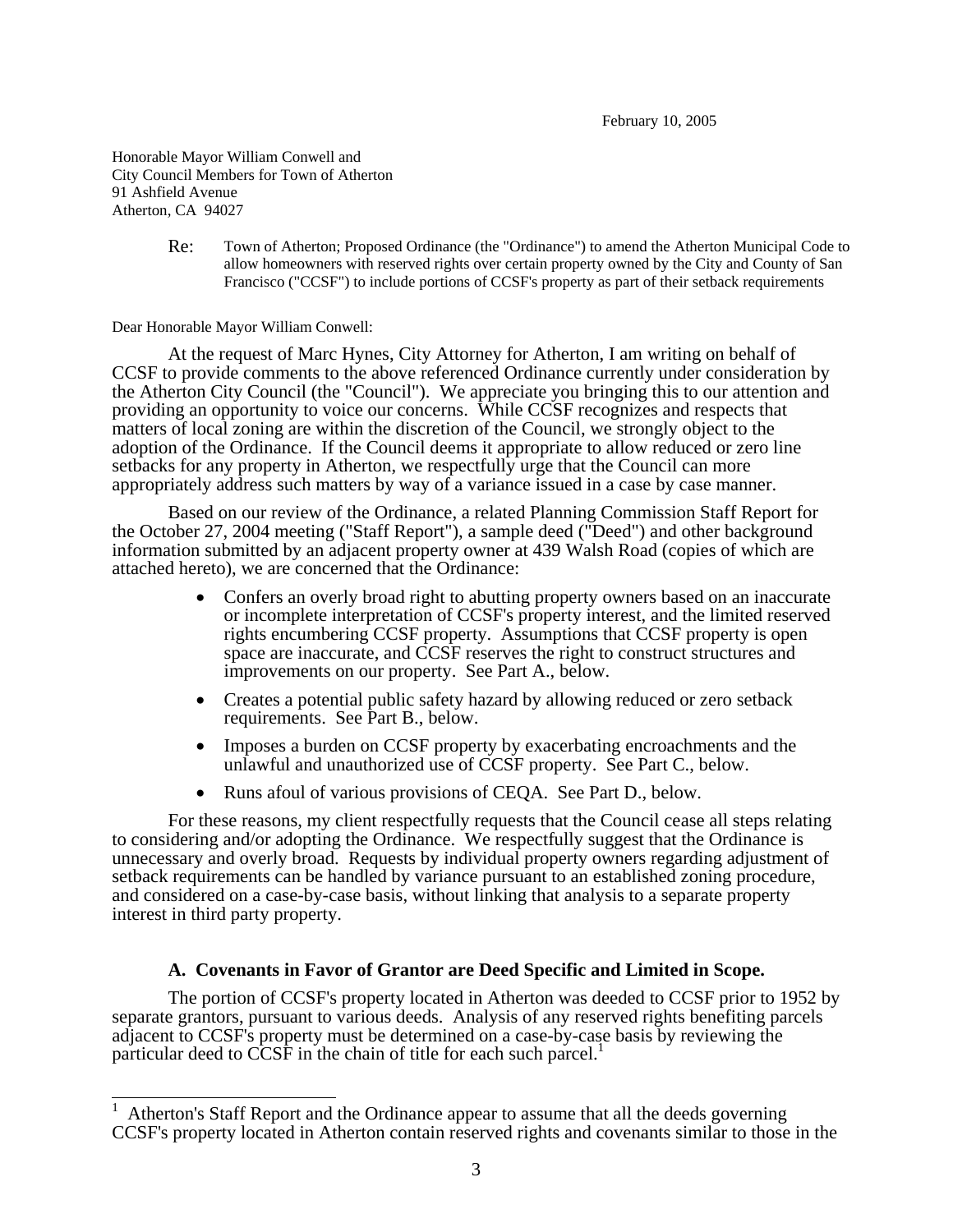February 10, 2005

Honorable Mayor William Conwell and
City Council Members for Town of Atherton
91 Ashfield Avenue
Atherton, CA 94027

Re: Town of Atherton; Proposed Ordinance (the "Ordinance") to amend the Atherton Municipal Code to allow homeowners with reserved rights over certain property owned by the City and County of San Francisco ("CCSF") to include portions of CCSF's property as part of their setback requirements

Dear Honorable Mayor William Conwell:

At the request of Marc Hynes, City Attorney for Atherton, I am writing on behalf of CCSF to provide comments to the above referenced Ordinance currently under consideration by the Atherton City Council (the "Council"). We appreciate you bringing this to our attention and providing an opportunity to voice our concerns. While CCSF recognizes and respects that matters of local zoning are within the discretion of the Council, we strongly object to the adoption of the Ordinance. If the Council deems it appropriate to allow reduced or zero line setbacks for any property in Atherton, we respectfully urge that the Council can more appropriately address such matters by way of a variance issued in a case by case manner.

Based on our review of the Ordinance, a related Planning Commission Staff Report for the October 27, 2004 meeting ("Staff Report"), a sample deed ("Deed") and other background information submitted by an adjacent property owner at 439 Walsh Road (copies of which are attached hereto), we are concerned that the Ordinance:

- Confers an overly broad right to abutting property owners based on an inaccurate or incomplete interpretation of CCSF's property interest, and the limited reserved rights encumbering CCSF property. Assumptions that CCSF property is open space are inaccurate, and CCSF reserves the right to construct structures and improvements on our property. See Part A., below.
- Creates a potential public safety hazard by allowing reduced or zero setback requirements. See Part B., below.
- Imposes a burden on CCSF property by exacerbating encroachments and the unlawful and unauthorized use of CCSF property. See Part C., below.
- Runs afoul of various provisions of CEQA. See Part D., below.

For these reasons, my client respectfully requests that the Council cease all steps relating to considering and/or adopting the Ordinance. We respectfully suggest that the Ordinance is unnecessary and overly broad. Requests by individual property owners regarding adjustment of setback requirements can be handled by variance pursuant to an established zoning procedure, and considered on a case-by-case basis, without linking that analysis to a separate property interest in third party property.

### A. Covenants in Favor of Grantor are Deed Specific and Limited in Scope.

The portion of CCSF's property located in Atherton was deeded to CCSF prior to 1952 by separate grantors, pursuant to various deeds. Analysis of any reserved rights benefiting parcels adjacent to CCSF's property must be determined on a case-by-case basis by reviewing the particular deed to CCSF in the chain of title for each such parcel.[1]

[1] Atherton's Staff Report and the Ordinance appear to assume that all the deeds governing CCSF's property located in Atherton contain reserved rights and covenants similar to those in the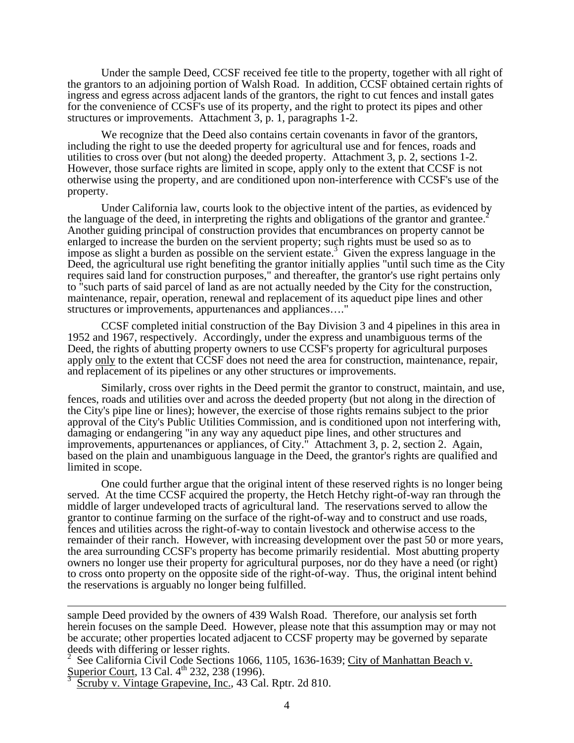Under the sample Deed, CCSF received fee title to the property, together with all right of the grantors to an adjoining portion of Walsh Road. In addition, CCSF obtained certain rights of ingress and egress across adjacent lands of the grantors, the right to cut fences and install gates for the convenience of CCSF's use of its property, and the right to protect its pipes and other structures or improvements. Attachment 3, p. 1, paragraphs 1-2.

We recognize that the Deed also contains certain covenants in favor of the grantors, including the right to use the deeded property for agricultural use and for fences, roads and utilities to cross over (but not along) the deeded property. Attachment 3, p. 2, sections 1-2. However, those surface rights are limited in scope, apply only to the extent that CCSF is not otherwise using the property, and are conditioned upon non-interference with CCSF's use of the property.

Under California law, courts look to the objective intent of the parties, as evidenced by the language of the deed, in interpreting the rights and obligations of the grantor and grantee.[2] Another guiding principal of construction provides that encumbrances on property cannot be enlarged to increase the burden on the servient property; such rights must be used so as to impose as slight a burden as possible on the servient estate.[3] Given the express language in the Deed, the agricultural use right benefiting the grantor initially applies "until such time as the City requires said land for construction purposes," and thereafter, the grantor's use right pertains only to "such parts of said parcel of land as are not actually needed by the City for the construction, maintenance, repair, operation, renewal and replacement of its aqueduct pipe lines and other structures or improvements, appurtenances and appliances…."

CCSF completed initial construction of the Bay Division 3 and 4 pipelines in this area in 1952 and 1967, respectively. Accordingly, under the express and unambiguous terms of the Deed, the rights of abutting property owners to use CCSF's property for agricultural purposes apply <u>only</u> to the extent that CCSF does not need the area for construction, maintenance, repair, and replacement of its pipelines or any other structures or improvements.

Similarly, cross over rights in the Deed permit the grantor to construct, maintain, and use, fences, roads and utilities over and across the deeded property (but not along in the direction of the City's pipe line or lines); however, the exercise of those rights remains subject to the prior approval of the City's Public Utilities Commission, and is conditioned upon not interfering with, damaging or endangering "in any way any aqueduct pipe lines, and other structures and improvements, appurtenances or appliances, of City." Attachment 3, p. 2, section 2. Again, based on the plain and unambiguous language in the Deed, the grantor's rights are qualified and limited in scope.

One could further argue that the original intent of these reserved rights is no longer being served. At the time CCSF acquired the property, the Hetch Hetchy right-of-way ran through the middle of larger undeveloped tracts of agricultural land. The reservations served to allow the grantor to continue farming on the surface of the right-of-way and to construct and use roads, fences and utilities across the right-of-way to contain livestock and otherwise access to the remainder of their ranch. However, with increasing development over the past 50 or more years, the area surrounding CCSF's property has become primarily residential. Most abutting property owners no longer use their property for agricultural purposes, nor do they have a need (or right) to cross onto property on the opposite side of the right-of-way. Thus, the original intent behind the reservations is arguably no longer being fulfilled.

---

sample Deed provided by the owners of 439 Walsh Road. Therefore, our analysis set forth herein focuses on the sample Deed. However, please note that this assumption may or may not be accurate; other properties located adjacent to CCSF property may be governed by separate deeds with differing or lesser rights.

[2] See California Civil Code Sections 1066, 1105, 1636-1639; <u>City of Manhattan Beach v. Superior Court</u>, 13 Cal. 4th 232, 238 (1996).

[3] <u>Scruby v. Vintage Grapevine, Inc.</u>, 43 Cal. Rptr. 2d 810.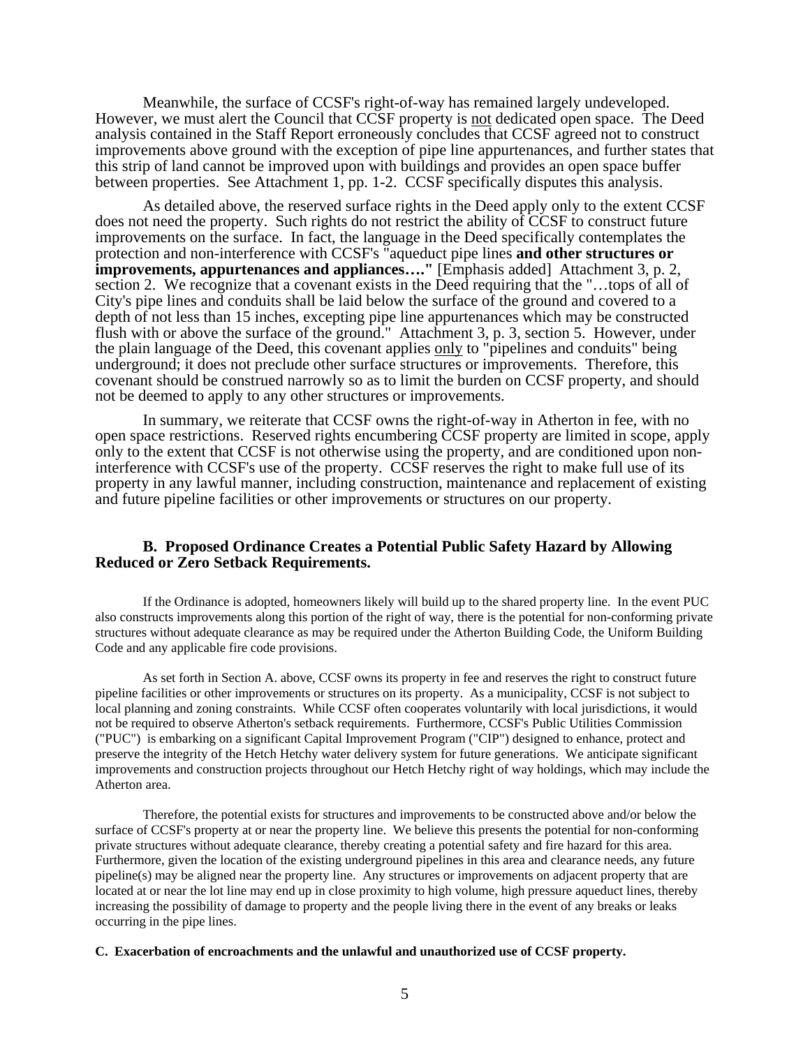Meanwhile, the surface of CCSF's right-of-way has remained largely undeveloped. However, we must alert the Council that CCSF property is not dedicated open space. The Deed analysis contained in the Staff Report erroneously concludes that CCSF agreed not to construct improvements above ground with the exception of pipe line appurtenances, and further states that this strip of land cannot be improved upon with buildings and provides an open space buffer between properties. See Attachment 1, pp. 1-2. CCSF specifically disputes this analysis.

As detailed above, the reserved surface rights in the Deed apply only to the extent CCSF does not need the property. Such rights do not restrict the ability of CCSF to construct future improvements on the surface. In fact, the language in the Deed specifically contemplates the protection and non-interference with CCSF's "aqueduct pipe lines **and other structures or improvements, appurtenances and appliances…."** [Emphasis added] Attachment 3, p. 2, section 2. We recognize that a covenant exists in the Deed requiring that the "…tops of all of City's pipe lines and conduits shall be laid below the surface of the ground and covered to a depth of not less than 15 inches, excepting pipe line appurtenances which may be constructed flush with or above the surface of the ground." Attachment 3, p. 3, section 5. However, under the plain language of the Deed, this covenant applies only to "pipelines and conduits" being underground; it does not preclude other surface structures or improvements. Therefore, this covenant should be construed narrowly so as to limit the burden on CCSF property, and should not be deemed to apply to any other structures or improvements.

In summary, we reiterate that CCSF owns the right-of-way in Atherton in fee, with no open space restrictions. Reserved rights encumbering CCSF property are limited in scope, apply only to the extent that CCSF is not otherwise using the property, and are conditioned upon non-interference with CCSF's use of the property. CCSF reserves the right to make full use of its property in any lawful manner, including construction, maintenance and replacement of existing and future pipeline facilities or other improvements or structures on our property.

### B. Proposed Ordinance Creates a Potential Public Safety Hazard by Allowing Reduced or Zero Setback Requirements.

If the Ordinance is adopted, homeowners likely will build up to the shared property line. In the event PUC also constructs improvements along this portion of the right of way, there is the potential for non-conforming private structures without adequate clearance as may be required under the Atherton Building Code, the Uniform Building Code and any applicable fire code provisions.

As set forth in Section A. above, CCSF owns its property in fee and reserves the right to construct future pipeline facilities or other improvements or structures on its property. As a municipality, CCSF is not subject to local planning and zoning constraints. While CCSF often cooperates voluntarily with local jurisdictions, it would not be required to observe Atherton's setback requirements. Furthermore, CCSF's Public Utilities Commission ("PUC") is embarking on a significant Capital Improvement Program ("CIP") designed to enhance, protect and preserve the integrity of the Hetch Hetchy water delivery system for future generations. We anticipate significant improvements and construction projects throughout our Hetch Hetchy right of way holdings, which may include the Atherton area.

Therefore, the potential exists for structures and improvements to be constructed above and/or below the surface of CCSF's property at or near the property line. We believe this presents the potential for non-conforming private structures without adequate clearance, thereby creating a potential safety and fire hazard for this area. Furthermore, given the location of the existing underground pipelines in this area and clearance needs, any future pipeline(s) may be aligned near the property line. Any structures or improvements on adjacent property that are located at or near the lot line may end up in close proximity to high volume, high pressure aqueduct lines, thereby increasing the possibility of damage to property and the people living there in the event of any breaks or leaks occurring in the pipe lines.

### C. Exacerbation of encroachments and the unlawful and unauthorized use of CCSF property.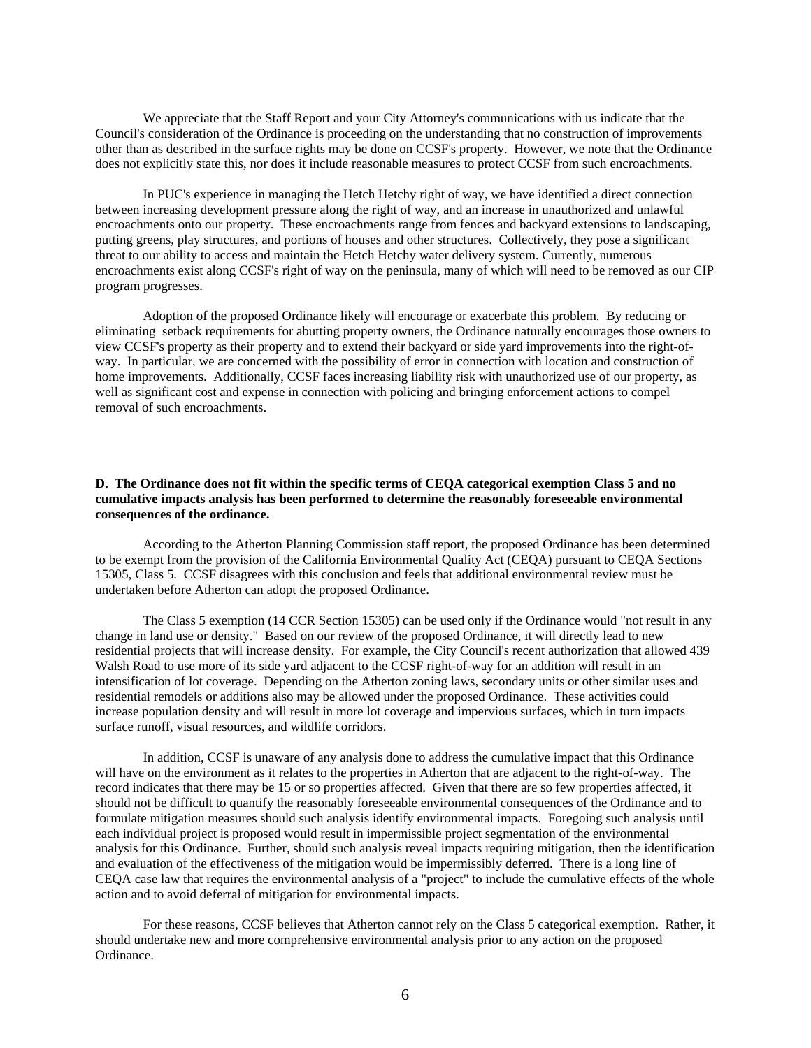We appreciate that the Staff Report and your City Attorney's communications with us indicate that the Council's consideration of the Ordinance is proceeding on the understanding that no construction of improvements other than as described in the surface rights may be done on CCSF's property. However, we note that the Ordinance does not explicitly state this, nor does it include reasonable measures to protect CCSF from such encroachments.

In PUC's experience in managing the Hetch Hetchy right of way, we have identified a direct connection between increasing development pressure along the right of way, and an increase in unauthorized and unlawful encroachments onto our property. These encroachments range from fences and backyard extensions to landscaping, putting greens, play structures, and portions of houses and other structures. Collectively, they pose a significant threat to our ability to access and maintain the Hetch Hetchy water delivery system. Currently, numerous encroachments exist along CCSF's right of way on the peninsula, many of which will need to be removed as our CIP program progresses.

Adoption of the proposed Ordinance likely will encourage or exacerbate this problem. By reducing or eliminating setback requirements for abutting property owners, the Ordinance naturally encourages those owners to view CCSF's property as their property and to extend their backyard or side yard improvements into the right-of-way. In particular, we are concerned with the possibility of error in connection with location and construction of home improvements. Additionally, CCSF faces increasing liability risk with unauthorized use of our property, as well as significant cost and expense in connection with policing and bringing enforcement actions to compel removal of such encroachments.

**D. The Ordinance does not fit within the specific terms of CEQA categorical exemption Class 5 and no cumulative impacts analysis has been performed to determine the reasonably foreseeable environmental consequences of the ordinance.**

According to the Atherton Planning Commission staff report, the proposed Ordinance has been determined to be exempt from the provision of the California Environmental Quality Act (CEQA) pursuant to CEQA Sections 15305, Class 5. CCSF disagrees with this conclusion and feels that additional environmental review must be undertaken before Atherton can adopt the proposed Ordinance.

The Class 5 exemption (14 CCR Section 15305) can be used only if the Ordinance would "not result in any change in land use or density." Based on our review of the proposed Ordinance, it will directly lead to new residential projects that will increase density. For example, the City Council's recent authorization that allowed 439 Walsh Road to use more of its side yard adjacent to the CCSF right-of-way for an addition will result in an intensification of lot coverage. Depending on the Atherton zoning laws, secondary units or other similar uses and residential remodels or additions also may be allowed under the proposed Ordinance. These activities could increase population density and will result in more lot coverage and impervious surfaces, which in turn impacts surface runoff, visual resources, and wildlife corridors.

In addition, CCSF is unaware of any analysis done to address the cumulative impact that this Ordinance will have on the environment as it relates to the properties in Atherton that are adjacent to the right-of-way. The record indicates that there may be 15 or so properties affected. Given that there are so few properties affected, it should not be difficult to quantify the reasonably foreseeable environmental consequences of the Ordinance and to formulate mitigation measures should such analysis identify environmental impacts. Foregoing such analysis until each individual project is proposed would result in impermissible project segmentation of the environmental analysis for this Ordinance. Further, should such analysis reveal impacts requiring mitigation, then the identification and evaluation of the effectiveness of the mitigation would be impermissibly deferred. There is a long line of CEQA case law that requires the environmental analysis of a "project" to include the cumulative effects of the whole action and to avoid deferral of mitigation for environmental impacts.

For these reasons, CCSF believes that Atherton cannot rely on the Class 5 categorical exemption. Rather, it should undertake new and more comprehensive environmental analysis prior to any action on the proposed Ordinance.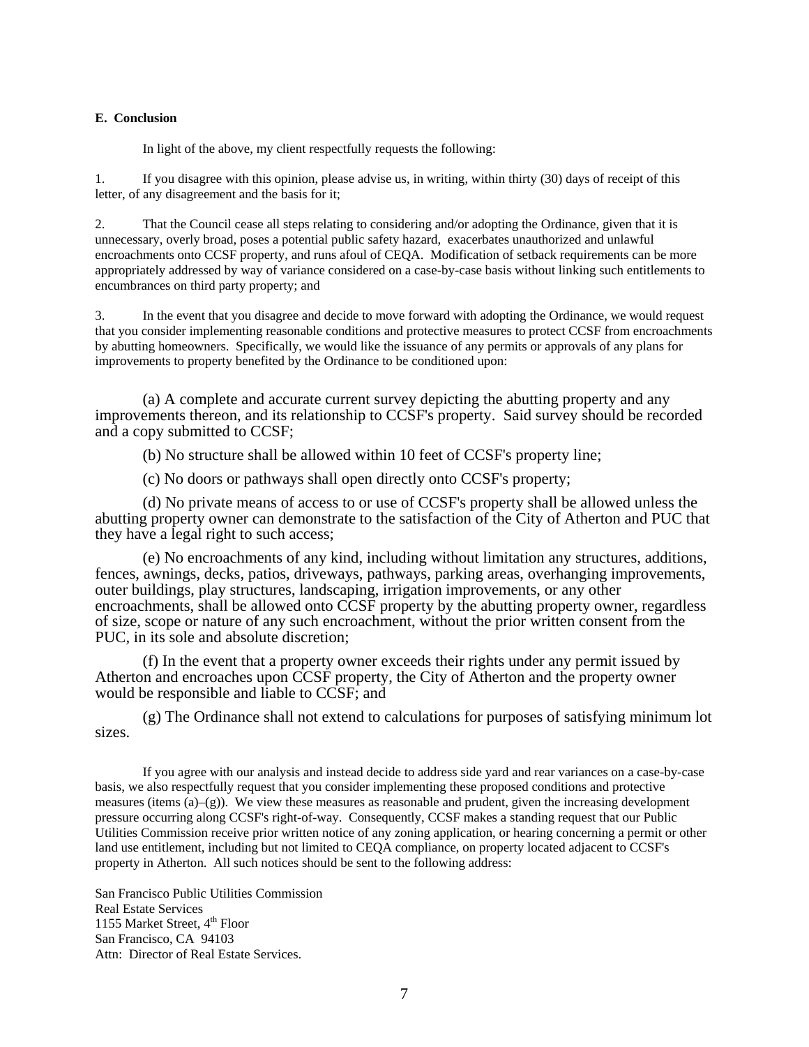**E. Conclusion**

In light of the above, my client respectfully requests the following:

1. If you disagree with this opinion, please advise us, in writing, within thirty (30) days of receipt of this letter, of any disagreement and the basis for it;

2. That the Council cease all steps relating to considering and/or adopting the Ordinance, given that it is unnecessary, overly broad, poses a potential public safety hazard, exacerbates unauthorized and unlawful encroachments onto CCSF property, and runs afoul of CEQA. Modification of setback requirements can be more appropriately addressed by way of variance considered on a case-by-case basis without linking such entitlements to encumbrances on third party property; and

3. In the event that you disagree and decide to move forward with adopting the Ordinance, we would request that you consider implementing reasonable conditions and protective measures to protect CCSF from encroachments by abutting homeowners. Specifically, we would like the issuance of any permits or approvals of any plans for improvements to property benefited by the Ordinance to be conditioned upon:

(a) A complete and accurate current survey depicting the abutting property and any improvements thereon, and its relationship to CCSF's property. Said survey should be recorded and a copy submitted to CCSF;

(b) No structure shall be allowed within 10 feet of CCSF's property line;

(c) No doors or pathways shall open directly onto CCSF's property;

(d) No private means of access to or use of CCSF's property shall be allowed unless the abutting property owner can demonstrate to the satisfaction of the City of Atherton and PUC that they have a legal right to such access;

(e) No encroachments of any kind, including without limitation any structures, additions, fences, awnings, decks, patios, driveways, pathways, parking areas, overhanging improvements, outer buildings, play structures, landscaping, irrigation improvements, or any other encroachments, shall be allowed onto CCSF property by the abutting property owner, regardless of size, scope or nature of any such encroachment, without the prior written consent from the PUC, in its sole and absolute discretion;

(f) In the event that a property owner exceeds their rights under any permit issued by Atherton and encroaches upon CCSF property, the City of Atherton and the property owner would be responsible and liable to CCSF; and

(g) The Ordinance shall not extend to calculations for purposes of satisfying minimum lot sizes.

If you agree with our analysis and instead decide to address side yard and rear variances on a case-by-case basis, we also respectfully request that you consider implementing these proposed conditions and protective measures (items (a)–(g)). We view these measures as reasonable and prudent, given the increasing development pressure occurring along CCSF's right-of-way. Consequently, CCSF makes a standing request that our Public Utilities Commission receive prior written notice of any zoning application, or hearing concerning a permit or other land use entitlement, including but not limited to CEQA compliance, on property located adjacent to CCSF's property in Atherton. All such notices should be sent to the following address:

San Francisco Public Utilities Commission
Real Estate Services
1155 Market Street, 4th Floor
San Francisco, CA 94103
Attn: Director of Real Estate Services.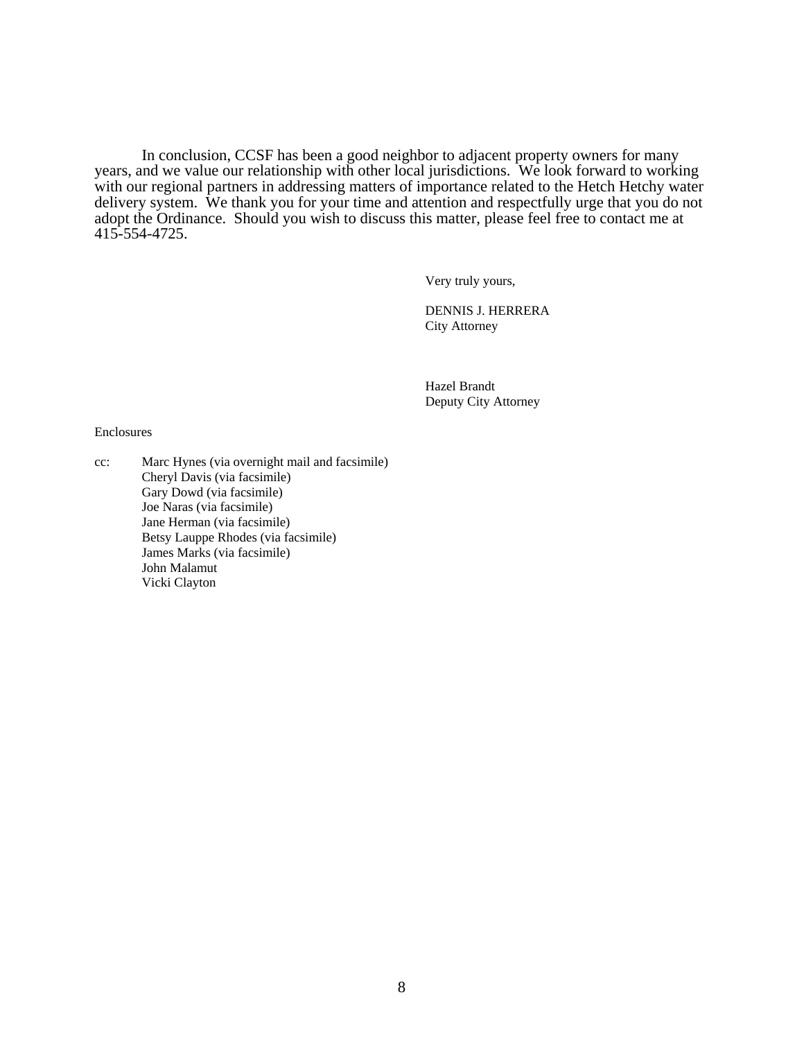In conclusion, CCSF has been a good neighbor to adjacent property owners for many years, and we value our relationship with other local jurisdictions. We look forward to working with our regional partners in addressing matters of importance related to the Hetch Hetchy water delivery system. We thank you for your time and attention and respectfully urge that you do not adopt the Ordinance. Should you wish to discuss this matter, please feel free to contact me at 415-554-4725.

Very truly yours,

DENNIS J. HERRERA
City Attorney

Hazel Brandt
Deputy City Attorney

Enclosures

cc: Marc Hynes (via overnight mail and facsimile)
Cheryl Davis (via facsimile)
Gary Dowd (via facsimile)
Joe Naras (via facsimile)
Jane Herman (via facsimile)
Betsy Lauppe Rhodes (via facsimile)
James Marks (via facsimile)
John Malamut
Vicki Clayton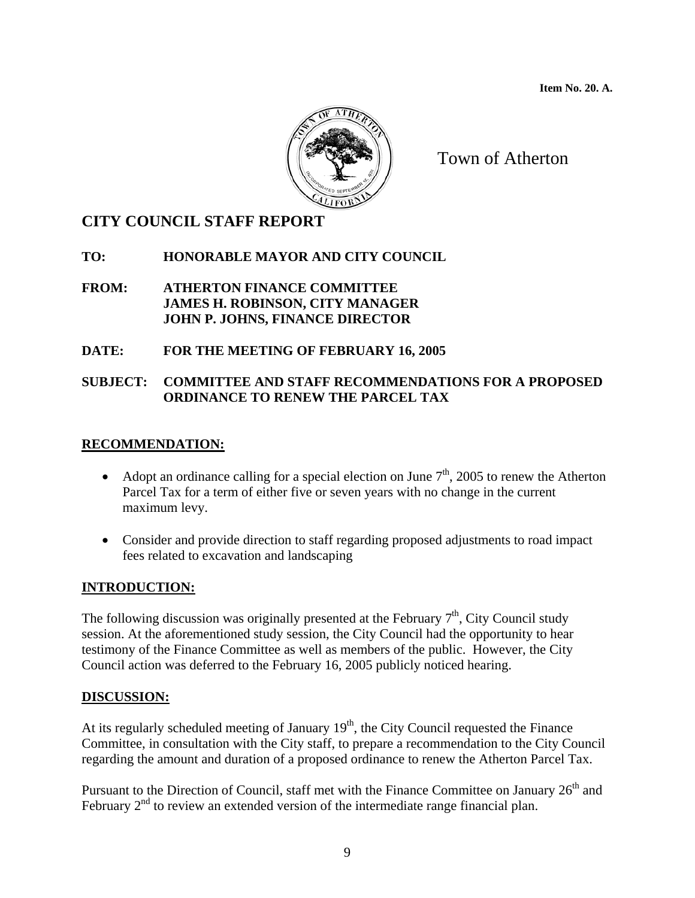**Item No. 20. A.**

Town of Atherton

## CITY COUNCIL STAFF REPORT

**TO:** **HONORABLE MAYOR AND CITY COUNCIL**

**FROM:** **ATHERTON FINANCE COMMITTEE**
**JAMES H. ROBINSON, CITY MANAGER**
**JOHN P. JOHNS, FINANCE DIRECTOR**

**DATE:** **FOR THE MEETING OF FEBRUARY 16, 2005**

**SUBJECT:** **COMMITTEE AND STAFF RECOMMENDATIONS FOR A PROPOSED ORDINANCE TO RENEW THE PARCEL TAX**

### RECOMMENDATION:

- Adopt an ordinance calling for a special election on June 7th, 2005 to renew the Atherton Parcel Tax for a term of either five or seven years with no change in the current maximum levy.
- Consider and provide direction to staff regarding proposed adjustments to road impact fees related to excavation and landscaping

### INTRODUCTION:

The following discussion was originally presented at the February 7th, City Council study session. At the aforementioned study session, the City Council had the opportunity to hear testimony of the Finance Committee as well as members of the public. However, the City Council action was deferred to the February 16, 2005 publicly noticed hearing.

### DISCUSSION:

At its regularly scheduled meeting of January 19th, the City Council requested the Finance Committee, in consultation with the City staff, to prepare a recommendation to the City Council regarding the amount and duration of a proposed ordinance to renew the Atherton Parcel Tax.

Pursuant to the Direction of Council, staff met with the Finance Committee on January 26th and February 2nd to review an extended version of the intermediate range financial plan.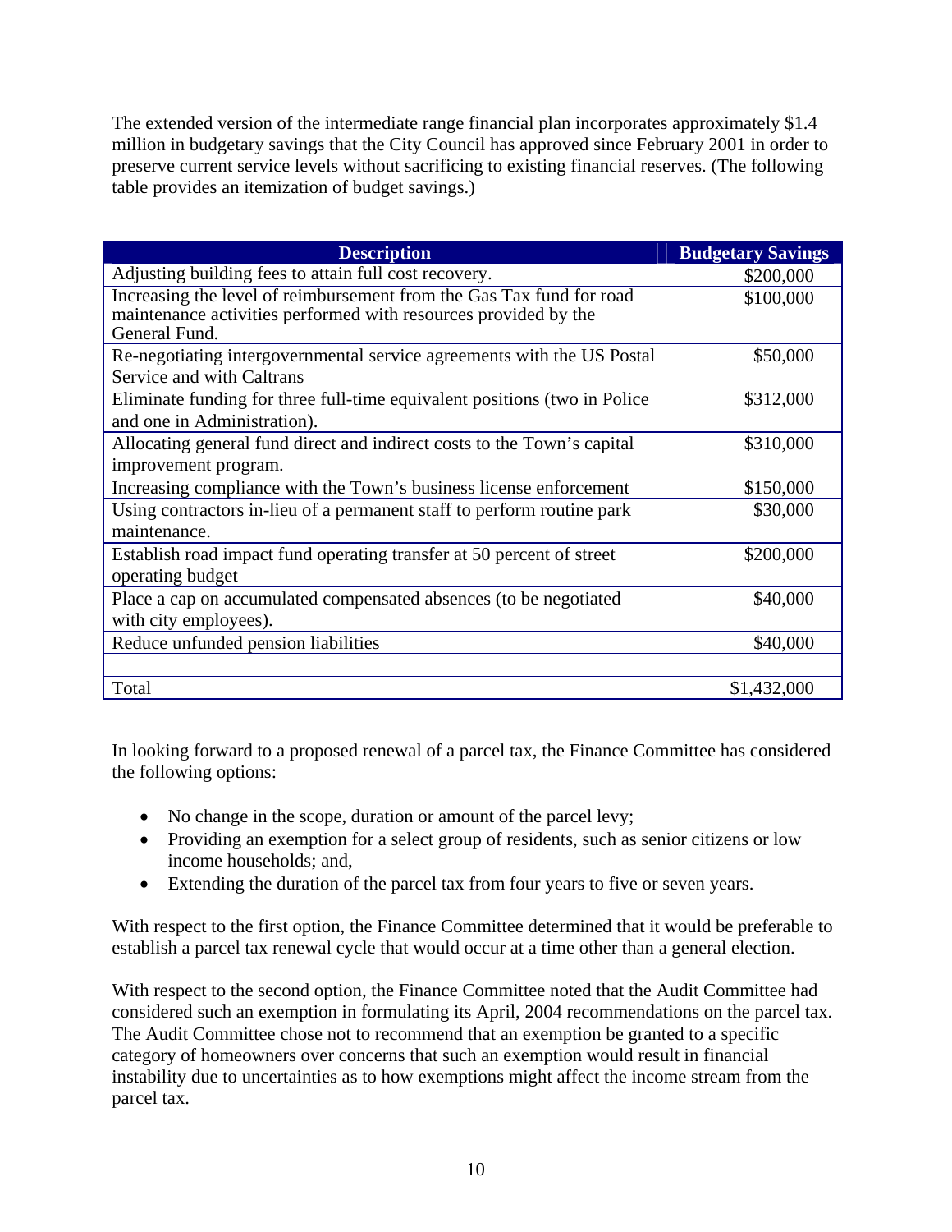The extended version of the intermediate range financial plan incorporates approximately $1.4 million in budgetary savings that the City Council has approved since February 2001 in order to preserve current service levels without sacrificing to existing financial reserves. (The following table provides an itemization of budget savings.)

| Description | Budgetary Savings |
|---|---|
| Adjusting building fees to attain full cost recovery. | $200,000 |
| Increasing the level of reimbursement from the Gas Tax fund for road maintenance activities performed with resources provided by the General Fund. | $100,000 |
| Re-negotiating intergovernmental service agreements with the US Postal Service and with Caltrans | $50,000 |
| Eliminate funding for three full-time equivalent positions (two in Police and one in Administration). | $312,000 |
| Allocating general fund direct and indirect costs to the Town's capital improvement program. | $310,000 |
| Increasing compliance with the Town's business license enforcement | $150,000 |
| Using contractors in-lieu of a permanent staff to perform routine park maintenance. | $30,000 |
| Establish road impact fund operating transfer at 50 percent of street operating budget | $200,000 |
| Place a cap on accumulated compensated absences (to be negotiated with city employees). | $40,000 |
| Reduce unfunded pension liabilities | $40,000 |
| | |
| Total | $1,432,000 |

In looking forward to a proposed renewal of a parcel tax, the Finance Committee has considered the following options:

- No change in the scope, duration or amount of the parcel levy;
- Providing an exemption for a select group of residents, such as senior citizens or low income households; and,
- Extending the duration of the parcel tax from four years to five or seven years.

With respect to the first option, the Finance Committee determined that it would be preferable to establish a parcel tax renewal cycle that would occur at a time other than a general election.

With respect to the second option, the Finance Committee noted that the Audit Committee had considered such an exemption in formulating its April, 2004 recommendations on the parcel tax. The Audit Committee chose not to recommend that an exemption be granted to a specific category of homeowners over concerns that such an exemption would result in financial instability due to uncertainties as to how exemptions might affect the income stream from the parcel tax.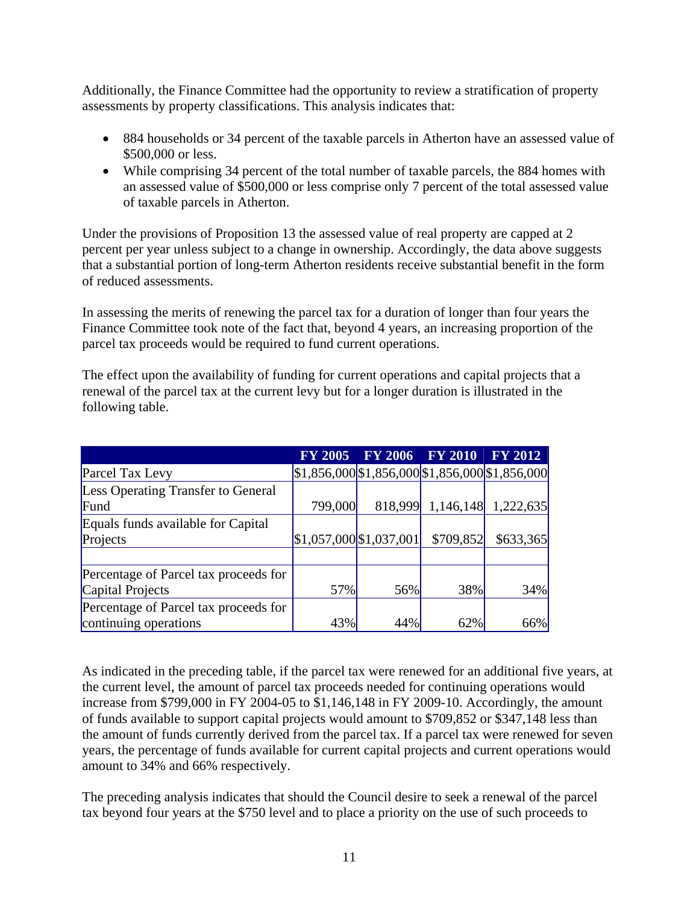Additionally, the Finance Committee had the opportunity to review a stratification of property assessments by property classifications. This analysis indicates that:

- 884 households or 34 percent of the taxable parcels in Atherton have an assessed value of $500,000 or less.
- While comprising 34 percent of the total number of taxable parcels, the 884 homes with an assessed value of $500,000 or less comprise only 7 percent of the total assessed value of taxable parcels in Atherton.

Under the provisions of Proposition 13 the assessed value of real property are capped at 2 percent per year unless subject to a change in ownership. Accordingly, the data above suggests that a substantial portion of long-term Atherton residents receive substantial benefit in the form of reduced assessments.

In assessing the merits of renewing the parcel tax for a duration of longer than four years the Finance Committee took note of the fact that, beyond 4 years, an increasing proportion of the parcel tax proceeds would be required to fund current operations.

The effect upon the availability of funding for current operations and capital projects that a renewal of the parcel tax at the current levy but for a longer duration is illustrated in the following table.

| | FY 2005 | FY 2006 | FY 2010 | FY 2012 |
|---|---|---|---|---|
| Parcel Tax Levy | $1,856,000 | $1,856,000 | $1,856,000 | $1,856,000 |
| Less Operating Transfer to General Fund | 799,000 | 818,999 | 1,146,148 | 1,222,635 |
| Equals funds available for Capital Projects | $1,057,000 | $1,037,001 | $709,852 | $633,365 |
| | | | | |
| Percentage of Parcel tax proceeds for Capital Projects | 57% | 56% | 38% | 34% |
| Percentage of Parcel tax proceeds for continuing operations | 43% | 44% | 62% | 66% |

As indicated in the preceding table, if the parcel tax were renewed for an additional five years, at the current level, the amount of parcel tax proceeds needed for continuing operations would increase from $799,000 in FY 2004-05 to $1,146,148 in FY 2009-10. Accordingly, the amount of funds available to support capital projects would amount to $709,852 or $347,148 less than the amount of funds currently derived from the parcel tax. If a parcel tax were renewed for seven years, the percentage of funds available for current capital projects and current operations would amount to 34% and 66% respectively.

The preceding analysis indicates that should the Council desire to seek a renewal of the parcel tax beyond four years at the $750 level and to place a priority on the use of such proceeds to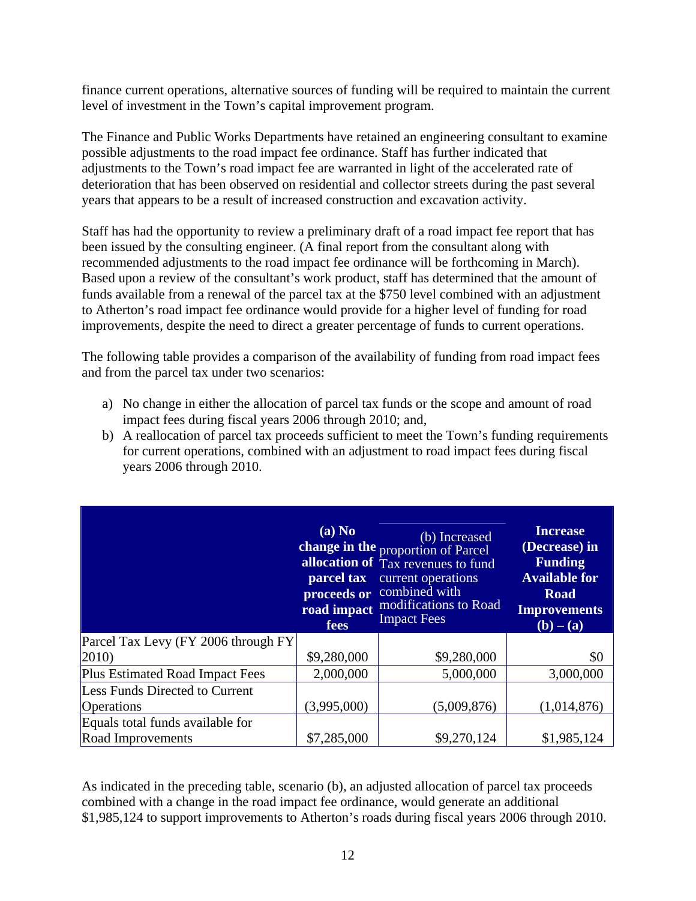finance current operations, alternative sources of funding will be required to maintain the current level of investment in the Town's capital improvement program.

The Finance and Public Works Departments have retained an engineering consultant to examine possible adjustments to the road impact fee ordinance. Staff has further indicated that adjustments to the Town's road impact fee are warranted in light of the accelerated rate of deterioration that has been observed on residential and collector streets during the past several years that appears to be a result of increased construction and excavation activity.

Staff has had the opportunity to review a preliminary draft of a road impact fee report that has been issued by the consulting engineer. (A final report from the consultant along with recommended adjustments to the road impact fee ordinance will be forthcoming in March). Based upon a review of the consultant's work product, staff has determined that the amount of funds available from a renewal of the parcel tax at the $750 level combined with an adjustment to Atherton's road impact fee ordinance would provide for a higher level of funding for road improvements, despite the need to direct a greater percentage of funds to current operations.

The following table provides a comparison of the availability of funding from road impact fees and from the parcel tax under two scenarios:

a) No change in either the allocation of parcel tax funds or the scope and amount of road impact fees during fiscal years 2006 through 2010; and,
b) A reallocation of parcel tax proceeds sufficient to meet the Town's funding requirements for current operations, combined with an adjustment to road impact fees during fiscal years 2006 through 2010.

| | **(a) No change in the allocation of parcel tax proceeds or road impact fees** | (b) Increased proportion of Parcel Tax revenues to fund current operations combined with modifications to Road Impact Fees | **Increase (Decrease) in Funding Available for Road Improvements (b) – (a)** |
|---|---|---|---|
| Parcel Tax Levy (FY 2006 through FY 2010) | $9,280,000 | $9,280,000 | $0 |
| Plus Estimated Road Impact Fees | 2,000,000 | 5,000,000 | 3,000,000 |
| Less Funds Directed to Current Operations | (3,995,000) | (5,009,876) | (1,014,876) |
| Equals total funds available for Road Improvements | $7,285,000 | $9,270,124 | $1,985,124 |

As indicated in the preceding table, scenario (b), an adjusted allocation of parcel tax proceeds combined with a change in the road impact fee ordinance, would generate an additional $1,985,124 to support improvements to Atherton's roads during fiscal years 2006 through 2010.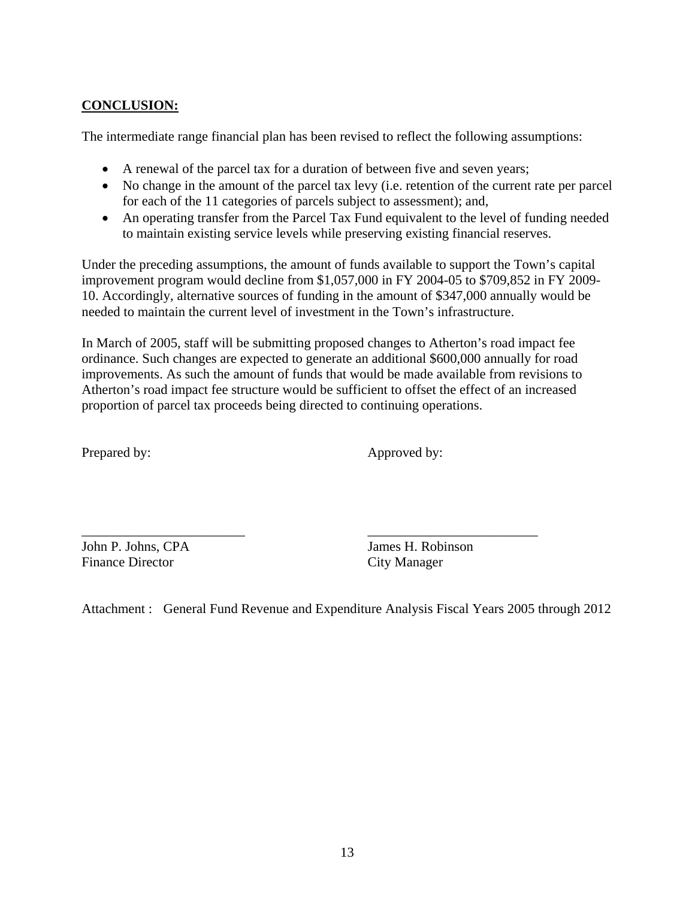## CONCLUSION:

The intermediate range financial plan has been revised to reflect the following assumptions:

- A renewal of the parcel tax for a duration of between five and seven years;
- No change in the amount of the parcel tax levy (i.e. retention of the current rate per parcel for each of the 11 categories of parcels subject to assessment); and,
- An operating transfer from the Parcel Tax Fund equivalent to the level of funding needed to maintain existing service levels while preserving existing financial reserves.

Under the preceding assumptions, the amount of funds available to support the Town's capital improvement program would decline from $1,057,000 in FY 2004-05 to $709,852 in FY 2009-10. Accordingly, alternative sources of funding in the amount of $347,000 annually would be needed to maintain the current level of investment in the Town's infrastructure.

In March of 2005, staff will be submitting proposed changes to Atherton's road impact fee ordinance. Such changes are expected to generate an additional $600,000 annually for road improvements. As such the amount of funds that would be made available from revisions to Atherton's road impact fee structure would be sufficient to offset the effect of an increased proportion of parcel tax proceeds being directed to continuing operations.

| Prepared by: | Approved by: |
|---|---|
| \_\_\_\_\_\_\_\_\_\_\_\_\_\_\_\_\_\_\_\_\_\_\_\_ | \_\_\_\_\_\_\_\_\_\_\_\_\_\_\_\_\_\_\_\_\_\_\_\_\_ |
| John P. Johns, CPA | James H. Robinson |
| Finance Director | City Manager |

Attachment : General Fund Revenue and Expenditure Analysis Fiscal Years 2005 through 2012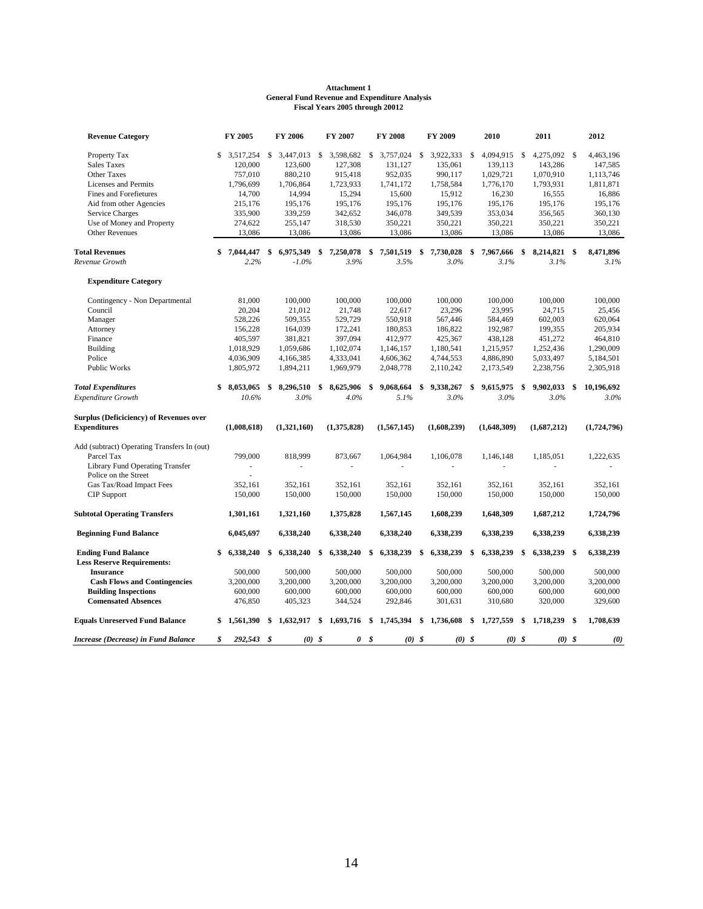**Attachment 1**
**General Fund Revenue and Expenditure Analysis**
**Fiscal Years 2005 through 20012**

| **Revenue Category** | **FY 2005** | **FY 2006** | **FY 2007** | **FY 2008** | **FY 2009** | **2010** | **2011** | **2012** |
|---|---|---|---|---|---|---|---|---|
| Property Tax | $ 3,517,254 | $ 3,447,013 | $ 3,598,682 | $ 3,757,024 | $ 3,922,333 | $ 4,094,915 | $ 4,275,092 | $ 4,463,196 |
| Sales Taxes | 120,000 | 123,600 | 127,308 | 131,127 | 135,061 | 139,113 | 143,286 | 147,585 |
| Other Taxes | 757,010 | 880,210 | 915,418 | 952,035 | 990,117 | 1,029,721 | 1,070,910 | 1,113,746 |
| Licenses and Permits | 1,796,699 | 1,706,864 | 1,723,933 | 1,741,172 | 1,758,584 | 1,776,170 | 1,793,931 | 1,811,871 |
| Fines and Forefietures | 14,700 | 14,994 | 15,294 | 15,600 | 15,912 | 16,230 | 16,555 | 16,886 |
| Aid from other Agencies | 215,176 | 195,176 | 195,176 | 195,176 | 195,176 | 195,176 | 195,176 | 195,176 |
| Service Charges | 335,900 | 339,259 | 342,652 | 346,078 | 349,539 | 353,034 | 356,565 | 360,130 |
| Use of Money and Property | 274,622 | 255,147 | 318,530 | 350,221 | 350,221 | 350,221 | 350,221 | 350,221 |
| Other Revenues | 13,086 | 13,086 | 13,086 | 13,086 | 13,086 | 13,086 | 13,086 | 13,086 |
| **Total Revenues** | **$ 7,044,447** | **$ 6,975,349** | **$ 7,250,078** | **$ 7,501,519** | **$ 7,730,028** | **$ 7,967,666** | **$ 8,214,821** | **$ 8,471,896** |
| *Revenue Growth* | *2.2%* | *-1.0%* | *3.9%* | *3.5%* | *3.0%* | *3.1%* | *3.1%* | *3.1%* |
| **Expenditure Category** | | | | | | | | |
| Contingency - Non Departmental | 81,000 | 100,000 | 100,000 | 100,000 | 100,000 | 100,000 | 100,000 | 100,000 |
| Council | 20,204 | 21,012 | 21,748 | 22,617 | 23,296 | 23,995 | 24,715 | 25,456 |
| Manager | 528,226 | 509,355 | 529,729 | 550,918 | 567,446 | 584,469 | 602,003 | 620,064 |
| Attorney | 156,228 | 164,039 | 172,241 | 180,853 | 186,822 | 192,987 | 199,355 | 205,934 |
| Finance | 405,597 | 381,821 | 397,094 | 412,977 | 425,367 | 438,128 | 451,272 | 464,810 |
| Building | 1,018,929 | 1,059,686 | 1,102,074 | 1,146,157 | 1,180,541 | 1,215,957 | 1,252,436 | 1,290,009 |
| Police | 4,036,909 | 4,166,385 | 4,333,041 | 4,606,362 | 4,744,553 | 4,886,890 | 5,033,497 | 5,184,501 |
| Public Works | 1,805,972 | 1,894,211 | 1,969,979 | 2,048,778 | 2,110,242 | 2,173,549 | 2,238,756 | 2,305,918 |
| ***Total Expenditures*** | **$ 8,053,065** | **$ 8,296,510** | **$ 8,625,906** | **$ 9,068,664** | **$ 9,338,267** | **$ 9,615,975** | **$ 9,902,033** | **$ 10,196,692** |
| *Expenditure Growth* | *10.6%* | *3.0%* | *4.0%* | *5.1%* | *3.0%* | *3.0%* | *3.0%* | *3.0%* |
| **Surplus (Deficiciency) of Revenues over Expenditures** | **(1,008,618)** | **(1,321,160)** | **(1,375,828)** | **(1,567,145)** | **(1,608,239)** | **(1,648,309)** | **(1,687,212)** | **(1,724,796)** |
| Add (subtract) Operating Transfers In (out) | | | | | | | | |
| Parcel Tax | 799,000 | 818,999 | 873,667 | 1,064,984 | 1,106,078 | 1,146,148 | 1,185,051 | 1,222,635 |
| Library Fund Operating Transfer | - | - | - | - | - | - | - | - |
| Police on the Street | - | | | | | | | |
| Gas Tax/Road Impact Fees | 352,161 | 352,161 | 352,161 | 352,161 | 352,161 | 352,161 | 352,161 | 352,161 |
| CIP Support | 150,000 | 150,000 | 150,000 | 150,000 | 150,000 | 150,000 | 150,000 | 150,000 |
| **Subtotal Operating Transfers** | **1,301,161** | **1,321,160** | **1,375,828** | **1,567,145** | **1,608,239** | **1,648,309** | **1,687,212** | **1,724,796** |
| **Beginning Fund Balance** | **6,045,697** | **6,338,240** | **6,338,240** | **6,338,240** | **6,338,239** | **6,338,239** | **6,338,239** | **6,338,239** |
| **Ending Fund Balance** | **$ 6,338,240** | **$ 6,338,240** | **$ 6,338,240** | **$ 6,338,239** | **$ 6,338,239** | **$ 6,338,239** | **$ 6,338,239** | **$ 6,338,239** |
| **Less Reserve Requirements:** | | | | | | | | |
| **Insurance** | 500,000 | 500,000 | 500,000 | 500,000 | 500,000 | 500,000 | 500,000 | 500,000 |
| **Cash Flows and Contingencies** | 3,200,000 | 3,200,000 | 3,200,000 | 3,200,000 | 3,200,000 | 3,200,000 | 3,200,000 | 3,200,000 |
| **Building Inspections** | 600,000 | 600,000 | 600,000 | 600,000 | 600,000 | 600,000 | 600,000 | 600,000 |
| **Comensated Absences** | 476,850 | 405,323 | 344,524 | 292,846 | 301,631 | 310,680 | 320,000 | 329,600 |
| **Equals Unreserved Fund Balance** | **$ 1,561,390** | **$ 1,632,917** | **$ 1,693,716** | **$ 1,745,394** | **$ 1,736,608** | **$ 1,727,559** | **$ 1,718,239** | **$ 1,708,639** |
| ***Increase (Decrease) in Fund Balance*** | ***$ 292,543*** | ***$ (0)*** | ***$ 0*** | ***$ (0)*** | ***$ (0)*** | ***$ (0)*** | ***$ (0)*** | ***$ (0)*** |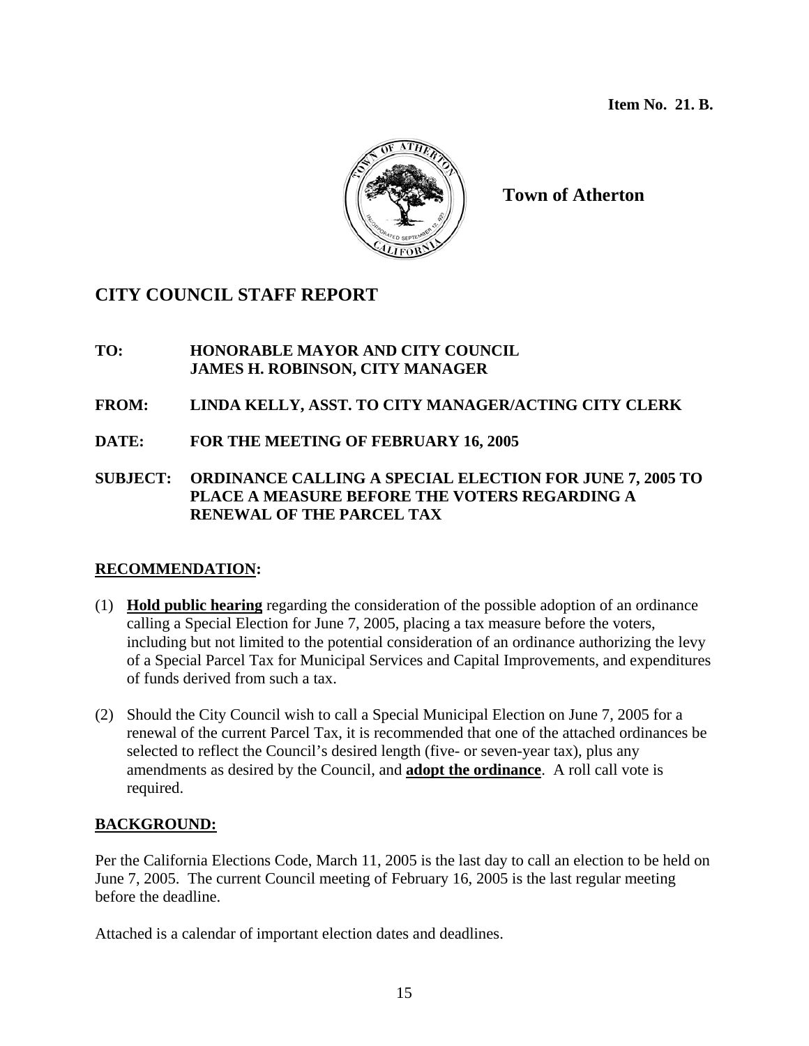**Item No. 21. B.**

**Town of Atherton**

## CITY COUNCIL STAFF REPORT

**TO:** **HONORABLE MAYOR AND CITY COUNCIL**
**JAMES H. ROBINSON, CITY MANAGER**

**FROM:** **LINDA KELLY, ASST. TO CITY MANAGER/ACTING CITY CLERK**

**DATE:** **FOR THE MEETING OF FEBRUARY 16, 2005**

**SUBJECT:** **ORDINANCE CALLING A SPECIAL ELECTION FOR JUNE 7, 2005 TO PLACE A MEASURE BEFORE THE VOTERS REGARDING A RENEWAL OF THE PARCEL TAX**

### RECOMMENDATION:

(1) **Hold public hearing** regarding the consideration of the possible adoption of an ordinance calling a Special Election for June 7, 2005, placing a tax measure before the voters, including but not limited to the potential consideration of an ordinance authorizing the levy of a Special Parcel Tax for Municipal Services and Capital Improvements, and expenditures of funds derived from such a tax.

(2) Should the City Council wish to call a Special Municipal Election on June 7, 2005 for a renewal of the current Parcel Tax, it is recommended that one of the attached ordinances be selected to reflect the Council's desired length (five- or seven-year tax), plus any amendments as desired by the Council, and **adopt the ordinance**. A roll call vote is required.

### BACKGROUND:

Per the California Elections Code, March 11, 2005 is the last day to call an election to be held on June 7, 2005. The current Council meeting of February 16, 2005 is the last regular meeting before the deadline.

Attached is a calendar of important election dates and deadlines.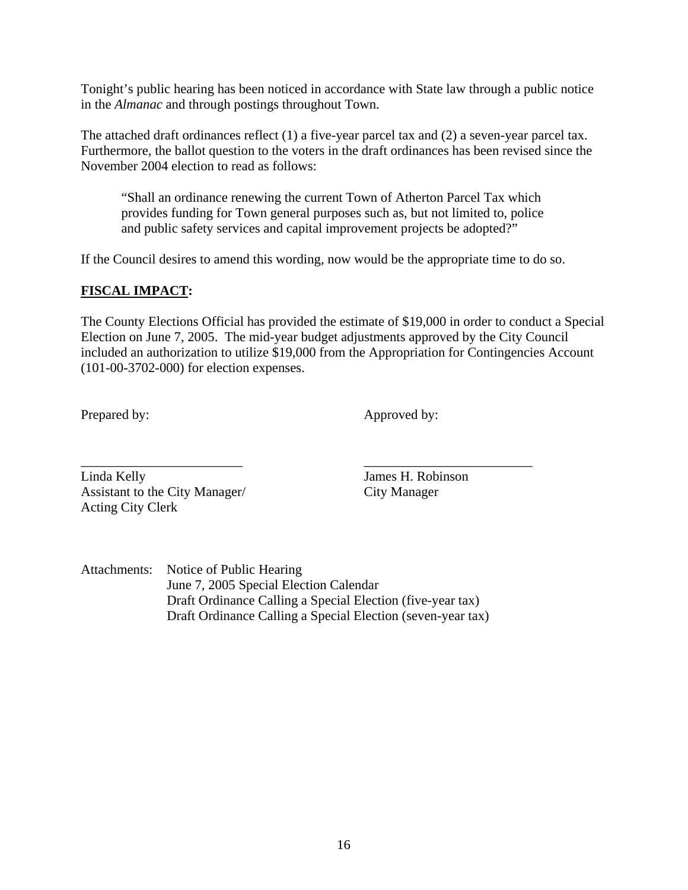Tonight's public hearing has been noticed in accordance with State law through a public notice in the *Almanac* and through postings throughout Town.

The attached draft ordinances reflect (1) a five-year parcel tax and (2) a seven-year parcel tax. Furthermore, the ballot question to the voters in the draft ordinances has been revised since the November 2004 election to read as follows:

> "Shall an ordinance renewing the current Town of Atherton Parcel Tax which provides funding for Town general purposes such as, but not limited to, police and public safety services and capital improvement projects be adopted?"

If the Council desires to amend this wording, now would be the appropriate time to do so.

## FISCAL IMPACT:

The County Elections Official has provided the estimate of $19,000 in order to conduct a Special Election on June 7, 2005. The mid-year budget adjustments approved by the City Council included an authorization to utilize $19,000 from the Appropriation for Contingencies Account (101-00-3702-000) for election expenses.

Prepared by:

________________________

Linda Kelly
Assistant to the City Manager/
Acting City Clerk

Approved by:

________________________

James H. Robinson
City Manager

Attachments:
- Notice of Public Hearing
- June 7, 2005 Special Election Calendar
- Draft Ordinance Calling a Special Election (five-year tax)
- Draft Ordinance Calling a Special Election (seven-year tax)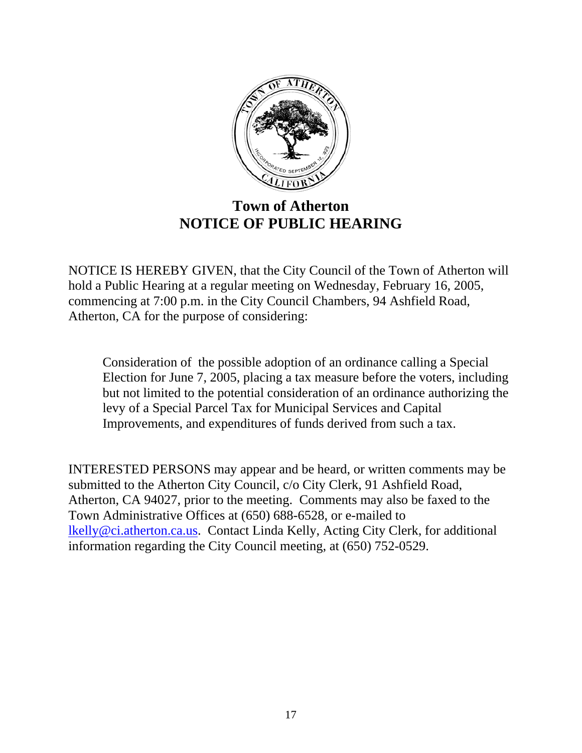# Town of Atherton
# NOTICE OF PUBLIC HEARING

NOTICE IS HEREBY GIVEN, that the City Council of the Town of Atherton will hold a Public Hearing at a regular meeting on Wednesday, February 16, 2005, commencing at 7:00 p.m. in the City Council Chambers, 94 Ashfield Road, Atherton, CA for the purpose of considering:

> Consideration of the possible adoption of an ordinance calling a Special Election for June 7, 2005, placing a tax measure before the voters, including but not limited to the potential consideration of an ordinance authorizing the levy of a Special Parcel Tax for Municipal Services and Capital Improvements, and expenditures of funds derived from such a tax.

INTERESTED PERSONS may appear and be heard, or written comments may be submitted to the Atherton City Council, c/o City Clerk, 91 Ashfield Road, Atherton, CA 94027, prior to the meeting. Comments may also be faxed to the Town Administrative Offices at (650) 688-6528, or e-mailed to lkelly@ci.atherton.ca.us. Contact Linda Kelly, Acting City Clerk, for additional information regarding the City Council meeting, at (650) 752-0529.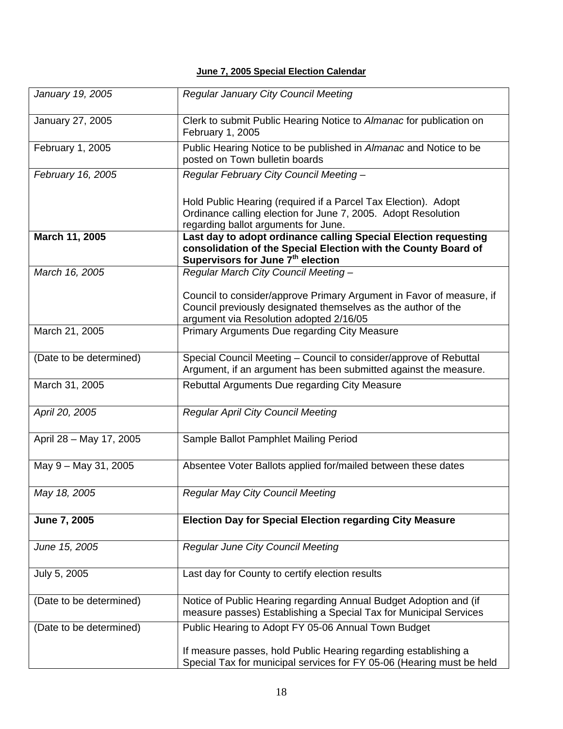**June 7, 2005 Special Election Calendar**

| | |
|---|---|
| *January 19, 2005* | *Regular January City Council Meeting* |
| January 27, 2005 | Clerk to submit Public Hearing Notice to *Almanac* for publication on February 1, 2005 |
| February 1, 2005 | Public Hearing Notice to be published in *Almanac* and Notice to be posted on Town bulletin boards |
| *February 16, 2005* | *Regular February City Council Meeting –*<br><br>Hold Public Hearing (required if a Parcel Tax Election). Adopt Ordinance calling election for June 7, 2005. Adopt Resolution regarding ballot arguments for June. |
| **March 11, 2005** | **Last day to adopt ordinance calling Special Election requesting consolidation of the Special Election with the County Board of Supervisors for June 7th election** |
| *March 16, 2005* | *Regular March City Council Meeting –*<br><br>Council to consider/approve Primary Argument in Favor of measure, if Council previously designated themselves as the author of the argument via Resolution adopted 2/16/05 |
| March 21, 2005 | Primary Arguments Due regarding City Measure |
| (Date to be determined) | Special Council Meeting – Council to consider/approve of Rebuttal Argument, if an argument has been submitted against the measure. |
| March 31, 2005 | Rebuttal Arguments Due regarding City Measure |
| *April 20, 2005* | *Regular April City Council Meeting* |
| April 28 – May 17, 2005 | Sample Ballot Pamphlet Mailing Period |
| May 9 – May 31, 2005 | Absentee Voter Ballots applied for/mailed between these dates |
| *May 18, 2005* | *Regular May City Council Meeting* |
| **June 7, 2005** | **Election Day for Special Election regarding City Measure** |
| *June 15, 2005* | *Regular June City Council Meeting* |
| July 5, 2005 | Last day for County to certify election results |
| (Date to be determined) | Notice of Public Hearing regarding Annual Budget Adoption and (if measure passes) Establishing a Special Tax for Municipal Services |
| (Date to be determined) | Public Hearing to Adopt FY 05-06 Annual Town Budget<br><br>If measure passes, hold Public Hearing regarding establishing a Special Tax for municipal services for FY 05-06 (Hearing must be held |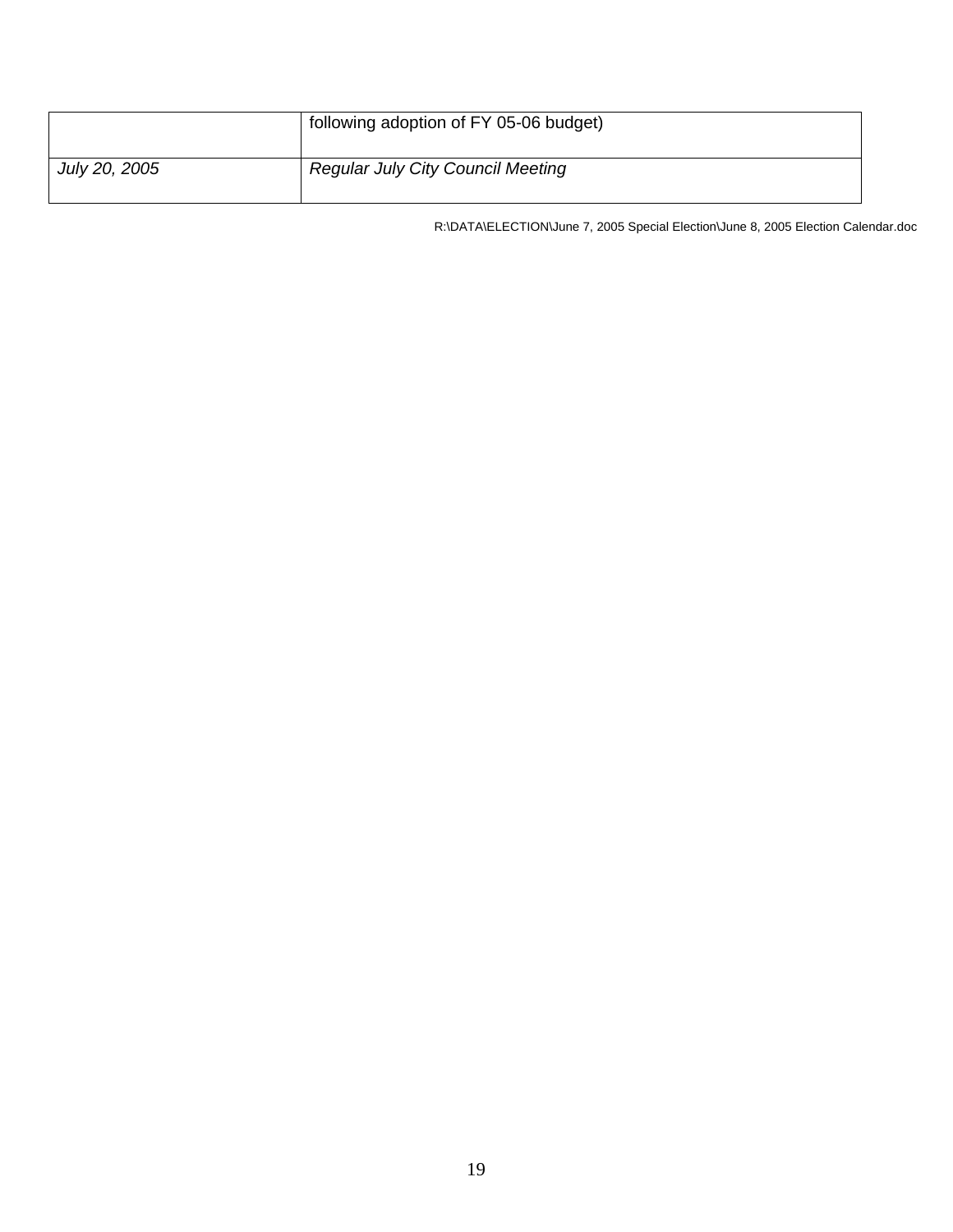| | |
|---|---|
| | following adoption of FY 05-06 budget) |
| *July 20, 2005* | *Regular July City Council Meeting* |

R:\DATA\ELECTION\June 7, 2005 Special Election\June 8, 2005 Election Calendar.doc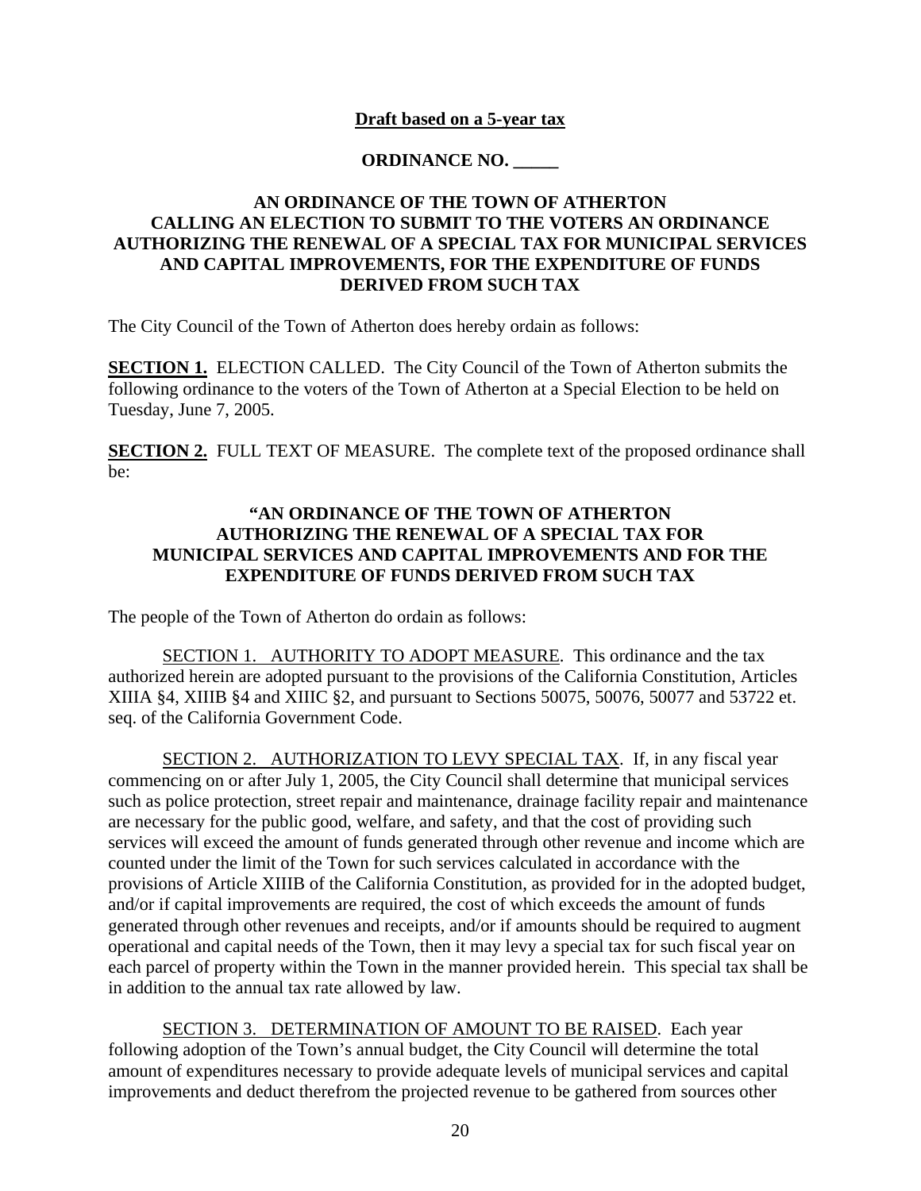**Draft based on a 5-year tax**

**ORDINANCE NO. \_\_\_\_\_**

**AN ORDINANCE OF THE TOWN OF ATHERTON CALLING AN ELECTION TO SUBMIT TO THE VOTERS AN ORDINANCE AUTHORIZING THE RENEWAL OF A SPECIAL TAX FOR MUNICIPAL SERVICES AND CAPITAL IMPROVEMENTS, FOR THE EXPENDITURE OF FUNDS DERIVED FROM SUCH TAX**

The City Council of the Town of Atherton does hereby ordain as follows:

**SECTION 1.** ELECTION CALLED. The City Council of the Town of Atherton submits the following ordinance to the voters of the Town of Atherton at a Special Election to be held on Tuesday, June 7, 2005.

**SECTION 2.** FULL TEXT OF MEASURE. The complete text of the proposed ordinance shall be:

**"AN ORDINANCE OF THE TOWN OF ATHERTON AUTHORIZING THE RENEWAL OF A SPECIAL TAX FOR MUNICIPAL SERVICES AND CAPITAL IMPROVEMENTS AND FOR THE EXPENDITURE OF FUNDS DERIVED FROM SUCH TAX**

The people of the Town of Atherton do ordain as follows:

SECTION 1. AUTHORITY TO ADOPT MEASURE. This ordinance and the tax authorized herein are adopted pursuant to the provisions of the California Constitution, Articles XIIIA §4, XIIIB §4 and XIIIC §2, and pursuant to Sections 50075, 50076, 50077 and 53722 et. seq. of the California Government Code.

SECTION 2. AUTHORIZATION TO LEVY SPECIAL TAX. If, in any fiscal year commencing on or after July 1, 2005, the City Council shall determine that municipal services such as police protection, street repair and maintenance, drainage facility repair and maintenance are necessary for the public good, welfare, and safety, and that the cost of providing such services will exceed the amount of funds generated through other revenue and income which are counted under the limit of the Town for such services calculated in accordance with the provisions of Article XIIIB of the California Constitution, as provided for in the adopted budget, and/or if capital improvements are required, the cost of which exceeds the amount of funds generated through other revenues and receipts, and/or if amounts should be required to augment operational and capital needs of the Town, then it may levy a special tax for such fiscal year on each parcel of property within the Town in the manner provided herein. This special tax shall be in addition to the annual tax rate allowed by law.

SECTION 3. DETERMINATION OF AMOUNT TO BE RAISED. Each year following adoption of the Town's annual budget, the City Council will determine the total amount of expenditures necessary to provide adequate levels of municipal services and capital improvements and deduct therefrom the projected revenue to be gathered from sources other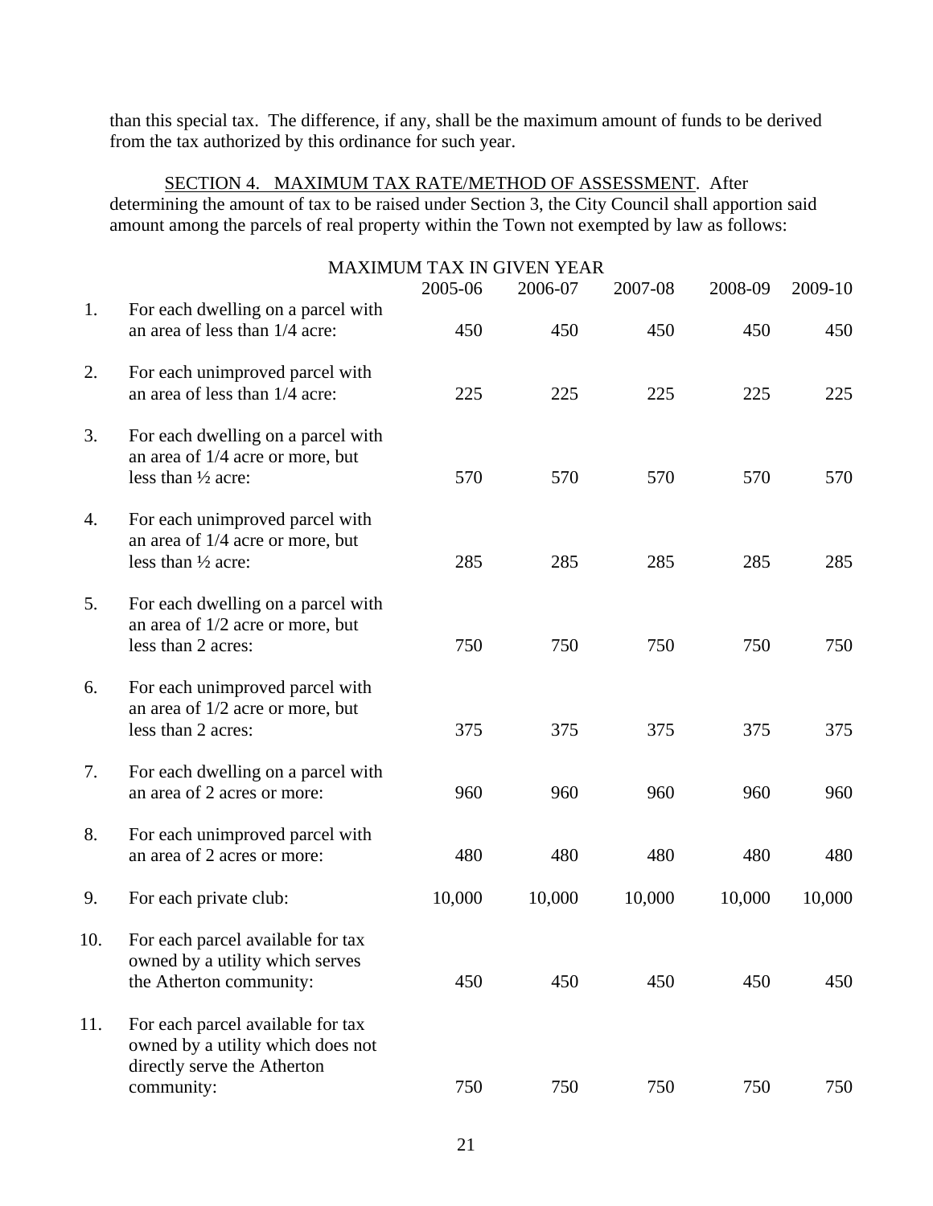than this special tax. The difference, if any, shall be the maximum amount of funds to be derived from the tax authorized by this ordinance for such year.

SECTION 4. MAXIMUM TAX RATE/METHOD OF ASSESSMENT. After determining the amount of tax to be raised under Section 3, the City Council shall apportion said amount among the parcels of real property within the Town not exempted by law as follows:

MAXIMUM TAX IN GIVEN YEAR

| | | 2005-06 | 2006-07 | 2007-08 | 2008-09 | 2009-10 |
|---|---|---|---|---|---|---|
| 1. | For each dwelling on a parcel with an area of less than 1/4 acre: | 450 | 450 | 450 | 450 | 450 |
| 2. | For each unimproved parcel with an area of less than 1/4 acre: | 225 | 225 | 225 | 225 | 225 |
| 3. | For each dwelling on a parcel with an area of 1/4 acre or more, but less than ½ acre: | 570 | 570 | 570 | 570 | 570 |
| 4. | For each unimproved parcel with an area of 1/4 acre or more, but less than ½ acre: | 285 | 285 | 285 | 285 | 285 |
| 5. | For each dwelling on a parcel with an area of 1/2 acre or more, but less than 2 acres: | 750 | 750 | 750 | 750 | 750 |
| 6. | For each unimproved parcel with an area of 1/2 acre or more, but less than 2 acres: | 375 | 375 | 375 | 375 | 375 |
| 7. | For each dwelling on a parcel with an area of 2 acres or more: | 960 | 960 | 960 | 960 | 960 |
| 8. | For each unimproved parcel with an area of 2 acres or more: | 480 | 480 | 480 | 480 | 480 |
| 9. | For each private club: | 10,000 | 10,000 | 10,000 | 10,000 | 10,000 |
| 10. | For each parcel available for tax owned by a utility which serves the Atherton community: | 450 | 450 | 450 | 450 | 450 |
| 11. | For each parcel available for tax owned by a utility which does not directly serve the Atherton community: | 750 | 750 | 750 | 750 | 750 |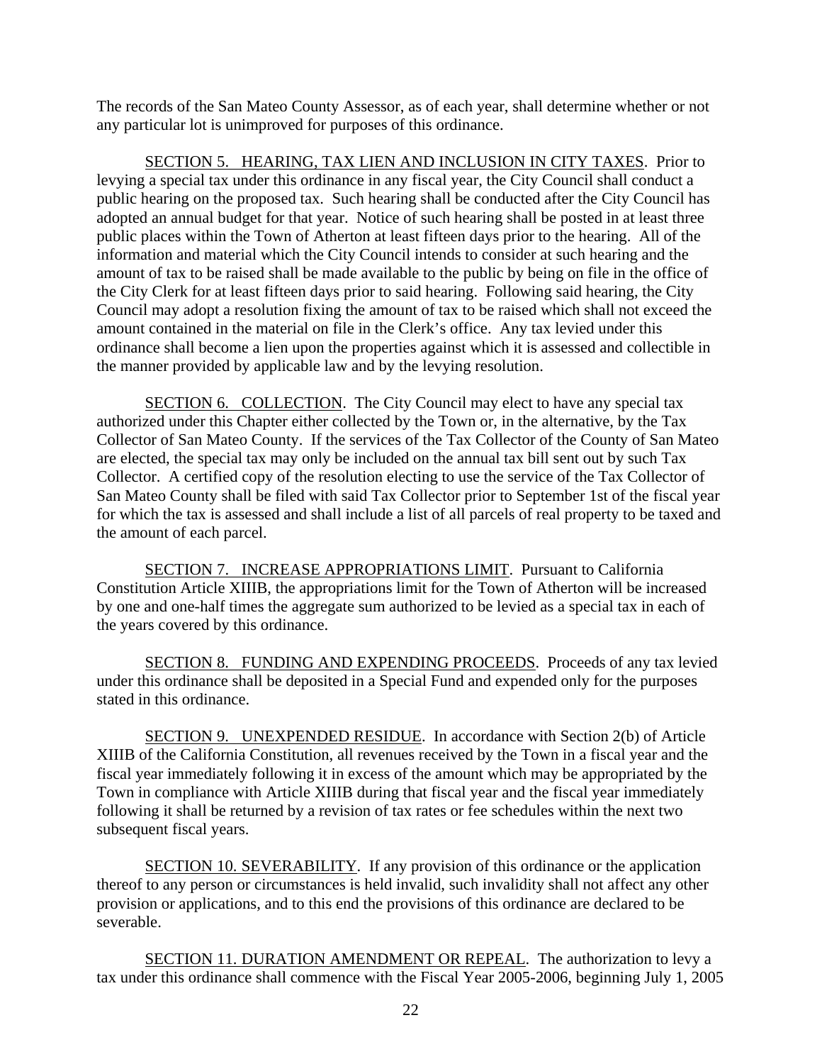The records of the San Mateo County Assessor, as of each year, shall determine whether or not any particular lot is unimproved for purposes of this ordinance.

SECTION 5. HEARING, TAX LIEN AND INCLUSION IN CITY TAXES. Prior to levying a special tax under this ordinance in any fiscal year, the City Council shall conduct a public hearing on the proposed tax. Such hearing shall be conducted after the City Council has adopted an annual budget for that year. Notice of such hearing shall be posted in at least three public places within the Town of Atherton at least fifteen days prior to the hearing. All of the information and material which the City Council intends to consider at such hearing and the amount of tax to be raised shall be made available to the public by being on file in the office of the City Clerk for at least fifteen days prior to said hearing. Following said hearing, the City Council may adopt a resolution fixing the amount of tax to be raised which shall not exceed the amount contained in the material on file in the Clerk's office. Any tax levied under this ordinance shall become a lien upon the properties against which it is assessed and collectible in the manner provided by applicable law and by the levying resolution.

SECTION 6. COLLECTION. The City Council may elect to have any special tax authorized under this Chapter either collected by the Town or, in the alternative, by the Tax Collector of San Mateo County. If the services of the Tax Collector of the County of San Mateo are elected, the special tax may only be included on the annual tax bill sent out by such Tax Collector. A certified copy of the resolution electing to use the service of the Tax Collector of San Mateo County shall be filed with said Tax Collector prior to September 1st of the fiscal year for which the tax is assessed and shall include a list of all parcels of real property to be taxed and the amount of each parcel.

SECTION 7. INCREASE APPROPRIATIONS LIMIT. Pursuant to California Constitution Article XIIIB, the appropriations limit for the Town of Atherton will be increased by one and one-half times the aggregate sum authorized to be levied as a special tax in each of the years covered by this ordinance.

SECTION 8. FUNDING AND EXPENDING PROCEEDS. Proceeds of any tax levied under this ordinance shall be deposited in a Special Fund and expended only for the purposes stated in this ordinance.

SECTION 9. UNEXPENDED RESIDUE. In accordance with Section 2(b) of Article XIIIB of the California Constitution, all revenues received by the Town in a fiscal year and the fiscal year immediately following it in excess of the amount which may be appropriated by the Town in compliance with Article XIIIB during that fiscal year and the fiscal year immediately following it shall be returned by a revision of tax rates or fee schedules within the next two subsequent fiscal years.

SECTION 10. SEVERABILITY. If any provision of this ordinance or the application thereof to any person or circumstances is held invalid, such invalidity shall not affect any other provision or applications, and to this end the provisions of this ordinance are declared to be severable.

SECTION 11. DURATION AMENDMENT OR REPEAL. The authorization to levy a tax under this ordinance shall commence with the Fiscal Year 2005-2006, beginning July 1, 2005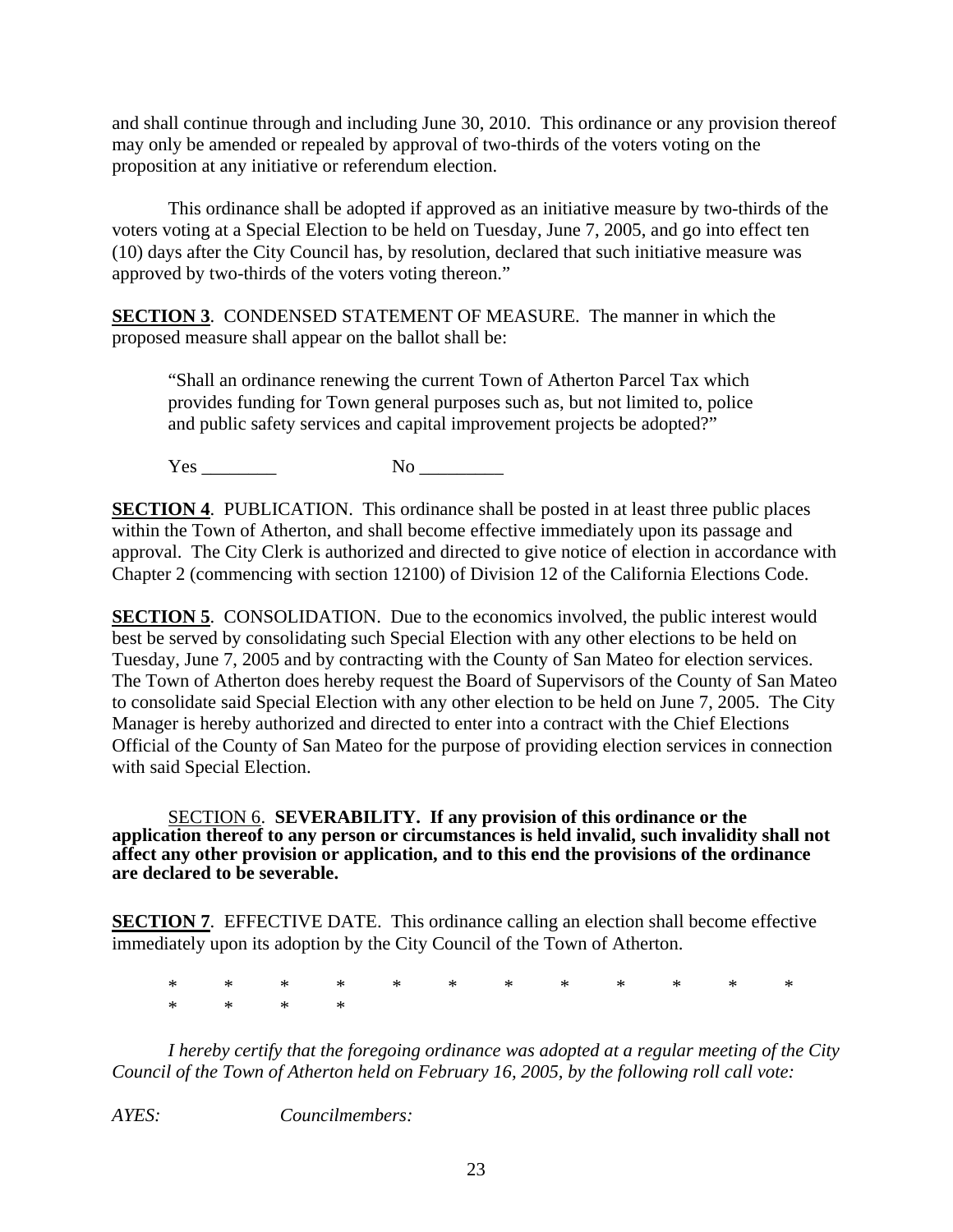and shall continue through and including June 30, 2010. This ordinance or any provision thereof may only be amended or repealed by approval of two-thirds of the voters voting on the proposition at any initiative or referendum election.

This ordinance shall be adopted if approved as an initiative measure by two-thirds of the voters voting at a Special Election to be held on Tuesday, June 7, 2005, and go into effect ten (10) days after the City Council has, by resolution, declared that such initiative measure was approved by two-thirds of the voters voting thereon."

**SECTION 3**. CONDENSED STATEMENT OF MEASURE. The manner in which the proposed measure shall appear on the ballot shall be:

> "Shall an ordinance renewing the current Town of Atherton Parcel Tax which provides funding for Town general purposes such as, but not limited to, police and public safety services and capital improvement projects be adopted?"
>
> Yes ________ No _________

**SECTION 4**. PUBLICATION. This ordinance shall be posted in at least three public places within the Town of Atherton, and shall become effective immediately upon its passage and approval. The City Clerk is authorized and directed to give notice of election in accordance with Chapter 2 (commencing with section 12100) of Division 12 of the California Elections Code.

**SECTION 5**. CONSOLIDATION. Due to the economics involved, the public interest would best be served by consolidating such Special Election with any other elections to be held on Tuesday, June 7, 2005 and by contracting with the County of San Mateo for election services. The Town of Atherton does hereby request the Board of Supervisors of the County of San Mateo to consolidate said Special Election with any other election to be held on June 7, 2005. The City Manager is hereby authorized and directed to enter into a contract with the Chief Elections Official of the County of San Mateo for the purpose of providing election services in connection with said Special Election.

SECTION 6. **SEVERABILITY. If any provision of this ordinance or the application thereof to any person or circumstances is held invalid, such invalidity shall not affect any other provision or application, and to this end the provisions of the ordinance are declared to be severable.**

**SECTION 7**. EFFECTIVE DATE. This ordinance calling an election shall become effective immediately upon its adoption by the City Council of the Town of Atherton.

\* \* \* \* \* \* \* \* \* \* \* \* \* \* \* \*

*I hereby certify that the foregoing ordinance was adopted at a regular meeting of the City Council of the Town of Atherton held on February 16, 2005, by the following roll call vote:*

*AYES:* *Councilmembers:*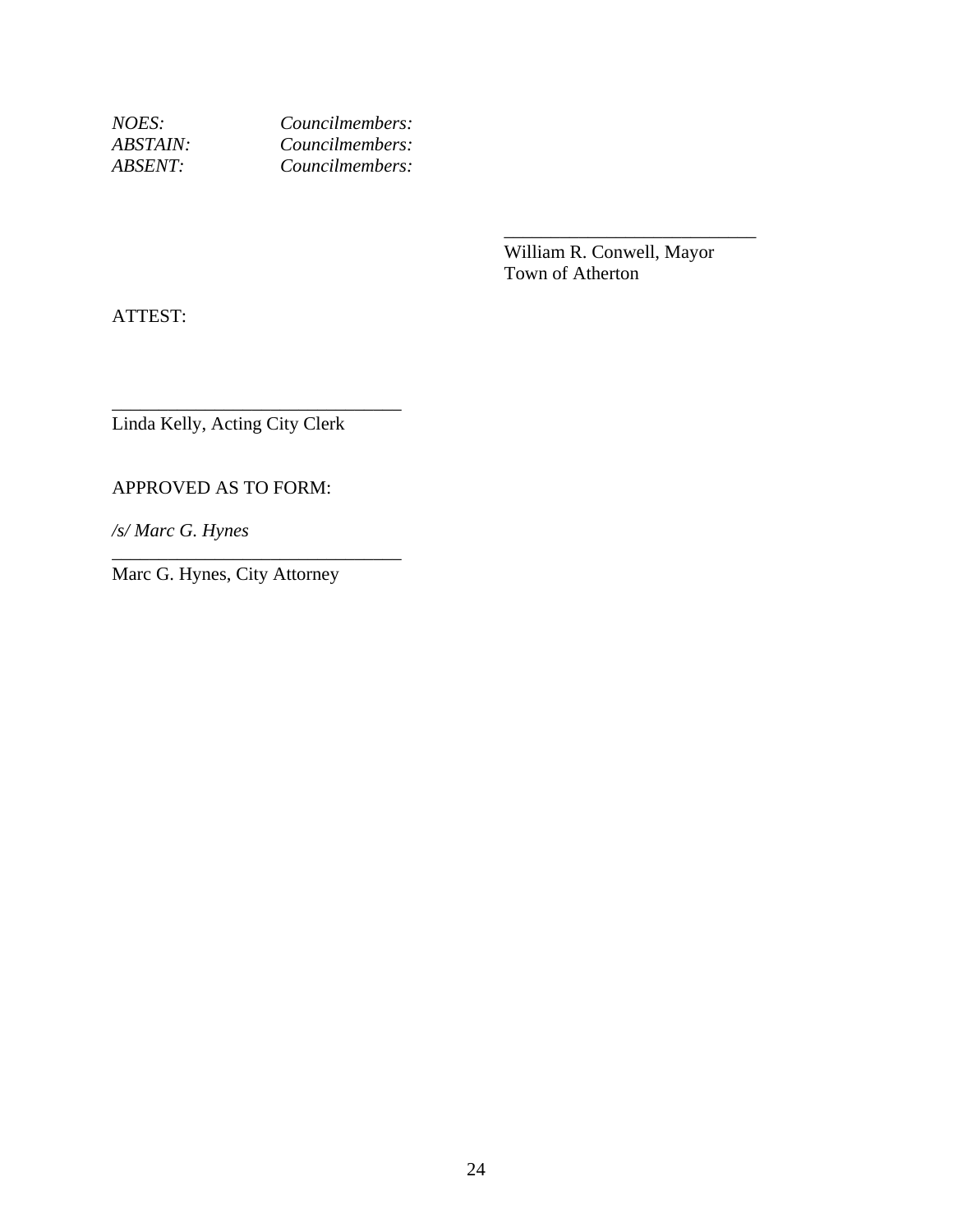*NOES:* *Councilmembers:*
*ABSTAIN:* *Councilmembers:*
*ABSENT:* *Councilmembers:*

\_\_\_\_\_\_\_\_\_\_\_\_\_\_\_\_\_\_\_\_\_\_\_\_\_\_\_\_
William R. Conwell, Mayor
Town of Atherton

ATTEST:

\_\_\_\_\_\_\_\_\_\_\_\_\_\_\_\_\_\_\_\_\_\_\_\_\_\_\_\_\_\_\_\_
Linda Kelly, Acting City Clerk

APPROVED AS TO FORM:

*/s/ Marc G. Hynes*
\_\_\_\_\_\_\_\_\_\_\_\_\_\_\_\_\_\_\_\_\_\_\_\_\_\_\_\_\_\_\_\_
Marc G. Hynes, City Attorney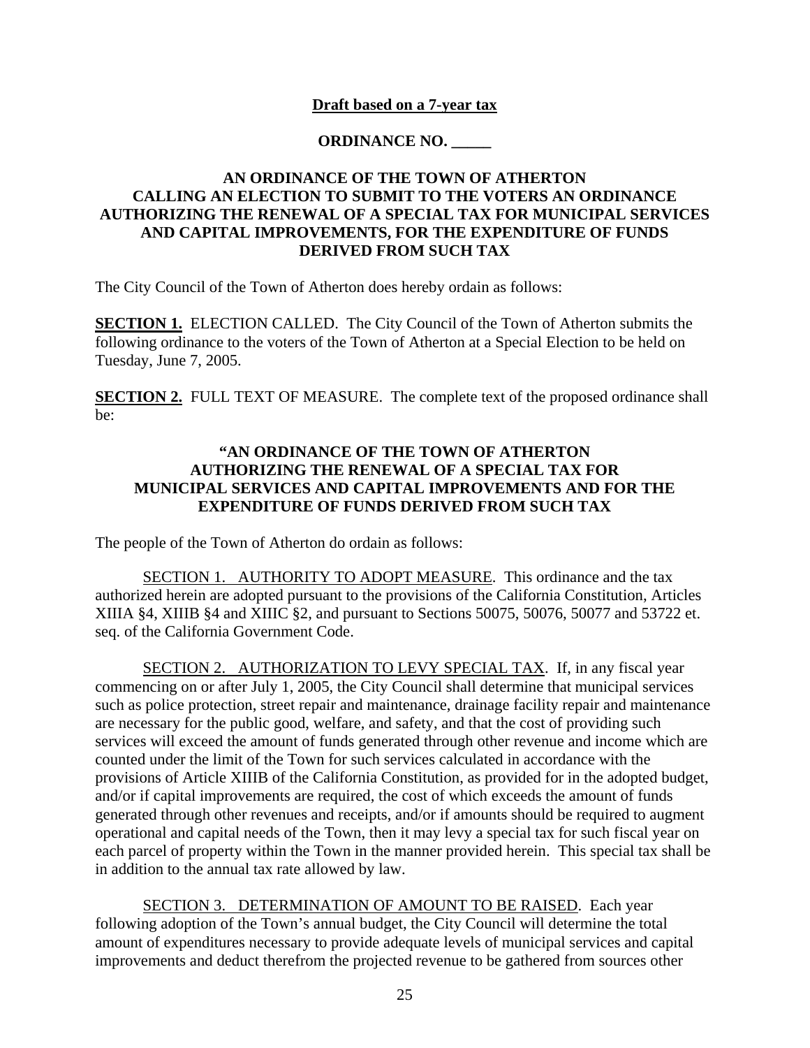**Draft based on a 7-year tax**

**ORDINANCE NO. _____**

**AN ORDINANCE OF THE TOWN OF ATHERTON CALLING AN ELECTION TO SUBMIT TO THE VOTERS AN ORDINANCE AUTHORIZING THE RENEWAL OF A SPECIAL TAX FOR MUNICIPAL SERVICES AND CAPITAL IMPROVEMENTS, FOR THE EXPENDITURE OF FUNDS DERIVED FROM SUCH TAX**

The City Council of the Town of Atherton does hereby ordain as follows:

**SECTION 1.** ELECTION CALLED. The City Council of the Town of Atherton submits the following ordinance to the voters of the Town of Atherton at a Special Election to be held on Tuesday, June 7, 2005.

**SECTION 2.** FULL TEXT OF MEASURE. The complete text of the proposed ordinance shall be:

**"AN ORDINANCE OF THE TOWN OF ATHERTON AUTHORIZING THE RENEWAL OF A SPECIAL TAX FOR MUNICIPAL SERVICES AND CAPITAL IMPROVEMENTS AND FOR THE EXPENDITURE OF FUNDS DERIVED FROM SUCH TAX**

The people of the Town of Atherton do ordain as follows:

SECTION 1. AUTHORITY TO ADOPT MEASURE. This ordinance and the tax authorized herein are adopted pursuant to the provisions of the California Constitution, Articles XIIIA §4, XIIIB §4 and XIIIC §2, and pursuant to Sections 50075, 50076, 50077 and 53722 et. seq. of the California Government Code.

SECTION 2. AUTHORIZATION TO LEVY SPECIAL TAX. If, in any fiscal year commencing on or after July 1, 2005, the City Council shall determine that municipal services such as police protection, street repair and maintenance, drainage facility repair and maintenance are necessary for the public good, welfare, and safety, and that the cost of providing such services will exceed the amount of funds generated through other revenue and income which are counted under the limit of the Town for such services calculated in accordance with the provisions of Article XIIIB of the California Constitution, as provided for in the adopted budget, and/or if capital improvements are required, the cost of which exceeds the amount of funds generated through other revenues and receipts, and/or if amounts should be required to augment operational and capital needs of the Town, then it may levy a special tax for such fiscal year on each parcel of property within the Town in the manner provided herein. This special tax shall be in addition to the annual tax rate allowed by law.

SECTION 3. DETERMINATION OF AMOUNT TO BE RAISED. Each year following adoption of the Town's annual budget, the City Council will determine the total amount of expenditures necessary to provide adequate levels of municipal services and capital improvements and deduct therefrom the projected revenue to be gathered from sources other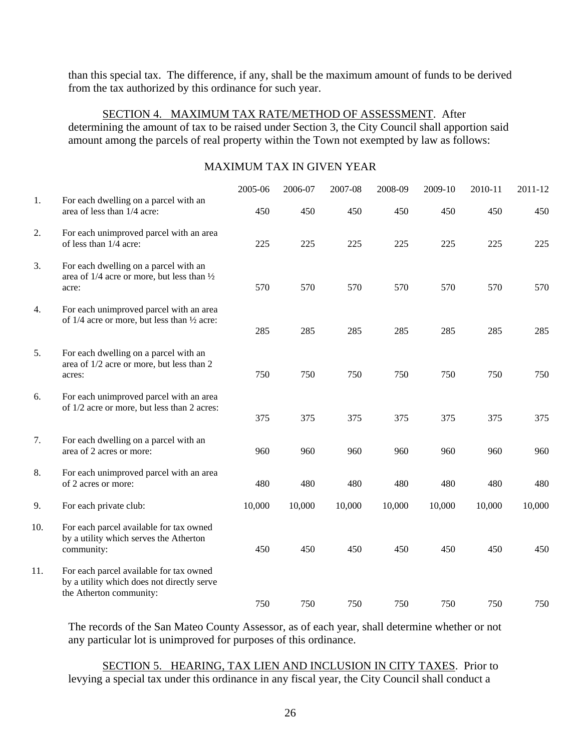than this special tax. The difference, if any, shall be the maximum amount of funds to be derived from the tax authorized by this ordinance for such year.

<u>SECTION 4. MAXIMUM TAX RATE/METHOD OF ASSESSMENT</u>. After determining the amount of tax to be raised under Section 3, the City Council shall apportion said amount among the parcels of real property within the Town not exempted by law as follows:

MAXIMUM TAX IN GIVEN YEAR

| | | 2005-06 | 2006-07 | 2007-08 | 2008-09 | 2009-10 | 2010-11 | 2011-12 |
|---|---|---|---|---|---|---|---|---|
| 1. | For each dwelling on a parcel with an area of less than 1/4 acre: | 450 | 450 | 450 | 450 | 450 | 450 | 450 |
| 2. | For each unimproved parcel with an area of less than 1/4 acre: | 225 | 225 | 225 | 225 | 225 | 225 | 225 |
| 3. | For each dwelling on a parcel with an area of 1/4 acre or more, but less than ½ acre: | 570 | 570 | 570 | 570 | 570 | 570 | 570 |
| 4. | For each unimproved parcel with an area of 1/4 acre or more, but less than ½ acre: | 285 | 285 | 285 | 285 | 285 | 285 | 285 |
| 5. | For each dwelling on a parcel with an area of 1/2 acre or more, but less than 2 acres: | 750 | 750 | 750 | 750 | 750 | 750 | 750 |
| 6. | For each unimproved parcel with an area of 1/2 acre or more, but less than 2 acres: | 375 | 375 | 375 | 375 | 375 | 375 | 375 |
| 7. | For each dwelling on a parcel with an area of 2 acres or more: | 960 | 960 | 960 | 960 | 960 | 960 | 960 |
| 8. | For each unimproved parcel with an area of 2 acres or more: | 480 | 480 | 480 | 480 | 480 | 480 | 480 |
| 9. | For each private club: | 10,000 | 10,000 | 10,000 | 10,000 | 10,000 | 10,000 | 10,000 |
| 10. | For each parcel available for tax owned by a utility which serves the Atherton community: | 450 | 450 | 450 | 450 | 450 | 450 | 450 |
| 11. | For each parcel available for tax owned by a utility which does not directly serve the Atherton community: | 750 | 750 | 750 | 750 | 750 | 750 | 750 |

The records of the San Mateo County Assessor, as of each year, shall determine whether or not any particular lot is unimproved for purposes of this ordinance.

<u>SECTION 5. HEARING, TAX LIEN AND INCLUSION IN CITY TAXES</u>. Prior to levying a special tax under this ordinance in any fiscal year, the City Council shall conduct a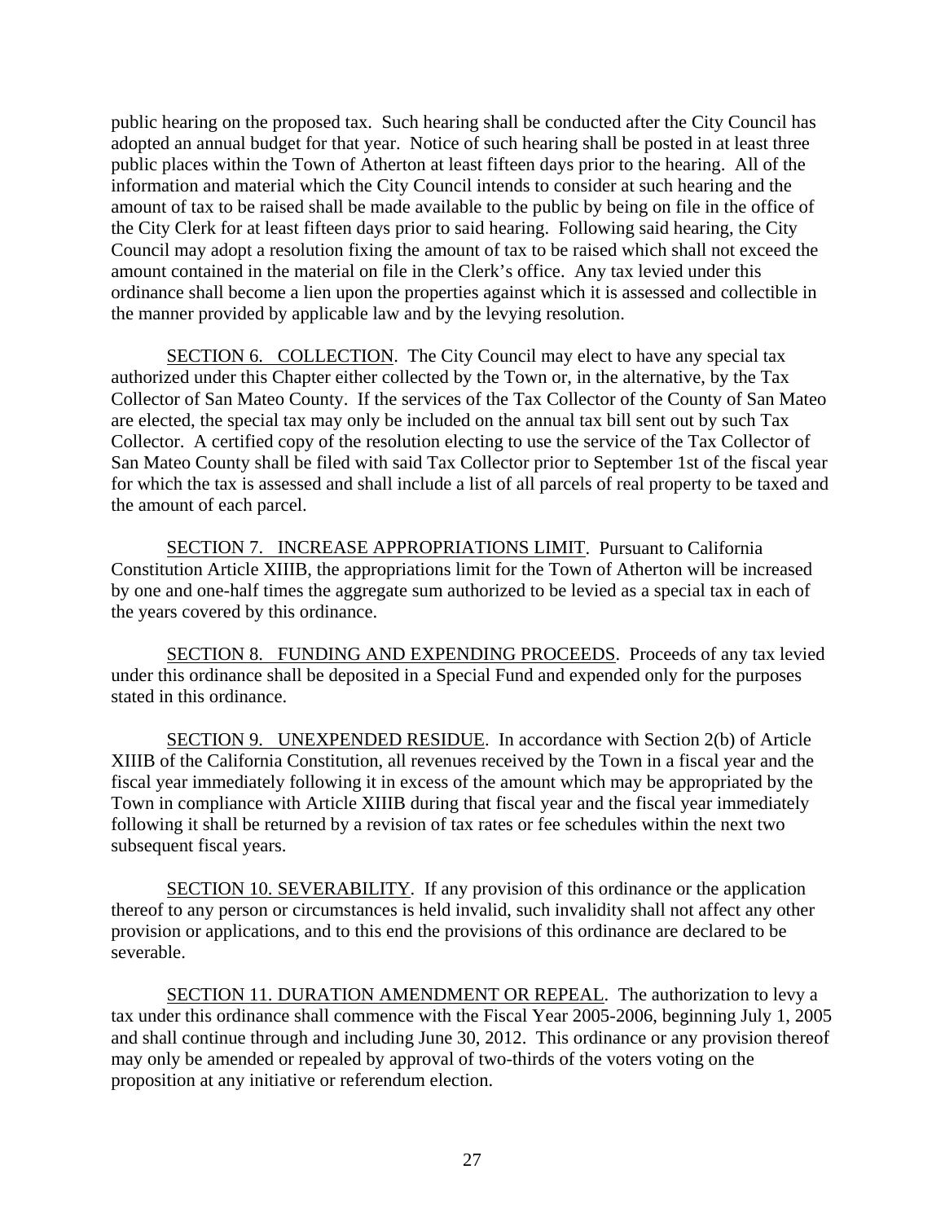public hearing on the proposed tax. Such hearing shall be conducted after the City Council has adopted an annual budget for that year. Notice of such hearing shall be posted in at least three public places within the Town of Atherton at least fifteen days prior to the hearing. All of the information and material which the City Council intends to consider at such hearing and the amount of tax to be raised shall be made available to the public by being on file in the office of the City Clerk for at least fifteen days prior to said hearing. Following said hearing, the City Council may adopt a resolution fixing the amount of tax to be raised which shall not exceed the amount contained in the material on file in the Clerk's office. Any tax levied under this ordinance shall become a lien upon the properties against which it is assessed and collectible in the manner provided by applicable law and by the levying resolution.

<u>SECTION 6. COLLECTION</u>. The City Council may elect to have any special tax authorized under this Chapter either collected by the Town or, in the alternative, by the Tax Collector of San Mateo County. If the services of the Tax Collector of the County of San Mateo are elected, the special tax may only be included on the annual tax bill sent out by such Tax Collector. A certified copy of the resolution electing to use the service of the Tax Collector of San Mateo County shall be filed with said Tax Collector prior to September 1st of the fiscal year for which the tax is assessed and shall include a list of all parcels of real property to be taxed and the amount of each parcel.

<u>SECTION 7. INCREASE APPROPRIATIONS LIMIT</u>. Pursuant to California Constitution Article XIIIB, the appropriations limit for the Town of Atherton will be increased by one and one-half times the aggregate sum authorized to be levied as a special tax in each of the years covered by this ordinance.

<u>SECTION 8. FUNDING AND EXPENDING PROCEEDS</u>. Proceeds of any tax levied under this ordinance shall be deposited in a Special Fund and expended only for the purposes stated in this ordinance.

<u>SECTION 9. UNEXPENDED RESIDUE</u>. In accordance with Section 2(b) of Article XIIIB of the California Constitution, all revenues received by the Town in a fiscal year and the fiscal year immediately following it in excess of the amount which may be appropriated by the Town in compliance with Article XIIIB during that fiscal year and the fiscal year immediately following it shall be returned by a revision of tax rates or fee schedules within the next two subsequent fiscal years.

<u>SECTION 10. SEVERABILITY</u>. If any provision of this ordinance or the application thereof to any person or circumstances is held invalid, such invalidity shall not affect any other provision or applications, and to this end the provisions of this ordinance are declared to be severable.

<u>SECTION 11. DURATION AMENDMENT OR REPEAL</u>. The authorization to levy a tax under this ordinance shall commence with the Fiscal Year 2005-2006, beginning July 1, 2005 and shall continue through and including June 30, 2012. This ordinance or any provision thereof may only be amended or repealed by approval of two-thirds of the voters voting on the proposition at any initiative or referendum election.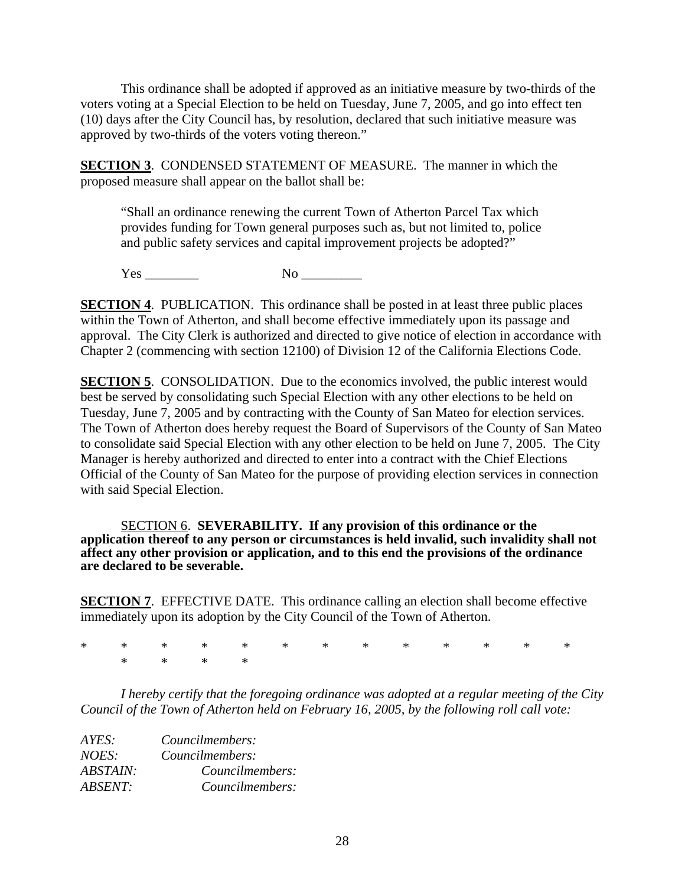This ordinance shall be adopted if approved as an initiative measure by two-thirds of the voters voting at a Special Election to be held on Tuesday, June 7, 2005, and go into effect ten (10) days after the City Council has, by resolution, declared that such initiative measure was approved by two-thirds of the voters voting thereon."

**SECTION 3**. CONDENSED STATEMENT OF MEASURE. The manner in which the proposed measure shall appear on the ballot shall be:

> "Shall an ordinance renewing the current Town of Atherton Parcel Tax which provides funding for Town general purposes such as, but not limited to, police and public safety services and capital improvement projects be adopted?"
>
> Yes ________ No _________

**SECTION 4**. PUBLICATION. This ordinance shall be posted in at least three public places within the Town of Atherton, and shall become effective immediately upon its passage and approval. The City Clerk is authorized and directed to give notice of election in accordance with Chapter 2 (commencing with section 12100) of Division 12 of the California Elections Code.

**SECTION 5**. CONSOLIDATION. Due to the economics involved, the public interest would best be served by consolidating such Special Election with any other elections to be held on Tuesday, June 7, 2005 and by contracting with the County of San Mateo for election services. The Town of Atherton does hereby request the Board of Supervisors of the County of San Mateo to consolidate said Special Election with any other election to be held on June 7, 2005. The City Manager is hereby authorized and directed to enter into a contract with the Chief Elections Official of the County of San Mateo for the purpose of providing election services in connection with said Special Election.

SECTION 6. **SEVERABILITY. If any provision of this ordinance or the application thereof to any person or circumstances is held invalid, such invalidity shall not affect any other provision or application, and to this end the provisions of the ordinance are declared to be severable.**

**SECTION 7**. EFFECTIVE DATE. This ordinance calling an election shall become effective immediately upon its adoption by the City Council of the Town of Atherton.

\* \* \* \* \* \* \* \* \* \* \* \* \* \* \* \* \*

*I hereby certify that the foregoing ordinance was adopted at a regular meeting of the City Council of the Town of Atherton held on February 16, 2005, by the following roll call vote:*

*AYES: Councilmembers:*
*NOES: Councilmembers:*
*ABSTAIN: Councilmembers:*
*ABSENT: Councilmembers:*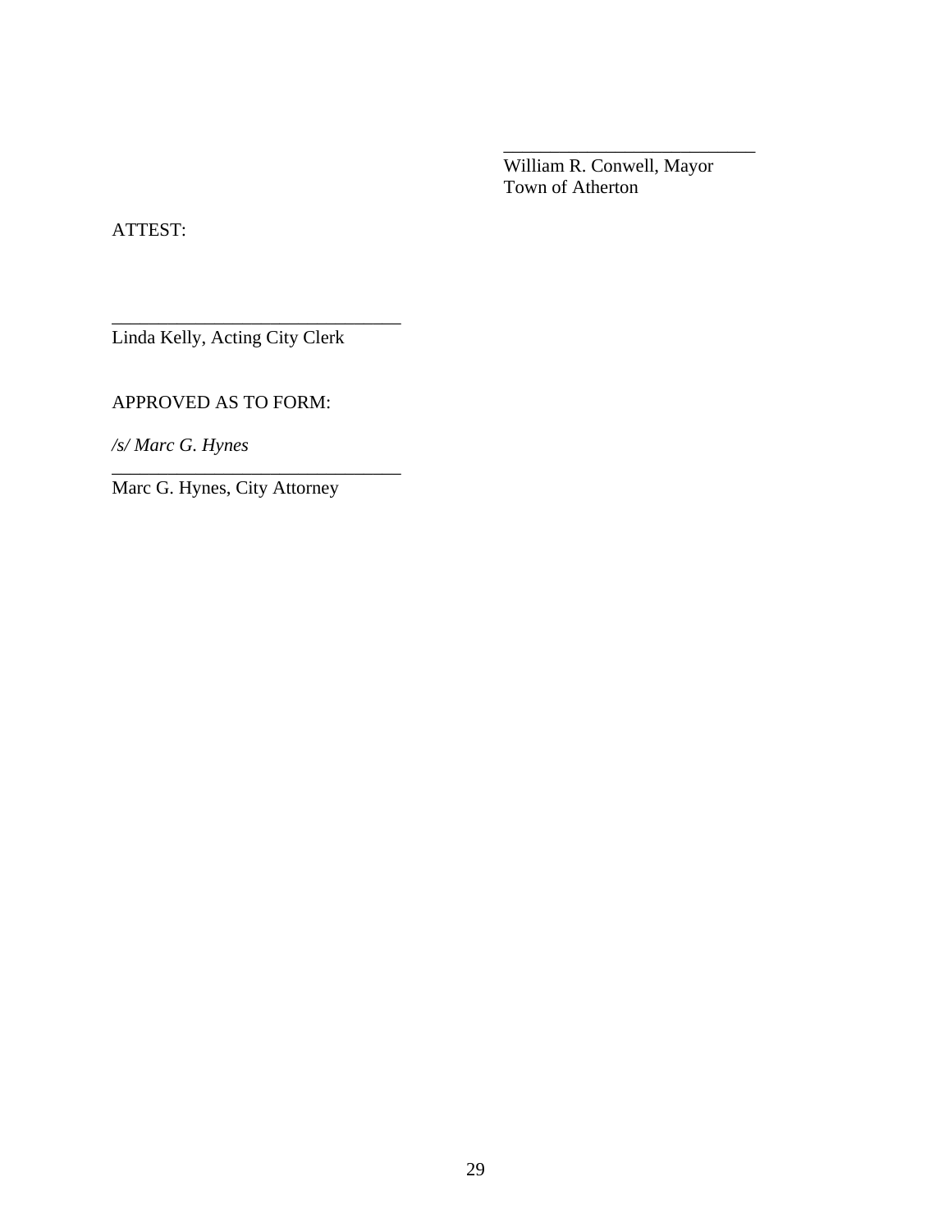\_\_\_\_\_\_\_\_\_\_\_\_\_\_\_\_\_\_\_\_\_\_\_\_\_\_\_\_
William R. Conwell, Mayor
Town of Atherton

ATTEST:

\_\_\_\_\_\_\_\_\_\_\_\_\_\_\_\_\_\_\_\_\_\_\_\_\_\_\_\_\_\_\_\_
Linda Kelly, Acting City Clerk

APPROVED AS TO FORM:

*/s/ Marc G. Hynes*
\_\_\_\_\_\_\_\_\_\_\_\_\_\_\_\_\_\_\_\_\_\_\_\_\_\_\_\_\_\_\_\_
Marc G. Hynes, City Attorney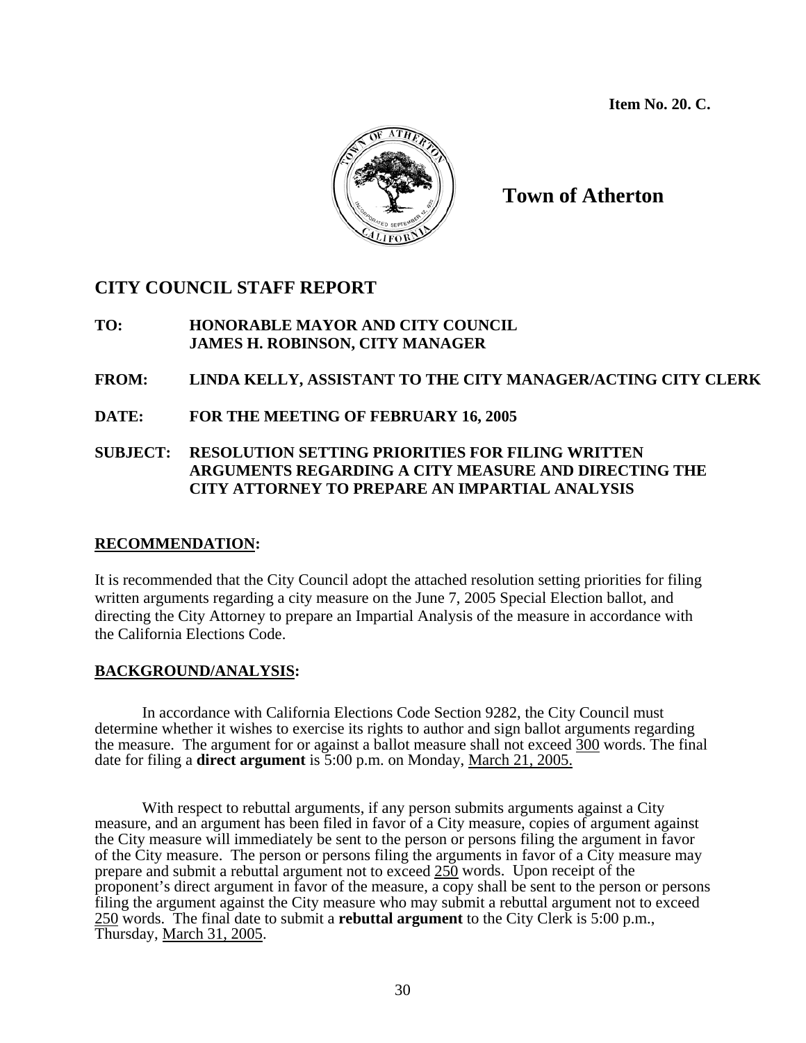**Item No. 20. C.**

# Town of Atherton

## CITY COUNCIL STAFF REPORT

**TO:** **HONORABLE MAYOR AND CITY COUNCIL**
**JAMES H. ROBINSON, CITY MANAGER**

**FROM:** **LINDA KELLY, ASSISTANT TO THE CITY MANAGER/ACTING CITY CLERK**

**DATE:** **FOR THE MEETING OF FEBRUARY 16, 2005**

**SUBJECT:** **RESOLUTION SETTING PRIORITIES FOR FILING WRITTEN ARGUMENTS REGARDING A CITY MEASURE AND DIRECTING THE CITY ATTORNEY TO PREPARE AN IMPARTIAL ANALYSIS**

### RECOMMENDATION:

It is recommended that the City Council adopt the attached resolution setting priorities for filing written arguments regarding a city measure on the June 7, 2005 Special Election ballot, and directing the City Attorney to prepare an Impartial Analysis of the measure in accordance with the California Elections Code.

### BACKGROUND/ANALYSIS:

In accordance with California Elections Code Section 9282, the City Council must determine whether it wishes to exercise its rights to author and sign ballot arguments regarding the measure. The argument for or against a ballot measure shall not exceed 300 words. The final date for filing a **direct argument** is 5:00 p.m. on Monday, March 21, 2005.

With respect to rebuttal arguments, if any person submits arguments against a City measure, and an argument has been filed in favor of a City measure, copies of argument against the City measure will immediately be sent to the person or persons filing the argument in favor of the City measure. The person or persons filing the arguments in favor of a City measure may prepare and submit a rebuttal argument not to exceed 250 words. Upon receipt of the proponent's direct argument in favor of the measure, a copy shall be sent to the person or persons filing the argument against the City measure who may submit a rebuttal argument not to exceed 250 words. The final date to submit a **rebuttal argument** to the City Clerk is 5:00 p.m., Thursday, March 31, 2005.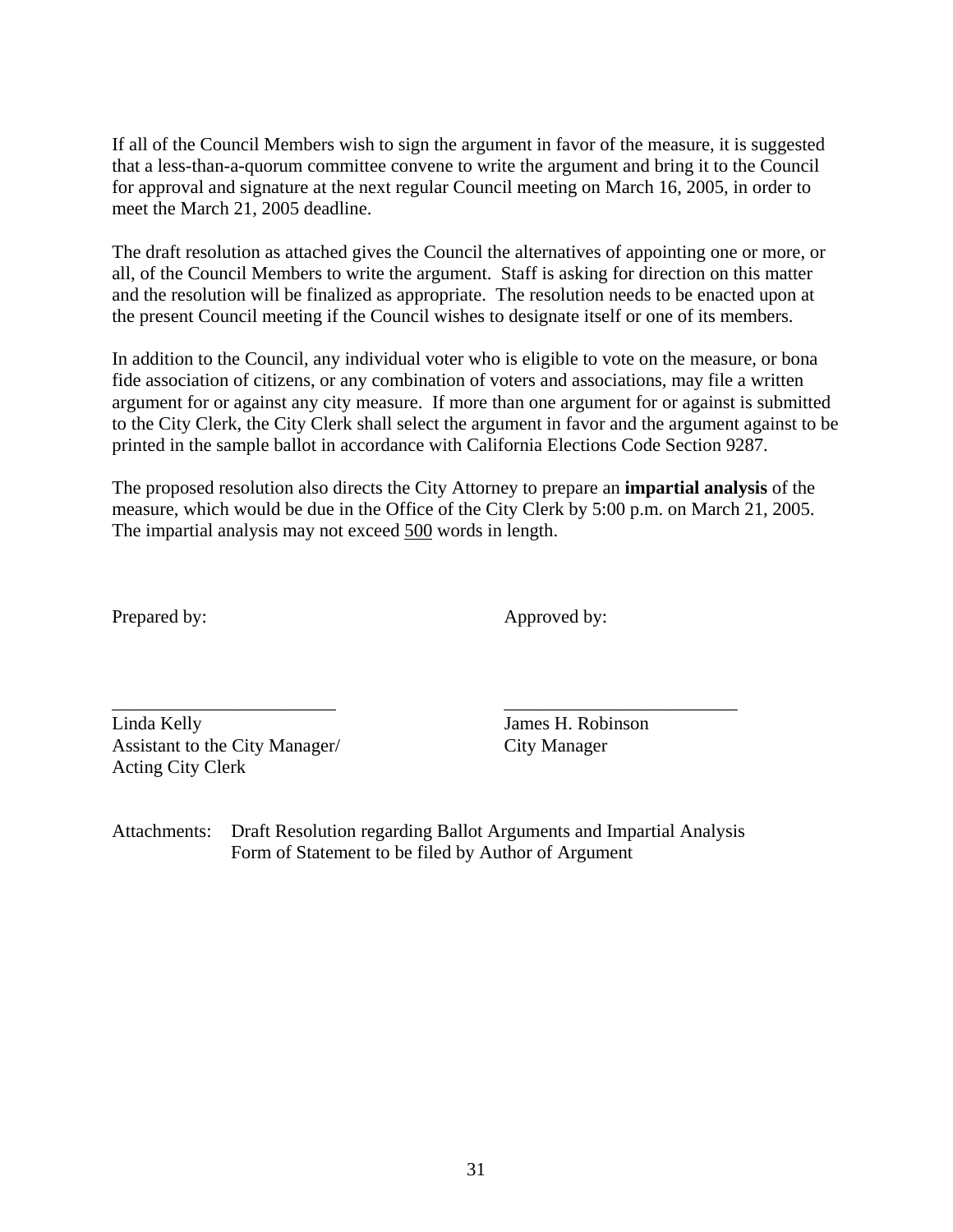If all of the Council Members wish to sign the argument in favor of the measure, it is suggested that a less-than-a-quorum committee convene to write the argument and bring it to the Council for approval and signature at the next regular Council meeting on March 16, 2005, in order to meet the March 21, 2005 deadline.

The draft resolution as attached gives the Council the alternatives of appointing one or more, or all, of the Council Members to write the argument. Staff is asking for direction on this matter and the resolution will be finalized as appropriate. The resolution needs to be enacted upon at the present Council meeting if the Council wishes to designate itself or one of its members.

In addition to the Council, any individual voter who is eligible to vote on the measure, or bona fide association of citizens, or any combination of voters and associations, may file a written argument for or against any city measure. If more than one argument for or against is submitted to the City Clerk, the City Clerk shall select the argument in favor and the argument against to be printed in the sample ballot in accordance with California Elections Code Section 9287.

The proposed resolution also directs the City Attorney to prepare an **impartial analysis** of the measure, which would be due in the Office of the City Clerk by 5:00 p.m. on March 21, 2005. The impartial analysis may not exceed <u>500</u> words in length.

Prepared by:

________________________
Linda Kelly
Assistant to the City Manager/
Acting City Clerk

Approved by:

________________________
James H. Robinson
City Manager

Attachments: Draft Resolution regarding Ballot Arguments and Impartial Analysis
Form of Statement to be filed by Author of Argument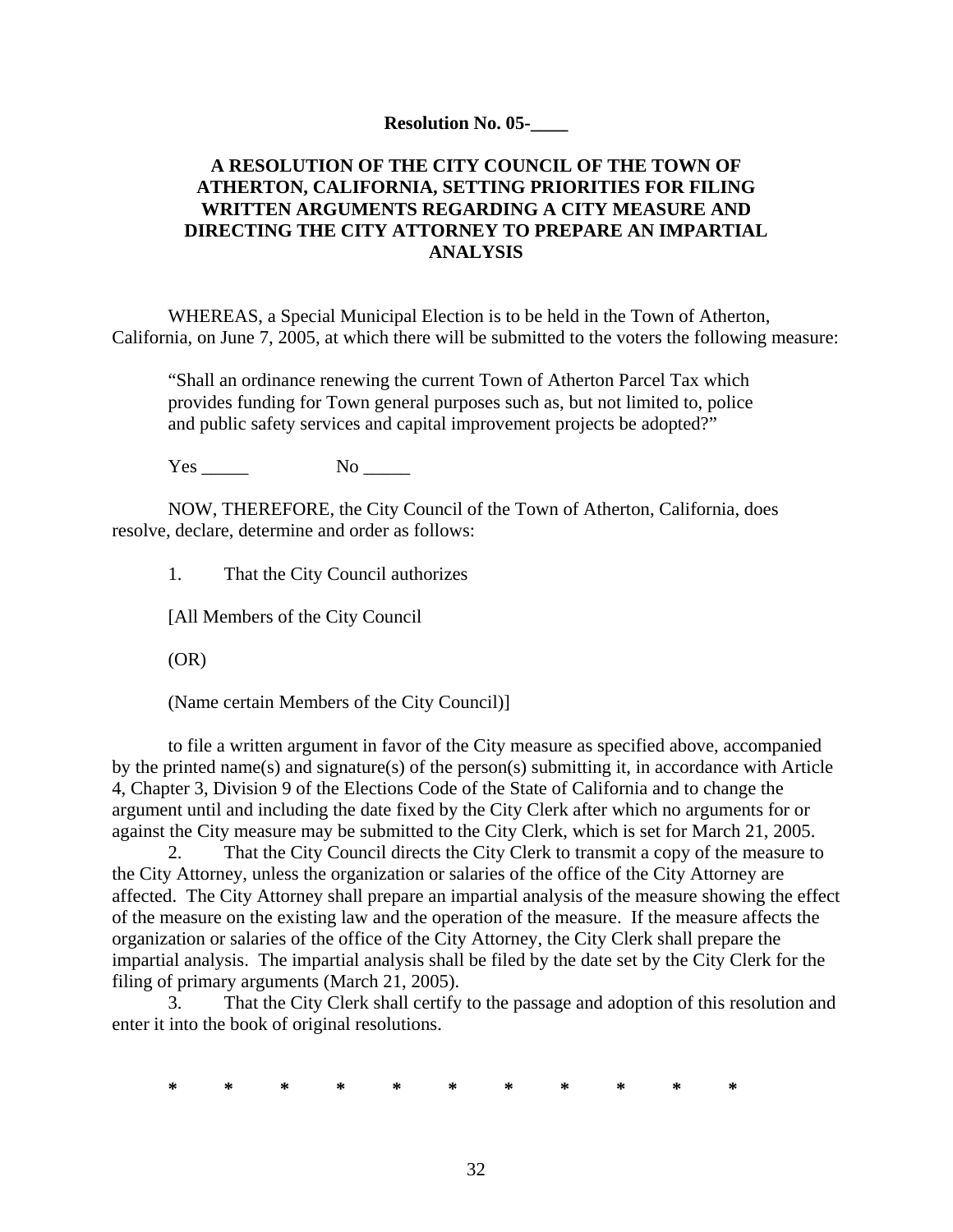**Resolution No. 05-____**

**A RESOLUTION OF THE CITY COUNCIL OF THE TOWN OF ATHERTON, CALIFORNIA, SETTING PRIORITIES FOR FILING WRITTEN ARGUMENTS REGARDING A CITY MEASURE AND DIRECTING THE CITY ATTORNEY TO PREPARE AN IMPARTIAL ANALYSIS**

WHEREAS, a Special Municipal Election is to be held in the Town of Atherton, California, on June 7, 2005, at which there will be submitted to the voters the following measure:

> "Shall an ordinance renewing the current Town of Atherton Parcel Tax which provides funding for Town general purposes such as, but not limited to, police and public safety services and capital improvement projects be adopted?"
>
> Yes _____ No _____

NOW, THEREFORE, the City Council of the Town of Atherton, California, does resolve, declare, determine and order as follows:

1. That the City Council authorizes

[All Members of the City Council

(OR)

(Name certain Members of the City Council)]

to file a written argument in favor of the City measure as specified above, accompanied by the printed name(s) and signature(s) of the person(s) submitting it, in accordance with Article 4, Chapter 3, Division 9 of the Elections Code of the State of California and to change the argument until and including the date fixed by the City Clerk after which no arguments for or against the City measure may be submitted to the City Clerk, which is set for March 21, 2005.

2. That the City Council directs the City Clerk to transmit a copy of the measure to the City Attorney, unless the organization or salaries of the office of the City Attorney are affected. The City Attorney shall prepare an impartial analysis of the measure showing the effect of the measure on the existing law and the operation of the measure. If the measure affects the organization or salaries of the office of the City Attorney, the City Clerk shall prepare the impartial analysis. The impartial analysis shall be filed by the date set by the City Clerk for the filing of primary arguments (March 21, 2005).

3. That the City Clerk shall certify to the passage and adoption of this resolution and enter it into the book of original resolutions.

\* \* \* \* \* \* \* \* \* \* \*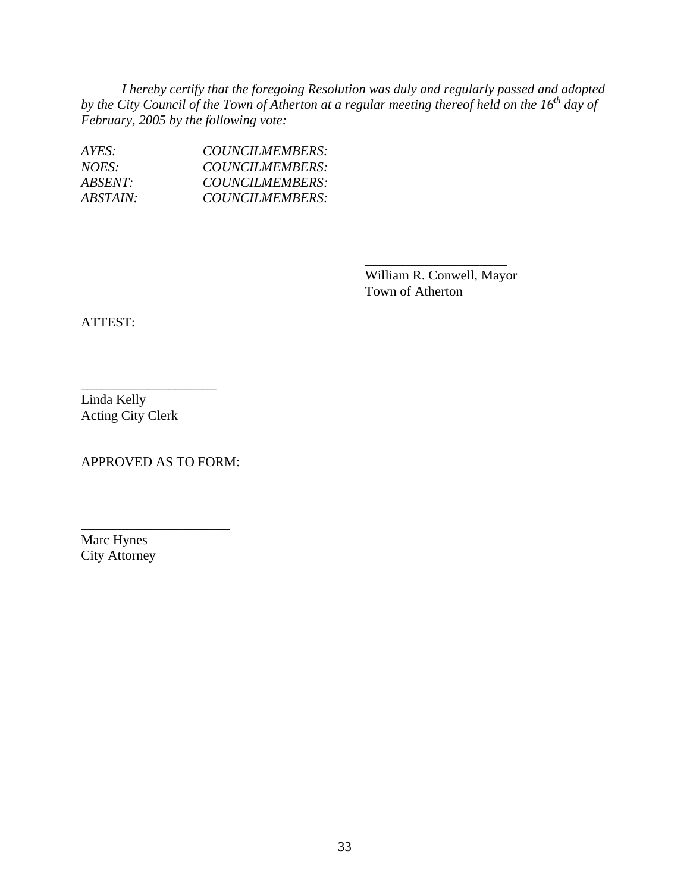*I hereby certify that the foregoing Resolution was duly and regularly passed and adopted by the City Council of the Town of Atherton at a regular meeting thereof held on the 16th day of February, 2005 by the following vote:*

*AYES: COUNCILMEMBERS:*
*NOES: COUNCILMEMBERS:*
*ABSENT: COUNCILMEMBERS:*
*ABSTAIN: COUNCILMEMBERS:*

____________________
William R. Conwell, Mayor
Town of Atherton

ATTEST:

____________________
Linda Kelly
Acting City Clerk

APPROVED AS TO FORM:

______________________
Marc Hynes
City Attorney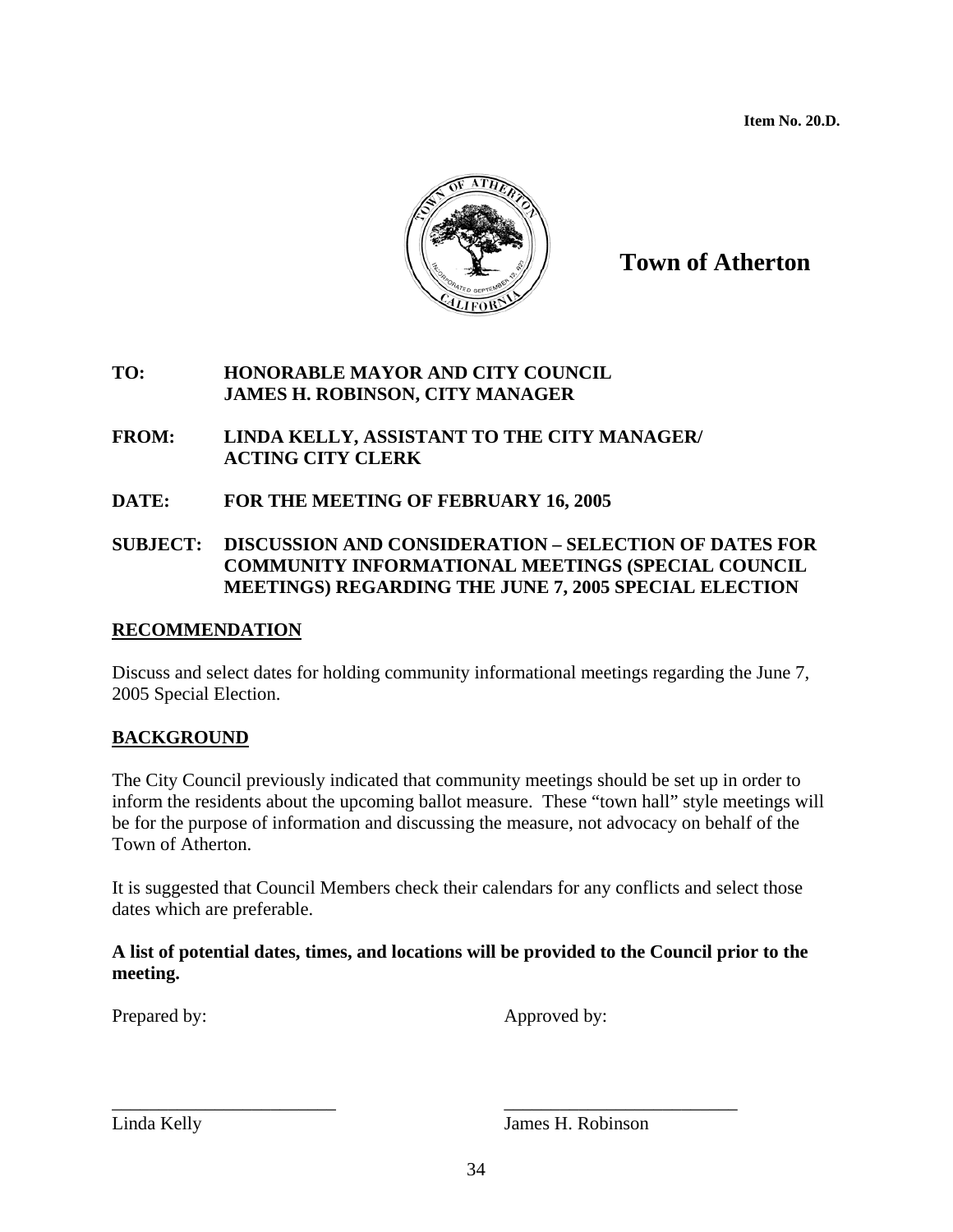**Item No. 20.D.**

# Town of Atherton

**TO:** **HONORABLE MAYOR AND CITY COUNCIL**
**JAMES H. ROBINSON, CITY MANAGER**

**FROM:** **LINDA KELLY, ASSISTANT TO THE CITY MANAGER/ ACTING CITY CLERK**

**DATE:** **FOR THE MEETING OF FEBRUARY 16, 2005**

**SUBJECT:** **DISCUSSION AND CONSIDERATION – SELECTION OF DATES FOR COMMUNITY INFORMATIONAL MEETINGS (SPECIAL COUNCIL MEETINGS) REGARDING THE JUNE 7, 2005 SPECIAL ELECTION**

## RECOMMENDATION

Discuss and select dates for holding community informational meetings regarding the June 7, 2005 Special Election.

## BACKGROUND

The City Council previously indicated that community meetings should be set up in order to inform the residents about the upcoming ballot measure. These "town hall" style meetings will be for the purpose of information and discussing the measure, not advocacy on behalf of the Town of Atherton.

It is suggested that Council Members check their calendars for any conflicts and select those dates which are preferable.

**A list of potential dates, times, and locations will be provided to the Council prior to the meeting.**

Prepared by: Approved by:

Linda Kelly James H. Robinson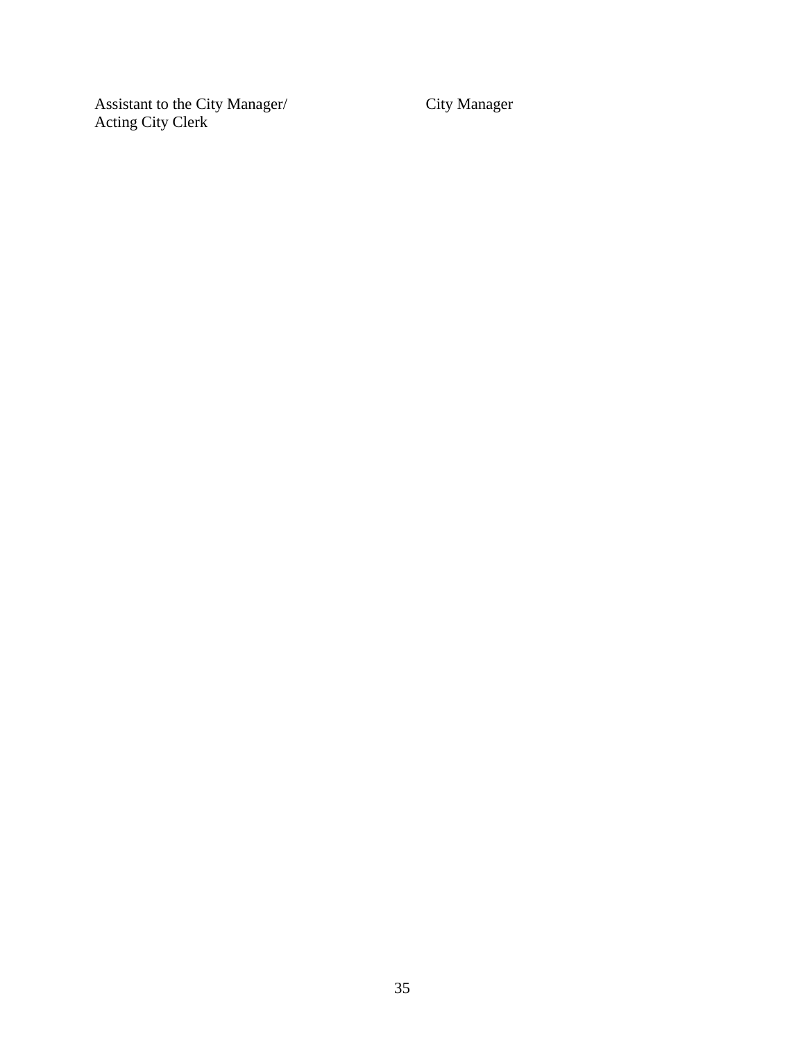Assistant to the City Manager/
Acting City Clerk

City Manager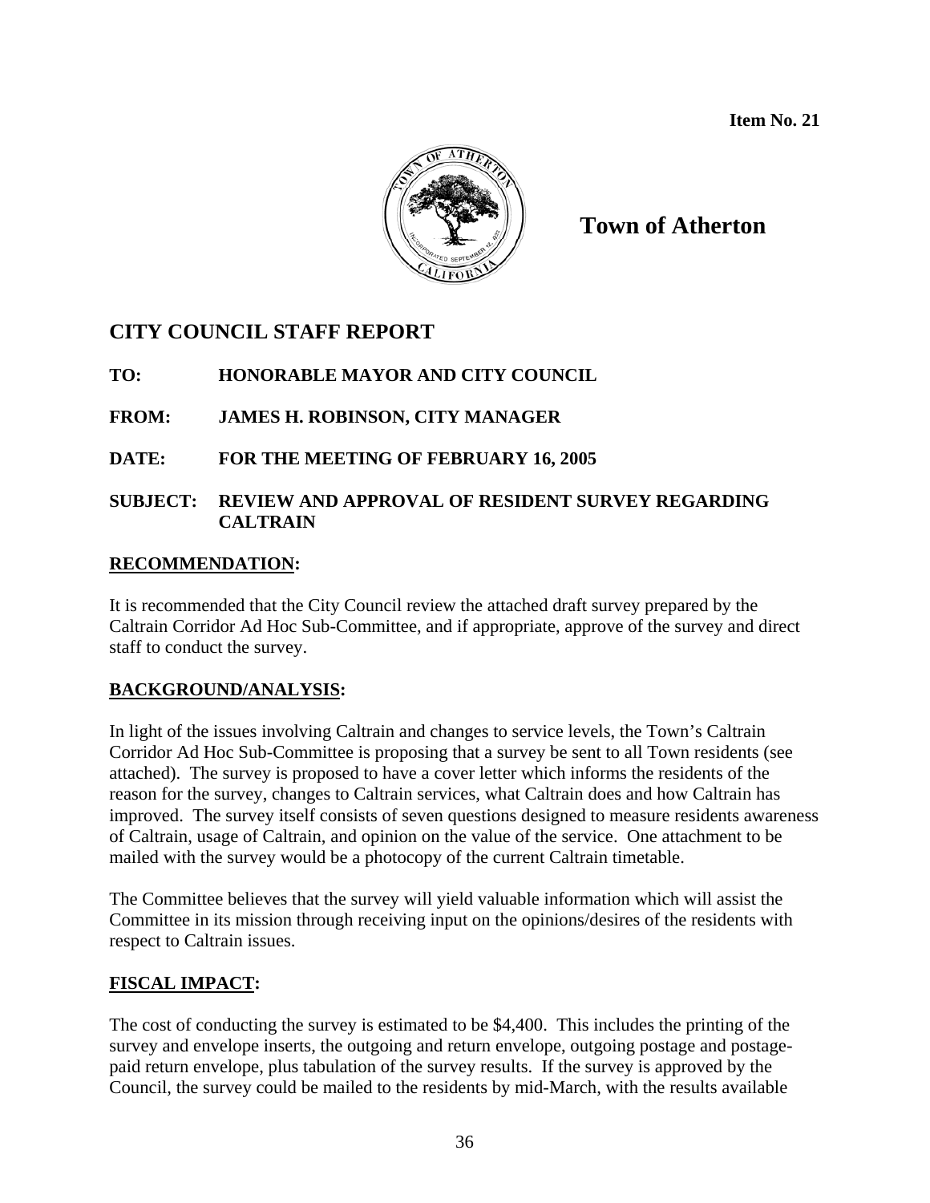Item No. 21

# Town of Atherton

## CITY COUNCIL STAFF REPORT

**TO:** HONORABLE MAYOR AND CITY COUNCIL

**FROM:** JAMES H. ROBINSON, CITY MANAGER

**DATE:** FOR THE MEETING OF FEBRUARY 16, 2005

**SUBJECT:** REVIEW AND APPROVAL OF RESIDENT SURVEY REGARDING CALTRAIN

### RECOMMENDATION:

It is recommended that the City Council review the attached draft survey prepared by the Caltrain Corridor Ad Hoc Sub-Committee, and if appropriate, approve of the survey and direct staff to conduct the survey.

### BACKGROUND/ANALYSIS:

In light of the issues involving Caltrain and changes to service levels, the Town's Caltrain Corridor Ad Hoc Sub-Committee is proposing that a survey be sent to all Town residents (see attached). The survey is proposed to have a cover letter which informs the residents of the reason for the survey, changes to Caltrain services, what Caltrain does and how Caltrain has improved. The survey itself consists of seven questions designed to measure residents awareness of Caltrain, usage of Caltrain, and opinion on the value of the service. One attachment to be mailed with the survey would be a photocopy of the current Caltrain timetable.

The Committee believes that the survey will yield valuable information which will assist the Committee in its mission through receiving input on the opinions/desires of the residents with respect to Caltrain issues.

### FISCAL IMPACT:

The cost of conducting the survey is estimated to be $4,400. This includes the printing of the survey and envelope inserts, the outgoing and return envelope, outgoing postage and postage-paid return envelope, plus tabulation of the survey results. If the survey is approved by the Council, the survey could be mailed to the residents by mid-March, with the results available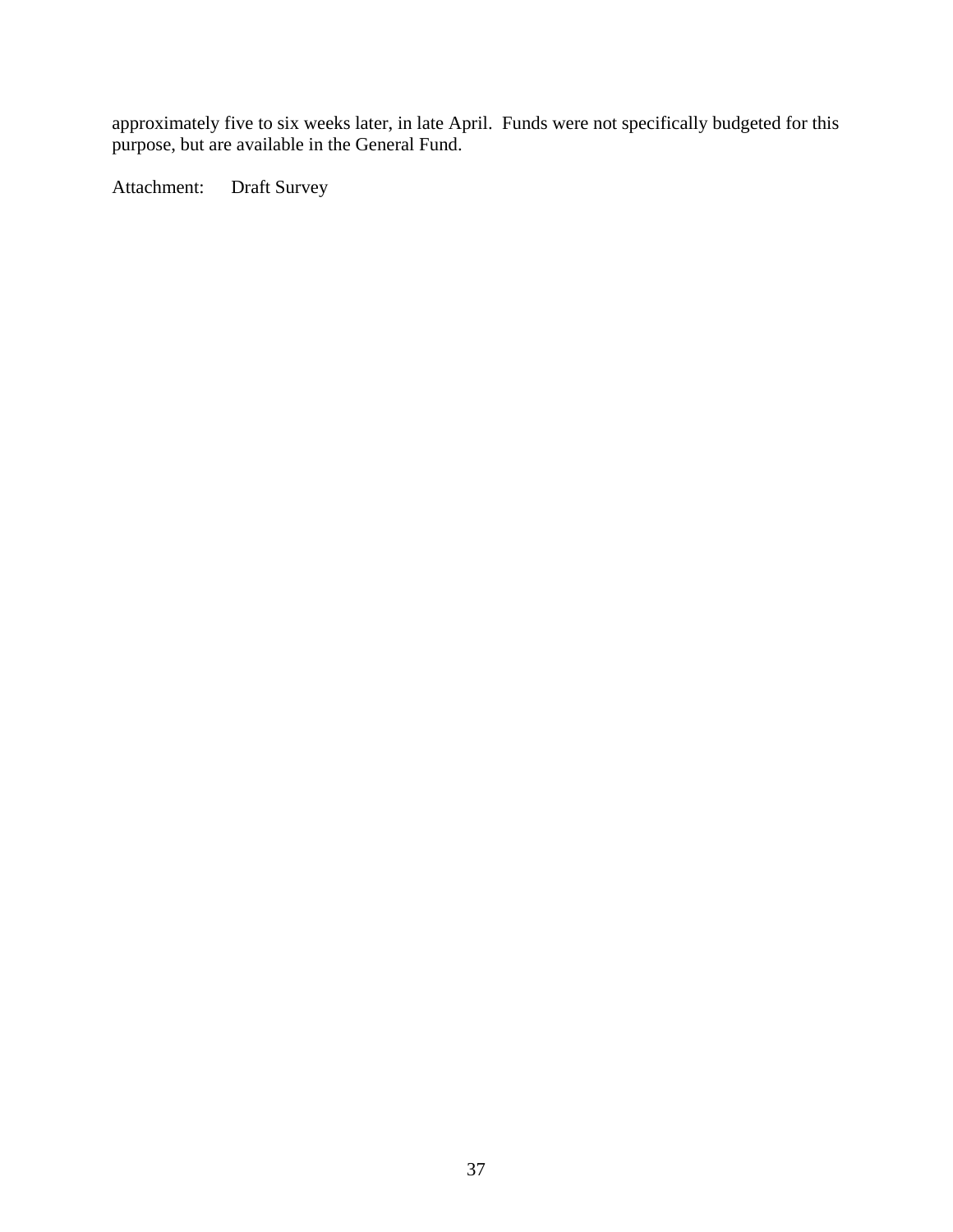approximately five to six weeks later, in late April. Funds were not specifically budgeted for this purpose, but are available in the General Fund.

Attachment: Draft Survey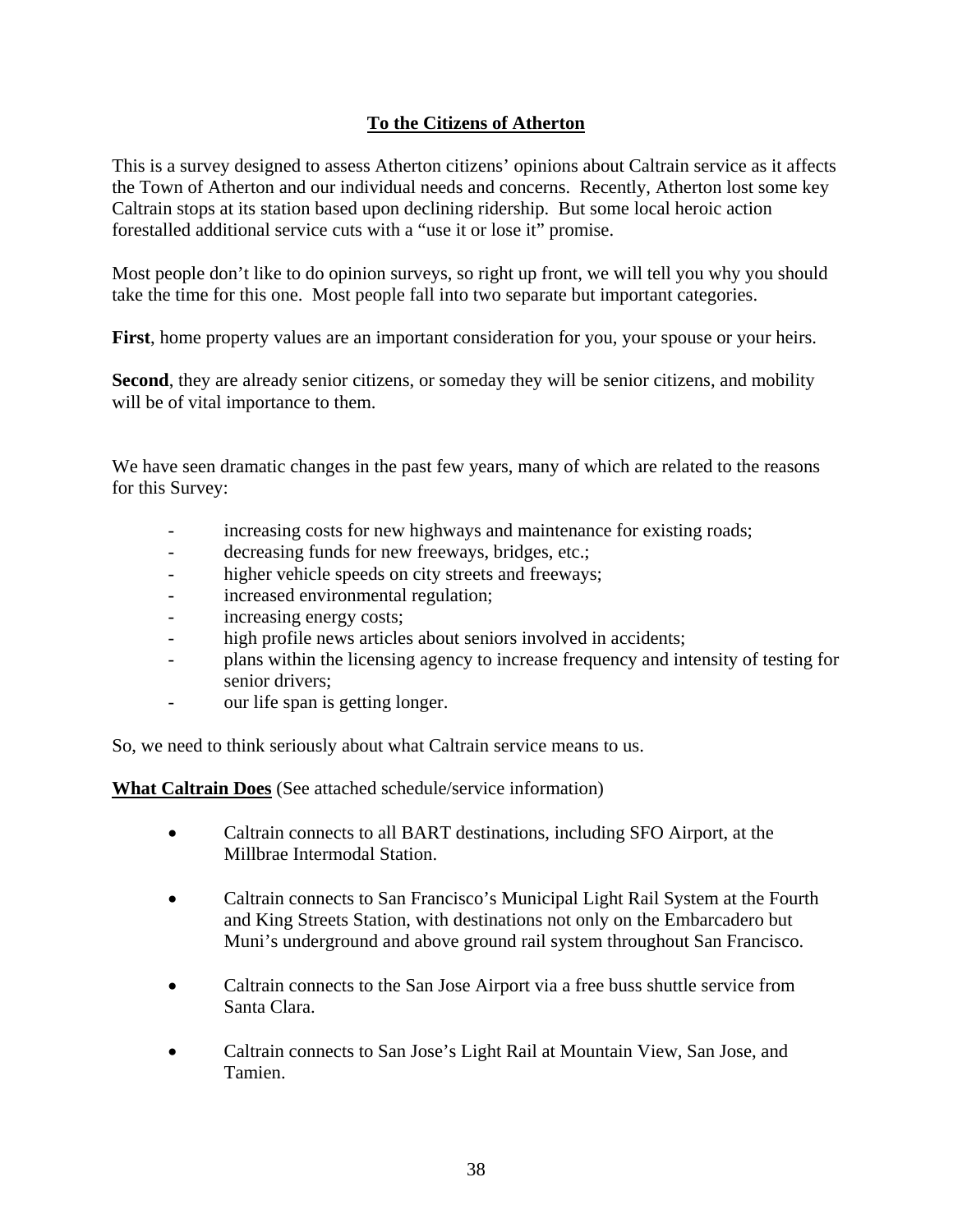**To the Citizens of Atherton**

This is a survey designed to assess Atherton citizens' opinions about Caltrain service as it affects the Town of Atherton and our individual needs and concerns. Recently, Atherton lost some key Caltrain stops at its station based upon declining ridership. But some local heroic action forestalled additional service cuts with a "use it or lose it" promise.

Most people don't like to do opinion surveys, so right up front, we will tell you why you should take the time for this one. Most people fall into two separate but important categories.

**First**, home property values are an important consideration for you, your spouse or your heirs.

**Second**, they are already senior citizens, or someday they will be senior citizens, and mobility will be of vital importance to them.

We have seen dramatic changes in the past few years, many of which are related to the reasons for this Survey:

- increasing costs for new highways and maintenance for existing roads;
- decreasing funds for new freeways, bridges, etc.;
- higher vehicle speeds on city streets and freeways;
- increased environmental regulation;
- increasing energy costs;
- high profile news articles about seniors involved in accidents;
- plans within the licensing agency to increase frequency and intensity of testing for senior drivers;
- our life span is getting longer.

So, we need to think seriously about what Caltrain service means to us.

**What Caltrain Does** (See attached schedule/service information)

- Caltrain connects to all BART destinations, including SFO Airport, at the Millbrae Intermodal Station.
- Caltrain connects to San Francisco's Municipal Light Rail System at the Fourth and King Streets Station, with destinations not only on the Embarcadero but Muni's underground and above ground rail system throughout San Francisco.
- Caltrain connects to the San Jose Airport via a free buss shuttle service from Santa Clara.
- Caltrain connects to San Jose's Light Rail at Mountain View, San Jose, and Tamien.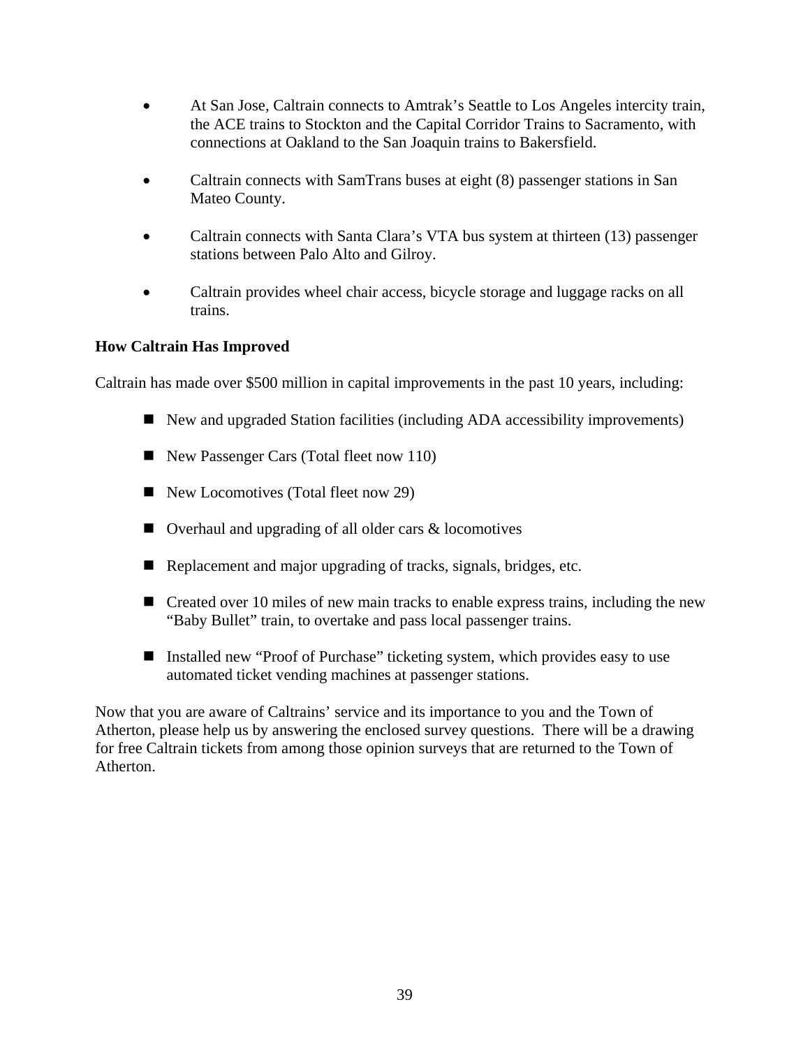- At San Jose, Caltrain connects to Amtrak's Seattle to Los Angeles intercity train, the ACE trains to Stockton and the Capital Corridor Trains to Sacramento, with connections at Oakland to the San Joaquin trains to Bakersfield.
- Caltrain connects with SamTrans buses at eight (8) passenger stations in San Mateo County.
- Caltrain connects with Santa Clara's VTA bus system at thirteen (13) passenger stations between Palo Alto and Gilroy.
- Caltrain provides wheel chair access, bicycle storage and luggage racks on all trains.

**How Caltrain Has Improved**

Caltrain has made over $500 million in capital improvements in the past 10 years, including:

- New and upgraded Station facilities (including ADA accessibility improvements)
- New Passenger Cars (Total fleet now 110)
- New Locomotives (Total fleet now 29)
- Overhaul and upgrading of all older cars & locomotives
- Replacement and major upgrading of tracks, signals, bridges, etc.
- Created over 10 miles of new main tracks to enable express trains, including the new "Baby Bullet" train, to overtake and pass local passenger trains.
- Installed new "Proof of Purchase" ticketing system, which provides easy to use automated ticket vending machines at passenger stations.

Now that you are aware of Caltrains' service and its importance to you and the Town of Atherton, please help us by answering the enclosed survey questions. There will be a drawing for free Caltrain tickets from among those opinion surveys that are returned to the Town of Atherton.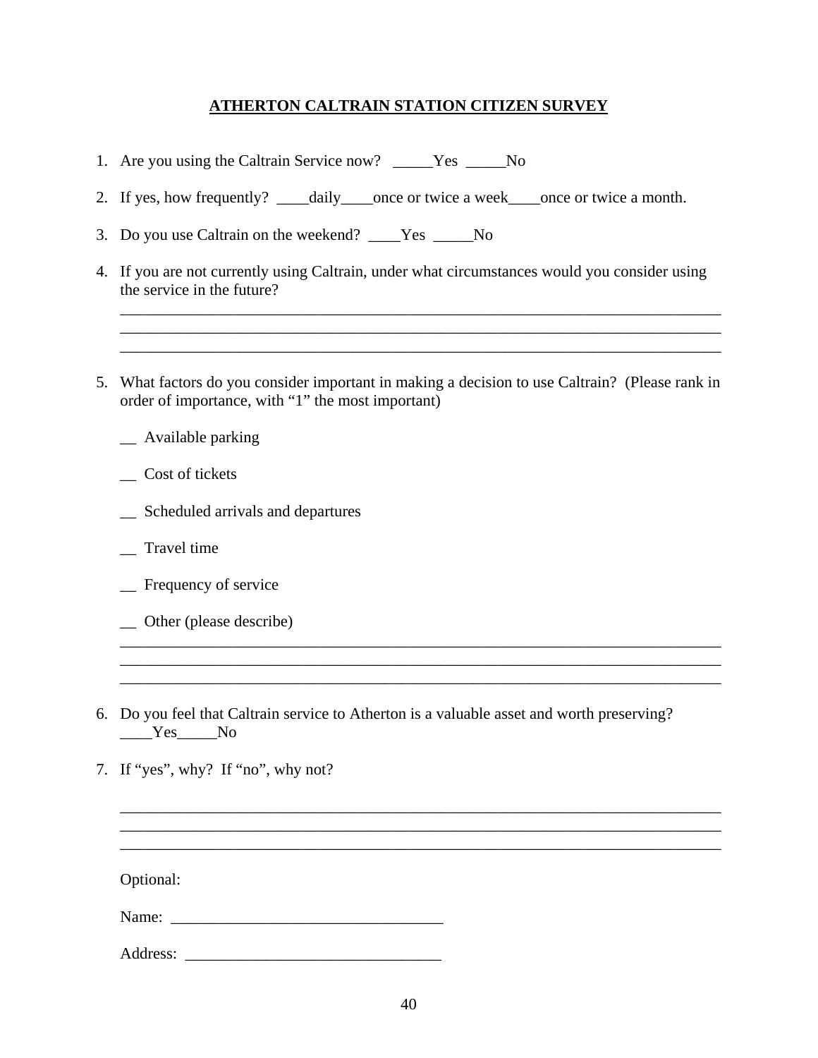# ATHERTON CALTRAIN STATION CITIZEN SURVEY

1. Are you using the Caltrain Service now? _____Yes _____No

2. If yes, how frequently? ____daily____once or twice a week____once or twice a month.

3. Do you use Caltrain on the weekend? ____Yes _____No

4. If you are not currently using Caltrain, under what circumstances would you consider using the service in the future?
   ______________________________________________________________________________
   ______________________________________________________________________________
   ______________________________________________________________________________

5. What factors do you consider important in making a decision to use Caltrain? (Please rank in order of importance, with "1" the most important)

   __ Available parking

   __ Cost of tickets

   __ Scheduled arrivals and departures

   __ Travel time

   __ Frequency of service

   __ Other (please describe)
   ______________________________________________________________________________
   ______________________________________________________________________________
   ______________________________________________________________________________

6. Do you feel that Caltrain service to Atherton is a valuable asset and worth preserving? ____Yes_____No

7. If "yes", why? If "no", why not?

   ______________________________________________________________________________
   ______________________________________________________________________________
   ______________________________________________________________________________

   Optional:

   Name: __________________________________

   Address: ________________________________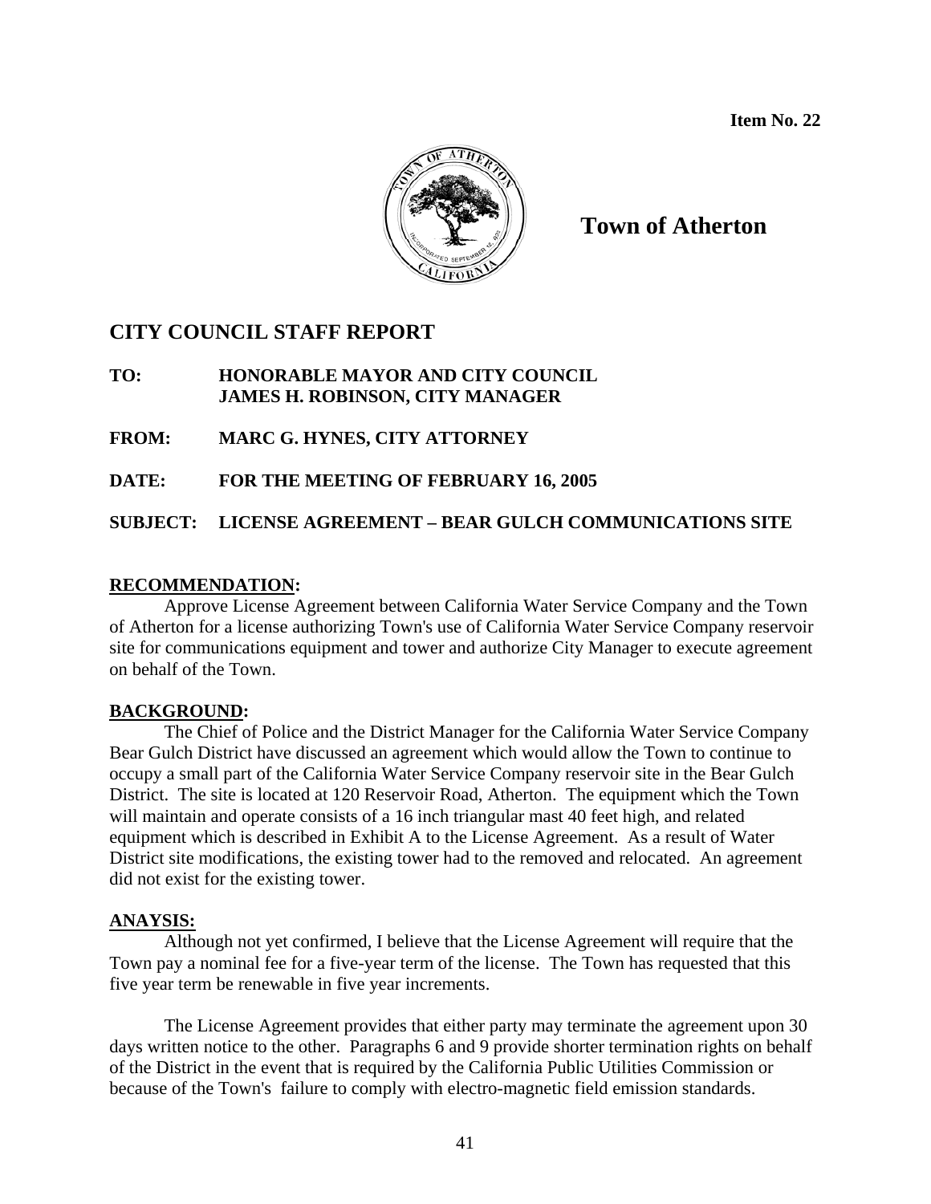**Item No. 22**

# Town of Atherton

## CITY COUNCIL STAFF REPORT

**TO:** HONORABLE MAYOR AND CITY COUNCIL
JAMES H. ROBINSON, CITY MANAGER

**FROM:** MARC G. HYNES, CITY ATTORNEY

**DATE:** FOR THE MEETING OF FEBRUARY 16, 2005

**SUBJECT:** LICENSE AGREEMENT – BEAR GULCH COMMUNICATIONS SITE

**RECOMMENDATION:**

Approve License Agreement between California Water Service Company and the Town of Atherton for a license authorizing Town's use of California Water Service Company reservoir site for communications equipment and tower and authorize City Manager to execute agreement on behalf of the Town.

**BACKGROUND:**

The Chief of Police and the District Manager for the California Water Service Company Bear Gulch District have discussed an agreement which would allow the Town to continue to occupy a small part of the California Water Service Company reservoir site in the Bear Gulch District. The site is located at 120 Reservoir Road, Atherton. The equipment which the Town will maintain and operate consists of a 16 inch triangular mast 40 feet high, and related equipment which is described in Exhibit A to the License Agreement. As a result of Water District site modifications, the existing tower had to the removed and relocated. An agreement did not exist for the existing tower.

**ANAYSIS:**

Although not yet confirmed, I believe that the License Agreement will require that the Town pay a nominal fee for a five-year term of the license. The Town has requested that this five year term be renewable in five year increments.

The License Agreement provides that either party may terminate the agreement upon 30 days written notice to the other. Paragraphs 6 and 9 provide shorter termination rights on behalf of the District in the event that is required by the California Public Utilities Commission or because of the Town's failure to comply with electro-magnetic field emission standards.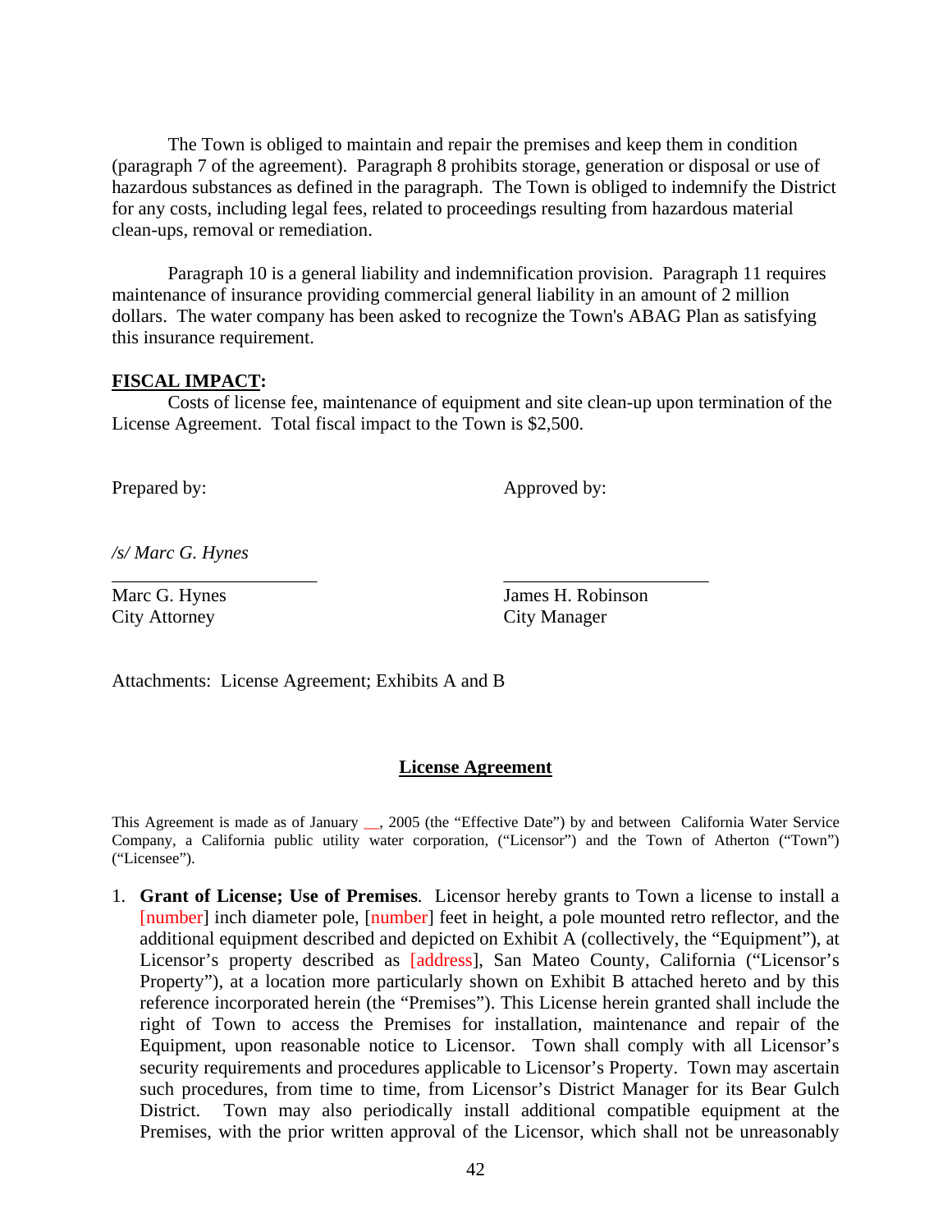The Town is obliged to maintain and repair the premises and keep them in condition (paragraph 7 of the agreement). Paragraph 8 prohibits storage, generation or disposal or use of hazardous substances as defined in the paragraph. The Town is obliged to indemnify the District for any costs, including legal fees, related to proceedings resulting from hazardous material clean-ups, removal or remediation.

Paragraph 10 is a general liability and indemnification provision. Paragraph 11 requires maintenance of insurance providing commercial general liability in an amount of 2 million dollars. The water company has been asked to recognize the Town's ABAG Plan as satisfying this insurance requirement.

**FISCAL IMPACT:**

Costs of license fee, maintenance of equipment and site clean-up upon termination of the License Agreement. Total fiscal impact to the Town is $2,500.

Prepared by: Approved by:

*/s/ Marc G. Hynes*

_____________________ _____________________

Marc G. Hynes
City Attorney

James H. Robinson
City Manager

Attachments: License Agreement; Exhibits A and B

## License Agreement

This Agreement is made as of January __, 2005 (the "Effective Date") by and between California Water Service Company, a California public utility water corporation, ("Licensor") and the Town of Atherton ("Town") ("Licensee").

1. **Grant of License; Use of Premises**. Licensor hereby grants to Town a license to install a [number] inch diameter pole, [number] feet in height, a pole mounted retro reflector, and the additional equipment described and depicted on Exhibit A (collectively, the "Equipment"), at Licensor's property described as [address], San Mateo County, California ("Licensor's Property"), at a location more particularly shown on Exhibit B attached hereto and by this reference incorporated herein (the "Premises"). This License herein granted shall include the right of Town to access the Premises for installation, maintenance and repair of the Equipment, upon reasonable notice to Licensor. Town shall comply with all Licensor's security requirements and procedures applicable to Licensor's Property. Town may ascertain such procedures, from time to time, from Licensor's District Manager for its Bear Gulch District. Town may also periodically install additional compatible equipment at the Premises, with the prior written approval of the Licensor, which shall not be unreasonably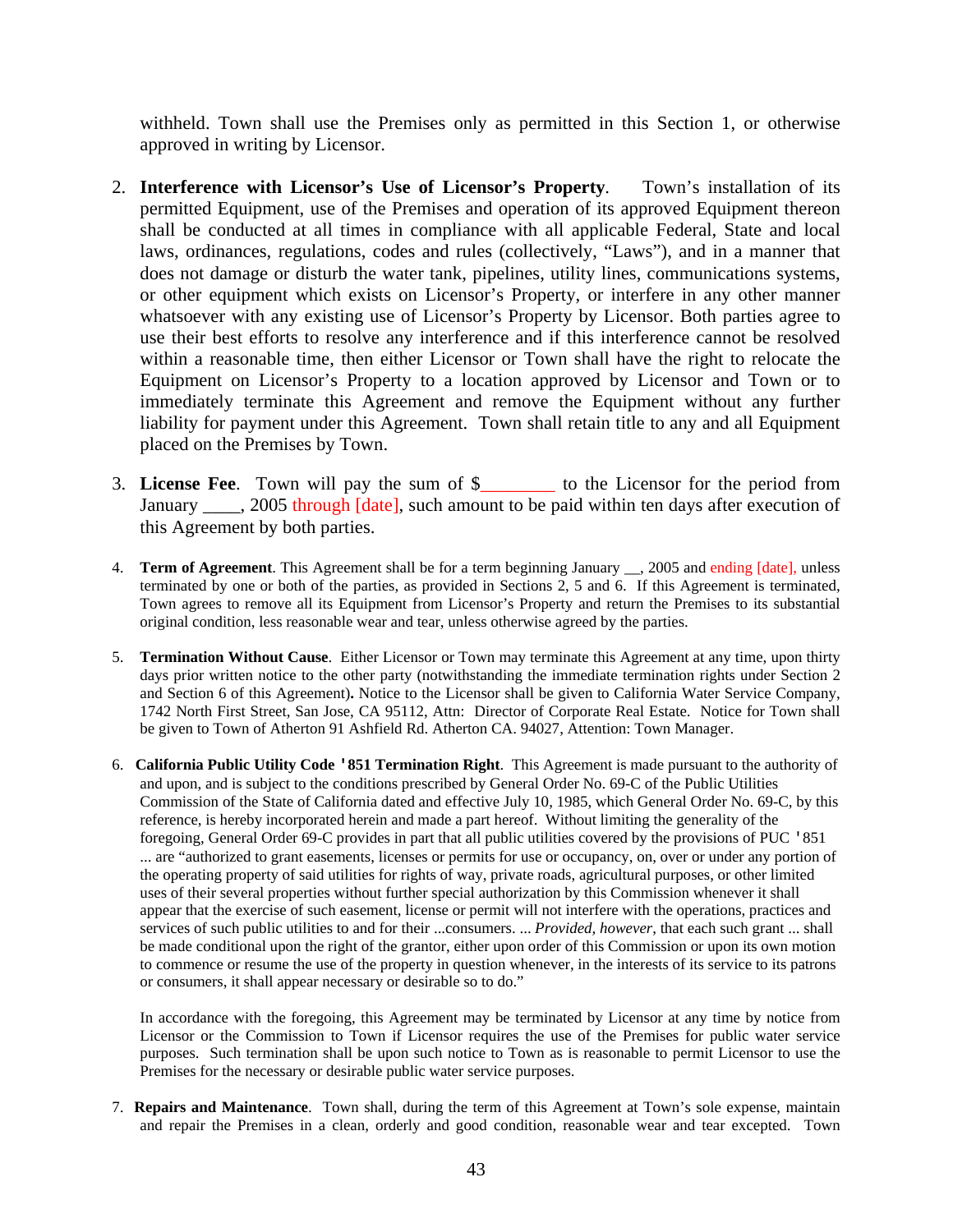withheld. Town shall use the Premises only as permitted in this Section 1, or otherwise approved in writing by Licensor.

2. **Interference with Licensor's Use of Licensor's Property**. Town's installation of its permitted Equipment, use of the Premises and operation of its approved Equipment thereon shall be conducted at all times in compliance with all applicable Federal, State and local laws, ordinances, regulations, codes and rules (collectively, "Laws"), and in a manner that does not damage or disturb the water tank, pipelines, utility lines, communications systems, or other equipment which exists on Licensor's Property, or interfere in any other manner whatsoever with any existing use of Licensor's Property by Licensor. Both parties agree to use their best efforts to resolve any interference and if this interference cannot be resolved within a reasonable time, then either Licensor or Town shall have the right to relocate the Equipment on Licensor's Property to a location approved by Licensor and Town or to immediately terminate this Agreement and remove the Equipment without any further liability for payment under this Agreement. Town shall retain title to any and all Equipment placed on the Premises by Town.

3. **License Fee**. Town will pay the sum of $________ to the Licensor for the period from January ____, 2005 through [date], such amount to be paid within ten days after execution of this Agreement by both parties.

4. **Term of Agreement**. This Agreement shall be for a term beginning January __, 2005 and ending [date], unless terminated by one or both of the parties, as provided in Sections 2, 5 and 6. If this Agreement is terminated, Town agrees to remove all its Equipment from Licensor's Property and return the Premises to its substantial original condition, less reasonable wear and tear, unless otherwise agreed by the parties.

5. **Termination Without Cause**. Either Licensor or Town may terminate this Agreement at any time, upon thirty days prior written notice to the other party (notwithstanding the immediate termination rights under Section 2 and Section 6 of this Agreement). Notice to the Licensor shall be given to California Water Service Company, 1742 North First Street, San Jose, CA 95112, Attn: Director of Corporate Real Estate. Notice for Town shall be given to Town of Atherton 91 Ashfield Rd. Atherton CA. 94027, Attention: Town Manager.

6. **California Public Utility Code '851 Termination Right**. This Agreement is made pursuant to the authority of and upon, and is subject to the conditions prescribed by General Order No. 69-C of the Public Utilities Commission of the State of California dated and effective July 10, 1985, which General Order No. 69-C, by this reference, is hereby incorporated herein and made a part hereof. Without limiting the generality of the foregoing, General Order 69-C provides in part that all public utilities covered by the provisions of PUC '851 ... are "authorized to grant easements, licenses or permits for use or occupancy, on, over or under any portion of the operating property of said utilities for rights of way, private roads, agricultural purposes, or other limited uses of their several properties without further special authorization by this Commission whenever it shall appear that the exercise of such easement, license or permit will not interfere with the operations, practices and services of such public utilities to and for their ...consumers. ... *Provided, however*, that each such grant ... shall be made conditional upon the right of the grantor, either upon order of this Commission or upon its own motion to commence or resume the use of the property in question whenever, in the interests of its service to its patrons or consumers, it shall appear necessary or desirable so to do."

   In accordance with the foregoing, this Agreement may be terminated by Licensor at any time by notice from Licensor or the Commission to Town if Licensor requires the use of the Premises for public water service purposes. Such termination shall be upon such notice to Town as is reasonable to permit Licensor to use the Premises for the necessary or desirable public water service purposes.

7. **Repairs and Maintenance**. Town shall, during the term of this Agreement at Town's sole expense, maintain and repair the Premises in a clean, orderly and good condition, reasonable wear and tear excepted. Town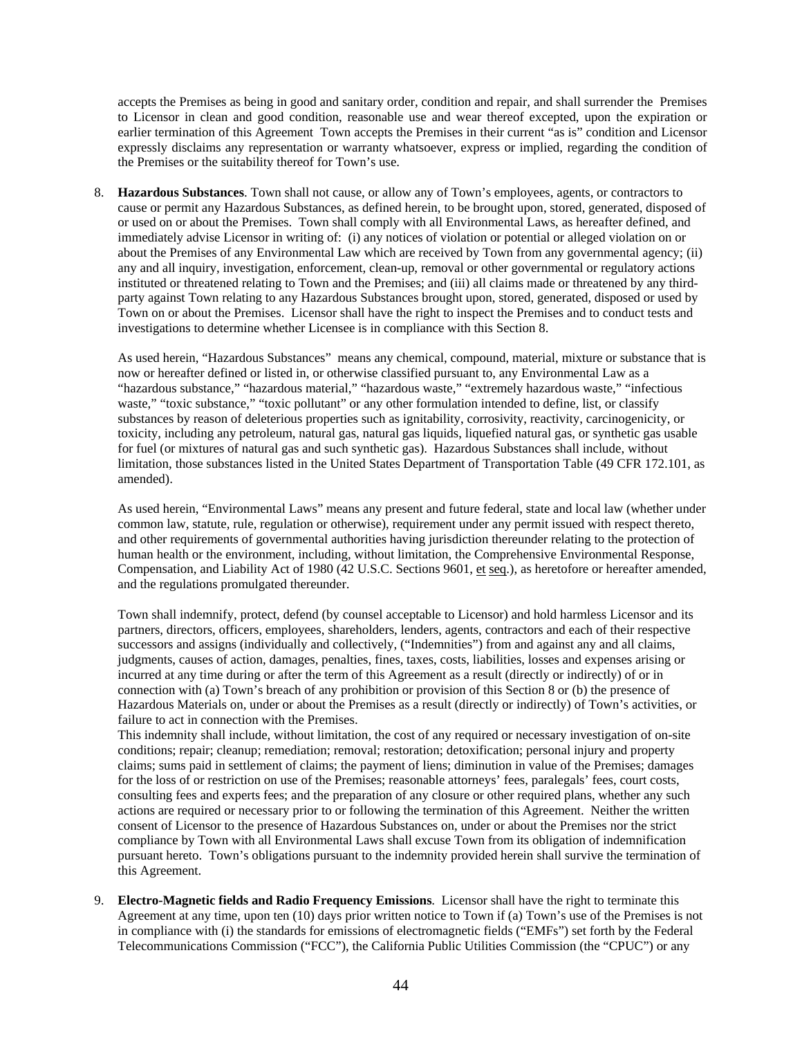accepts the Premises as being in good and sanitary order, condition and repair, and shall surrender the Premises to Licensor in clean and good condition, reasonable use and wear thereof excepted, upon the expiration or earlier termination of this Agreement Town accepts the Premises in their current "as is" condition and Licensor expressly disclaims any representation or warranty whatsoever, express or implied, regarding the condition of the Premises or the suitability thereof for Town's use.

8. **Hazardous Substances**. Town shall not cause, or allow any of Town's employees, agents, or contractors to cause or permit any Hazardous Substances, as defined herein, to be brought upon, stored, generated, disposed of or used on or about the Premises. Town shall comply with all Environmental Laws, as hereafter defined, and immediately advise Licensor in writing of: (i) any notices of violation or potential or alleged violation on or about the Premises of any Environmental Law which are received by Town from any governmental agency; (ii) any and all inquiry, investigation, enforcement, clean-up, removal or other governmental or regulatory actions instituted or threatened relating to Town and the Premises; and (iii) all claims made or threatened by any third-party against Town relating to any Hazardous Substances brought upon, stored, generated, disposed or used by Town on or about the Premises. Licensor shall have the right to inspect the Premises and to conduct tests and investigations to determine whether Licensee is in compliance with this Section 8.

   As used herein, "Hazardous Substances" means any chemical, compound, material, mixture or substance that is now or hereafter defined or listed in, or otherwise classified pursuant to, any Environmental Law as a "hazardous substance," "hazardous material," "hazardous waste," "extremely hazardous waste," "infectious waste," "toxic substance," "toxic pollutant" or any other formulation intended to define, list, or classify substances by reason of deleterious properties such as ignitability, corrosivity, reactivity, carcinogenicity, or toxicity, including any petroleum, natural gas, natural gas liquids, liquefied natural gas, or synthetic gas usable for fuel (or mixtures of natural gas and such synthetic gas). Hazardous Substances shall include, without limitation, those substances listed in the United States Department of Transportation Table (49 CFR 172.101, as amended).

   As used herein, "Environmental Laws" means any present and future federal, state and local law (whether under common law, statute, rule, regulation or otherwise), requirement under any permit issued with respect thereto, and other requirements of governmental authorities having jurisdiction thereunder relating to the protection of human health or the environment, including, without limitation, the Comprehensive Environmental Response, Compensation, and Liability Act of 1980 (42 U.S.C. Sections 9601, et seq.), as heretofore or hereafter amended, and the regulations promulgated thereunder.

   Town shall indemnify, protect, defend (by counsel acceptable to Licensor) and hold harmless Licensor and its partners, directors, officers, employees, shareholders, lenders, agents, contractors and each of their respective successors and assigns (individually and collectively, ("Indemnities") from and against any and all claims, judgments, causes of action, damages, penalties, fines, taxes, costs, liabilities, losses and expenses arising or incurred at any time during or after the term of this Agreement as a result (directly or indirectly) of or in connection with (a) Town's breach of any prohibition or provision of this Section 8 or (b) the presence of Hazardous Materials on, under or about the Premises as a result (directly or indirectly) of Town's activities, or failure to act in connection with the Premises.
   This indemnity shall include, without limitation, the cost of any required or necessary investigation of on-site conditions; repair; cleanup; remediation; removal; restoration; detoxification; personal injury and property claims; sums paid in settlement of claims; the payment of liens; diminution in value of the Premises; damages for the loss of or restriction on use of the Premises; reasonable attorneys' fees, paralegals' fees, court costs, consulting fees and experts fees; and the preparation of any closure or other required plans, whether any such actions are required or necessary prior to or following the termination of this Agreement. Neither the written consent of Licensor to the presence of Hazardous Substances on, under or about the Premises nor the strict compliance by Town with all Environmental Laws shall excuse Town from its obligation of indemnification pursuant hereto. Town's obligations pursuant to the indemnity provided herein shall survive the termination of this Agreement.

9. **Electro-Magnetic fields and Radio Frequency Emissions**. Licensor shall have the right to terminate this Agreement at any time, upon ten (10) days prior written notice to Town if (a) Town's use of the Premises is not in compliance with (i) the standards for emissions of electromagnetic fields ("EMFs") set forth by the Federal Telecommunications Commission ("FCC"), the California Public Utilities Commission (the "CPUC") or any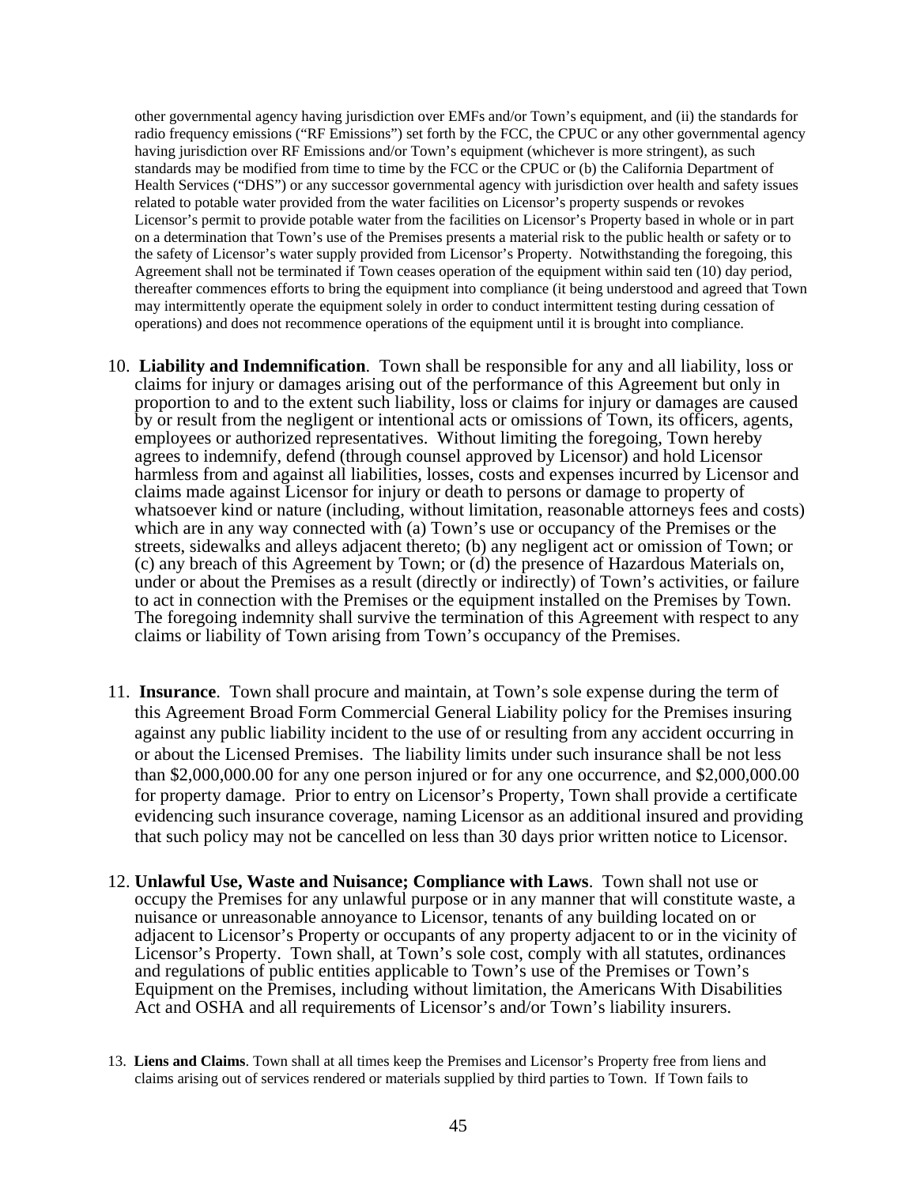other governmental agency having jurisdiction over EMFs and/or Town's equipment, and (ii) the standards for radio frequency emissions ("RF Emissions") set forth by the FCC, the CPUC or any other governmental agency having jurisdiction over RF Emissions and/or Town's equipment (whichever is more stringent), as such standards may be modified from time to time by the FCC or the CPUC or (b) the California Department of Health Services ("DHS") or any successor governmental agency with jurisdiction over health and safety issues related to potable water provided from the water facilities on Licensor's property suspends or revokes Licensor's permit to provide potable water from the facilities on Licensor's Property based in whole or in part on a determination that Town's use of the Premises presents a material risk to the public health or safety or to the safety of Licensor's water supply provided from Licensor's Property. Notwithstanding the foregoing, this Agreement shall not be terminated if Town ceases operation of the equipment within said ten (10) day period, thereafter commences efforts to bring the equipment into compliance (it being understood and agreed that Town may intermittently operate the equipment solely in order to conduct intermittent testing during cessation of operations) and does not recommence operations of the equipment until it is brought into compliance.

10. **Liability and Indemnification**. Town shall be responsible for any and all liability, loss or claims for injury or damages arising out of the performance of this Agreement but only in proportion to and to the extent such liability, loss or claims for injury or damages are caused by or result from the negligent or intentional acts or omissions of Town, its officers, agents, employees or authorized representatives. Without limiting the foregoing, Town hereby agrees to indemnify, defend (through counsel approved by Licensor) and hold Licensor harmless from and against all liabilities, losses, costs and expenses incurred by Licensor and claims made against Licensor for injury or death to persons or damage to property of whatsoever kind or nature (including, without limitation, reasonable attorneys fees and costs) which are in any way connected with (a) Town's use or occupancy of the Premises or the streets, sidewalks and alleys adjacent thereto; (b) any negligent act or omission of Town; or (c) any breach of this Agreement by Town; or (d) the presence of Hazardous Materials on, under or about the Premises as a result (directly or indirectly) of Town's activities, or failure to act in connection with the Premises or the equipment installed on the Premises by Town. The foregoing indemnity shall survive the termination of this Agreement with respect to any claims or liability of Town arising from Town's occupancy of the Premises.

11. **Insurance**. Town shall procure and maintain, at Town's sole expense during the term of this Agreement Broad Form Commercial General Liability policy for the Premises insuring against any public liability incident to the use of or resulting from any accident occurring in or about the Licensed Premises. The liability limits under such insurance shall be not less than $2,000,000.00 for any one person injured or for any one occurrence, and $2,000,000.00 for property damage. Prior to entry on Licensor's Property, Town shall provide a certificate evidencing such insurance coverage, naming Licensor as an additional insured and providing that such policy may not be cancelled on less than 30 days prior written notice to Licensor.

12. **Unlawful Use, Waste and Nuisance; Compliance with Laws**. Town shall not use or occupy the Premises for any unlawful purpose or in any manner that will constitute waste, a nuisance or unreasonable annoyance to Licensor, tenants of any building located on or adjacent to Licensor's Property or occupants of any property adjacent to or in the vicinity of Licensor's Property. Town shall, at Town's sole cost, comply with all statutes, ordinances and regulations of public entities applicable to Town's use of the Premises or Town's Equipment on the Premises, including without limitation, the Americans With Disabilities Act and OSHA and all requirements of Licensor's and/or Town's liability insurers.

13. **Liens and Claims**. Town shall at all times keep the Premises and Licensor's Property free from liens and claims arising out of services rendered or materials supplied by third parties to Town. If Town fails to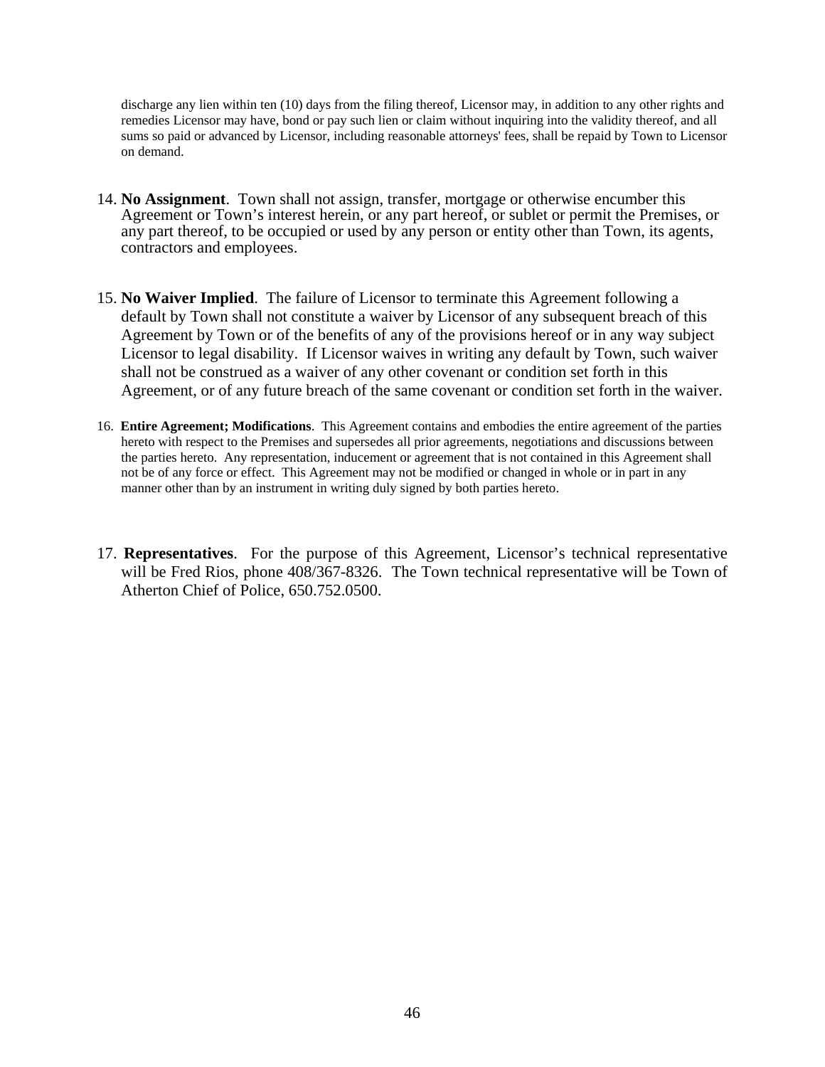discharge any lien within ten (10) days from the filing thereof, Licensor may, in addition to any other rights and remedies Licensor may have, bond or pay such lien or claim without inquiring into the validity thereof, and all sums so paid or advanced by Licensor, including reasonable attorneys' fees, shall be repaid by Town to Licensor on demand.

14. **No Assignment**. Town shall not assign, transfer, mortgage or otherwise encumber this Agreement or Town's interest herein, or any part hereof, or sublet or permit the Premises, or any part thereof, to be occupied or used by any person or entity other than Town, its agents, contractors and employees.

15. **No Waiver Implied**. The failure of Licensor to terminate this Agreement following a default by Town shall not constitute a waiver by Licensor of any subsequent breach of this Agreement by Town or of the benefits of any of the provisions hereof or in any way subject Licensor to legal disability. If Licensor waives in writing any default by Town, such waiver shall not be construed as a waiver of any other covenant or condition set forth in this Agreement, or of any future breach of the same covenant or condition set forth in the waiver.

16. **Entire Agreement; Modifications**. This Agreement contains and embodies the entire agreement of the parties hereto with respect to the Premises and supersedes all prior agreements, negotiations and discussions between the parties hereto. Any representation, inducement or agreement that is not contained in this Agreement shall not be of any force or effect. This Agreement may not be modified or changed in whole or in part in any manner other than by an instrument in writing duly signed by both parties hereto.

17. **Representatives**. For the purpose of this Agreement, Licensor's technical representative will be Fred Rios, phone 408/367-8326. The Town technical representative will be Town of Atherton Chief of Police, 650.752.0500.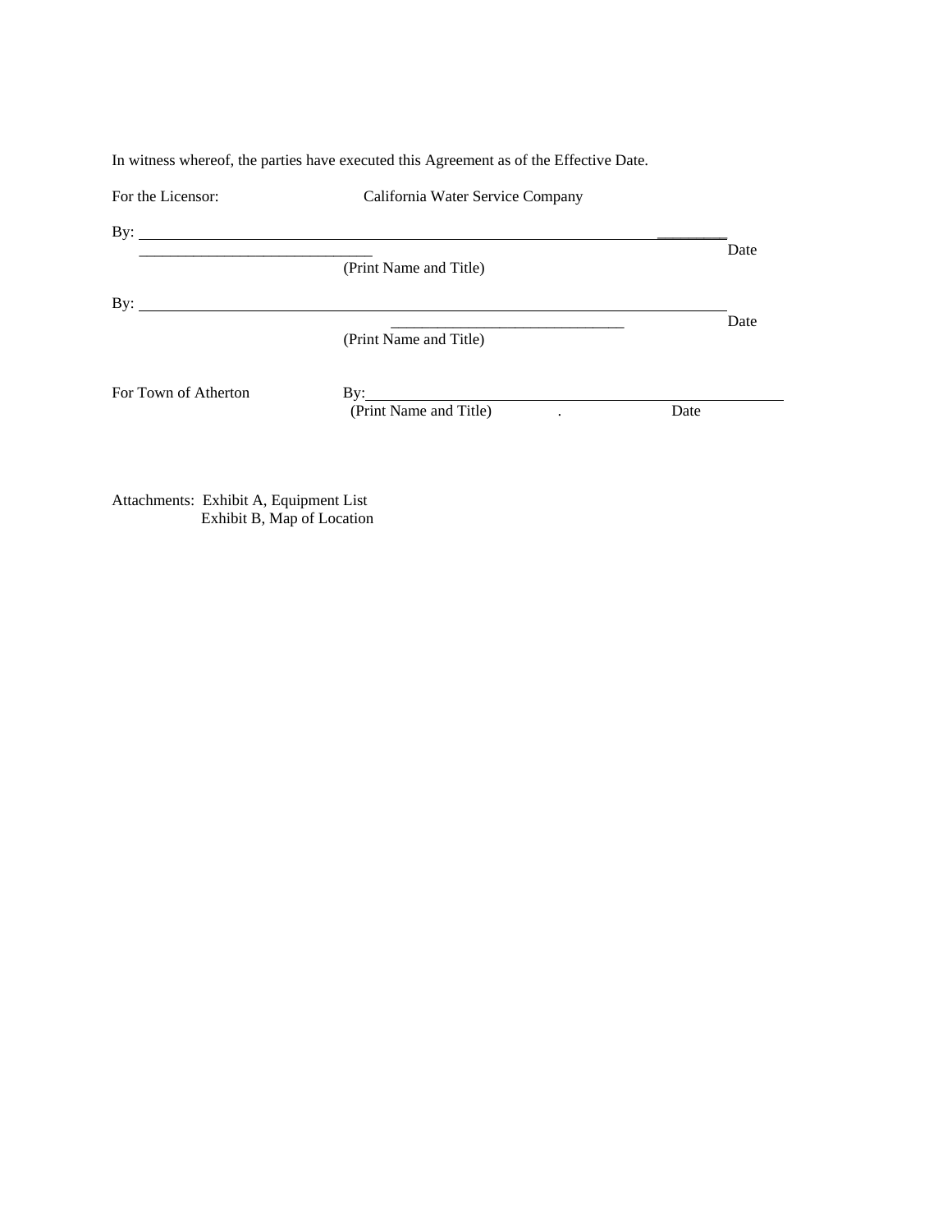In witness whereof, the parties have executed this Agreement as of the Effective Date.

For the Licensor: California Water Service Company

By: ______________________________________________________________ ________

______________________________ Date

(Print Name and Title)

By: ______________________________________________________________

______________________________ Date

(Print Name and Title)

For Town of Atherton By: ______________________________________________

(Print Name and Title) . Date

Attachments: Exhibit A, Equipment List
Exhibit B, Map of Location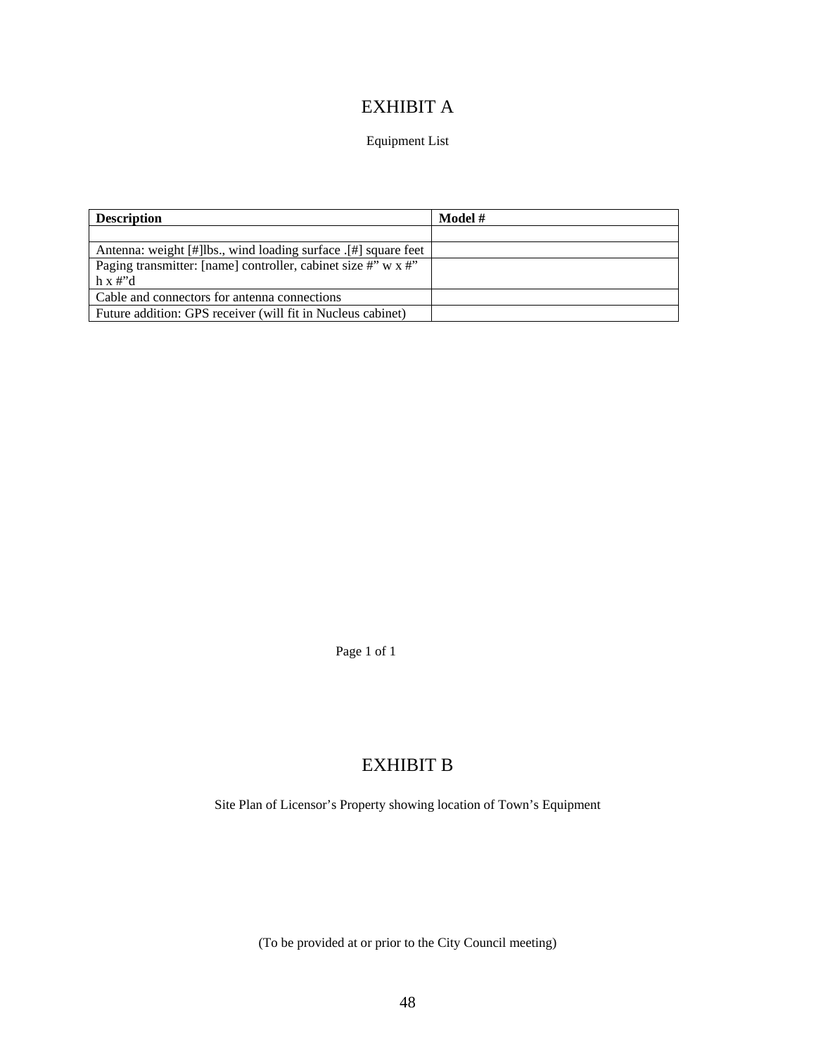# EXHIBIT A

Equipment List

| Description | Model # |
|---|---|
| | |
| Antenna: weight [#]lbs., wind loading surface .[#] square feet | |
| Paging transmitter: [name] controller, cabinet size #" w x #" h x #"d | |
| Cable and connectors for antenna connections | |
| Future addition: GPS receiver (will fit in Nucleus cabinet) | |

# EXHIBIT B

Site Plan of Licensor's Property showing location of Town's Equipment

(To be provided at or prior to the City Council meeting)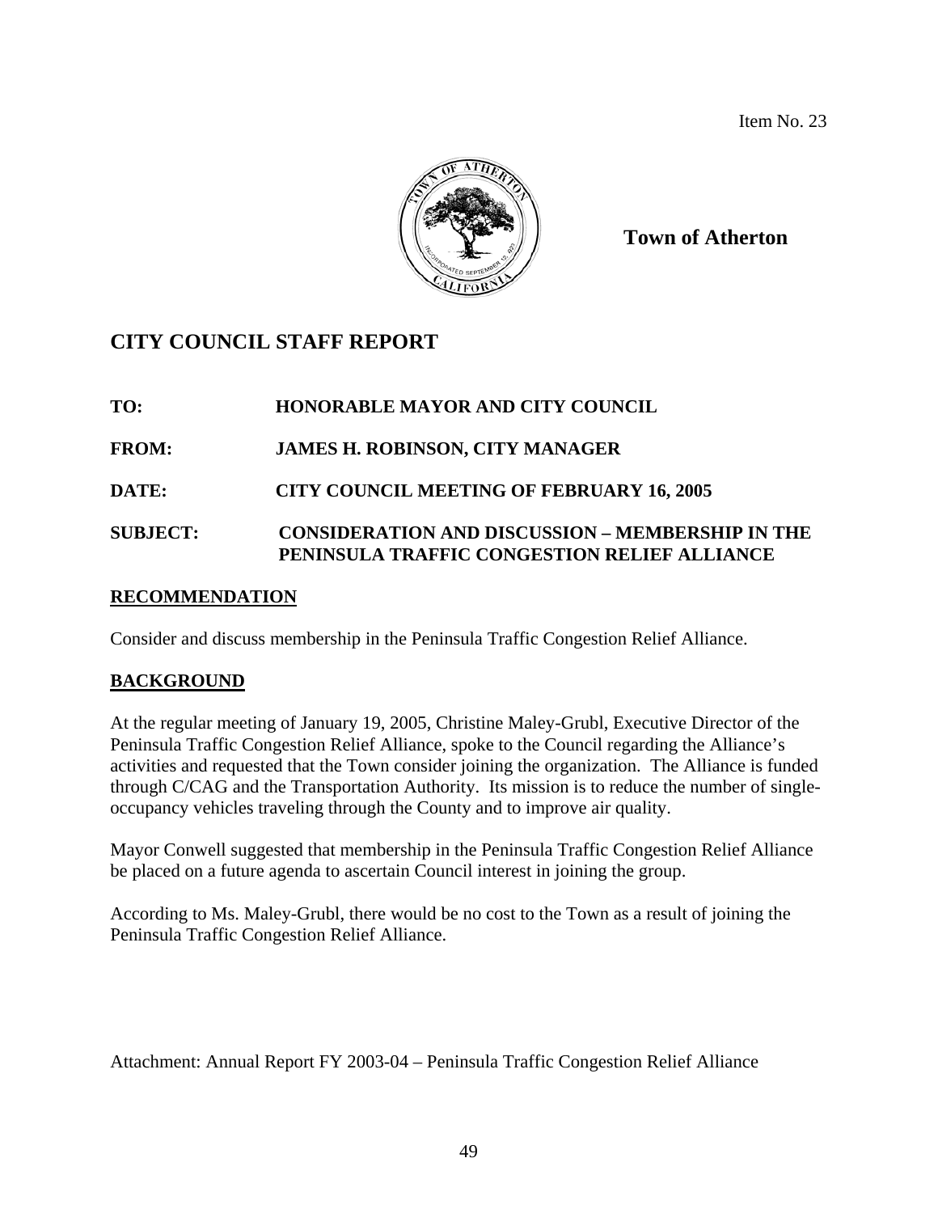Item No. 23

**Town of Atherton**

# CITY COUNCIL STAFF REPORT

**TO:** HONORABLE MAYOR AND CITY COUNCIL

**FROM:** JAMES H. ROBINSON, CITY MANAGER

**DATE:** CITY COUNCIL MEETING OF FEBRUARY 16, 2005

**SUBJECT:** CONSIDERATION AND DISCUSSION – MEMBERSHIP IN THE PENINSULA TRAFFIC CONGESTION RELIEF ALLIANCE

## RECOMMENDATION

Consider and discuss membership in the Peninsula Traffic Congestion Relief Alliance.

## BACKGROUND

At the regular meeting of January 19, 2005, Christine Maley-Grubl, Executive Director of the Peninsula Traffic Congestion Relief Alliance, spoke to the Council regarding the Alliance's activities and requested that the Town consider joining the organization. The Alliance is funded through C/CAG and the Transportation Authority. Its mission is to reduce the number of single-occupancy vehicles traveling through the County and to improve air quality.

Mayor Conwell suggested that membership in the Peninsula Traffic Congestion Relief Alliance be placed on a future agenda to ascertain Council interest in joining the group.

According to Ms. Maley-Grubl, there would be no cost to the Town as a result of joining the Peninsula Traffic Congestion Relief Alliance.

Attachment: Annual Report FY 2003-04 – Peninsula Traffic Congestion Relief Alliance